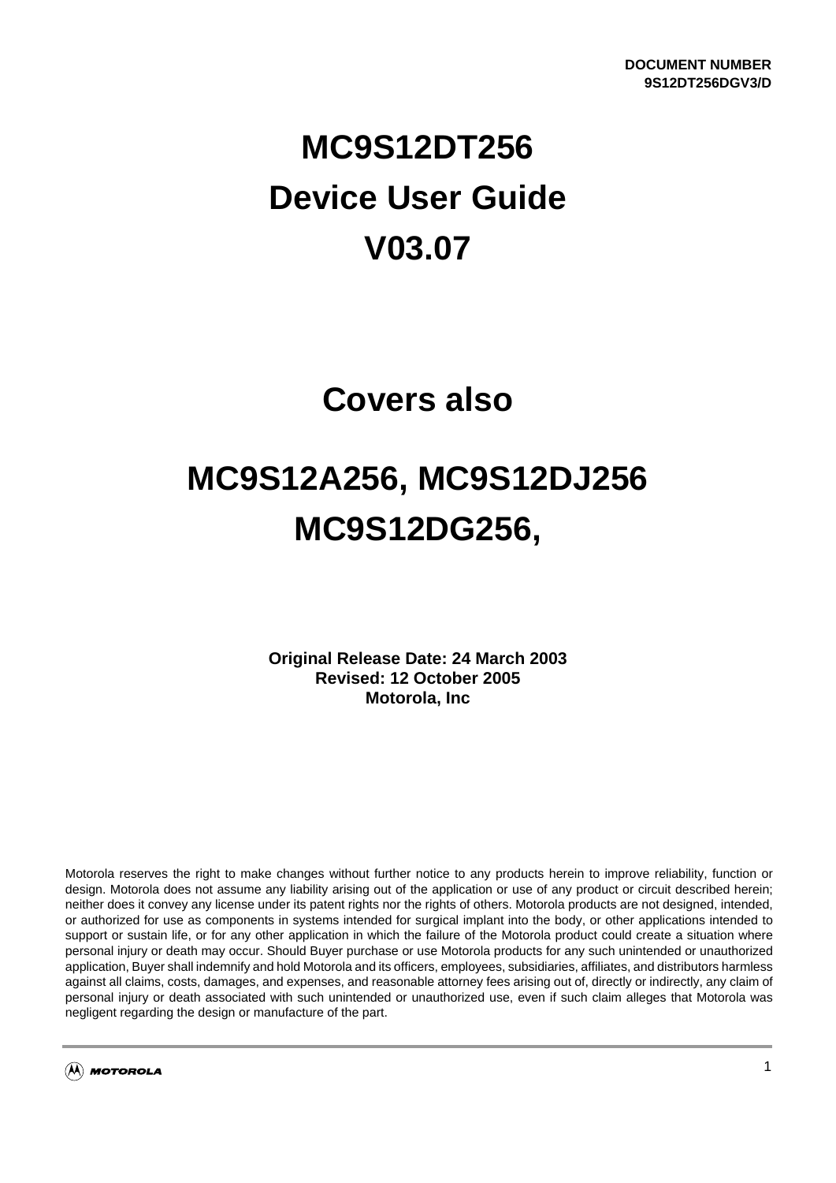DOCUMENT NUMBER
9S12DT256DGV3/D

# MC9S12DT256
# Device User Guide
# V03.07

## Covers also

## MC9S12A256, MC9S12DJ256
## MC9S12DG256,

**Original Release Date: 24 March 2003**
**Revised: 12 October 2005**
**Motorola, Inc**

Motorola reserves the right to make changes without further notice to any products herein to improve reliability, function or design. Motorola does not assume any liability arising out of the application or use of any product or circuit described herein; neither does it convey any license under its patent rights nor the rights of others. Motorola products are not designed, intended, or authorized for use as components in systems intended for surgical implant into the body, or other applications intended to support or sustain life, or for any other application in which the failure of the Motorola product could create a situation where personal injury or death may occur. Should Buyer purchase or use Motorola products for any such unintended or unauthorized application, Buyer shall indemnify and hold Motorola and its officers, employees, subsidiaries, affiliates, and distributors harmless against all claims, costs, damages, and expenses, and reasonable attorney fees arising out of, directly or indirectly, any claim of personal injury or death associated with such unintended or unauthorized use, even if such claim alleges that Motorola was negligent regarding the design or manufacture of the part.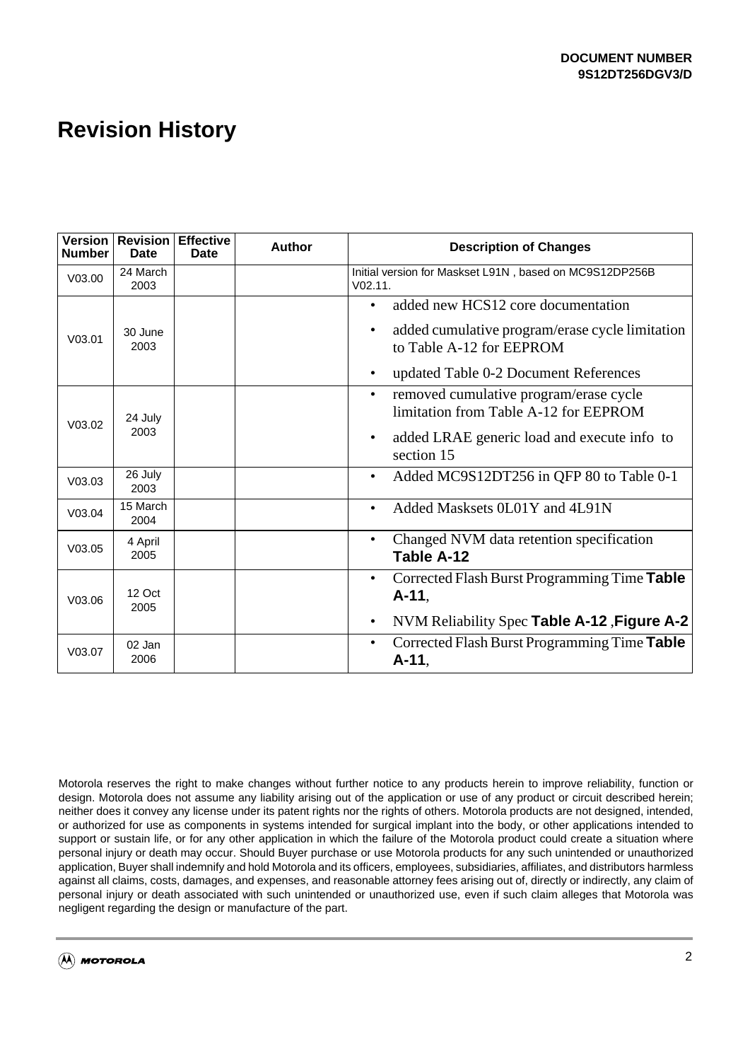**DOCUMENT NUMBER**
**9S12DT256DGV3/D**

# Revision History

| Version Number | Revision Date | Effective Date | Author | Description of Changes |
|---|---|---|---|---|
| V03.00 | 24 March 2003 | | | Initial version for Maskset L91N , based on MC9S12DP256B V02.11. |
| V03.01 | 30 June 2003 | | | • added new HCS12 core documentation<br>• added cumulative program/erase cycle limitation to Table A-12 for EEPROM<br>• updated Table 0-2 Document References |
| V03.02 | 24 July 2003 | | | • removed cumulative program/erase cycle limitation from Table A-12 for EEPROM<br>• added LRAE generic load and execute info to section 15 |
| V03.03 | 26 July 2003 | | | • Added MC9S12DT256 in QFP 80 to Table 0-1 |
| V03.04 | 15 March 2004 | | | • Added Masksets 0L01Y and 4L91N |
| V03.05 | 4 April 2005 | | | • Changed NVM data retention specification **Table A-12** |
| V03.06 | 12 Oct 2005 | | | • Corrected Flash Burst Programming Time **Table A-11**,<br>• NVM Reliability Spec **Table A-12** ,**Figure A-2** |
| V03.07 | 02 Jan 2006 | | | • Corrected Flash Burst Programming Time **Table A-11**, |

Motorola reserves the right to make changes without further notice to any products herein to improve reliability, function or design. Motorola does not assume any liability arising out of the application or use of any product or circuit described herein; neither does it convey any license under its patent rights nor the rights of others. Motorola products are not designed, intended, or authorized for use as components in systems intended for surgical implant into the body, or other applications intended to support or sustain life, or for any other application in which the failure of the Motorola product could create a situation where personal injury or death may occur. Should Buyer purchase or use Motorola products for any such unintended or unauthorized application, Buyer shall indemnify and hold Motorola and its officers, employees, subsidiaries, affiliates, and distributors harmless against all claims, costs, damages, and expenses, and reasonable attorney fees arising out of, directly or indirectly, any claim of personal injury or death associated with such unintended or unauthorized use, even if such claim alleges that Motorola was negligent regarding the design or manufacture of the part.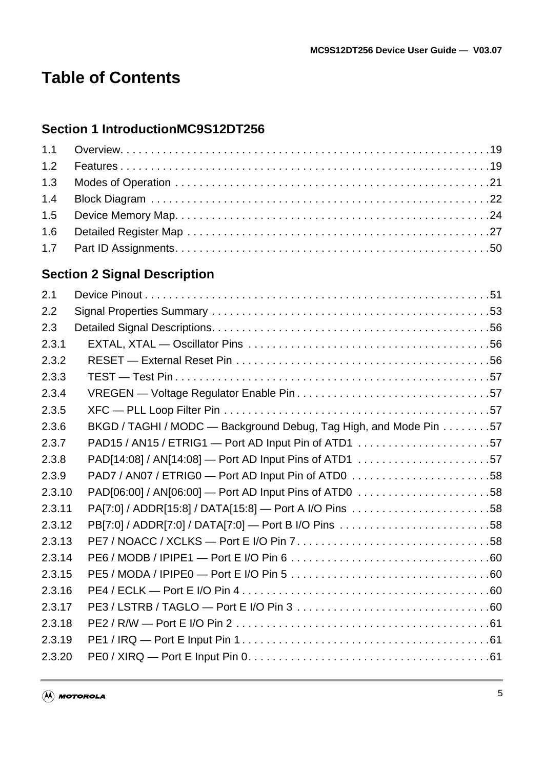# Table of Contents

## Section 1 IntroductionMC9S12DT256

1.1 Overview. . . . . . . . . . . . . . . . . . . . . . . . . . . . . . . . . . . . . . . . . . . . . . . . . . . . . . . . . . . . .19
1.2 Features . . . . . . . . . . . . . . . . . . . . . . . . . . . . . . . . . . . . . . . . . . . . . . . . . . . . . . . . . . . . .19
1.3 Modes of Operation . . . . . . . . . . . . . . . . . . . . . . . . . . . . . . . . . . . . . . . . . . . . . . . . . . . . .21
1.4 Block Diagram . . . . . . . . . . . . . . . . . . . . . . . . . . . . . . . . . . . . . . . . . . . . . . . . . . . . . . . . .22
1.5 Device Memory Map. . . . . . . . . . . . . . . . . . . . . . . . . . . . . . . . . . . . . . . . . . . . . . . . . . . . .24
1.6 Detailed Register Map . . . . . . . . . . . . . . . . . . . . . . . . . . . . . . . . . . . . . . . . . . . . . . . . . . .27
1.7 Part ID Assignments. . . . . . . . . . . . . . . . . . . . . . . . . . . . . . . . . . . . . . . . . . . . . . . . . . . . .50

## Section 2 Signal Description

2.1 Device Pinout . . . . . . . . . . . . . . . . . . . . . . . . . . . . . . . . . . . . . . . . . . . . . . . . . . . . . . . . . .51
2.2 Signal Properties Summary . . . . . . . . . . . . . . . . . . . . . . . . . . . . . . . . . . . . . . . . . . . . . . .53
2.3 Detailed Signal Descriptions. . . . . . . . . . . . . . . . . . . . . . . . . . . . . . . . . . . . . . . . . . . . . . .56
2.3.1 EXTAL, XTAL — Oscillator Pins . . . . . . . . . . . . . . . . . . . . . . . . . . . . . . . . . . . . . . . . .56
2.3.2 RESET — External Reset Pin . . . . . . . . . . . . . . . . . . . . . . . . . . . . . . . . . . . . . . . . . . .56
2.3.3 TEST — Test Pin . . . . . . . . . . . . . . . . . . . . . . . . . . . . . . . . . . . . . . . . . . . . . . . . . . . . .57
2.3.4 VREGEN — Voltage Regulator Enable Pin . . . . . . . . . . . . . . . . . . . . . . . . . . . . . . . .57
2.3.5 XFC — PLL Loop Filter Pin . . . . . . . . . . . . . . . . . . . . . . . . . . . . . . . . . . . . . . . . . . . .57
2.3.6 BKGD / TAGHI / MODC — Background Debug, Tag High, and Mode Pin . . . . . . . .57
2.3.7 PAD15 / AN15 / ETRIG1 — Port AD Input Pin of ATD1 . . . . . . . . . . . . . . . . . . . . . .57
2.3.8 PAD[14:08] / AN[14:08] — Port AD Input Pins of ATD1 . . . . . . . . . . . . . . . . . . . . . .57
2.3.9 PAD7 / AN07 / ETRIG0 — Port AD Input Pin of ATD0 . . . . . . . . . . . . . . . . . . . . . . .58
2.3.10 PAD[06:00] / AN[06:00] — Port AD Input Pins of ATD0 . . . . . . . . . . . . . . . . . . . . . .58
2.3.11 PA[7:0] / ADDR[15:8] / DATA[15:8] — Port A I/O Pins . . . . . . . . . . . . . . . . . . . . . . .58
2.3.12 PB[7:0] / ADDR[7:0] / DATA[7:0] — Port B I/O Pins . . . . . . . . . . . . . . . . . . . . . . . . .58
2.3.13 PE7 / NOACC / XCLKS — Port E I/O Pin 7. . . . . . . . . . . . . . . . . . . . . . . . . . . . . . . .58
2.3.14 PE6 / MODB / IPIPE1 — Port E I/O Pin 6 . . . . . . . . . . . . . . . . . . . . . . . . . . . . . . . . .60
2.3.15 PE5 / MODA / IPIPE0 — Port E I/O Pin 5 . . . . . . . . . . . . . . . . . . . . . . . . . . . . . . . . .60
2.3.16 PE4 / ECLK — Port E I/O Pin 4 . . . . . . . . . . . . . . . . . . . . . . . . . . . . . . . . . . . . . . . . .60
2.3.17 PE3 / LSTRB / TAGLO — Port E I/O Pin 3 . . . . . . . . . . . . . . . . . . . . . . . . . . . . . . . .60
2.3.18 PE2 / R/W — Port E I/O Pin 2 . . . . . . . . . . . . . . . . . . . . . . . . . . . . . . . . . . . . . . . . . .61
2.3.19 PE1 / IRQ — Port E Input Pin 1 . . . . . . . . . . . . . . . . . . . . . . . . . . . . . . . . . . . . . . . . .61
2.3.20 PE0 / XIRQ — Port E Input Pin 0. . . . . . . . . . . . . . . . . . . . . . . . . . . . . . . . . . . . . . . .61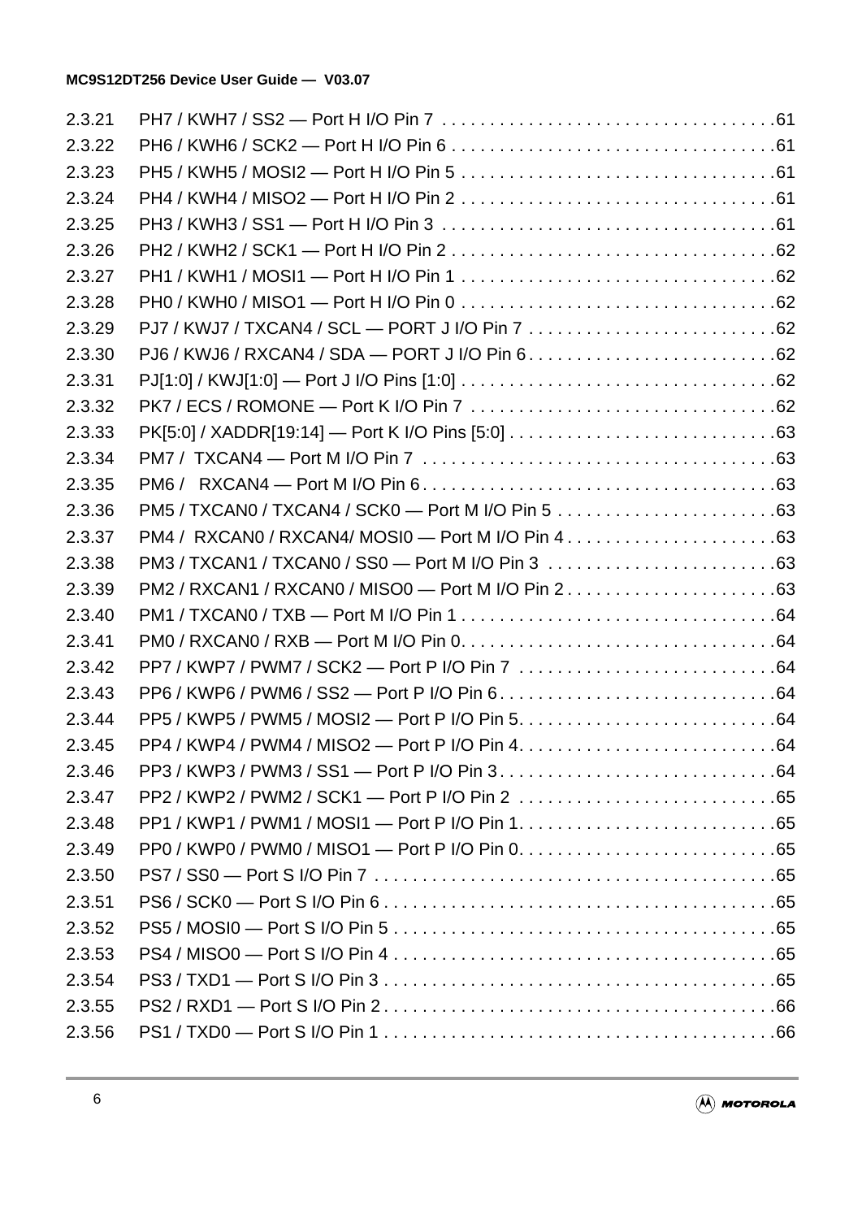2.3.21 PH7 / KWH7 / SS2 — Port H I/O Pin 7 . . . . . . . . . . . . . . . . . . . . . . . . . . . . . . . . . . .61
2.3.22 PH6 / KWH6 / SCK2 — Port H I/O Pin 6 . . . . . . . . . . . . . . . . . . . . . . . . . . . . . . . . . .61
2.3.23 PH5 / KWH5 / MOSI2 — Port H I/O Pin 5 . . . . . . . . . . . . . . . . . . . . . . . . . . . . . . . . .61
2.3.24 PH4 / KWH4 / MISO2 — Port H I/O Pin 2 . . . . . . . . . . . . . . . . . . . . . . . . . . . . . . . . .61
2.3.25 PH3 / KWH3 / SS1 — Port H I/O Pin 3 . . . . . . . . . . . . . . . . . . . . . . . . . . . . . . . . . . .61
2.3.26 PH2 / KWH2 / SCK1 — Port H I/O Pin 2 . . . . . . . . . . . . . . . . . . . . . . . . . . . . . . . . . .62
2.3.27 PH1 / KWH1 / MOSI1 — Port H I/O Pin 1 . . . . . . . . . . . . . . . . . . . . . . . . . . . . . . . . .62
2.3.28 PH0 / KWH0 / MISO1 — Port H I/O Pin 0 . . . . . . . . . . . . . . . . . . . . . . . . . . . . . . . . .62
2.3.29 PJ7 / KWJ7 / TXCAN4 / SCL — PORT J I/O Pin 7 . . . . . . . . . . . . . . . . . . . . . . . . . .62
2.3.30 PJ6 / KWJ6 / RXCAN4 / SDA — PORT J I/O Pin 6 . . . . . . . . . . . . . . . . . . . . . . . . . .62
2.3.31 PJ[1:0] / KWJ[1:0] — Port J I/O Pins [1:0] . . . . . . . . . . . . . . . . . . . . . . . . . . . . . . . . .62
2.3.32 PK7 / ECS / ROMONE — Port K I/O Pin 7 . . . . . . . . . . . . . . . . . . . . . . . . . . . . . . . .62
2.3.33 PK[5:0] / XADDR[19:14] — Port K I/O Pins [5:0] . . . . . . . . . . . . . . . . . . . . . . . . . . . .63
2.3.34 PM7 / TXCAN4 — Port M I/O Pin 7 . . . . . . . . . . . . . . . . . . . . . . . . . . . . . . . . . . . . .63
2.3.35 PM6 / RXCAN4 — Port M I/O Pin 6 . . . . . . . . . . . . . . . . . . . . . . . . . . . . . . . . . . . . .63
2.3.36 PM5 / TXCAN0 / TXCAN4 / SCK0 — Port M I/O Pin 5 . . . . . . . . . . . . . . . . . . . . . . .63
2.3.37 PM4 / RXCAN0 / RXCAN4/ MOSI0 — Port M I/O Pin 4 . . . . . . . . . . . . . . . . . . . . . .63
2.3.38 PM3 / TXCAN1 / TXCAN0 / SS0 — Port M I/O Pin 3 . . . . . . . . . . . . . . . . . . . . . . . .63
2.3.39 PM2 / RXCAN1 / RXCAN0 / MISO0 — Port M I/O Pin 2 . . . . . . . . . . . . . . . . . . . . . .63
2.3.40 PM1 / TXCAN0 / TXB — Port M I/O Pin 1 . . . . . . . . . . . . . . . . . . . . . . . . . . . . . . . . .64
2.3.41 PM0 / RXCAN0 / RXB — Port M I/O Pin 0. . . . . . . . . . . . . . . . . . . . . . . . . . . . . . . . .64
2.3.42 PP7 / KWP7 / PWM7 / SCK2 — Port P I/O Pin 7 . . . . . . . . . . . . . . . . . . . . . . . . . . .64
2.3.43 PP6 / KWP6 / PWM6 / SS2 — Port P I/O Pin 6 . . . . . . . . . . . . . . . . . . . . . . . . . . . . .64
2.3.44 PP5 / KWP5 / PWM5 / MOSI2 — Port P I/O Pin 5. . . . . . . . . . . . . . . . . . . . . . . . . . .64
2.3.45 PP4 / KWP4 / PWM4 / MISO2 — Port P I/O Pin 4. . . . . . . . . . . . . . . . . . . . . . . . . . .64
2.3.46 PP3 / KWP3 / PWM3 / SS1 — Port P I/O Pin 3 . . . . . . . . . . . . . . . . . . . . . . . . . . . . .64
2.3.47 PP2 / KWP2 / PWM2 / SCK1 — Port P I/O Pin 2 . . . . . . . . . . . . . . . . . . . . . . . . . . .65
2.3.48 PP1 / KWP1 / PWM1 / MOSI1 — Port P I/O Pin 1. . . . . . . . . . . . . . . . . . . . . . . . . . .65
2.3.49 PP0 / KWP0 / PWM0 / MISO1 — Port P I/O Pin 0. . . . . . . . . . . . . . . . . . . . . . . . . . .65
2.3.50 PS7 / SS0 — Port S I/O Pin 7 . . . . . . . . . . . . . . . . . . . . . . . . . . . . . . . . . . . . . . . . . .65
2.3.51 PS6 / SCK0 — Port S I/O Pin 6 . . . . . . . . . . . . . . . . . . . . . . . . . . . . . . . . . . . . . . . . .65
2.3.52 PS5 / MOSI0 — Port S I/O Pin 5 . . . . . . . . . . . . . . . . . . . . . . . . . . . . . . . . . . . . . . . .65
2.3.53 PS4 / MISO0 — Port S I/O Pin 4 . . . . . . . . . . . . . . . . . . . . . . . . . . . . . . . . . . . . . . . .65
2.3.54 PS3 / TXD1 — Port S I/O Pin 3 . . . . . . . . . . . . . . . . . . . . . . . . . . . . . . . . . . . . . . . . .65
2.3.55 PS2 / RXD1 — Port S I/O Pin 2 . . . . . . . . . . . . . . . . . . . . . . . . . . . . . . . . . . . . . . . . .66
2.3.56 PS1 / TXD0 — Port S I/O Pin 1 . . . . . . . . . . . . . . . . . . . . . . . . . . . . . . . . . . . . . . . . .66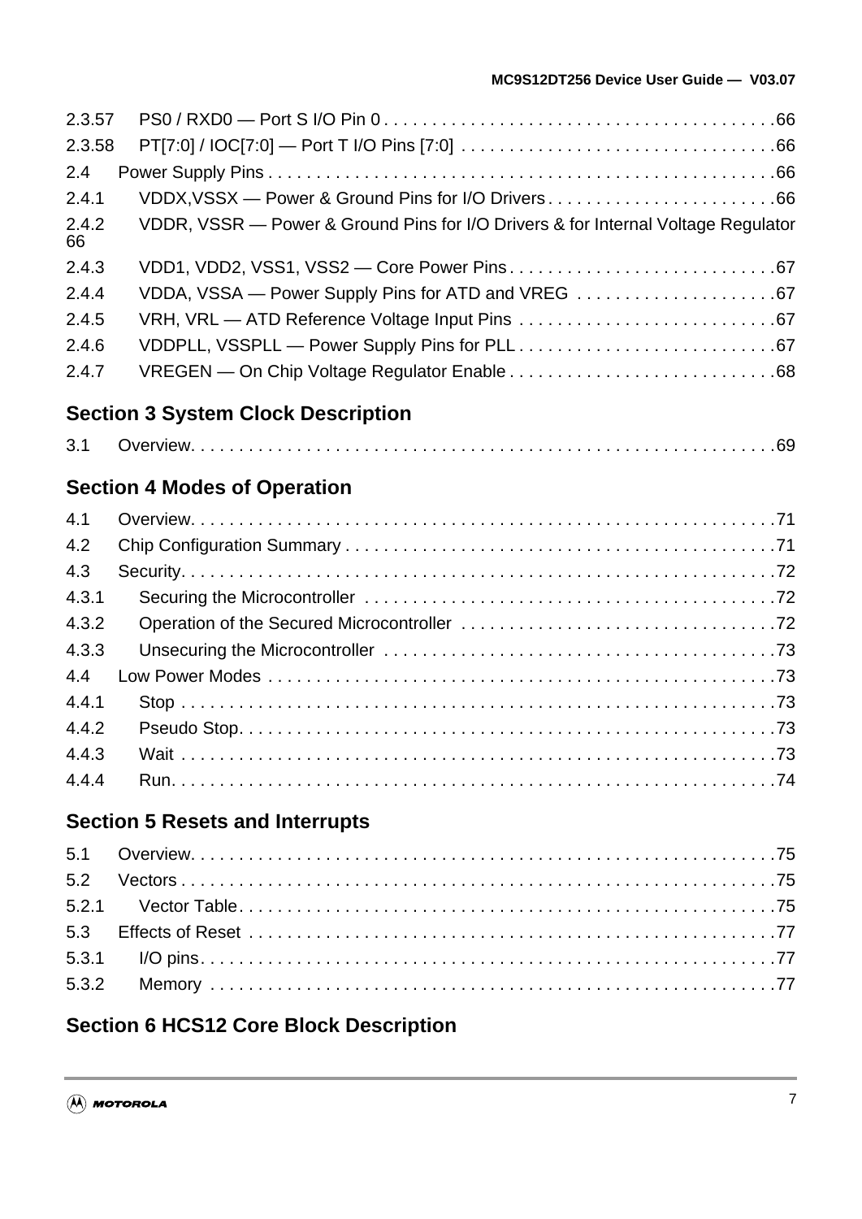2.3.57 PS0 / RXD0 — Port S I/O Pin 0 . . . . . . . . . . . . . . . . . . . . . . . . . . . . . . . . . . . . . . . . .66
2.3.58 PT[7:0] / IOC[7:0] — Port T I/O Pins [7:0] . . . . . . . . . . . . . . . . . . . . . . . . . . . . . . . . .66
2.4 Power Supply Pins . . . . . . . . . . . . . . . . . . . . . . . . . . . . . . . . . . . . . . . . . . . . . . . . . . . . .66
2.4.1 VDDX,VSSX — Power & Ground Pins for I/O Drivers . . . . . . . . . . . . . . . . . . . . . . . .66
2.4.2 VDDR, VSSR — Power & Ground Pins for I/O Drivers & for Internal Voltage Regulator 66
2.4.3 VDD1, VDD2, VSS1, VSS2 — Core Power Pins . . . . . . . . . . . . . . . . . . . . . . . . . . . .67
2.4.4 VDDA, VSSA — Power Supply Pins for ATD and VREG . . . . . . . . . . . . . . . . . . . . .67
2.4.5 VRH, VRL — ATD Reference Voltage Input Pins . . . . . . . . . . . . . . . . . . . . . . . . . . .67
2.4.6 VDDPLL, VSSPLL — Power Supply Pins for PLL . . . . . . . . . . . . . . . . . . . . . . . . . . .67
2.4.7 VREGEN — On Chip Voltage Regulator Enable . . . . . . . . . . . . . . . . . . . . . . . . . . . .68

## Section 3 System Clock Description

3.1 Overview. . . . . . . . . . . . . . . . . . . . . . . . . . . . . . . . . . . . . . . . . . . . . . . . . . . . . . . . . . . . .69

## Section 4 Modes of Operation

4.1 Overview. . . . . . . . . . . . . . . . . . . . . . . . . . . . . . . . . . . . . . . . . . . . . . . . . . . . . . . . . . . . .71
4.2 Chip Configuration Summary . . . . . . . . . . . . . . . . . . . . . . . . . . . . . . . . . . . . . . . . . . . . .71
4.3 Security. . . . . . . . . . . . . . . . . . . . . . . . . . . . . . . . . . . . . . . . . . . . . . . . . . . . . . . . . . . . . .72
4.3.1 Securing the Microcontroller . . . . . . . . . . . . . . . . . . . . . . . . . . . . . . . . . . . . . . . . . . .72
4.3.2 Operation of the Secured Microcontroller . . . . . . . . . . . . . . . . . . . . . . . . . . . . . . . . .72
4.3.3 Unsecuring the Microcontroller . . . . . . . . . . . . . . . . . . . . . . . . . . . . . . . . . . . . . . . . .73
4.4 Low Power Modes . . . . . . . . . . . . . . . . . . . . . . . . . . . . . . . . . . . . . . . . . . . . . . . . . . . . . .73
4.4.1 Stop . . . . . . . . . . . . . . . . . . . . . . . . . . . . . . . . . . . . . . . . . . . . . . . . . . . . . . . . . . . . .73
4.4.2 Pseudo Stop. . . . . . . . . . . . . . . . . . . . . . . . . . . . . . . . . . . . . . . . . . . . . . . . . . . . . . . .73
4.4.3 Wait . . . . . . . . . . . . . . . . . . . . . . . . . . . . . . . . . . . . . . . . . . . . . . . . . . . . . . . . . . . . .73
4.4.4 Run. . . . . . . . . . . . . . . . . . . . . . . . . . . . . . . . . . . . . . . . . . . . . . . . . . . . . . . . . . . . . .74

## Section 5 Resets and Interrupts

5.1 Overview. . . . . . . . . . . . . . . . . . . . . . . . . . . . . . . . . . . . . . . . . . . . . . . . . . . . . . . . . . . . .75
5.2 Vectors . . . . . . . . . . . . . . . . . . . . . . . . . . . . . . . . . . . . . . . . . . . . . . . . . . . . . . . . . . . . . .75
5.2.1 Vector Table. . . . . . . . . . . . . . . . . . . . . . . . . . . . . . . . . . . . . . . . . . . . . . . . . . . . . . . .75
5.3 Effects of Reset . . . . . . . . . . . . . . . . . . . . . . . . . . . . . . . . . . . . . . . . . . . . . . . . . . . . . . . .77
5.3.1 I/O pins. . . . . . . . . . . . . . . . . . . . . . . . . . . . . . . . . . . . . . . . . . . . . . . . . . . . . . . . . . . .77
5.3.2 Memory . . . . . . . . . . . . . . . . . . . . . . . . . . . . . . . . . . . . . . . . . . . . . . . . . . . . . . . . . . .77

## Section 6 HCS12 Core Block Description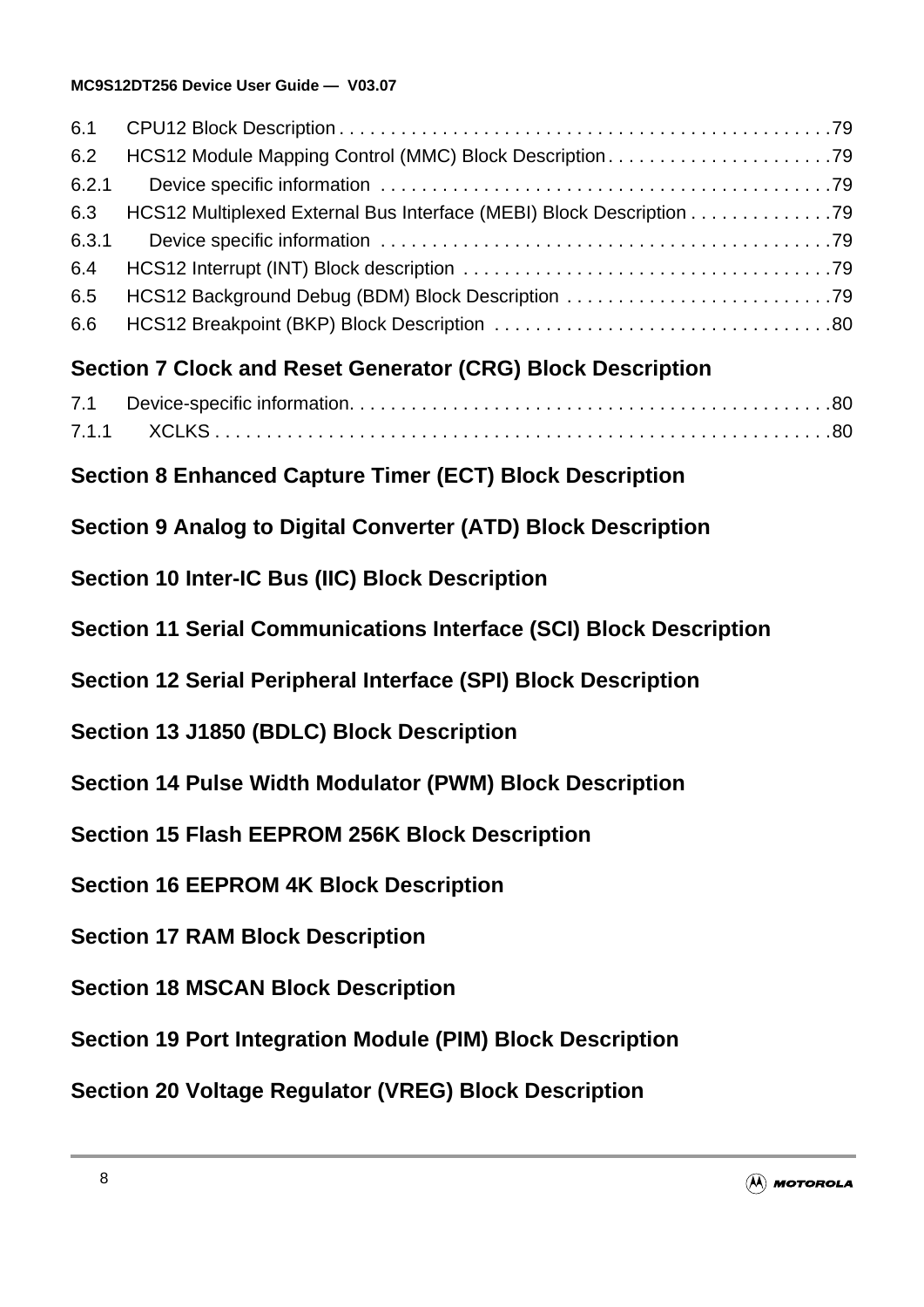6.1 CPU12 Block Description . . . . . . . . . . . . . . . . . . . . . . . . . . . . . . . . . . . . . . . . . . . . . . . 79
6.2 HCS12 Module Mapping Control (MMC) Block Description . . . . . . . . . . . . . . . . . . . . . . 79
6.2.1 Device specific information . . . . . . . . . . . . . . . . . . . . . . . . . . . . . . . . . . . . . . . . . . . 79
6.3 HCS12 Multiplexed External Bus Interface (MEBI) Block Description . . . . . . . . . . . . . . 79
6.3.1 Device specific information . . . . . . . . . . . . . . . . . . . . . . . . . . . . . . . . . . . . . . . . . . . 79
6.4 HCS12 Interrupt (INT) Block description . . . . . . . . . . . . . . . . . . . . . . . . . . . . . . . . . . . . 79
6.5 HCS12 Background Debug (BDM) Block Description . . . . . . . . . . . . . . . . . . . . . . . . . . 79
6.6 HCS12 Breakpoint (BKP) Block Description . . . . . . . . . . . . . . . . . . . . . . . . . . . . . . . . . 80

## Section 7 Clock and Reset Generator (CRG) Block Description

7.1 Device-specific information. . . . . . . . . . . . . . . . . . . . . . . . . . . . . . . . . . . . . . . . . . . . . . 80
7.1.1 XCLKS . . . . . . . . . . . . . . . . . . . . . . . . . . . . . . . . . . . . . . . . . . . . . . . . . . . . . . . . . . 80

## Section 8 Enhanced Capture Timer (ECT) Block Description

## Section 9 Analog to Digital Converter (ATD) Block Description

## Section 10 Inter-IC Bus (IIC) Block Description

## Section 11 Serial Communications Interface (SCI) Block Description

## Section 12 Serial Peripheral Interface (SPI) Block Description

## Section 13 J1850 (BDLC) Block Description

## Section 14 Pulse Width Modulator (PWM) Block Description

## Section 15 Flash EEPROM 256K Block Description

## Section 16 EEPROM 4K Block Description

## Section 17 RAM Block Description

## Section 18 MSCAN Block Description

## Section 19 Port Integration Module (PIM) Block Description

## Section 20 Voltage Regulator (VREG) Block Description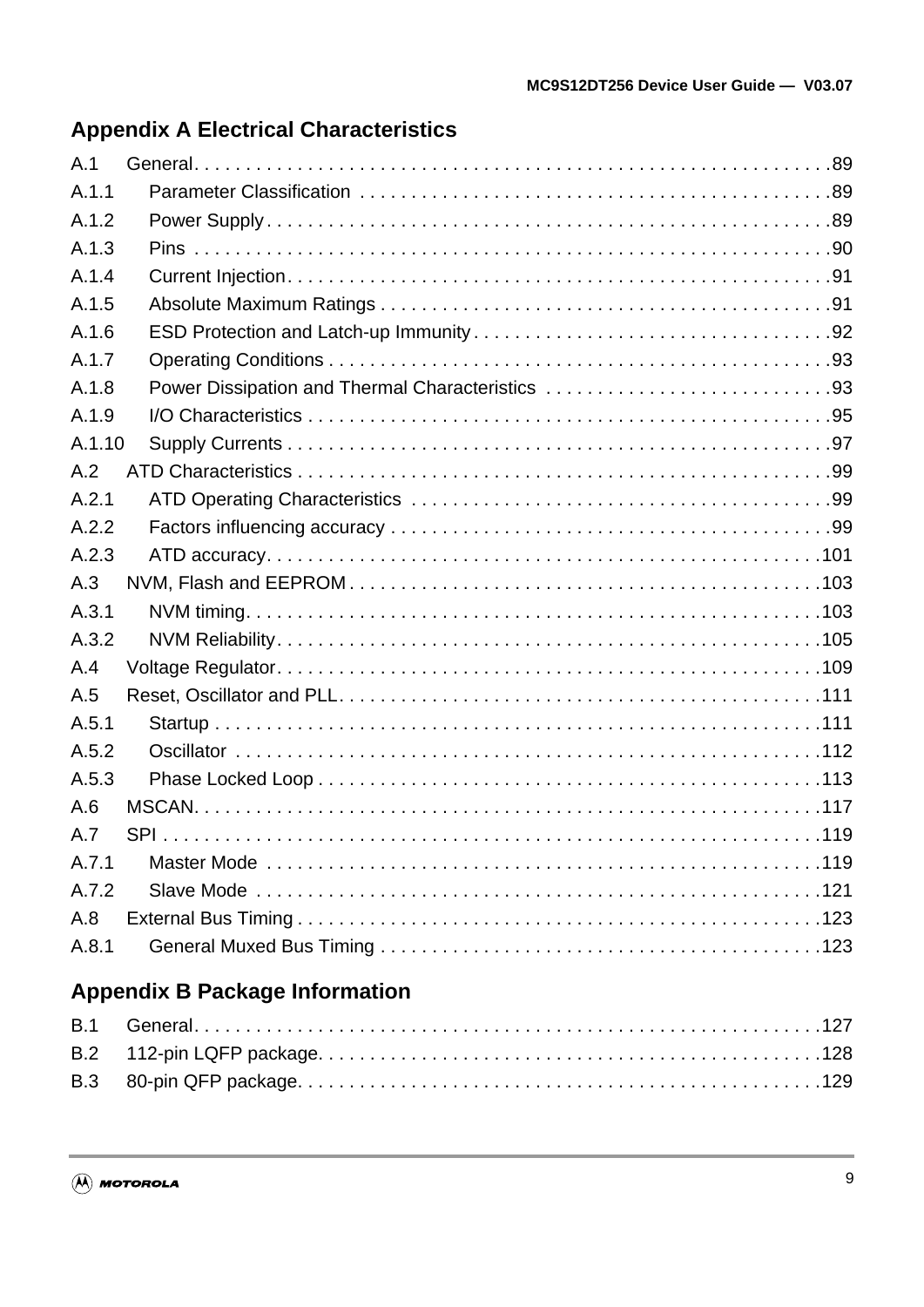## Appendix A Electrical Characteristics

A.1 General. . . . . . . . . . . . . . . . . . . . . . . . . . . . . . . . . . . . . . . . . . . . . . . . . . . . . . . . . . . . . .89
A.1.1 Parameter Classification . . . . . . . . . . . . . . . . . . . . . . . . . . . . . . . . . . . . . . . . . . . . . .89
A.1.2 Power Supply . . . . . . . . . . . . . . . . . . . . . . . . . . . . . . . . . . . . . . . . . . . . . . . . . . . . . . .89
A.1.3 Pins . . . . . . . . . . . . . . . . . . . . . . . . . . . . . . . . . . . . . . . . . . . . . . . . . . . . . . . . . . . . . .90
A.1.4 Current Injection. . . . . . . . . . . . . . . . . . . . . . . . . . . . . . . . . . . . . . . . . . . . . . . . . . . . .91
A.1.5 Absolute Maximum Ratings . . . . . . . . . . . . . . . . . . . . . . . . . . . . . . . . . . . . . . . . . . . .91
A.1.6 ESD Protection and Latch-up Immunity . . . . . . . . . . . . . . . . . . . . . . . . . . . . . . . . . . .92
A.1.7 Operating Conditions . . . . . . . . . . . . . . . . . . . . . . . . . . . . . . . . . . . . . . . . . . . . . . . . .93
A.1.8 Power Dissipation and Thermal Characteristics . . . . . . . . . . . . . . . . . . . . . . . . . . . .93
A.1.9 I/O Characteristics . . . . . . . . . . . . . . . . . . . . . . . . . . . . . . . . . . . . . . . . . . . . . . . . . . .95
A.1.10 Supply Currents . . . . . . . . . . . . . . . . . . . . . . . . . . . . . . . . . . . . . . . . . . . . . . . . . . . . .97
A.2 ATD Characteristics . . . . . . . . . . . . . . . . . . . . . . . . . . . . . . . . . . . . . . . . . . . . . . . . . . . . .99
A.2.1 ATD Operating Characteristics . . . . . . . . . . . . . . . . . . . . . . . . . . . . . . . . . . . . . . . . .99
A.2.2 Factors influencing accuracy . . . . . . . . . . . . . . . . . . . . . . . . . . . . . . . . . . . . . . . . . . .99
A.2.3 ATD accuracy. . . . . . . . . . . . . . . . . . . . . . . . . . . . . . . . . . . . . . . . . . . . . . . . . . . . . .101
A.3 NVM, Flash and EEPROM . . . . . . . . . . . . . . . . . . . . . . . . . . . . . . . . . . . . . . . . . . . . . . .103
A.3.1 NVM timing. . . . . . . . . . . . . . . . . . . . . . . . . . . . . . . . . . . . . . . . . . . . . . . . . . . . . . . .103
A.3.2 NVM Reliability. . . . . . . . . . . . . . . . . . . . . . . . . . . . . . . . . . . . . . . . . . . . . . . . . . . . .105
A.4 Voltage Regulator. . . . . . . . . . . . . . . . . . . . . . . . . . . . . . . . . . . . . . . . . . . . . . . . . . . . . .109
A.5 Reset, Oscillator and PLL. . . . . . . . . . . . . . . . . . . . . . . . . . . . . . . . . . . . . . . . . . . . . . . .111
A.5.1 Startup . . . . . . . . . . . . . . . . . . . . . . . . . . . . . . . . . . . . . . . . . . . . . . . . . . . . . . . . . . .111
A.5.2 Oscillator . . . . . . . . . . . . . . . . . . . . . . . . . . . . . . . . . . . . . . . . . . . . . . . . . . . . . . . . .112
A.5.3 Phase Locked Loop . . . . . . . . . . . . . . . . . . . . . . . . . . . . . . . . . . . . . . . . . . . . . . . . .113
A.6 MSCAN. . . . . . . . . . . . . . . . . . . . . . . . . . . . . . . . . . . . . . . . . . . . . . . . . . . . . . . . . . . . . .117
A.7 SPI . . . . . . . . . . . . . . . . . . . . . . . . . . . . . . . . . . . . . . . . . . . . . . . . . . . . . . . . . . . . . . . . .119
A.7.1 Master Mode . . . . . . . . . . . . . . . . . . . . . . . . . . . . . . . . . . . . . . . . . . . . . . . . . . . . . .119
A.7.2 Slave Mode . . . . . . . . . . . . . . . . . . . . . . . . . . . . . . . . . . . . . . . . . . . . . . . . . . . . . . .121
A.8 External Bus Timing . . . . . . . . . . . . . . . . . . . . . . . . . . . . . . . . . . . . . . . . . . . . . . . . . . . .123
A.8.1 General Muxed Bus Timing . . . . . . . . . . . . . . . . . . . . . . . . . . . . . . . . . . . . . . . . . . .123

## Appendix B Package Information

B.1 General. . . . . . . . . . . . . . . . . . . . . . . . . . . . . . . . . . . . . . . . . . . . . . . . . . . . . . . . . . . . . .127
B.2 112-pin LQFP package. . . . . . . . . . . . . . . . . . . . . . . . . . . . . . . . . . . . . . . . . . . . . . . . . .128
B.3 80-pin QFP package. . . . . . . . . . . . . . . . . . . . . . . . . . . . . . . . . . . . . . . . . . . . . . . . . . . .129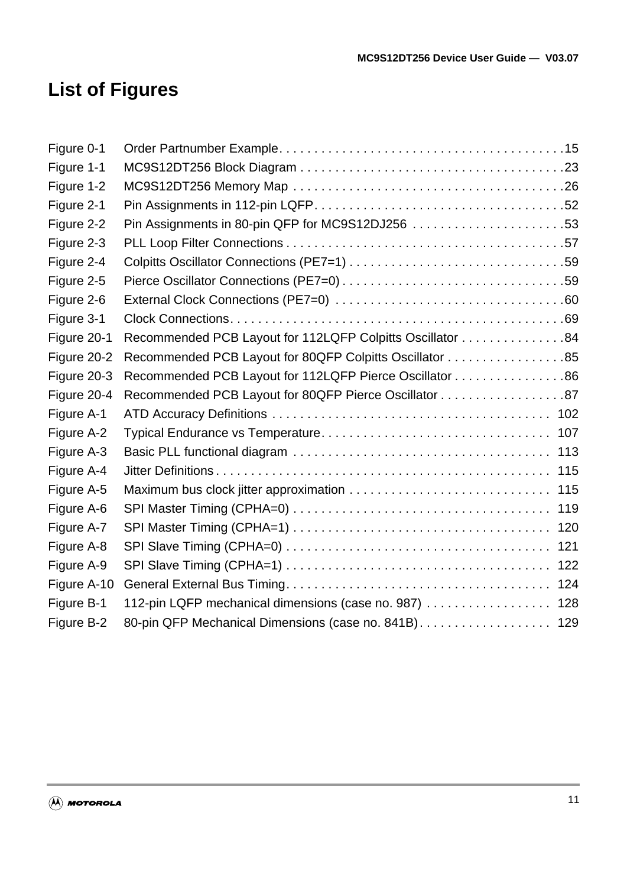# List of Figures

| | | |
|---|---|---|
| Figure 0-1 | Order Partnumber Example | 15 |
| Figure 1-1 | MC9S12DT256 Block Diagram | 23 |
| Figure 1-2 | MC9S12DT256 Memory Map | 26 |
| Figure 2-1 | Pin Assignments in 112-pin LQFP | 52 |
| Figure 2-2 | Pin Assignments in 80-pin QFP for MC9S12DJ256 | 53 |
| Figure 2-3 | PLL Loop Filter Connections | 57 |
| Figure 2-4 | Colpitts Oscillator Connections (PE7=1) | 59 |
| Figure 2-5 | Pierce Oscillator Connections (PE7=0) | 59 |
| Figure 2-6 | External Clock Connections (PE7=0) | 60 |
| Figure 3-1 | Clock Connections | 69 |
| Figure 20-1 | Recommended PCB Layout for 112LQFP Colpitts Oscillator | 84 |
| Figure 20-2 | Recommended PCB Layout for 80QFP Colpitts Oscillator | 85 |
| Figure 20-3 | Recommended PCB Layout for 112LQFP Pierce Oscillator | 86 |
| Figure 20-4 | Recommended PCB Layout for 80QFP Pierce Oscillator | 87 |
| Figure A-1 | ATD Accuracy Definitions | 102 |
| Figure A-2 | Typical Endurance vs Temperature | 107 |
| Figure A-3 | Basic PLL functional diagram | 113 |
| Figure A-4 | Jitter Definitions | 115 |
| Figure A-5 | Maximum bus clock jitter approximation | 115 |
| Figure A-6 | SPI Master Timing (CPHA=0) | 119 |
| Figure A-7 | SPI Master Timing (CPHA=1) | 120 |
| Figure A-8 | SPI Slave Timing (CPHA=0) | 121 |
| Figure A-9 | SPI Slave Timing (CPHA=1) | 122 |
| Figure A-10 | General External Bus Timing | 124 |
| Figure B-1 | 112-pin LQFP mechanical dimensions (case no. 987) | 128 |
| Figure B-2 | 80-pin QFP Mechanical Dimensions (case no. 841B) | 129 |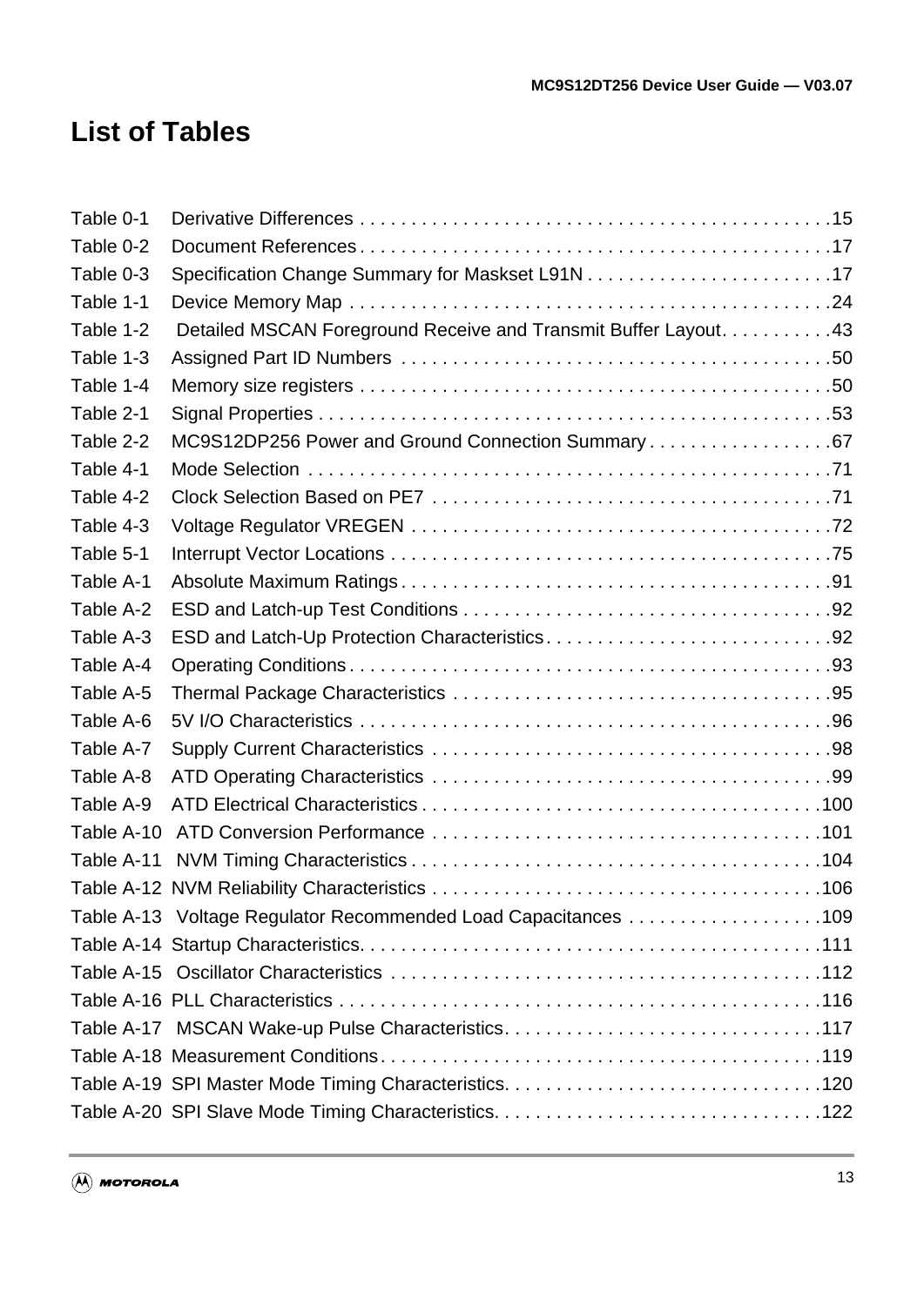# List of Tables

| | | |
|---|---|---|
| Table 0-1 | Derivative Differences | 15 |
| Table 0-2 | Document References | 17 |
| Table 0-3 | Specification Change Summary for Maskset L91N | 17 |
| Table 1-1 | Device Memory Map | 24 |
| Table 1-2 | Detailed MSCAN Foreground Receive and Transmit Buffer Layout | 43 |
| Table 1-3 | Assigned Part ID Numbers | 50 |
| Table 1-4 | Memory size registers | 50 |
| Table 2-1 | Signal Properties | 53 |
| Table 2-2 | MC9S12DP256 Power and Ground Connection Summary | 67 |
| Table 4-1 | Mode Selection | 71 |
| Table 4-2 | Clock Selection Based on PE7 | 71 |
| Table 4-3 | Voltage Regulator VREGEN | 72 |
| Table 5-1 | Interrupt Vector Locations | 75 |
| Table A-1 | Absolute Maximum Ratings | 91 |
| Table A-2 | ESD and Latch-up Test Conditions | 92 |
| Table A-3 | ESD and Latch-Up Protection Characteristics | 92 |
| Table A-4 | Operating Conditions | 93 |
| Table A-5 | Thermal Package Characteristics | 95 |
| Table A-6 | 5V I/O Characteristics | 96 |
| Table A-7 | Supply Current Characteristics | 98 |
| Table A-8 | ATD Operating Characteristics | 99 |
| Table A-9 | ATD Electrical Characteristics | 100 |
| Table A-10 | ATD Conversion Performance | 101 |
| Table A-11 | NVM Timing Characteristics | 104 |
| Table A-12 | NVM Reliability Characteristics | 106 |
| Table A-13 | Voltage Regulator Recommended Load Capacitances | 109 |
| Table A-14 | Startup Characteristics | 111 |
| Table A-15 | Oscillator Characteristics | 112 |
| Table A-16 | PLL Characteristics | 116 |
| Table A-17 | MSCAN Wake-up Pulse Characteristics | 117 |
| Table A-18 | Measurement Conditions | 119 |
| Table A-19 | SPI Master Mode Timing Characteristics | 120 |
| Table A-20 | SPI Slave Mode Timing Characteristics | 122 |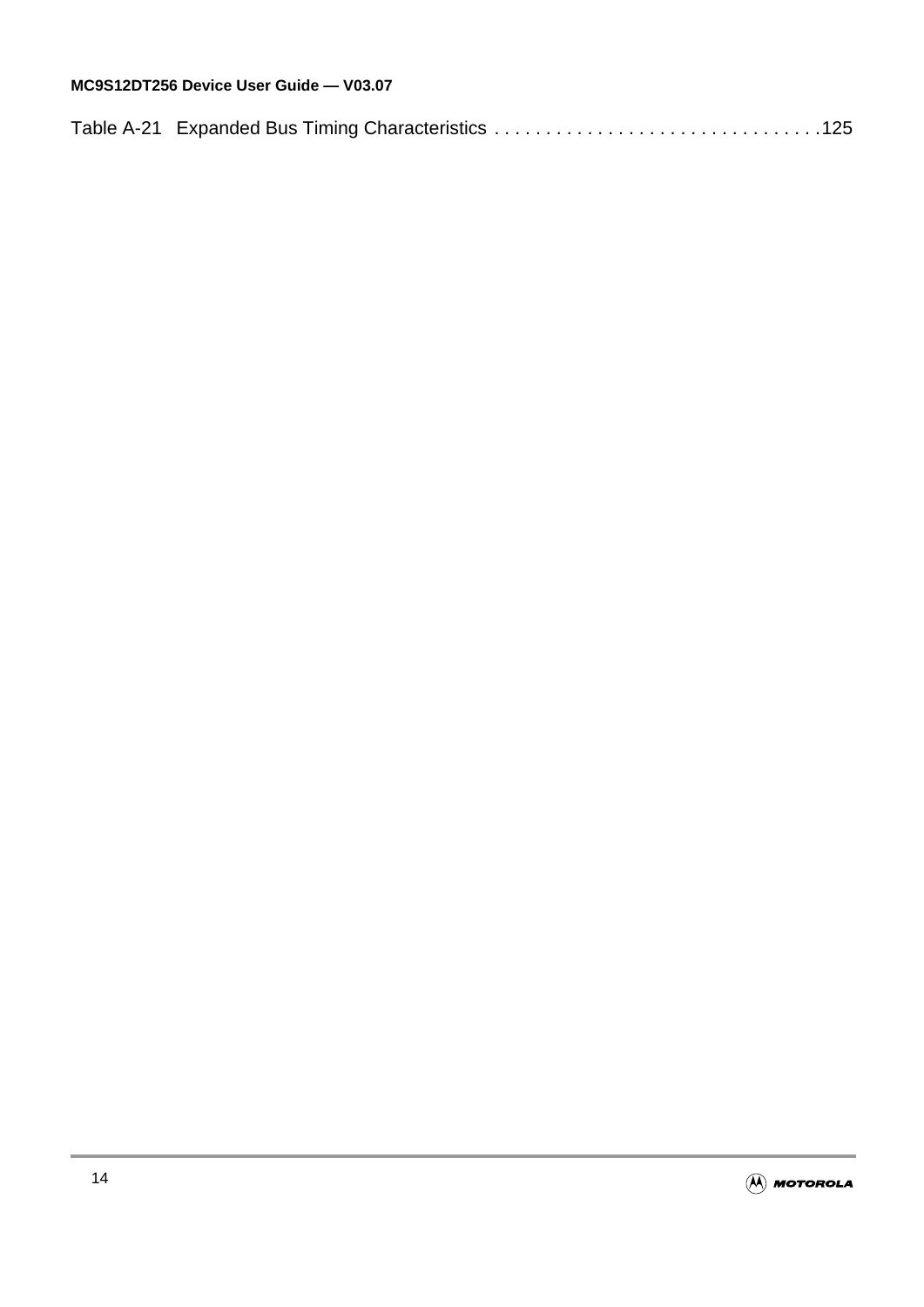Table A-21 Expanded Bus Timing Characteristics . . . . . . . . . . . . . . . . . . . . . . . . . . . . . . . .125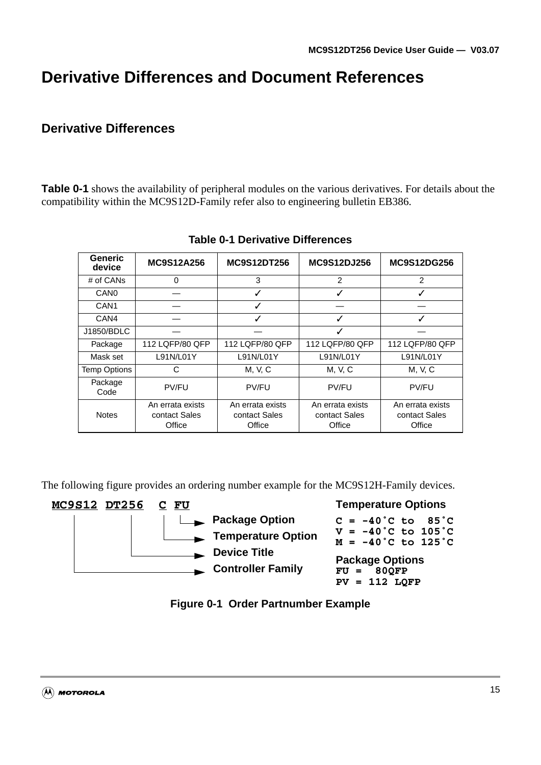# Derivative Differences and Document References

## Derivative Differences

**Table 0-1** shows the availability of peripheral modules on the various derivatives. For details about the compatibility within the MC9S12D-Family refer also to engineering bulletin EB386.

**Table 0-1 Derivative Differences**

| Generic device | MC9S12A256 | MC9S12DT256 | MC9S12DJ256 | MC9S12DG256 |
|---|---|---|---|---|
| # of CANs | 0 | 3 | 2 | 2 |
| CAN0 | — | ✓ | ✓ | ✓ |
| CAN1 | — | ✓ | — | — |
| CAN4 | — | ✓ | ✓ | ✓ |
| J1850/BDLC | — | — | ✓ | — |
| Package | 112 LQFP/80 QFP | 112 LQFP/80 QFP | 112 LQFP/80 QFP | 112 LQFP/80 QFP |
| Mask set | L91N/L01Y | L91N/L01Y | L91N/L01Y | L91N/L01Y |
| Temp Options | C | M, V, C | M, V, C | M, V, C |
| Package Code | PV/FU | PV/FU | PV/FU | PV/FU |
| Notes | An errata exists contact Sales Office | An errata exists contact Sales Office | An errata exists contact Sales Office | An errata exists contact Sales Office |

The following figure provides an ordering number example for the MC9S12H-Family devices.

```
MC9S12 DT256  C FU
                  └──► Package Option
                └────► Temperature Option
         └───────────► Device Title
└────────────────────► Controller Family
```

**Temperature Options**
C = -40˚C to  85˚C
V = -40˚C to 105˚C
M = -40˚C to 125˚C

**Package Options**
FU =  80QFP
PV = 112 LQFP

**Figure 0-1 Order Partnumber Example**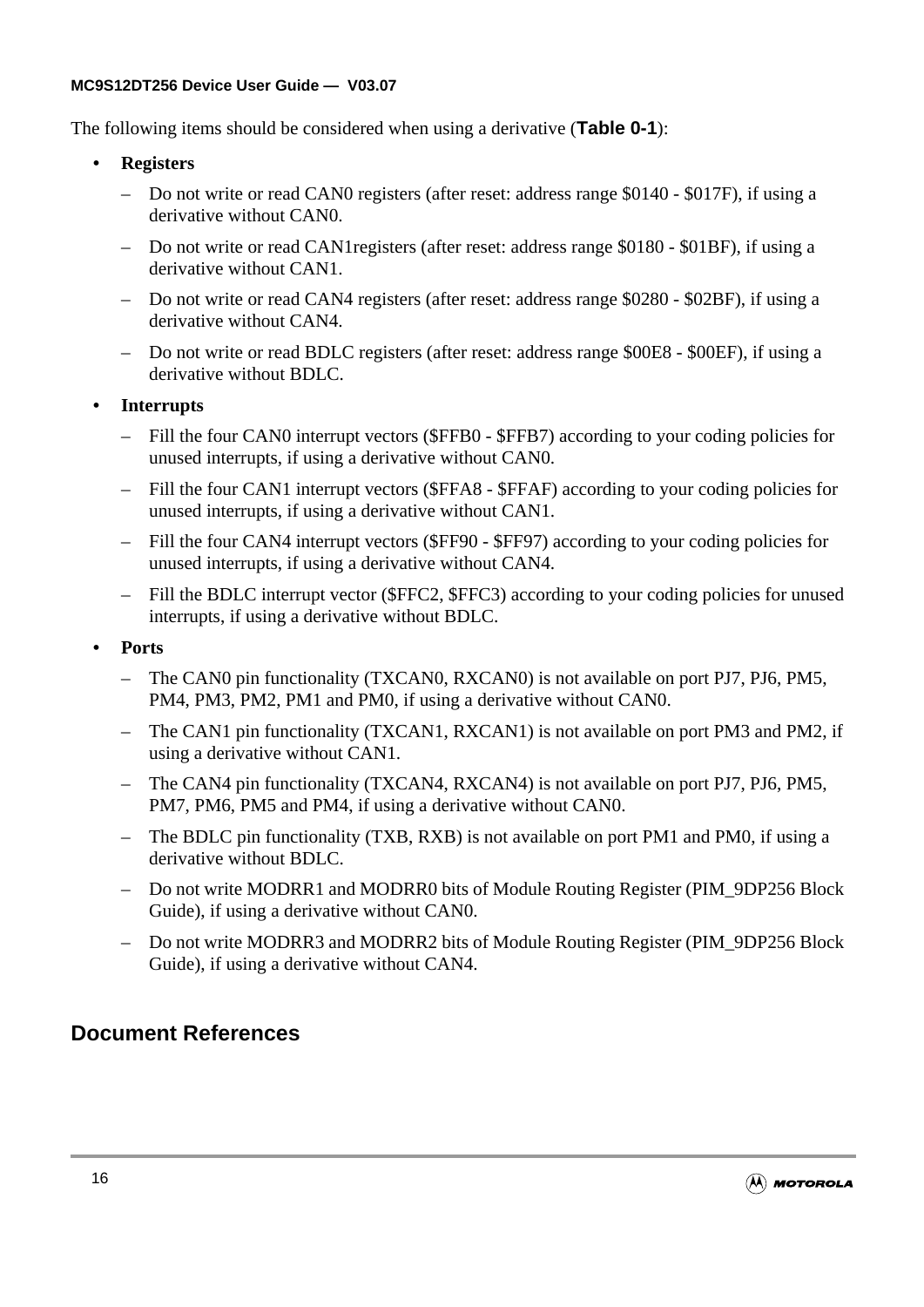The following items should be considered when using a derivative (**Table 0-1**):

- **Registers**
  - Do not write or read CAN0 registers (after reset: address range $0140 - $017F), if using a derivative without CAN0.
  - Do not write or read CAN1registers (after reset: address range $0180 - $01BF), if using a derivative without CAN1.
  - Do not write or read CAN4 registers (after reset: address range $0280 - $02BF), if using a derivative without CAN4.
  - Do not write or read BDLC registers (after reset: address range $00E8 - $00EF), if using a derivative without BDLC.
- **Interrupts**
  - Fill the four CAN0 interrupt vectors ($FFB0 - $FFB7) according to your coding policies for unused interrupts, if using a derivative without CAN0.
  - Fill the four CAN1 interrupt vectors ($FFA8 - $FFAF) according to your coding policies for unused interrupts, if using a derivative without CAN1.
  - Fill the four CAN4 interrupt vectors ($FF90 - $FF97) according to your coding policies for unused interrupts, if using a derivative without CAN4.
  - Fill the BDLC interrupt vector ($FFC2, $FFC3) according to your coding policies for unused interrupts, if using a derivative without BDLC.
- **Ports**
  - The CAN0 pin functionality (TXCAN0, RXCAN0) is not available on port PJ7, PJ6, PM5, PM4, PM3, PM2, PM1 and PM0, if using a derivative without CAN0.
  - The CAN1 pin functionality (TXCAN1, RXCAN1) is not available on port PM3 and PM2, if using a derivative without CAN1.
  - The CAN4 pin functionality (TXCAN4, RXCAN4) is not available on port PJ7, PJ6, PM5, PM7, PM6, PM5 and PM4, if using a derivative without CAN0.
  - The BDLC pin functionality (TXB, RXB) is not available on port PM1 and PM0, if using a derivative without BDLC.
  - Do not write MODRR1 and MODRR0 bits of Module Routing Register (PIM_9DP256 Block Guide), if using a derivative without CAN0.
  - Do not write MODRR3 and MODRR2 bits of Module Routing Register (PIM_9DP256 Block Guide), if using a derivative without CAN4.

## Document References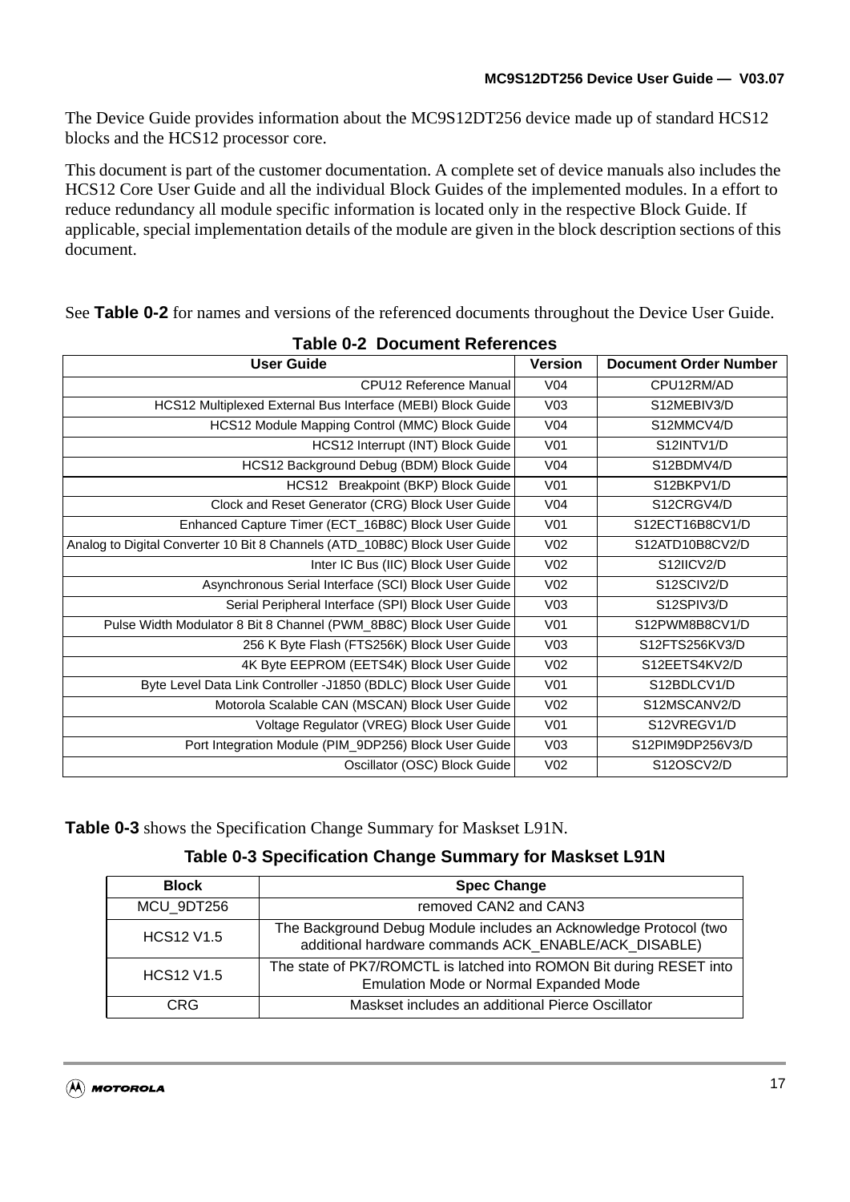The Device Guide provides information about the MC9S12DT256 device made up of standard HCS12 blocks and the HCS12 processor core.

This document is part of the customer documentation. A complete set of device manuals also includes the HCS12 Core User Guide and all the individual Block Guides of the implemented modules. In a effort to reduce redundancy all module specific information is located only in the respective Block Guide. If applicable, special implementation details of the module are given in the block description sections of this document.

See **Table 0-2** for names and versions of the referenced documents throughout the Device User Guide.

**Table 0-2 Document References**

| User Guide | Version | Document Order Number |
|---|---|---|
| CPU12 Reference Manual | V04 | CPU12RM/AD |
| HCS12 Multiplexed External Bus Interface (MEBI) Block Guide | V03 | S12MEBIV3/D |
| HCS12 Module Mapping Control (MMC) Block Guide | V04 | S12MMCV4/D |
| HCS12 Interrupt (INT) Block Guide | V01 | S12INTV1/D |
| HCS12 Background Debug (BDM) Block Guide | V04 | S12BDMV4/D |
| HCS12 Breakpoint (BKP) Block Guide | V01 | S12BKPV1/D |
| Clock and Reset Generator (CRG) Block User Guide | V04 | S12CRGV4/D |
| Enhanced Capture Timer (ECT_16B8C) Block User Guide | V01 | S12ECT16B8CV1/D |
| Analog to Digital Converter 10 Bit 8 Channels (ATD_10B8C) Block User Guide | V02 | S12ATD10B8CV2/D |
| Inter IC Bus (IIC) Block User Guide | V02 | S12IICV2/D |
| Asynchronous Serial Interface (SCI) Block User Guide | V02 | S12SCIV2/D |
| Serial Peripheral Interface (SPI) Block User Guide | V03 | S12SPIV3/D |
| Pulse Width Modulator 8 Bit 8 Channel (PWM_8B8C) Block User Guide | V01 | S12PWM8B8CV1/D |
| 256 K Byte Flash (FTS256K) Block User Guide | V03 | S12FTS256KV3/D |
| 4K Byte EEPROM (EETS4K) Block User Guide | V02 | S12EETS4KV2/D |
| Byte Level Data Link Controller -J1850 (BDLC) Block User Guide | V01 | S12BDLCV1/D |
| Motorola Scalable CAN (MSCAN) Block User Guide | V02 | S12MSCANV2/D |
| Voltage Regulator (VREG) Block User Guide | V01 | S12VREGV1/D |
| Port Integration Module (PIM_9DP256) Block User Guide | V03 | S12PIM9DP256V3/D |
| Oscillator (OSC) Block Guide | V02 | S12OSCV2/D |

**Table 0-3** shows the Specification Change Summary for Maskset L91N.

**Table 0-3 Specification Change Summary for Maskset L91N**

| Block | Spec Change |
|---|---|
| MCU_9DT256 | removed CAN2 and CAN3 |
| HCS12 V1.5 | The Background Debug Module includes an Acknowledge Protocol (two additional hardware commands ACK_ENABLE/ACK_DISABLE) |
| HCS12 V1.5 | The state of PK7/ROMCTL is latched into ROMON Bit during RESET into Emulation Mode or Normal Expanded Mode |
| CRG | Maskset includes an additional Pierce Oscillator |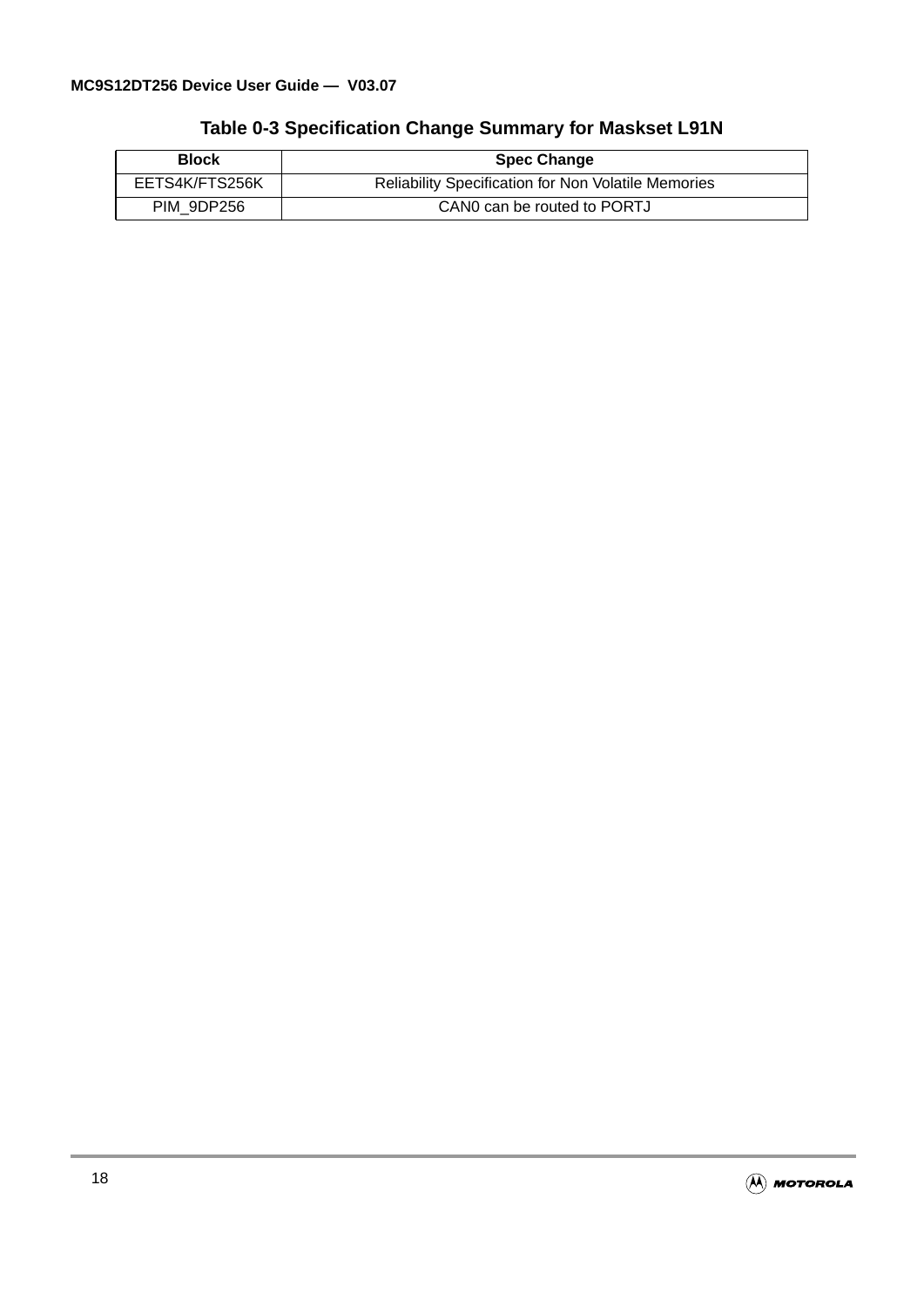**Table 0-3 Specification Change Summary for Maskset L91N**

| Block | Spec Change |
| --- | --- |
| EETS4K/FTS256K | Reliability Specification for Non Volatile Memories |
| PIM_9DP256 | CAN0 can be routed to PORTJ |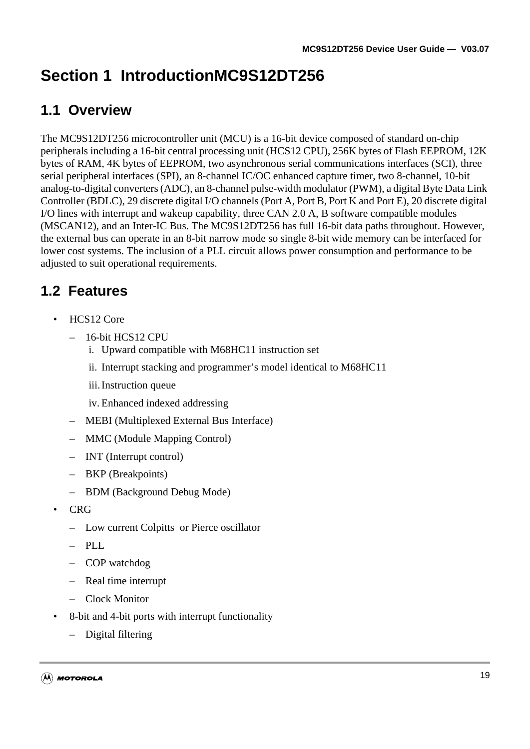# Section 1 IntroductionMC9S12DT256

## 1.1 Overview

The MC9S12DT256 microcontroller unit (MCU) is a 16-bit device composed of standard on-chip peripherals including a 16-bit central processing unit (HCS12 CPU), 256K bytes of Flash EEPROM, 12K bytes of RAM, 4K bytes of EEPROM, two asynchronous serial communications interfaces (SCI), three serial peripheral interfaces (SPI), an 8-channel IC/OC enhanced capture timer, two 8-channel, 10-bit analog-to-digital converters (ADC), an 8-channel pulse-width modulator (PWM), a digital Byte Data Link Controller (BDLC), 29 discrete digital I/O channels (Port A, Port B, Port K and Port E), 20 discrete digital I/O lines with interrupt and wakeup capability, three CAN 2.0 A, B software compatible modules (MSCAN12), and an Inter-IC Bus. The MC9S12DT256 has full 16-bit data paths throughout. However, the external bus can operate in an 8-bit narrow mode so single 8-bit wide memory can be interfaced for lower cost systems. The inclusion of a PLL circuit allows power consumption and performance to be adjusted to suit operational requirements.

## 1.2 Features

- HCS12 Core
  - 16-bit HCS12 CPU
    1. Upward compatible with M68HC11 instruction set
    2. Interrupt stacking and programmer's model identical to M68HC11
    3. Instruction queue
    4. Enhanced indexed addressing
  - MEBI (Multiplexed External Bus Interface)
  - MMC (Module Mapping Control)
  - INT (Interrupt control)
  - BKP (Breakpoints)
  - BDM (Background Debug Mode)
- CRG
  - Low current Colpitts or Pierce oscillator
  - PLL
  - COP watchdog
  - Real time interrupt
  - Clock Monitor
- 8-bit and 4-bit ports with interrupt functionality
  - Digital filtering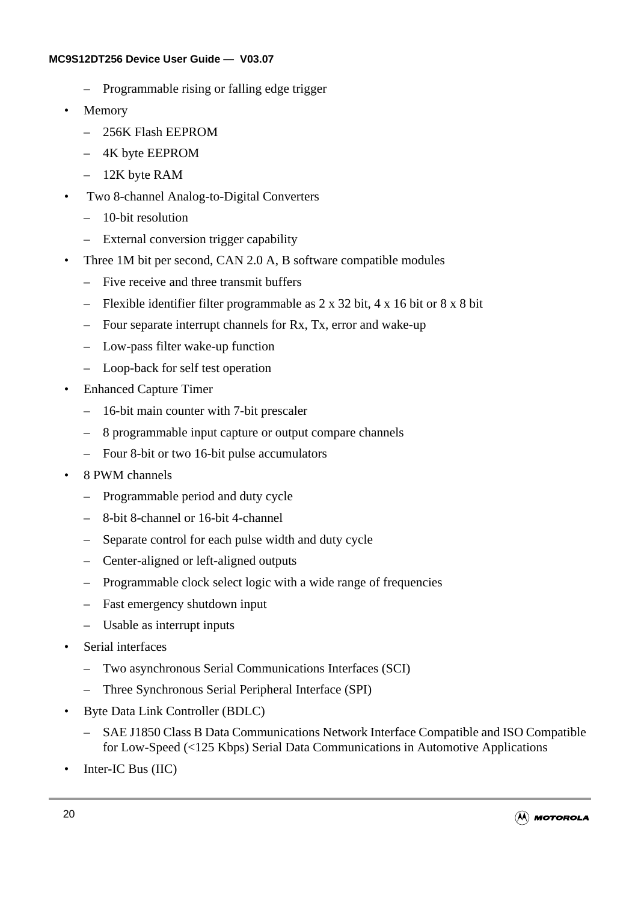- Programmable rising or falling edge trigger
- Memory
  - 256K Flash EEPROM
  - 4K byte EEPROM
  - 12K byte RAM
- Two 8-channel Analog-to-Digital Converters
  - 10-bit resolution
  - External conversion trigger capability
- Three 1M bit per second, CAN 2.0 A, B software compatible modules
  - Five receive and three transmit buffers
  - Flexible identifier filter programmable as 2 x 32 bit, 4 x 16 bit or 8 x 8 bit
  - Four separate interrupt channels for Rx, Tx, error and wake-up
  - Low-pass filter wake-up function
  - Loop-back for self test operation
- Enhanced Capture Timer
  - 16-bit main counter with 7-bit prescaler
  - 8 programmable input capture or output compare channels
  - Four 8-bit or two 16-bit pulse accumulators
- 8 PWM channels
  - Programmable period and duty cycle
  - 8-bit 8-channel or 16-bit 4-channel
  - Separate control for each pulse width and duty cycle
  - Center-aligned or left-aligned outputs
  - Programmable clock select logic with a wide range of frequencies
  - Fast emergency shutdown input
  - Usable as interrupt inputs
- Serial interfaces
  - Two asynchronous Serial Communications Interfaces (SCI)
  - Three Synchronous Serial Peripheral Interface (SPI)
- Byte Data Link Controller (BDLC)
  - SAE J1850 Class B Data Communications Network Interface Compatible and ISO Compatible for Low-Speed (<125 Kbps) Serial Data Communications in Automotive Applications
- Inter-IC Bus (IIC)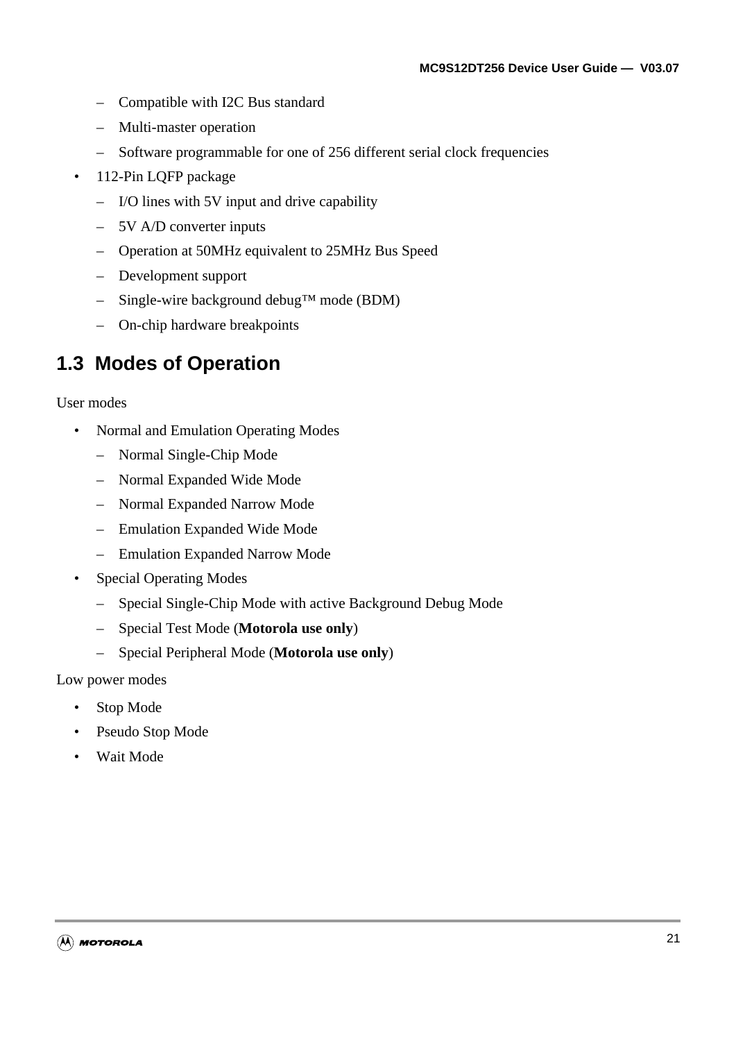- Compatible with I2C Bus standard
  - Multi-master operation
  - Software programmable for one of 256 different serial clock frequencies
- 112-Pin LQFP package
  - I/O lines with 5V input and drive capability
  - 5V A/D converter inputs
  - Operation at 50MHz equivalent to 25MHz Bus Speed
  - Development support
  - Single-wire background debug™ mode (BDM)
  - On-chip hardware breakpoints

## 1.3 Modes of Operation

User modes

- Normal and Emulation Operating Modes
  - Normal Single-Chip Mode
  - Normal Expanded Wide Mode
  - Normal Expanded Narrow Mode
  - Emulation Expanded Wide Mode
  - Emulation Expanded Narrow Mode
- Special Operating Modes
  - Special Single-Chip Mode with active Background Debug Mode
  - Special Test Mode (**Motorola use only**)
  - Special Peripheral Mode (**Motorola use only**)

Low power modes

- Stop Mode
- Pseudo Stop Mode
- Wait Mode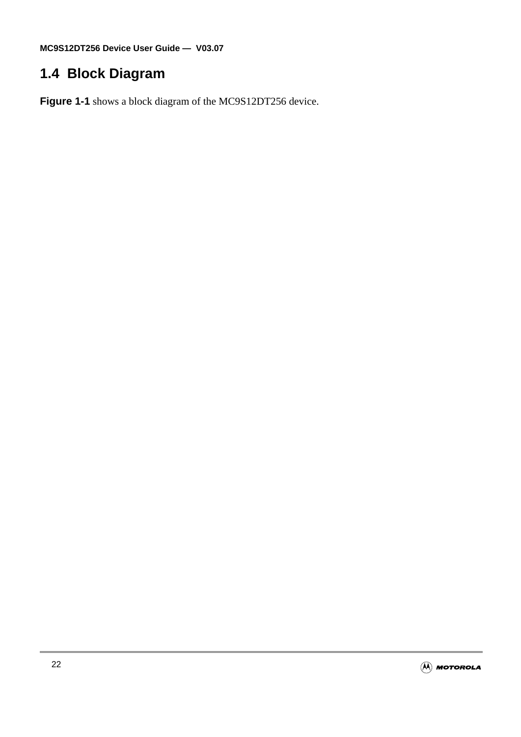## 1.4 Block Diagram

**Figure 1-1** shows a block diagram of the MC9S12DT256 device.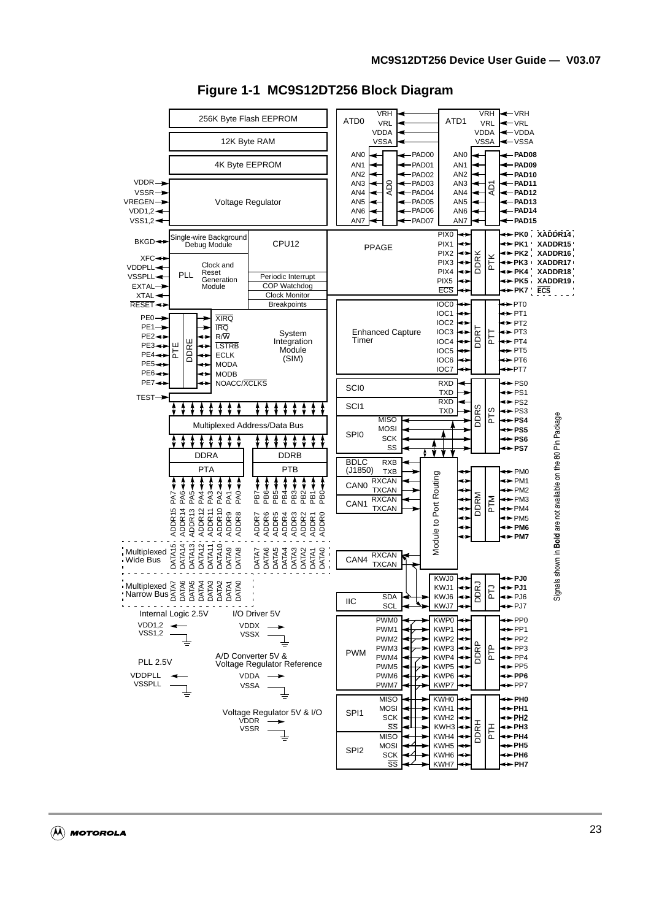**Figure 1-1 MC9S12DT256 Block Diagram**

Signals shown in **Bold** are not available on the 80 Pin Package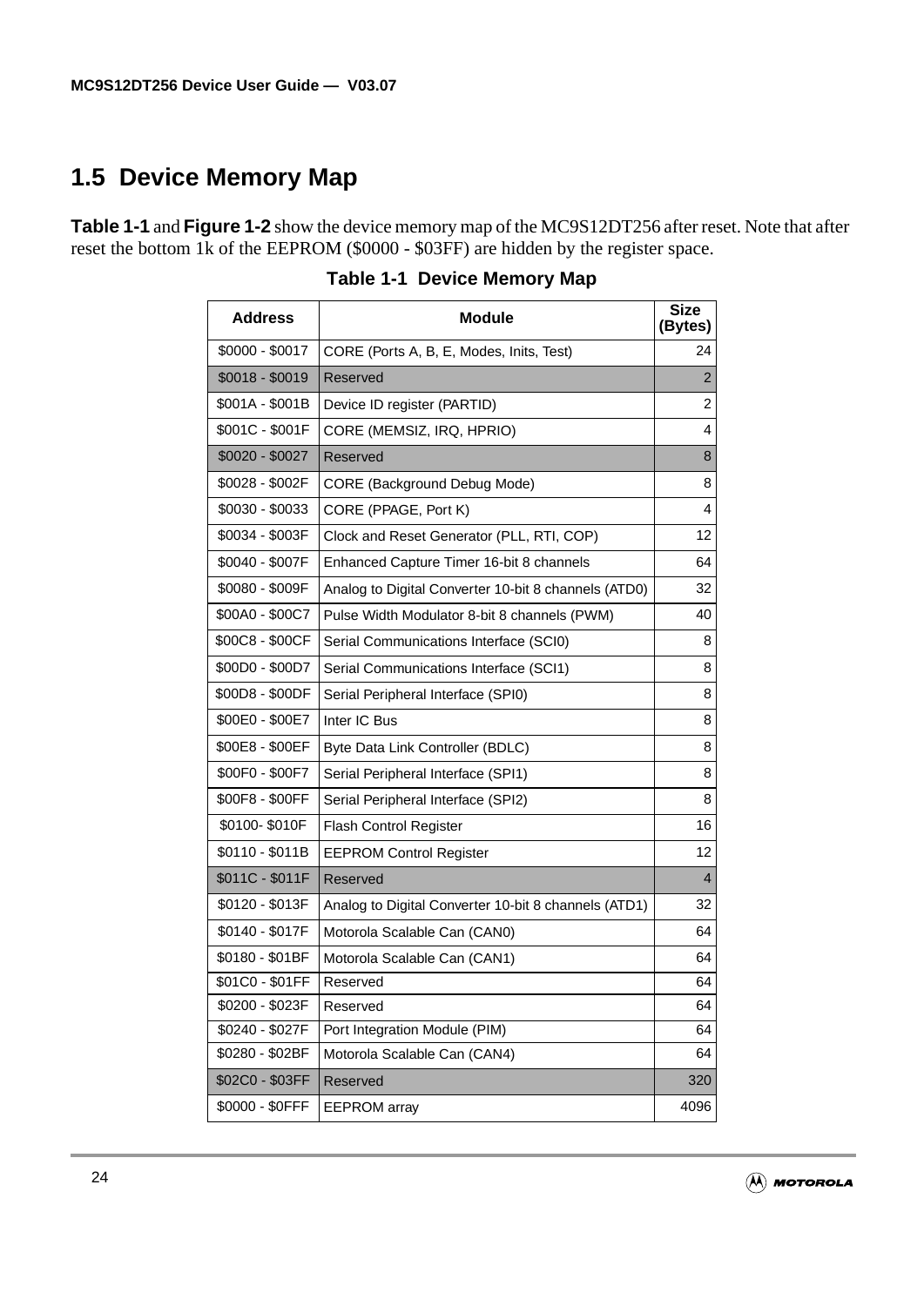## 1.5 Device Memory Map

**Table 1-1** and **Figure 1-2** show the device memory map of the MC9S12DT256 after reset. Note that after reset the bottom 1k of the EEPROM ($0000 - $03FF) are hidden by the register space.

**Table 1-1 Device Memory Map**

| Address | Module | Size (Bytes) |
|---|---|---|
| $0000 - $0017 | CORE (Ports A, B, E, Modes, Inits, Test) | 24 |
| $0018 - $0019 | Reserved | 2 |
| $001A - $001B | Device ID register (PARTID) | 2 |
| $001C - $001F | CORE (MEMSIZ, IRQ, HPRIO) | 4 |
| $0020 - $0027 | Reserved | 8 |
| $0028 - $002F | CORE (Background Debug Mode) | 8 |
| $0030 - $0033 | CORE (PPAGE, Port K) | 4 |
| $0034 - $003F | Clock and Reset Generator (PLL, RTI, COP) | 12 |
| $0040 - $007F | Enhanced Capture Timer 16-bit 8 channels | 64 |
| $0080 - $009F | Analog to Digital Converter 10-bit 8 channels (ATD0) | 32 |
| $00A0 - $00C7 | Pulse Width Modulator 8-bit 8 channels (PWM) | 40 |
| $00C8 - $00CF | Serial Communications Interface (SCI0) | 8 |
| $00D0 - $00D7 | Serial Communications Interface (SCI1) | 8 |
| $00D8 - $00DF | Serial Peripheral Interface (SPI0) | 8 |
| $00E0 - $00E7 | Inter IC Bus | 8 |
| $00E8 - $00EF | Byte Data Link Controller (BDLC) | 8 |
| $00F0 - $00F7 | Serial Peripheral Interface (SPI1) | 8 |
| $00F8 - $00FF | Serial Peripheral Interface (SPI2) | 8 |
| $0100- $010F | Flash Control Register | 16 |
| $0110 - $011B | EEPROM Control Register | 12 |
| $011C - $011F | Reserved | 4 |
| $0120 - $013F | Analog to Digital Converter 10-bit 8 channels (ATD1) | 32 |
| $0140 - $017F | Motorola Scalable Can (CAN0) | 64 |
| $0180 - $01BF | Motorola Scalable Can (CAN1) | 64 |
| $01C0 - $01FF | Reserved | 64 |
| $0200 - $023F | Reserved | 64 |
| $0240 - $027F | Port Integration Module (PIM) | 64 |
| $0280 - $02BF | Motorola Scalable Can (CAN4) | 64 |
| $02C0 - $03FF | Reserved | 320 |
| $0000 - $0FFF | EEPROM array | 4096 |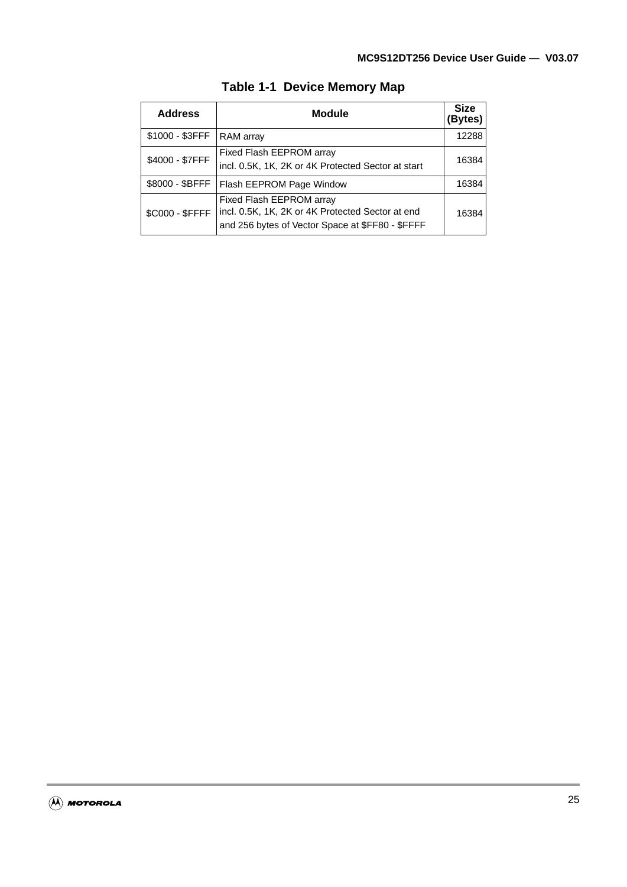**Table 1-1 Device Memory Map**

| Address | Module | Size (Bytes) |
|---|---|---|
| $1000 - $3FFF | RAM array | 12288 |
| $4000 - $7FFF | Fixed Flash EEPROM array<br>incl. 0.5K, 1K, 2K or 4K Protected Sector at start | 16384 |
| $8000 - $BFFF | Flash EEPROM Page Window | 16384 |
| $C000 - $FFFF | Fixed Flash EEPROM array<br>incl. 0.5K, 1K, 2K or 4K Protected Sector at end<br>and 256 bytes of Vector Space at $FF80 - $FFFF | 16384 |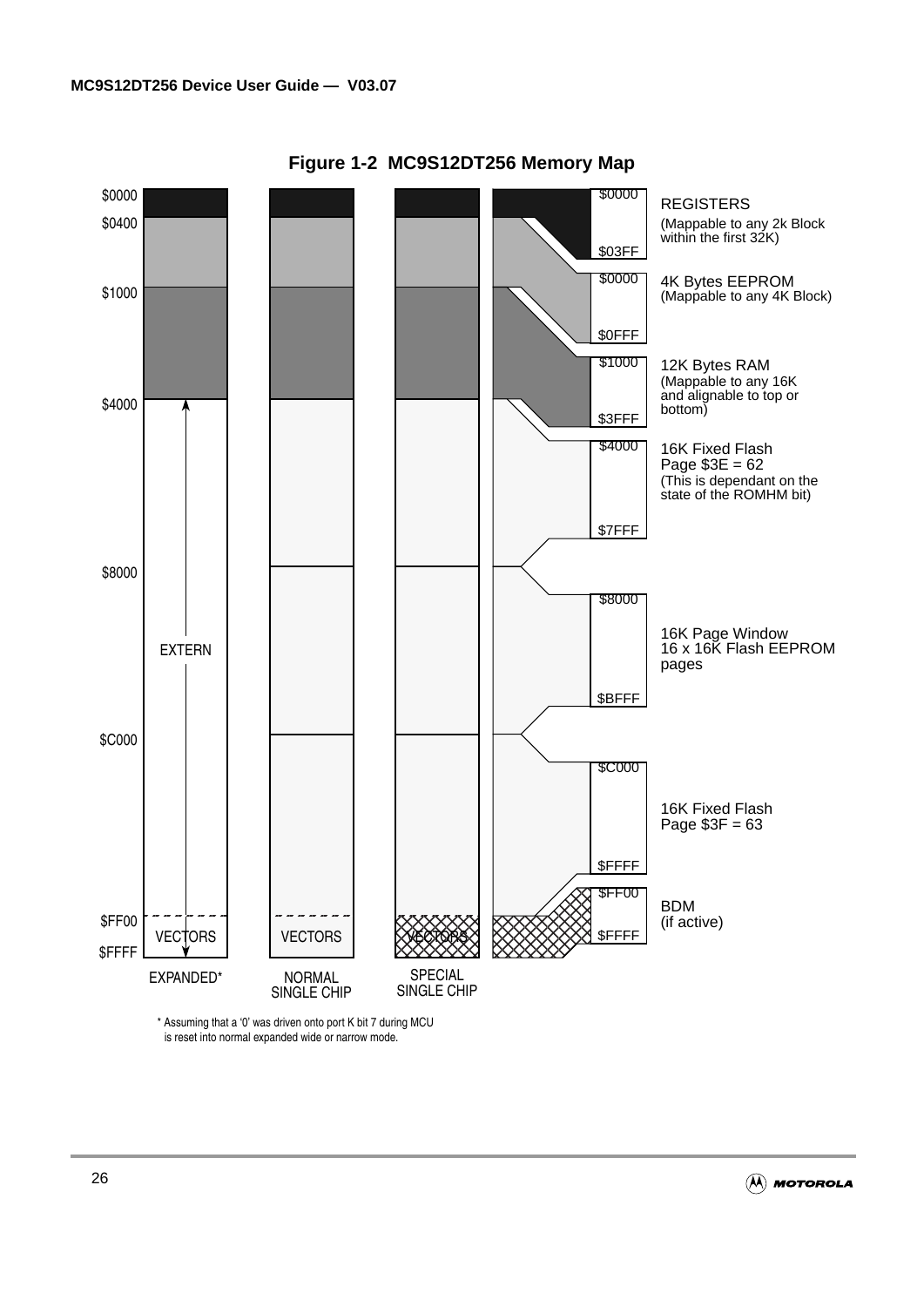**Figure 1-2 MC9S12DT256 Memory Map**

| Address | EXPANDED* | NORMAL SINGLE CHIP | SPECIAL SINGLE CHIP |
|---|---|---|---|
| $0000 | | | |
| $0400 | | | |
| $1000 | | | |
| $4000 | EXTERN | | |
| $8000 | | | |
| $C000 | | | |
| $FF00 | VECTORS | VECTORS | VECTORS |
| $FFFF | | | |

| Range | Description |
|---|---|
| $0000 – $03FF | REGISTERS (Mappable to any 2k Block within the first 32K) |
| $0000 – $0FFF | 4K Bytes EEPROM (Mappable to any 4K Block) |
| $1000 – $3FFF | 12K Bytes RAM (Mappable to any 16K and alignable to top or bottom) |
| $4000 – $7FFF | 16K Fixed Flash Page $3E = 62 (This is dependant on the state of the ROMHM bit) |
| $8000 – $BFFF | 16K Page Window 16 x 16K Flash EEPROM pages |
| $C000 – $FFFF | 16K Fixed Flash Page $3F = 63 |
| $FF00 – $FFFF | BDM (if active) |

\* Assuming that a '0' was driven onto port K bit 7 during MCU is reset into normal expanded wide or narrow mode.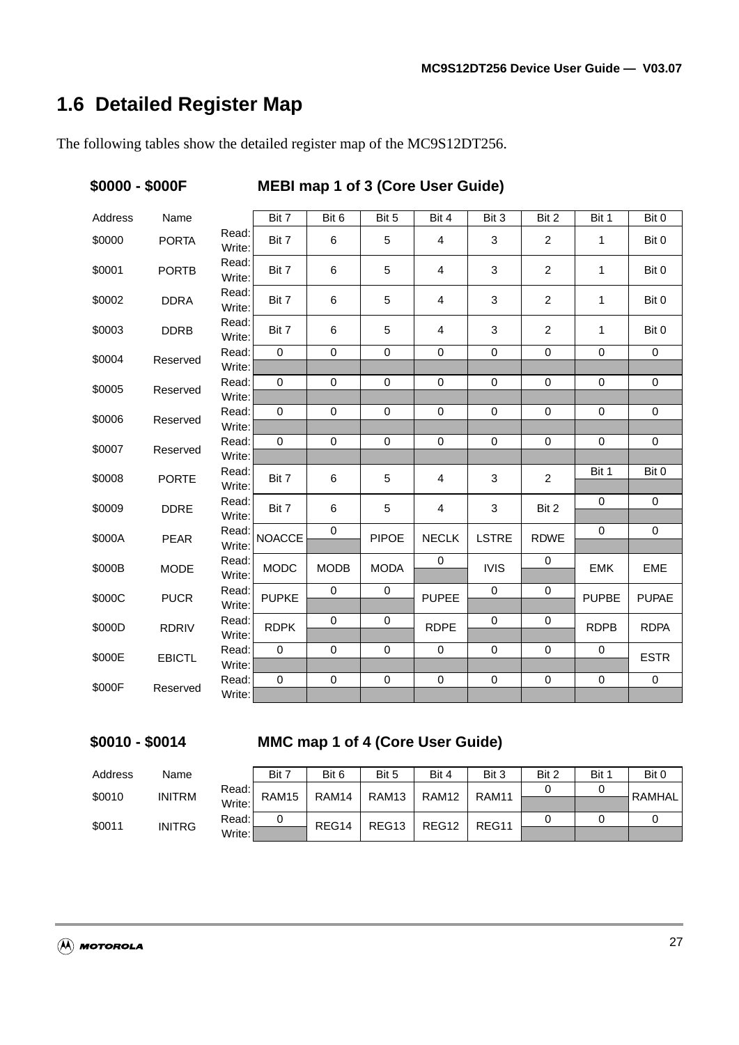## 1.6 Detailed Register Map

The following tables show the detailed register map of the MC9S12DT256.

**$0000 - $000F MEBI map 1 of 3 (Core User Guide)**

| Address | Name | | Bit 7 | Bit 6 | Bit 5 | Bit 4 | Bit 3 | Bit 2 | Bit 1 | Bit 0 |
|---|---|---|---|---|---|---|---|---|---|---|
| $0000 | PORTA | Read:<br>Write: | Bit 7 | 6 | 5 | 4 | 3 | 2 | 1 | Bit 0 |
| $0001 | PORTB | Read:<br>Write: | Bit 7 | 6 | 5 | 4 | 3 | 2 | 1 | Bit 0 |
| $0002 | DDRA | Read:<br>Write: | Bit 7 | 6 | 5 | 4 | 3 | 2 | 1 | Bit 0 |
| $0003 | DDRB | Read:<br>Write: | Bit 7 | 6 | 5 | 4 | 3 | 2 | 1 | Bit 0 |
| $0004 | Reserved | Read: | 0 | 0 | 0 | 0 | 0 | 0 | 0 | 0 |
| | | Write: | | | | | | | | |
| $0005 | Reserved | Read: | 0 | 0 | 0 | 0 | 0 | 0 | 0 | 0 |
| | | Write: | | | | | | | | |
| $0006 | Reserved | Read: | 0 | 0 | 0 | 0 | 0 | 0 | 0 | 0 |
| | | Write: | | | | | | | | |
| $0007 | Reserved | Read: | 0 | 0 | 0 | 0 | 0 | 0 | 0 | 0 |
| | | Write: | | | | | | | | |
| $0008 | PORTE | Read: | Bit 7 | 6 | 5 | 4 | 3 | 2 | Bit 1 | Bit 0 |
| | | Write: | | | | | | | | |
| $0009 | DDRE | Read: | Bit 7 | 6 | 5 | 4 | 3 | Bit 2 | 0 | 0 |
| | | Write: | | | | | | | | |
| $000A | PEAR | Read: | NOACCE | 0 | PIPOE | NECLK | LSTRE | RDWE | 0 | 0 |
| | | Write: | | | | | | | | |
| $000B | MODE | Read: | MODC | MODB | MODA | 0 | IVIS | 0 | EMK | EME |
| | | Write: | | | | | | | | |
| $000C | PUCR | Read: | PUPKE | 0 | 0 | PUPEE | 0 | 0 | PUPBE | PUPAE |
| | | Write: | | | | | | | | |
| $000D | RDRIV | Read: | RDPK | 0 | 0 | RDPE | 0 | 0 | RDPB | RDPA |
| | | Write: | | | | | | | | |
| $000E | EBICTL | Read: | 0 | 0 | 0 | 0 | 0 | 0 | 0 | ESTR |
| | | Write: | | | | | | | | |
| $000F | Reserved | Read: | 0 | 0 | 0 | 0 | 0 | 0 | 0 | 0 |
| | | Write: | | | | | | | | |

**$0010 - $0014 MMC map 1 of 4 (Core User Guide)**

| Address | Name | | Bit 7 | Bit 6 | Bit 5 | Bit 4 | Bit 3 | Bit 2 | Bit 1 | Bit 0 |
|---|---|---|---|---|---|---|---|---|---|---|
| $0010 | INITRM | Read: | RAM15 | RAM14 | RAM13 | RAM12 | RAM11 | 0 | 0 | RAMHAL |
| | | Write: | | | | | | | | |
| $0011 | INITRG | Read: | 0 | REG14 | REG13 | REG12 | REG11 | 0 | 0 | 0 |
| | | Write: | | | | | | | | |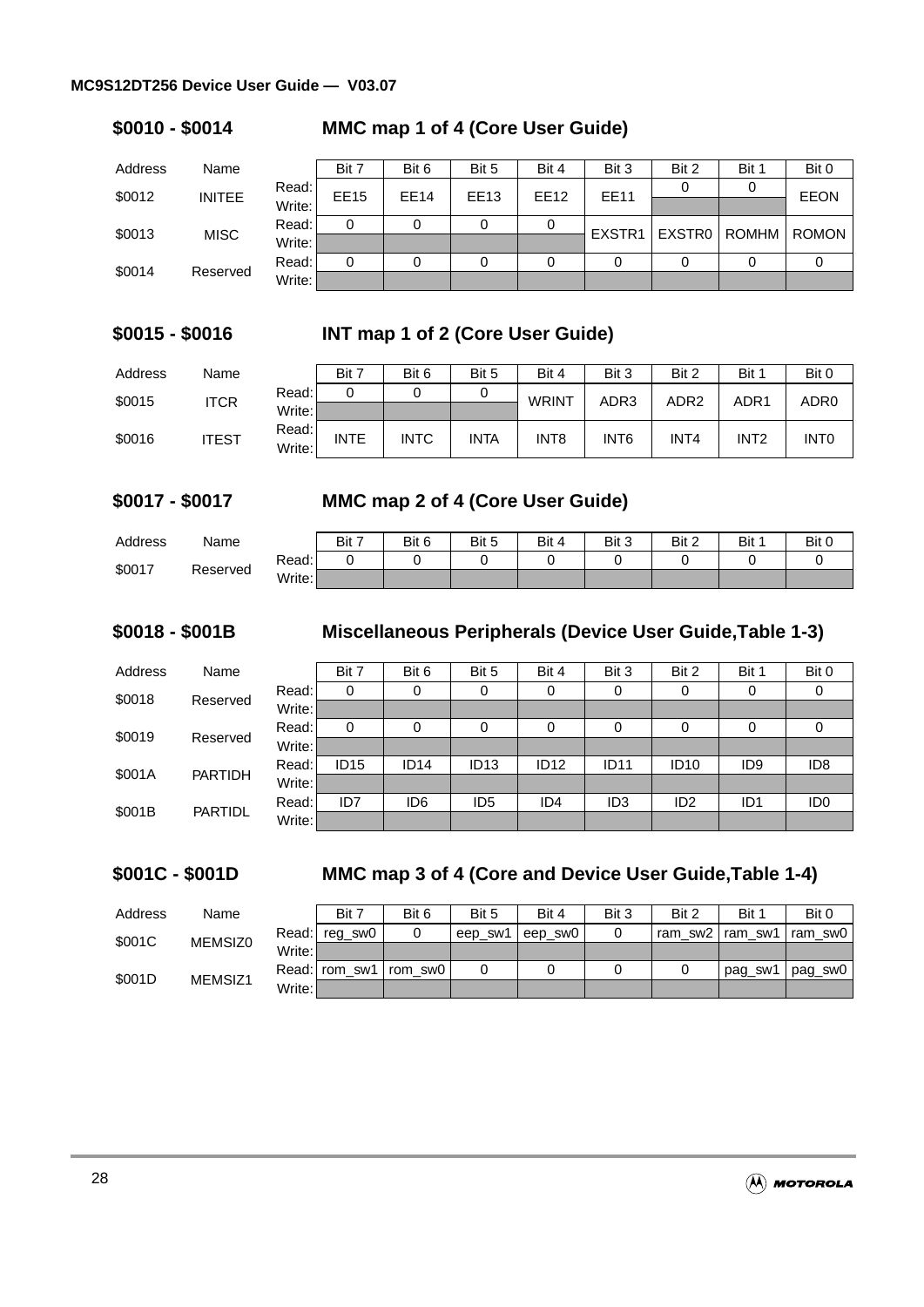### $0010 - $0014 MMC map 1 of 4 (Core User Guide)

| Address | Name | | Bit 7 | Bit 6 | Bit 5 | Bit 4 | Bit 3 | Bit 2 | Bit 1 | Bit 0 |
|---|---|---|---|---|---|---|---|---|---|---|
| $0012 | INITEE | Read: | EE15 | EE14 | EE13 | EE12 | EE11 | 0 | 0 | EEON |
| | | Write: | | | | | | | | |
| $0013 | MISC | Read: | 0 | 0 | 0 | 0 | EXSTR1 | EXSTR0 | ROMHM | ROMON |
| | | Write: | | | | | | | | |
| $0014 | Reserved | Read: | 0 | 0 | 0 | 0 | 0 | 0 | 0 | 0 |
| | | Write: | | | | | | | | |

### $0015 - $0016 INT map 1 of 2 (Core User Guide)

| Address | Name | | Bit 7 | Bit 6 | Bit 5 | Bit 4 | Bit 3 | Bit 2 | Bit 1 | Bit 0 |
|---|---|---|---|---|---|---|---|---|---|---|
| $0015 | ITCR | Read: | 0 | 0 | 0 | WRINT | ADR3 | ADR2 | ADR1 | ADR0 |
| | | Write: | | | | | | | | |
| $0016 | ITEST | Read: | INTE | INTC | INTA | INT8 | INT6 | INT4 | INT2 | INT0 |
| | | Write: | | | | | | | | |

### $0017 - $0017 MMC map 2 of 4 (Core User Guide)

| Address | Name | | Bit 7 | Bit 6 | Bit 5 | Bit 4 | Bit 3 | Bit 2 | Bit 1 | Bit 0 |
|---|---|---|---|---|---|---|---|---|---|---|
| $0017 | Reserved | Read: | 0 | 0 | 0 | 0 | 0 | 0 | 0 | 0 |
| | | Write: | | | | | | | | |

### $0018 - $001B Miscellaneous Peripherals (Device User Guide,Table 1-3)

| Address | Name | | Bit 7 | Bit 6 | Bit 5 | Bit 4 | Bit 3 | Bit 2 | Bit 1 | Bit 0 |
|---|---|---|---|---|---|---|---|---|---|---|
| $0018 | Reserved | Read: | 0 | 0 | 0 | 0 | 0 | 0 | 0 | 0 |
| | | Write: | | | | | | | | |
| $0019 | Reserved | Read: | 0 | 0 | 0 | 0 | 0 | 0 | 0 | 0 |
| | | Write: | | | | | | | | |
| $001A | PARTIDH | Read: | ID15 | ID14 | ID13 | ID12 | ID11 | ID10 | ID9 | ID8 |
| | | Write: | | | | | | | | |
| $001B | PARTIDL | Read: | ID7 | ID6 | ID5 | ID4 | ID3 | ID2 | ID1 | ID0 |
| | | Write: | | | | | | | | |

### $001C - $001D MMC map 3 of 4 (Core and Device User Guide,Table 1-4)

| Address | Name | | Bit 7 | Bit 6 | Bit 5 | Bit 4 | Bit 3 | Bit 2 | Bit 1 | Bit 0 |
|---|---|---|---|---|---|---|---|---|---|---|
| $001C | MEMSIZ0 | Read: | reg_sw0 | 0 | eep_sw1 | eep_sw0 | 0 | ram_sw2 | ram_sw1 | ram_sw0 |
| | | Write: | | | | | | | | |
| $001D | MEMSIZ1 | Read: | rom_sw1 | rom_sw0 | 0 | 0 | 0 | 0 | pag_sw1 | pag_sw0 |
| | | Write: | | | | | | | | |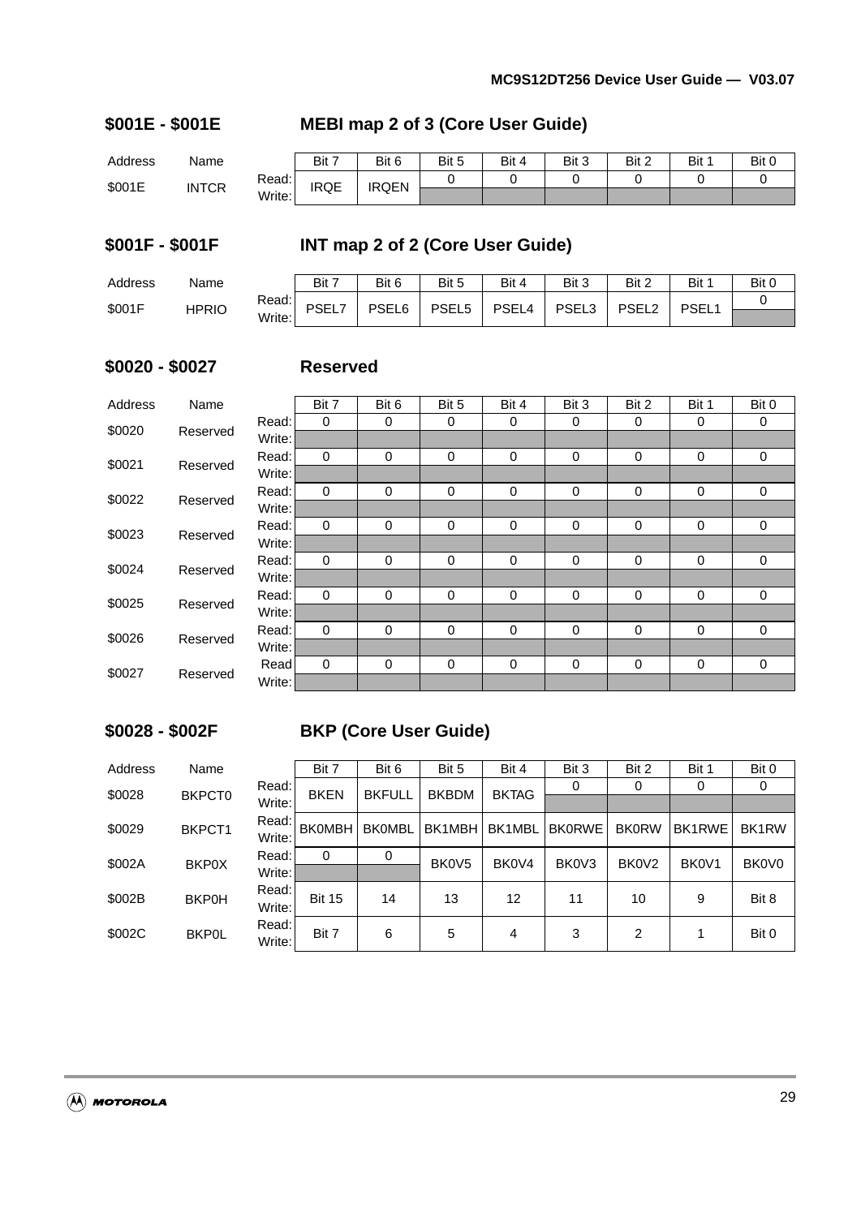## $001E - $001E MEBI map 2 of 3 (Core User Guide)

| Address | Name | | Bit 7 | Bit 6 | Bit 5 | Bit 4 | Bit 3 | Bit 2 | Bit 1 | Bit 0 |
|---|---|---|---|---|---|---|---|---|---|---|
| $001E | INTCR | Read: | IRQE | IRQEN | 0 | 0 | 0 | 0 | 0 | 0 |
| | | Write: | | | | | | | | |

## $001F - $001F INT map 2 of 2 (Core User Guide)

| Address | Name | | Bit 7 | Bit 6 | Bit 5 | Bit 4 | Bit 3 | Bit 2 | Bit 1 | Bit 0 |
|---|---|---|---|---|---|---|---|---|---|---|
| $001F | HPRIO | Read: | PSEL7 | PSEL6 | PSEL5 | PSEL4 | PSEL3 | PSEL2 | PSEL1 | 0 |
| | | Write: | | | | | | | | |

## $0020 - $0027 Reserved

| Address | Name | | Bit 7 | Bit 6 | Bit 5 | Bit 4 | Bit 3 | Bit 2 | Bit 1 | Bit 0 |
|---|---|---|---|---|---|---|---|---|---|---|
| $0020 | Reserved | Read: | 0 | 0 | 0 | 0 | 0 | 0 | 0 | 0 |
| | | Write: | | | | | | | | |
| $0021 | Reserved | Read: | 0 | 0 | 0 | 0 | 0 | 0 | 0 | 0 |
| | | Write: | | | | | | | | |
| $0022 | Reserved | Read: | 0 | 0 | 0 | 0 | 0 | 0 | 0 | 0 |
| | | Write: | | | | | | | | |
| $0023 | Reserved | Read: | 0 | 0 | 0 | 0 | 0 | 0 | 0 | 0 |
| | | Write: | | | | | | | | |
| $0024 | Reserved | Read: | 0 | 0 | 0 | 0 | 0 | 0 | 0 | 0 |
| | | Write: | | | | | | | | |
| $0025 | Reserved | Read: | 0 | 0 | 0 | 0 | 0 | 0 | 0 | 0 |
| | | Write: | | | | | | | | |
| $0026 | Reserved | Read: | 0 | 0 | 0 | 0 | 0 | 0 | 0 | 0 |
| | | Write: | | | | | | | | |
| $0027 | Reserved | Read | 0 | 0 | 0 | 0 | 0 | 0 | 0 | 0 |
| | | Write: | | | | | | | | |

## $0028 - $002F BKP (Core User Guide)

| Address | Name | | Bit 7 | Bit 6 | Bit 5 | Bit 4 | Bit 3 | Bit 2 | Bit 1 | Bit 0 |
|---|---|---|---|---|---|---|---|---|---|---|
| $0028 | BKPCT0 | Read: | BKEN | BKFULL | BKBDM | BKTAG | 0 | 0 | 0 | 0 |
| | | Write: | | | | | | | | |
| $0029 | BKPCT1 | Read:<br>Write: | BK0MBH | BK0MBL | BK1MBH | BK1MBL | BK0RWE | BK0RW | BK1RWE | BK1RW |
| $002A | BKP0X | Read: | 0 | 0 | BK0V5 | BK0V4 | BK0V3 | BK0V2 | BK0V1 | BK0V0 |
| | | Write: | | | | | | | | |
| $002B | BKP0H | Read:<br>Write: | Bit 15 | 14 | 13 | 12 | 11 | 10 | 9 | Bit 8 |
| $002C | BKP0L | Read:<br>Write: | Bit 7 | 6 | 5 | 4 | 3 | 2 | 1 | Bit 0 |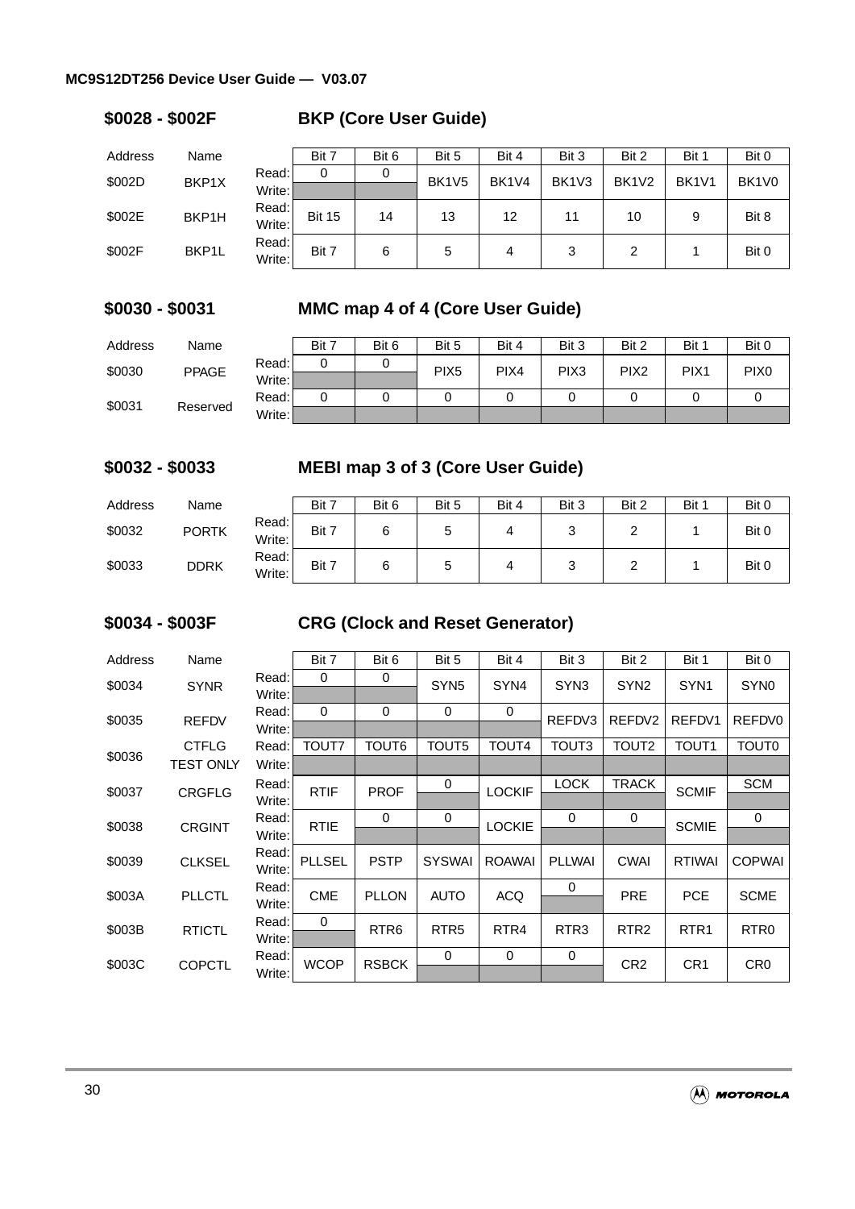### $0028 - $002F BKP (Core User Guide)

| Address | Name | | Bit 7 | Bit 6 | Bit 5 | Bit 4 | Bit 3 | Bit 2 | Bit 1 | Bit 0 |
|---|---|---|---|---|---|---|---|---|---|---|
| $002D | BKP1X | Read: | 0 | 0 | BK1V5 | BK1V4 | BK1V3 | BK1V2 | BK1V1 | BK1V0 |
| | | Write: | | | | | | | | |
| $002E | BKP1H | Read:/Write: | Bit 15 | 14 | 13 | 12 | 11 | 10 | 9 | Bit 8 |
| $002F | BKP1L | Read:/Write: | Bit 7 | 6 | 5 | 4 | 3 | 2 | 1 | Bit 0 |

### $0030 - $0031 MMC map 4 of 4 (Core User Guide)

| Address | Name | | Bit 7 | Bit 6 | Bit 5 | Bit 4 | Bit 3 | Bit 2 | Bit 1 | Bit 0 |
|---|---|---|---|---|---|---|---|---|---|---|
| $0030 | PPAGE | Read: | 0 | 0 | PIX5 | PIX4 | PIX3 | PIX2 | PIX1 | PIX0 |
| | | Write: | | | | | | | | |
| $0031 | Reserved | Read: | 0 | 0 | 0 | 0 | 0 | 0 | 0 | 0 |
| | | Write: | | | | | | | | |

### $0032 - $0033 MEBI map 3 of 3 (Core User Guide)

| Address | Name | | Bit 7 | Bit 6 | Bit 5 | Bit 4 | Bit 3 | Bit 2 | Bit 1 | Bit 0 |
|---|---|---|---|---|---|---|---|---|---|---|
| $0032 | PORTK | Read:/Write: | Bit 7 | 6 | 5 | 4 | 3 | 2 | 1 | Bit 0 |
| $0033 | DDRK | Read:/Write: | Bit 7 | 6 | 5 | 4 | 3 | 2 | 1 | Bit 0 |

### $0034 - $003F CRG (Clock and Reset Generator)

| Address | Name | | Bit 7 | Bit 6 | Bit 5 | Bit 4 | Bit 3 | Bit 2 | Bit 1 | Bit 0 |
|---|---|---|---|---|---|---|---|---|---|---|
| $0034 | SYNR | Read: | 0 | 0 | SYN5 | SYN4 | SYN3 | SYN2 | SYN1 | SYN0 |
| | | Write: | | | | | | | | |
| $0035 | REFDV | Read: | 0 | 0 | 0 | 0 | REFDV3 | REFDV2 | REFDV1 | REFDV0 |
| | | Write: | | | | | | | | |
| $0036 | CTFLG TEST ONLY | Read: | TOUT7 | TOUT6 | TOUT5 | TOUT4 | TOUT3 | TOUT2 | TOUT1 | TOUT0 |
| | | Write: | | | | | | | | |
| $0037 | CRGFLG | Read: | RTIF | PROF | 0 | LOCKIF | LOCK | TRACK | SCMIF | SCM |
| | | Write: | | | | | | | | |
| $0038 | CRGINT | Read: | RTIE | 0 | 0 | LOCKIE | 0 | 0 | SCMIE | 0 |
| | | Write: | | | | | | | | |
| $0039 | CLKSEL | Read:/Write: | PLLSEL | PSTP | SYSWAI | ROAWAI | PLLWAI | CWAI | RTIWAI | COPWAI |
| $003A | PLLCTL | Read: | CME | PLLON | AUTO | ACQ | 0 | PRE | PCE | SCME |
| | | Write: | | | | | | | | |
| $003B | RTICTL | Read: | 0 | RTR6 | RTR5 | RTR4 | RTR3 | RTR2 | RTR1 | RTR0 |
| | | Write: | | | | | | | | |
| $003C | COPCTL | Read: | WCOP | RSBCK | 0 | 0 | 0 | CR2 | CR1 | CR0 |
| | | Write: | | | | | | | | |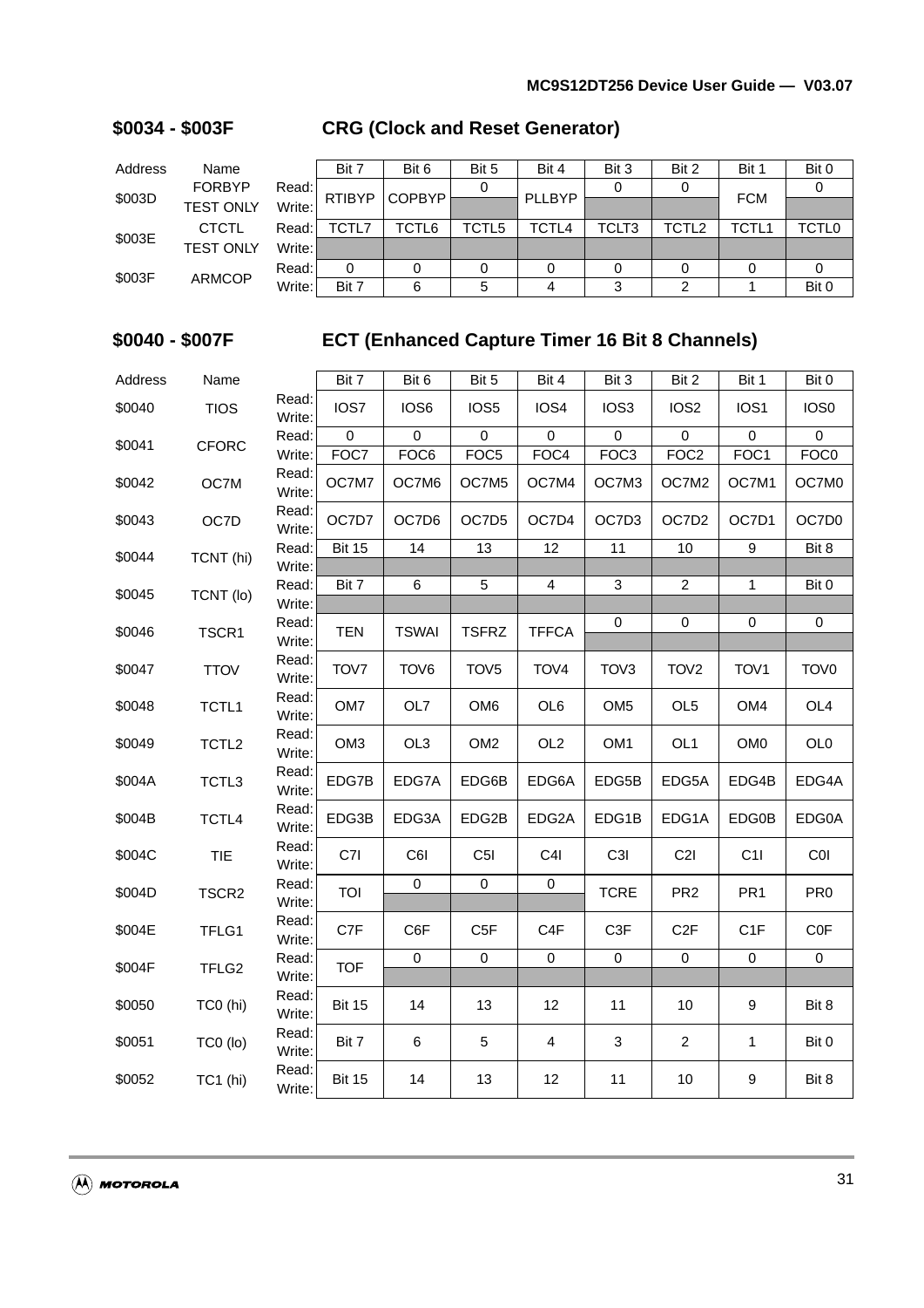## $0034 - $003F CRG (Clock and Reset Generator)

| Address | Name | | Bit 7 | Bit 6 | Bit 5 | Bit 4 | Bit 3 | Bit 2 | Bit 1 | Bit 0 |
|---|---|---|---|---|---|---|---|---|---|---|
| $003D | FORBYP TEST ONLY | Read: | RTIBYP | COPBYP | 0 | PLLBYP | 0 | 0 | FCM | 0 |
| | | Write: | | | | | | | | |
| $003E | CTCTL TEST ONLY | Read: | TCTL7 | TCTL6 | TCTL5 | TCTL4 | TCLT3 | TCTL2 | TCTL1 | TCTL0 |
| | | Write: | | | | | | | | |
| $003F | ARMCOP | Read: | 0 | 0 | 0 | 0 | 0 | 0 | 0 | 0 |
| | | Write: | Bit 7 | 6 | 5 | 4 | 3 | 2 | 1 | Bit 0 |

## $0040 - $007F ECT (Enhanced Capture Timer 16 Bit 8 Channels)

| Address | Name | | Bit 7 | Bit 6 | Bit 5 | Bit 4 | Bit 3 | Bit 2 | Bit 1 | Bit 0 |
|---|---|---|---|---|---|---|---|---|---|---|
| $0040 | TIOS | Read: Write: | IOS7 | IOS6 | IOS5 | IOS4 | IOS3 | IOS2 | IOS1 | IOS0 |
| $0041 | CFORC | Read: | 0 | 0 | 0 | 0 | 0 | 0 | 0 | 0 |
| | | Write: | FOC7 | FOC6 | FOC5 | FOC4 | FOC3 | FOC2 | FOC1 | FOC0 |
| $0042 | OC7M | Read: Write: | OC7M7 | OC7M6 | OC7M5 | OC7M4 | OC7M3 | OC7M2 | OC7M1 | OC7M0 |
| $0043 | OC7D | Read: Write: | OC7D7 | OC7D6 | OC7D5 | OC7D4 | OC7D3 | OC7D2 | OC7D1 | OC7D0 |
| $0044 | TCNT (hi) | Read: | Bit 15 | 14 | 13 | 12 | 11 | 10 | 9 | Bit 8 |
| | | Write: | | | | | | | | |
| $0045 | TCNT (lo) | Read: | Bit 7 | 6 | 5 | 4 | 3 | 2 | 1 | Bit 0 |
| | | Write: | | | | | | | | |
| $0046 | TSCR1 | Read: | TEN | TSWAI | TSFRZ | TFFCA | 0 | 0 | 0 | 0 |
| | | Write: | | | | | | | | |
| $0047 | TTOV | Read: Write: | TOV7 | TOV6 | TOV5 | TOV4 | TOV3 | TOV2 | TOV1 | TOV0 |
| $0048 | TCTL1 | Read: Write: | OM7 | OL7 | OM6 | OL6 | OM5 | OL5 | OM4 | OL4 |
| $0049 | TCTL2 | Read: Write: | OM3 | OL3 | OM2 | OL2 | OM1 | OL1 | OM0 | OL0 |
| $004A | TCTL3 | Read: Write: | EDG7B | EDG7A | EDG6B | EDG6A | EDG5B | EDG5A | EDG4B | EDG4A |
| $004B | TCTL4 | Read: Write: | EDG3B | EDG3A | EDG2B | EDG2A | EDG1B | EDG1A | EDG0B | EDG0A |
| $004C | TIE | Read: Write: | C7I | C6I | C5I | C4I | C3I | C2I | C1I | C0I |
| $004D | TSCR2 | Read: | TOI | 0 | 0 | 0 | TCRE | PR2 | PR1 | PR0 |
| | | Write: | | | | | | | | |
| $004E | TFLG1 | Read: Write: | C7F | C6F | C5F | C4F | C3F | C2F | C1F | C0F |
| $004F | TFLG2 | Read: | TOF | 0 | 0 | 0 | 0 | 0 | 0 | 0 |
| | | Write: | | | | | | | | |
| $0050 | TC0 (hi) | Read: Write: | Bit 15 | 14 | 13 | 12 | 11 | 10 | 9 | Bit 8 |
| $0051 | TC0 (lo) | Read: Write: | Bit 7 | 6 | 5 | 4 | 3 | 2 | 1 | Bit 0 |
| $0052 | TC1 (hi) | Read: Write: | Bit 15 | 14 | 13 | 12 | 11 | 10 | 9 | Bit 8 |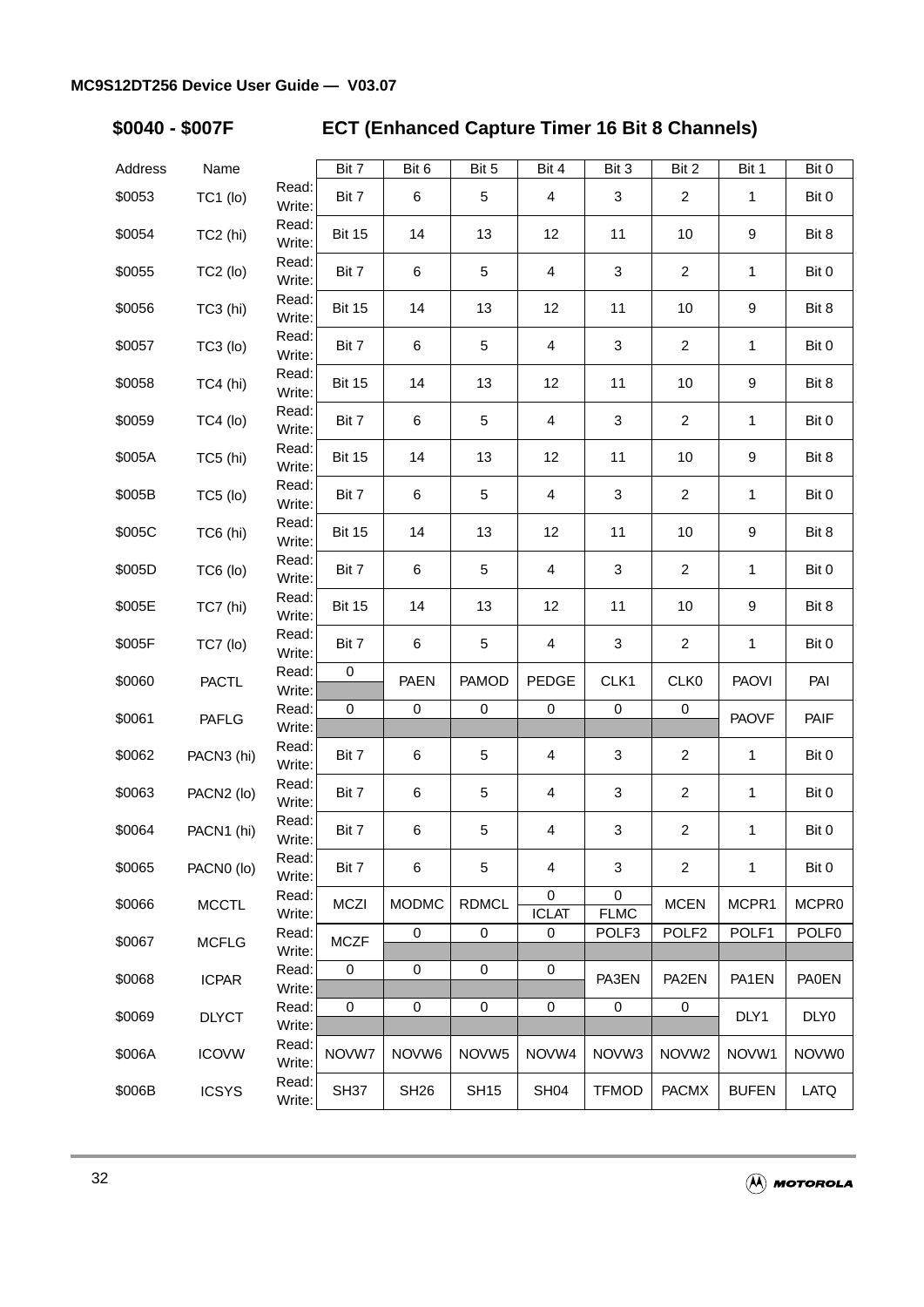## $0040 - $007F ECT (Enhanced Capture Timer 16 Bit 8 Channels)

| Address | Name | | Bit 7 | Bit 6 | Bit 5 | Bit 4 | Bit 3 | Bit 2 | Bit 1 | Bit 0 |
|---|---|---|---|---|---|---|---|---|---|---|
| $0053 | TC1 (lo) | Read: Write: | Bit 7 | 6 | 5 | 4 | 3 | 2 | 1 | Bit 0 |
| $0054 | TC2 (hi) | Read: Write: | Bit 15 | 14 | 13 | 12 | 11 | 10 | 9 | Bit 8 |
| $0055 | TC2 (lo) | Read: Write: | Bit 7 | 6 | 5 | 4 | 3 | 2 | 1 | Bit 0 |
| $0056 | TC3 (hi) | Read: Write: | Bit 15 | 14 | 13 | 12 | 11 | 10 | 9 | Bit 8 |
| $0057 | TC3 (lo) | Read: Write: | Bit 7 | 6 | 5 | 4 | 3 | 2 | 1 | Bit 0 |
| $0058 | TC4 (hi) | Read: Write: | Bit 15 | 14 | 13 | 12 | 11 | 10 | 9 | Bit 8 |
| $0059 | TC4 (lo) | Read: Write: | Bit 7 | 6 | 5 | 4 | 3 | 2 | 1 | Bit 0 |
| $005A | TC5 (hi) | Read: Write: | Bit 15 | 14 | 13 | 12 | 11 | 10 | 9 | Bit 8 |
| $005B | TC5 (lo) | Read: Write: | Bit 7 | 6 | 5 | 4 | 3 | 2 | 1 | Bit 0 |
| $005C | TC6 (hi) | Read: Write: | Bit 15 | 14 | 13 | 12 | 11 | 10 | 9 | Bit 8 |
| $005D | TC6 (lo) | Read: Write: | Bit 7 | 6 | 5 | 4 | 3 | 2 | 1 | Bit 0 |
| $005E | TC7 (hi) | Read: Write: | Bit 15 | 14 | 13 | 12 | 11 | 10 | 9 | Bit 8 |
| $005F | TC7 (lo) | Read: Write: | Bit 7 | 6 | 5 | 4 | 3 | 2 | 1 | Bit 0 |
| $0060 | PACTL | Read: | 0 | PAEN | PAMOD | PEDGE | CLK1 | CLK0 | PAOVI | PAI |
| | | Write: | | | | | | | | |
| $0061 | PAFLG | Read: | 0 | 0 | 0 | 0 | 0 | 0 | PAOVF | PAIF |
| | | Write: | | | | | | | | |
| $0062 | PACN3 (hi) | Read: Write: | Bit 7 | 6 | 5 | 4 | 3 | 2 | 1 | Bit 0 |
| $0063 | PACN2 (lo) | Read: Write: | Bit 7 | 6 | 5 | 4 | 3 | 2 | 1 | Bit 0 |
| $0064 | PACN1 (hi) | Read: Write: | Bit 7 | 6 | 5 | 4 | 3 | 2 | 1 | Bit 0 |
| $0065 | PACN0 (lo) | Read: Write: | Bit 7 | 6 | 5 | 4 | 3 | 2 | 1 | Bit 0 |
| $0066 | MCCTL | Read: | MCZI | MODMC | RDMCL | 0 | 0 | MCEN | MCPR1 | MCPR0 |
| | | Write: | | | | ICLAT | FLMC | | | |
| $0067 | MCFLG | Read: | MCZF | 0 | 0 | 0 | POLF3 | POLF2 | POLF1 | POLF0 |
| | | Write: | | | | | | | | |
| $0068 | ICPAR | Read: | 0 | 0 | 0 | 0 | PA3EN | PA2EN | PA1EN | PA0EN |
| | | Write: | | | | | | | | |
| $0069 | DLYCT | Read: | 0 | 0 | 0 | 0 | 0 | 0 | DLY1 | DLY0 |
| | | Write: | | | | | | | | |
| $006A | ICOVW | Read: Write: | NOVW7 | NOVW6 | NOVW5 | NOVW4 | NOVW3 | NOVW2 | NOVW1 | NOVW0 |
| $006B | ICSYS | Read: Write: | SH37 | SH26 | SH15 | SH04 | TFMOD | PACMX | BUFEN | LATQ |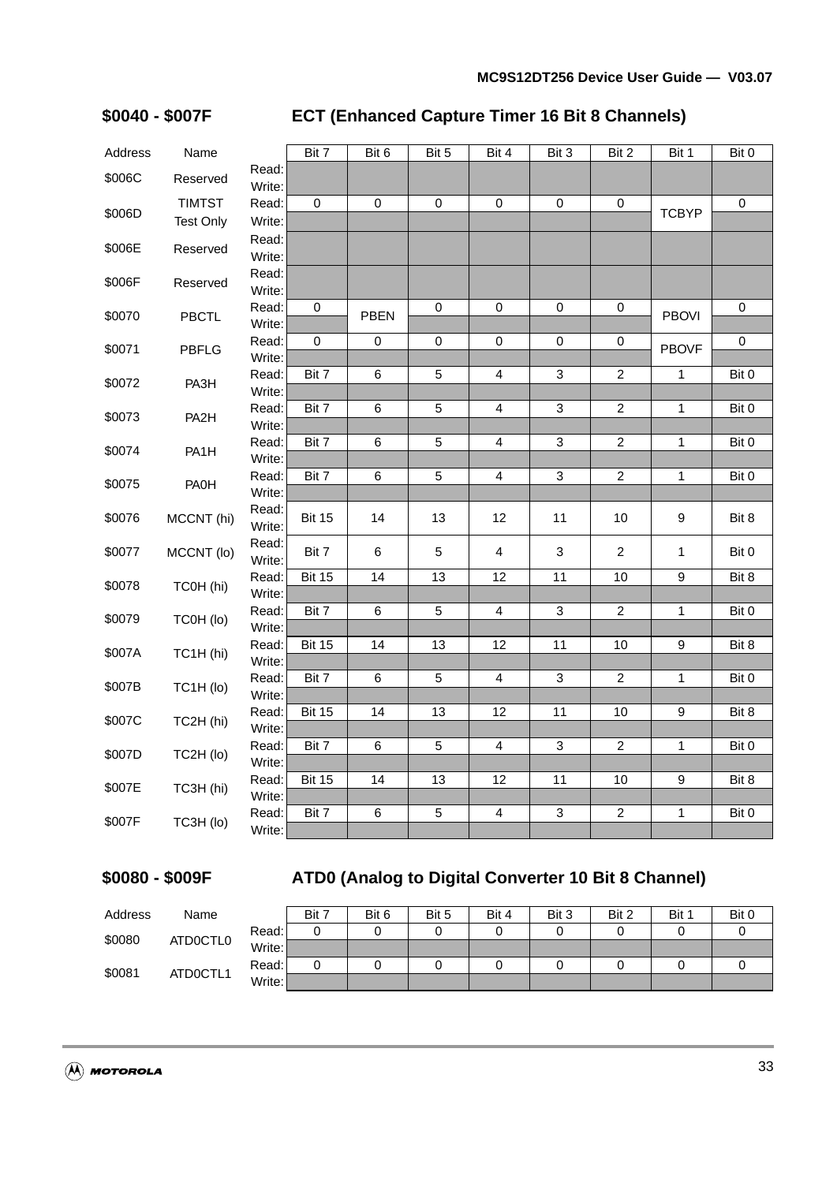## $0040 - $007F ECT (Enhanced Capture Timer 16 Bit 8 Channels)

| Address | Name | | Bit 7 | Bit 6 | Bit 5 | Bit 4 | Bit 3 | Bit 2 | Bit 1 | Bit 0 |
|---|---|---|---|---|---|---|---|---|---|---|
| $006C | Reserved | Read: | | | | | | | | |
| | | Write: | | | | | | | | |
| $006D | TIMTST Test Only | Read: | 0 | 0 | 0 | 0 | 0 | 0 | TCBYP | 0 |
| | | Write: | | | | | | | | |
| $006E | Reserved | Read: | | | | | | | | |
| | | Write: | | | | | | | | |
| $006F | Reserved | Read: | | | | | | | | |
| | | Write: | | | | | | | | |
| $0070 | PBCTL | Read: | 0 | PBEN | 0 | 0 | 0 | 0 | PBOVI | 0 |
| | | Write: | | | | | | | | |
| $0071 | PBFLG | Read: | 0 | 0 | 0 | 0 | 0 | 0 | PBOVF | 0 |
| | | Write: | | | | | | | | |
| $0072 | PA3H | Read: | Bit 7 | 6 | 5 | 4 | 3 | 2 | 1 | Bit 0 |
| | | Write: | | | | | | | | |
| $0073 | PA2H | Read: | Bit 7 | 6 | 5 | 4 | 3 | 2 | 1 | Bit 0 |
| | | Write: | | | | | | | | |
| $0074 | PA1H | Read: | Bit 7 | 6 | 5 | 4 | 3 | 2 | 1 | Bit 0 |
| | | Write: | | | | | | | | |
| $0075 | PA0H | Read: | Bit 7 | 6 | 5 | 4 | 3 | 2 | 1 | Bit 0 |
| | | Write: | | | | | | | | |
| $0076 | MCCNT (hi) | Read: / Write: | Bit 15 | 14 | 13 | 12 | 11 | 10 | 9 | Bit 8 |
| $0077 | MCCNT (lo) | Read: / Write: | Bit 7 | 6 | 5 | 4 | 3 | 2 | 1 | Bit 0 |
| $0078 | TC0H (hi) | Read: | Bit 15 | 14 | 13 | 12 | 11 | 10 | 9 | Bit 8 |
| | | Write: | | | | | | | | |
| $0079 | TC0H (lo) | Read: | Bit 7 | 6 | 5 | 4 | 3 | 2 | 1 | Bit 0 |
| | | Write: | | | | | | | | |
| $007A | TC1H (hi) | Read: | Bit 15 | 14 | 13 | 12 | 11 | 10 | 9 | Bit 8 |
| | | Write: | | | | | | | | |
| $007B | TC1H (lo) | Read: | Bit 7 | 6 | 5 | 4 | 3 | 2 | 1 | Bit 0 |
| | | Write: | | | | | | | | |
| $007C | TC2H (hi) | Read: | Bit 15 | 14 | 13 | 12 | 11 | 10 | 9 | Bit 8 |
| | | Write: | | | | | | | | |
| $007D | TC2H (lo) | Read: | Bit 7 | 6 | 5 | 4 | 3 | 2 | 1 | Bit 0 |
| | | Write: | | | | | | | | |
| $007E | TC3H (hi) | Read: | Bit 15 | 14 | 13 | 12 | 11 | 10 | 9 | Bit 8 |
| | | Write: | | | | | | | | |
| $007F | TC3H (lo) | Read: | Bit 7 | 6 | 5 | 4 | 3 | 2 | 1 | Bit 0 |
| | | Write: | | | | | | | | |

## $0080 - $009F ATD0 (Analog to Digital Converter 10 Bit 8 Channel)

| Address | Name | | Bit 7 | Bit 6 | Bit 5 | Bit 4 | Bit 3 | Bit 2 | Bit 1 | Bit 0 |
|---|---|---|---|---|---|---|---|---|---|---|
| $0080 | ATD0CTL0 | Read: | 0 | 0 | 0 | 0 | 0 | 0 | 0 | 0 |
| | | Write: | | | | | | | | |
| $0081 | ATD0CTL1 | Read: | 0 | 0 | 0 | 0 | 0 | 0 | 0 | 0 |
| | | Write: | | | | | | | | |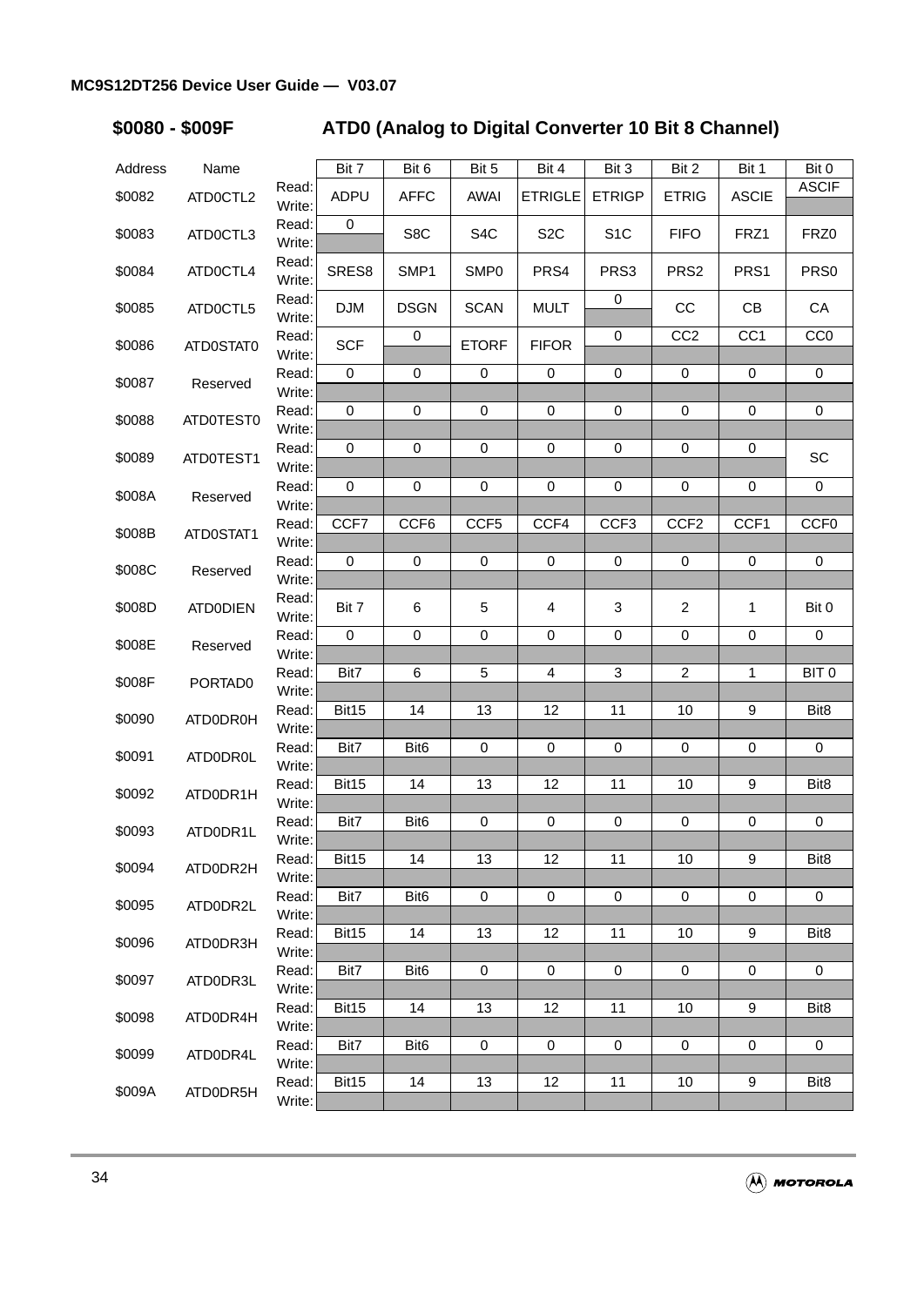## \$0080 - \$009F ATD0 (Analog to Digital Converter 10 Bit 8 Channel)

| Address | Name | | Bit 7 | Bit 6 | Bit 5 | Bit 4 | Bit 3 | Bit 2 | Bit 1 | Bit 0 |
|---|---|---|---|---|---|---|---|---|---|---|
| \$0082 | ATD0CTL2 | Read: | ADPU | AFFC | AWAI | ETRIGLE | ETRIGP | ETRIG | ASCIE | ASCIF |
| | | Write: | | | | | | | | |
| \$0083 | ATD0CTL3 | Read: | 0 | S8C | S4C | S2C | S1C | FIFO | FRZ1 | FRZ0 |
| | | Write: | | | | | | | | |
| \$0084 | ATD0CTL4 | Read: | SRES8 | SMP1 | SMP0 | PRS4 | PRS3 | PRS2 | PRS1 | PRS0 |
| | | Write: | | | | | | | | |
| \$0085 | ATD0CTL5 | Read: | DJM | DSGN | SCAN | MULT | 0 | CC | CB | CA |
| | | Write: | | | | | | | | |
| \$0086 | ATD0STAT0 | Read: | SCF | 0 | ETORF | FIFOR | 0 | CC2 | CC1 | CC0 |
| | | Write: | | | | | | | | |
| \$0087 | Reserved | Read: | 0 | 0 | 0 | 0 | 0 | 0 | 0 | 0 |
| | | Write: | | | | | | | | |
| \$0088 | ATD0TEST0 | Read: | 0 | 0 | 0 | 0 | 0 | 0 | 0 | 0 |
| | | Write: | | | | | | | | |
| \$0089 | ATD0TEST1 | Read: | 0 | 0 | 0 | 0 | 0 | 0 | 0 | SC |
| | | Write: | | | | | | | | |
| \$008A | Reserved | Read: | 0 | 0 | 0 | 0 | 0 | 0 | 0 | 0 |
| | | Write: | | | | | | | | |
| \$008B | ATD0STAT1 | Read: | CCF7 | CCF6 | CCF5 | CCF4 | CCF3 | CCF2 | CCF1 | CCF0 |
| | | Write: | | | | | | | | |
| \$008C | Reserved | Read: | 0 | 0 | 0 | 0 | 0 | 0 | 0 | 0 |
| | | Write: | | | | | | | | |
| \$008D | ATD0DIEN | Read: | Bit 7 | 6 | 5 | 4 | 3 | 2 | 1 | Bit 0 |
| | | Write: | | | | | | | | |
| \$008E | Reserved | Read: | 0 | 0 | 0 | 0 | 0 | 0 | 0 | 0 |
| | | Write: | | | | | | | | |
| \$008F | PORTAD0 | Read: | Bit7 | 6 | 5 | 4 | 3 | 2 | 1 | BIT 0 |
| | | Write: | | | | | | | | |
| \$0090 | ATD0DR0H | Read: | Bit15 | 14 | 13 | 12 | 11 | 10 | 9 | Bit8 |
| | | Write: | | | | | | | | |
| \$0091 | ATD0DR0L | Read: | Bit7 | Bit6 | 0 | 0 | 0 | 0 | 0 | 0 |
| | | Write: | | | | | | | | |
| \$0092 | ATD0DR1H | Read: | Bit15 | 14 | 13 | 12 | 11 | 10 | 9 | Bit8 |
| | | Write: | | | | | | | | |
| \$0093 | ATD0DR1L | Read: | Bit7 | Bit6 | 0 | 0 | 0 | 0 | 0 | 0 |
| | | Write: | | | | | | | | |
| \$0094 | ATD0DR2H | Read: | Bit15 | 14 | 13 | 12 | 11 | 10 | 9 | Bit8 |
| | | Write: | | | | | | | | |
| \$0095 | ATD0DR2L | Read: | Bit7 | Bit6 | 0 | 0 | 0 | 0 | 0 | 0 |
| | | Write: | | | | | | | | |
| \$0096 | ATD0DR3H | Read: | Bit15 | 14 | 13 | 12 | 11 | 10 | 9 | Bit8 |
| | | Write: | | | | | | | | |
| \$0097 | ATD0DR3L | Read: | Bit7 | Bit6 | 0 | 0 | 0 | 0 | 0 | 0 |
| | | Write: | | | | | | | | |
| \$0098 | ATD0DR4H | Read: | Bit15 | 14 | 13 | 12 | 11 | 10 | 9 | Bit8 |
| | | Write: | | | | | | | | |
| \$0099 | ATD0DR4L | Read: | Bit7 | Bit6 | 0 | 0 | 0 | 0 | 0 | 0 |
| | | Write: | | | | | | | | |
| \$009A | ATD0DR5H | Read: | Bit15 | 14 | 13 | 12 | 11 | 10 | 9 | Bit8 |
| | | Write: | | | | | | | | |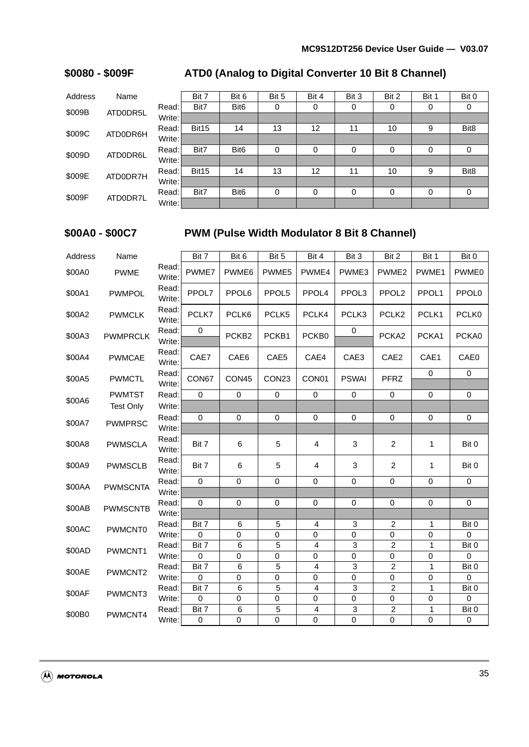## $0080 - $009F ATD0 (Analog to Digital Converter 10 Bit 8 Channel)

| Address | Name | | Bit 7 | Bit 6 | Bit 5 | Bit 4 | Bit 3 | Bit 2 | Bit 1 | Bit 0 |
|---|---|---|---|---|---|---|---|---|---|---|
| $009B | ATD0DR5L | Read: | Bit7 | Bit6 | 0 | 0 | 0 | 0 | 0 | 0 |
| | | Write: | | | | | | | | |
| $009C | ATD0DR6H | Read: | Bit15 | 14 | 13 | 12 | 11 | 10 | 9 | Bit8 |
| | | Write: | | | | | | | | |
| $009D | ATD0DR6L | Read: | Bit7 | Bit6 | 0 | 0 | 0 | 0 | 0 | 0 |
| | | Write: | | | | | | | | |
| $009E | ATD0DR7H | Read: | Bit15 | 14 | 13 | 12 | 11 | 10 | 9 | Bit8 |
| | | Write: | | | | | | | | |
| $009F | ATD0DR7L | Read: | Bit7 | Bit6 | 0 | 0 | 0 | 0 | 0 | 0 |
| | | Write: | | | | | | | | |

## $00A0 - $00C7 PWM (Pulse Width Modulator 8 Bit 8 Channel)

| Address | Name | | Bit 7 | Bit 6 | Bit 5 | Bit 4 | Bit 3 | Bit 2 | Bit 1 | Bit 0 |
|---|---|---|---|---|---|---|---|---|---|---|
| $00A0 | PWME | Read:<br>Write: | PWME7 | PWME6 | PWME5 | PWME4 | PWME3 | PWME2 | PWME1 | PWME0 |
| $00A1 | PWMPOL | Read:<br>Write: | PPOL7 | PPOL6 | PPOL5 | PPOL4 | PPOL3 | PPOL2 | PPOL1 | PPOL0 |
| $00A2 | PWMCLK | Read:<br>Write: | PCLK7 | PCLK6 | PCLK5 | PCLK4 | PCLK3 | PCLK2 | PCLK1 | PCLK0 |
| $00A3 | PWMPRCLK | Read: | 0 | PCKB2 | PCKB1 | PCKB0 | 0 | PCKA2 | PCKA1 | PCKA0 |
| | | Write: | | | | | | | | |
| $00A4 | PWMCAE | Read:<br>Write: | CAE7 | CAE6 | CAE5 | CAE4 | CAE3 | CAE2 | CAE1 | CAE0 |
| $00A5 | PWMCTL | Read: | CON67 | CON45 | CON23 | CON01 | PSWAI | PFRZ | 0 | 0 |
| | | Write: | | | | | | | | |
| $00A6 | PWMTST<br>Test Only | Read: | 0 | 0 | 0 | 0 | 0 | 0 | 0 | 0 |
| | | Write: | | | | | | | | |
| $00A7 | PWMPRSC | Read: | 0 | 0 | 0 | 0 | 0 | 0 | 0 | 0 |
| | | Write: | | | | | | | | |
| $00A8 | PWMSCLA | Read:<br>Write: | Bit 7 | 6 | 5 | 4 | 3 | 2 | 1 | Bit 0 |
| $00A9 | PWMSCLB | Read:<br>Write: | Bit 7 | 6 | 5 | 4 | 3 | 2 | 1 | Bit 0 |
| $00AA | PWMSCNTA | Read: | 0 | 0 | 0 | 0 | 0 | 0 | 0 | 0 |
| | | Write: | | | | | | | | |
| $00AB | PWMSCNTB | Read: | 0 | 0 | 0 | 0 | 0 | 0 | 0 | 0 |
| | | Write: | | | | | | | | |
| $00AC | PWMCNT0 | Read: | Bit 7 | 6 | 5 | 4 | 3 | 2 | 1 | Bit 0 |
| | | Write: | 0 | 0 | 0 | 0 | 0 | 0 | 0 | 0 |
| $00AD | PWMCNT1 | Read: | Bit 7 | 6 | 5 | 4 | 3 | 2 | 1 | Bit 0 |
| | | Write: | 0 | 0 | 0 | 0 | 0 | 0 | 0 | 0 |
| $00AE | PWMCNT2 | Read: | Bit 7 | 6 | 5 | 4 | 3 | 2 | 1 | Bit 0 |
| | | Write: | 0 | 0 | 0 | 0 | 0 | 0 | 0 | 0 |
| $00AF | PWMCNT3 | Read: | Bit 7 | 6 | 5 | 4 | 3 | 2 | 1 | Bit 0 |
| | | Write: | 0 | 0 | 0 | 0 | 0 | 0 | 0 | 0 |
| $00B0 | PWMCNT4 | Read: | Bit 7 | 6 | 5 | 4 | 3 | 2 | 1 | Bit 0 |
| | | Write: | 0 | 0 | 0 | 0 | 0 | 0 | 0 | 0 |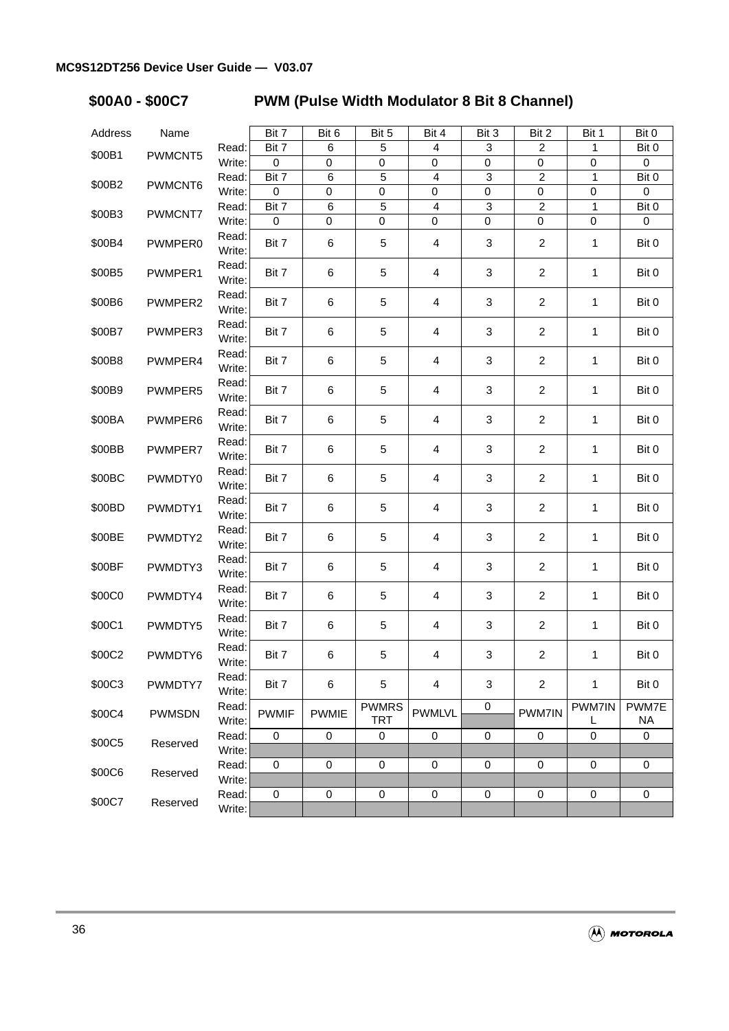## $00A0 - $00C7 PWM (Pulse Width Modulator 8 Bit 8 Channel)

| Address | Name | | Bit 7 | Bit 6 | Bit 5 | Bit 4 | Bit 3 | Bit 2 | Bit 1 | Bit 0 |
|---|---|---|---|---|---|---|---|---|---|---|
| $00B1 | PWMCNT5 | Read: | Bit 7 | 6 | 5 | 4 | 3 | 2 | 1 | Bit 0 |
| | | Write: | 0 | 0 | 0 | 0 | 0 | 0 | 0 | 0 |
| $00B2 | PWMCNT6 | Read: | Bit 7 | 6 | 5 | 4 | 3 | 2 | 1 | Bit 0 |
| | | Write: | 0 | 0 | 0 | 0 | 0 | 0 | 0 | 0 |
| $00B3 | PWMCNT7 | Read: | Bit 7 | 6 | 5 | 4 | 3 | 2 | 1 | Bit 0 |
| | | Write: | 0 | 0 | 0 | 0 | 0 | 0 | 0 | 0 |
| $00B4 | PWMPER0 | Read: Write: | Bit 7 | 6 | 5 | 4 | 3 | 2 | 1 | Bit 0 |
| $00B5 | PWMPER1 | Read: Write: | Bit 7 | 6 | 5 | 4 | 3 | 2 | 1 | Bit 0 |
| $00B6 | PWMPER2 | Read: Write: | Bit 7 | 6 | 5 | 4 | 3 | 2 | 1 | Bit 0 |
| $00B7 | PWMPER3 | Read: Write: | Bit 7 | 6 | 5 | 4 | 3 | 2 | 1 | Bit 0 |
| $00B8 | PWMPER4 | Read: Write: | Bit 7 | 6 | 5 | 4 | 3 | 2 | 1 | Bit 0 |
| $00B9 | PWMPER5 | Read: Write: | Bit 7 | 6 | 5 | 4 | 3 | 2 | 1 | Bit 0 |
| $00BA | PWMPER6 | Read: Write: | Bit 7 | 6 | 5 | 4 | 3 | 2 | 1 | Bit 0 |
| $00BB | PWMPER7 | Read: Write: | Bit 7 | 6 | 5 | 4 | 3 | 2 | 1 | Bit 0 |
| $00BC | PWMDTY0 | Read: Write: | Bit 7 | 6 | 5 | 4 | 3 | 2 | 1 | Bit 0 |
| $00BD | PWMDTY1 | Read: Write: | Bit 7 | 6 | 5 | 4 | 3 | 2 | 1 | Bit 0 |
| $00BE | PWMDTY2 | Read: Write: | Bit 7 | 6 | 5 | 4 | 3 | 2 | 1 | Bit 0 |
| $00BF | PWMDTY3 | Read: Write: | Bit 7 | 6 | 5 | 4 | 3 | 2 | 1 | Bit 0 |
| $00C0 | PWMDTY4 | Read: Write: | Bit 7 | 6 | 5 | 4 | 3 | 2 | 1 | Bit 0 |
| $00C1 | PWMDTY5 | Read: Write: | Bit 7 | 6 | 5 | 4 | 3 | 2 | 1 | Bit 0 |
| $00C2 | PWMDTY6 | Read: Write: | Bit 7 | 6 | 5 | 4 | 3 | 2 | 1 | Bit 0 |
| $00C3 | PWMDTY7 | Read: Write: | Bit 7 | 6 | 5 | 4 | 3 | 2 | 1 | Bit 0 |
| $00C4 | PWMSDN | Read: | PWMIF | PWMIE | PWMRSTRT | PWMLVL | 0 | PWM7IN | PWM7INL | PWM7ENA |
| | | Write: | | | | | | | | |
| $00C5 | Reserved | Read: | 0 | 0 | 0 | 0 | 0 | 0 | 0 | 0 |
| | | Write: | | | | | | | | |
| $00C6 | Reserved | Read: | 0 | 0 | 0 | 0 | 0 | 0 | 0 | 0 |
| | | Write: | | | | | | | | |
| $00C7 | Reserved | Read: | 0 | 0 | 0 | 0 | 0 | 0 | 0 | 0 |
| | | Write: | | | | | | | | |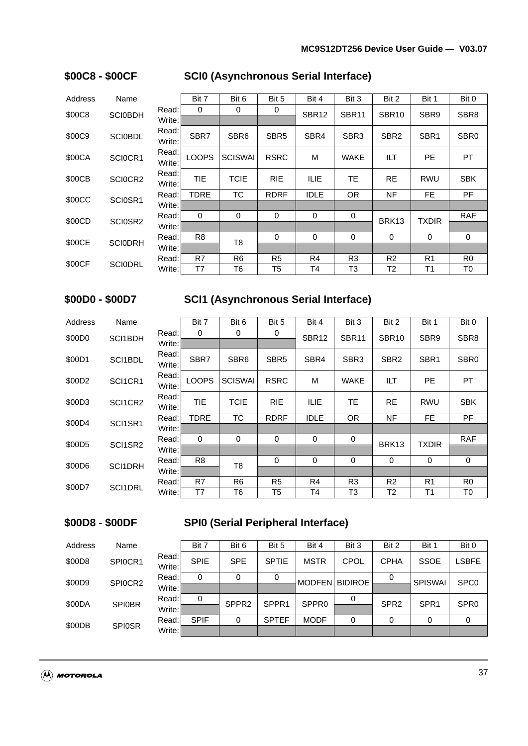## $00C8 - $00CF SCI0 (Asynchronous Serial Interface)

| Address | Name | | Bit 7 | Bit 6 | Bit 5 | Bit 4 | Bit 3 | Bit 2 | Bit 1 | Bit 0 |
|---|---|---|---|---|---|---|---|---|---|---|
| $00C8 | SCI0BDH | Read: | 0 | 0 | 0 | SBR12 | SBR11 | SBR10 | SBR9 | SBR8 |
| | | Write: | | | | | | | | |
| $00C9 | SCI0BDL | Read:<br>Write: | SBR7 | SBR6 | SBR5 | SBR4 | SBR3 | SBR2 | SBR1 | SBR0 |
| $00CA | SCI0CR1 | Read:<br>Write: | LOOPS | SCISWAI | RSRC | M | WAKE | ILT | PE | PT |
| $00CB | SCI0CR2 | Read:<br>Write: | TIE | TCIE | RIE | ILIE | TE | RE | RWU | SBK |
| $00CC | SCI0SR1 | Read: | TDRE | TC | RDRF | IDLE | OR | NF | FE | PF |
| | | Write: | | | | | | | | |
| $00CD | SCI0SR2 | Read: | 0 | 0 | 0 | 0 | 0 | BRK13 | TXDIR | RAF |
| | | Write: | | | | | | | | |
| $00CE | SCI0DRH | Read: | R8 | T8 | 0 | 0 | 0 | 0 | 0 | 0 |
| | | Write: | | | | | | | | |
| $00CF | SCI0DRL | Read: | R7 | R6 | R5 | R4 | R3 | R2 | R1 | R0 |
| | | Write: | T7 | T6 | T5 | T4 | T3 | T2 | T1 | T0 |

## $00D0 - $00D7 SCI1 (Asynchronous Serial Interface)

| Address | Name | | Bit 7 | Bit 6 | Bit 5 | Bit 4 | Bit 3 | Bit 2 | Bit 1 | Bit 0 |
|---|---|---|---|---|---|---|---|---|---|---|
| $00D0 | SCI1BDH | Read: | 0 | 0 | 0 | SBR12 | SBR11 | SBR10 | SBR9 | SBR8 |
| | | Write: | | | | | | | | |
| $00D1 | SCI1BDL | Read:<br>Write: | SBR7 | SBR6 | SBR5 | SBR4 | SBR3 | SBR2 | SBR1 | SBR0 |
| $00D2 | SCI1CR1 | Read:<br>Write: | LOOPS | SCISWAI | RSRC | M | WAKE | ILT | PE | PT |
| $00D3 | SCI1CR2 | Read:<br>Write: | TIE | TCIE | RIE | ILIE | TE | RE | RWU | SBK |
| $00D4 | SCI1SR1 | Read: | TDRE | TC | RDRF | IDLE | OR | NF | FE | PF |
| | | Write: | | | | | | | | |
| $00D5 | SCI1SR2 | Read: | 0 | 0 | 0 | 0 | 0 | BRK13 | TXDIR | RAF |
| | | Write: | | | | | | | | |
| $00D6 | SCI1DRH | Read: | R8 | T8 | 0 | 0 | 0 | 0 | 0 | 0 |
| | | Write: | | | | | | | | |
| $00D7 | SCI1DRL | Read: | R7 | R6 | R5 | R4 | R3 | R2 | R1 | R0 |
| | | Write: | T7 | T6 | T5 | T4 | T3 | T2 | T1 | T0 |

## $00D8 - $00DF SPI0 (Serial Peripheral Interface)

| Address | Name | | Bit 7 | Bit 6 | Bit 5 | Bit 4 | Bit 3 | Bit 2 | Bit 1 | Bit 0 |
|---|---|---|---|---|---|---|---|---|---|---|
| $00D8 | SPI0CR1 | Read:<br>Write: | SPIE | SPE | SPTIE | MSTR | CPOL | CPHA | SSOE | LSBFE |
| $00D9 | SPI0CR2 | Read: | 0 | 0 | 0 | MODFEN | BIDIROE | 0 | SPISWAI | SPC0 |
| | | Write: | | | | | | | | |
| $00DA | SPI0BR | Read: | 0 | SPPR2 | SPPR1 | SPPR0 | 0 | SPR2 | SPR1 | SPR0 |
| | | Write: | | | | | | | | |
| $00DB | SPI0SR | Read: | SPIF | 0 | SPTEF | MODF | 0 | 0 | 0 | 0 |
| | | Write: | | | | | | | | |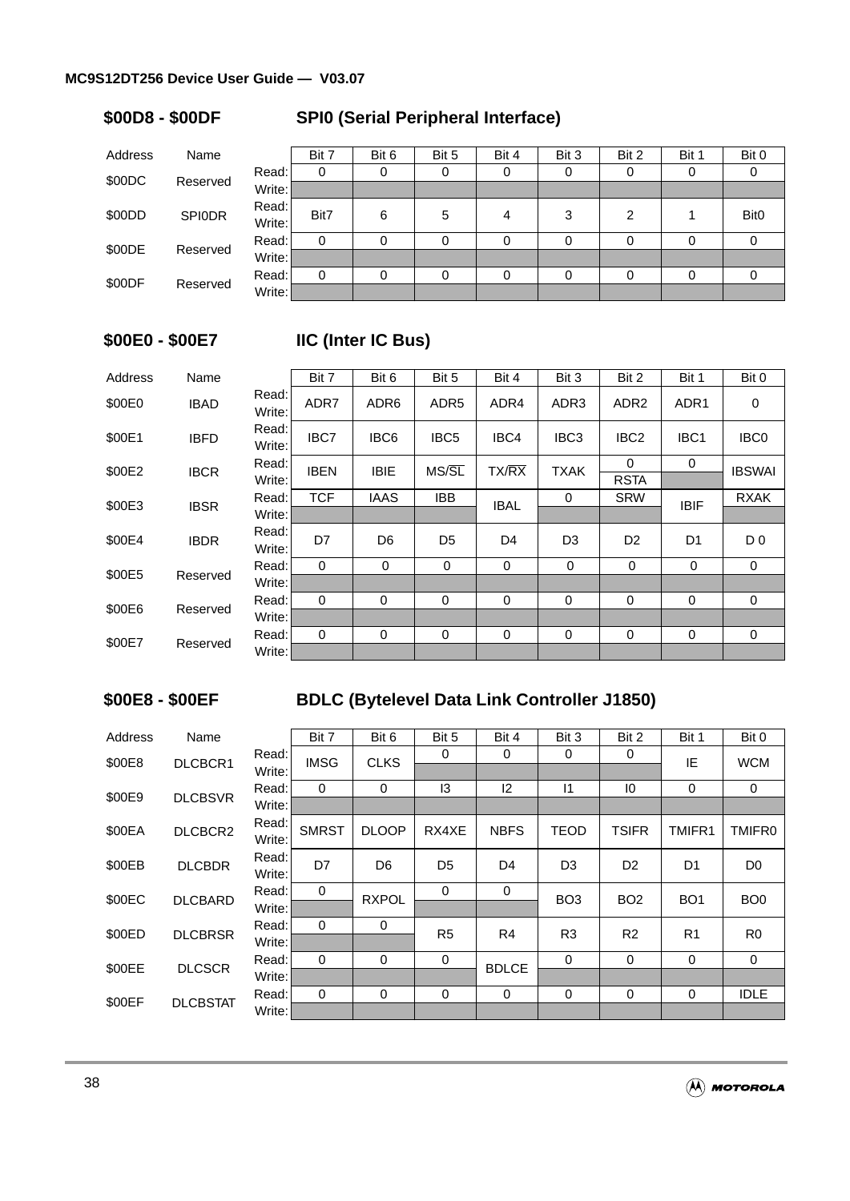### $00D8 - $00DF SPI0 (Serial Peripheral Interface)

| Address | Name | | Bit 7 | Bit 6 | Bit 5 | Bit 4 | Bit 3 | Bit 2 | Bit 1 | Bit 0 |
|---|---|---|---|---|---|---|---|---|---|---|
| $00DC | Reserved | Read: | 0 | 0 | 0 | 0 | 0 | 0 | 0 | 0 |
| | | Write: | | | | | | | | |
| $00DD | SPI0DR | Read:<br>Write: | Bit7 | 6 | 5 | 4 | 3 | 2 | 1 | Bit0 |
| $00DE | Reserved | Read: | 0 | 0 | 0 | 0 | 0 | 0 | 0 | 0 |
| | | Write: | | | | | | | | |
| $00DF | Reserved | Read: | 0 | 0 | 0 | 0 | 0 | 0 | 0 | 0 |
| | | Write: | | | | | | | | |

### $00E0 - $00E7 IIC (Inter IC Bus)

| Address | Name | | Bit 7 | Bit 6 | Bit 5 | Bit 4 | Bit 3 | Bit 2 | Bit 1 | Bit 0 |
|---|---|---|---|---|---|---|---|---|---|---|
| $00E0 | IBAD | Read:<br>Write: | ADR7 | ADR6 | ADR5 | ADR4 | ADR3 | ADR2 | ADR1 | 0 |
| $00E1 | IBFD | Read:<br>Write: | IBC7 | IBC6 | IBC5 | IBC4 | IBC3 | IBC2 | IBC1 | IBC0 |
| $00E2 | IBCR | Read: | IBEN | IBIE | MS/$\overline{SL}$ | TX/$\overline{RX}$ | TXAK | 0 | 0 | IBSWAI |
| | | Write: | | | | | | RSTA | | |
| $00E3 | IBSR | Read: | TCF | IAAS | IBB | IBAL | 0 | SRW | IBIF | RXAK |
| | | Write: | | | | | | | | |
| $00E4 | IBDR | Read:<br>Write: | D7 | D6 | D5 | D4 | D3 | D2 | D1 | D 0 |
| $00E5 | Reserved | Read: | 0 | 0 | 0 | 0 | 0 | 0 | 0 | 0 |
| | | Write: | | | | | | | | |
| $00E6 | Reserved | Read: | 0 | 0 | 0 | 0 | 0 | 0 | 0 | 0 |
| | | Write: | | | | | | | | |
| $00E7 | Reserved | Read: | 0 | 0 | 0 | 0 | 0 | 0 | 0 | 0 |
| | | Write: | | | | | | | | |

### $00E8 - $00EF BDLC (Bytelevel Data Link Controller J1850)

| Address | Name | | Bit 7 | Bit 6 | Bit 5 | Bit 4 | Bit 3 | Bit 2 | Bit 1 | Bit 0 |
|---|---|---|---|---|---|---|---|---|---|---|
| $00E8 | DLCBCR1 | Read: | IMSG | CLKS | 0 | 0 | 0 | 0 | IE | WCM |
| | | Write: | | | | | | | | |
| $00E9 | DLCBSVR | Read: | 0 | 0 | I3 | I2 | I1 | I0 | 0 | 0 |
| | | Write: | | | | | | | | |
| $00EA | DLCBCR2 | Read:<br>Write: | SMRST | DLOOP | RX4XE | NBFS | TEOD | TSIFR | TMIFR1 | TMIFR0 |
| $00EB | DLCBDR | Read:<br>Write: | D7 | D6 | D5 | D4 | D3 | D2 | D1 | D0 |
| $00EC | DLCBARD | Read: | 0 | RXPOL | 0 | 0 | BO3 | BO2 | BO1 | BO0 |
| | | Write: | | | | | | | | |
| $00ED | DLCBRSR | Read: | 0 | 0 | R5 | R4 | R3 | R2 | R1 | R0 |
| | | Write: | | | | | | | | |
| $00EE | DLCSCR | Read: | 0 | 0 | 0 | BDLCE | 0 | 0 | 0 | 0 |
| | | Write: | | | | | | | | |
| $00EF | DLCBSTAT | Read: | 0 | 0 | 0 | 0 | 0 | 0 | 0 | IDLE |
| | | Write: | | | | | | | | |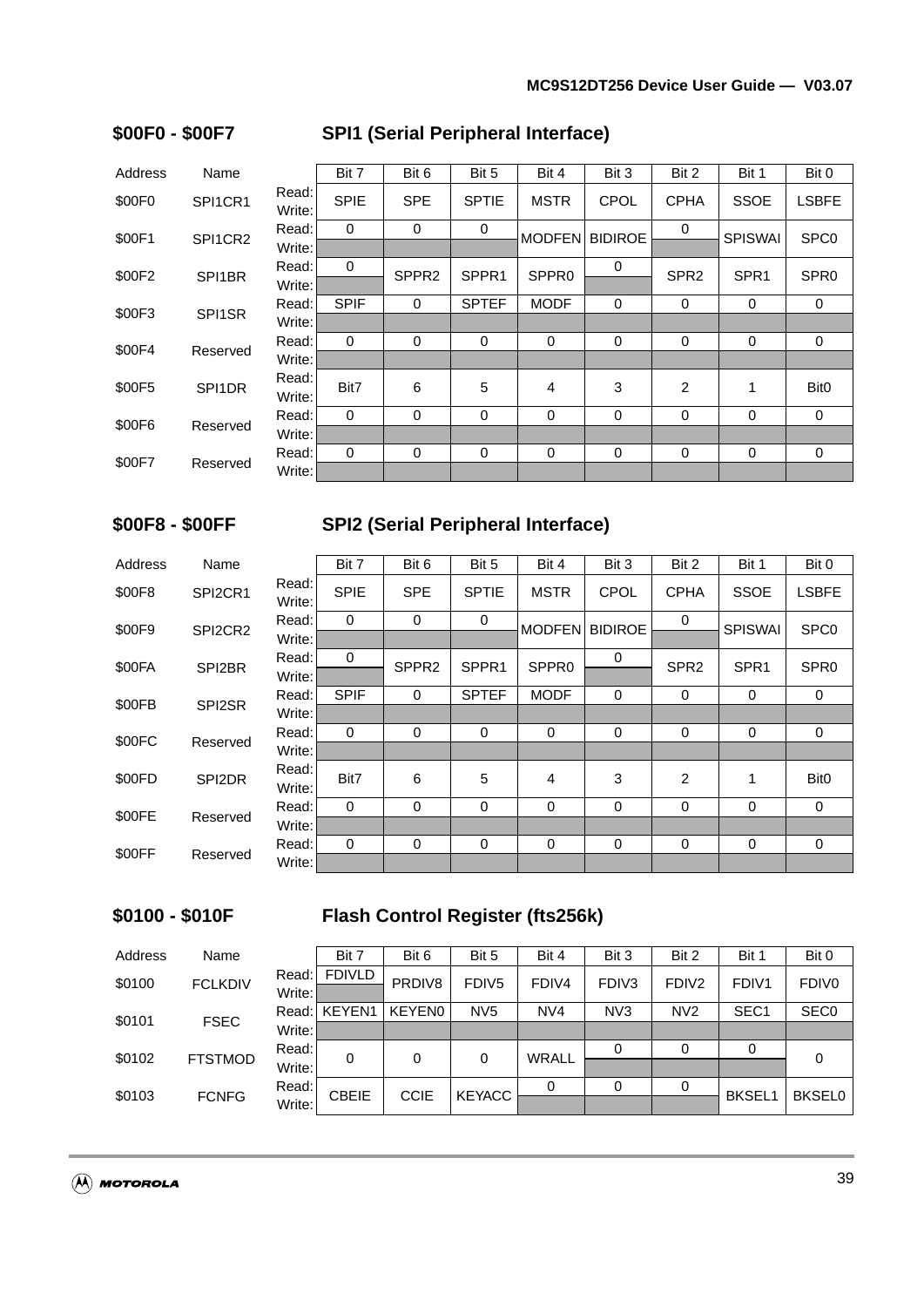## $00F0 - $00F7 SPI1 (Serial Peripheral Interface)

| Address | Name | | Bit 7 | Bit 6 | Bit 5 | Bit 4 | Bit 3 | Bit 2 | Bit 1 | Bit 0 |
|---|---|---|---|---|---|---|---|---|---|---|
| $00F0 | SPI1CR1 | Read: Write: | SPIE | SPE | SPTIE | MSTR | CPOL | CPHA | SSOE | LSBFE |
| $00F1 | SPI1CR2 | Read: | 0 | 0 | 0 | MODFEN | BIDIROE | 0 | SPISWAI | SPC0 |
| | | Write: | | | | | | | | |
| $00F2 | SPI1BR | Read: | 0 | SPPR2 | SPPR1 | SPPR0 | 0 | SPR2 | SPR1 | SPR0 |
| | | Write: | | | | | | | | |
| $00F3 | SPI1SR | Read: | SPIF | 0 | SPTEF | MODF | 0 | 0 | 0 | 0 |
| | | Write: | | | | | | | | |
| $00F4 | Reserved | Read: | 0 | 0 | 0 | 0 | 0 | 0 | 0 | 0 |
| | | Write: | | | | | | | | |
| $00F5 | SPI1DR | Read: Write: | Bit7 | 6 | 5 | 4 | 3 | 2 | 1 | Bit0 |
| $00F6 | Reserved | Read: | 0 | 0 | 0 | 0 | 0 | 0 | 0 | 0 |
| | | Write: | | | | | | | | |
| $00F7 | Reserved | Read: | 0 | 0 | 0 | 0 | 0 | 0 | 0 | 0 |
| | | Write: | | | | | | | | |

## $00F8 - $00FF SPI2 (Serial Peripheral Interface)

| Address | Name | | Bit 7 | Bit 6 | Bit 5 | Bit 4 | Bit 3 | Bit 2 | Bit 1 | Bit 0 |
|---|---|---|---|---|---|---|---|---|---|---|
| $00F8 | SPI2CR1 | Read: Write: | SPIE | SPE | SPTIE | MSTR | CPOL | CPHA | SSOE | LSBFE |
| $00F9 | SPI2CR2 | Read: | 0 | 0 | 0 | MODFEN | BIDIROE | 0 | SPISWAI | SPC0 |
| | | Write: | | | | | | | | |
| $00FA | SPI2BR | Read: | 0 | SPPR2 | SPPR1 | SPPR0 | 0 | SPR2 | SPR1 | SPR0 |
| | | Write: | | | | | | | | |
| $00FB | SPI2SR | Read: | SPIF | 0 | SPTEF | MODF | 0 | 0 | 0 | 0 |
| | | Write: | | | | | | | | |
| $00FC | Reserved | Read: | 0 | 0 | 0 | 0 | 0 | 0 | 0 | 0 |
| | | Write: | | | | | | | | |
| $00FD | SPI2DR | Read: Write: | Bit7 | 6 | 5 | 4 | 3 | 2 | 1 | Bit0 |
| $00FE | Reserved | Read: | 0 | 0 | 0 | 0 | 0 | 0 | 0 | 0 |
| | | Write: | | | | | | | | |
| $00FF | Reserved | Read: | 0 | 0 | 0 | 0 | 0 | 0 | 0 | 0 |
| | | Write: | | | | | | | | |

## $0100 - $010F Flash Control Register (fts256k)

| Address | Name | | Bit 7 | Bit 6 | Bit 5 | Bit 4 | Bit 3 | Bit 2 | Bit 1 | Bit 0 |
|---|---|---|---|---|---|---|---|---|---|---|
| $0100 | FCLKDIV | Read: | FDIVLD | PRDIV8 | FDIV5 | FDIV4 | FDIV3 | FDIV2 | FDIV1 | FDIV0 |
| | | Write: | | | | | | | | |
| $0101 | FSEC | Read: | KEYEN1 | KEYEN0 | NV5 | NV4 | NV3 | NV2 | SEC1 | SEC0 |
| | | Write: | | | | | | | | |
| $0102 | FTSTMOD | Read: | 0 | 0 | 0 | WRALL | 0 | 0 | 0 | 0 |
| | | Write: | | | | | | | | |
| $0103 | FCNFG | Read: | CBEIE | CCIE | KEYACC | 0 | 0 | 0 | BKSEL1 | BKSEL0 |
| | | Write: | | | | | | | | |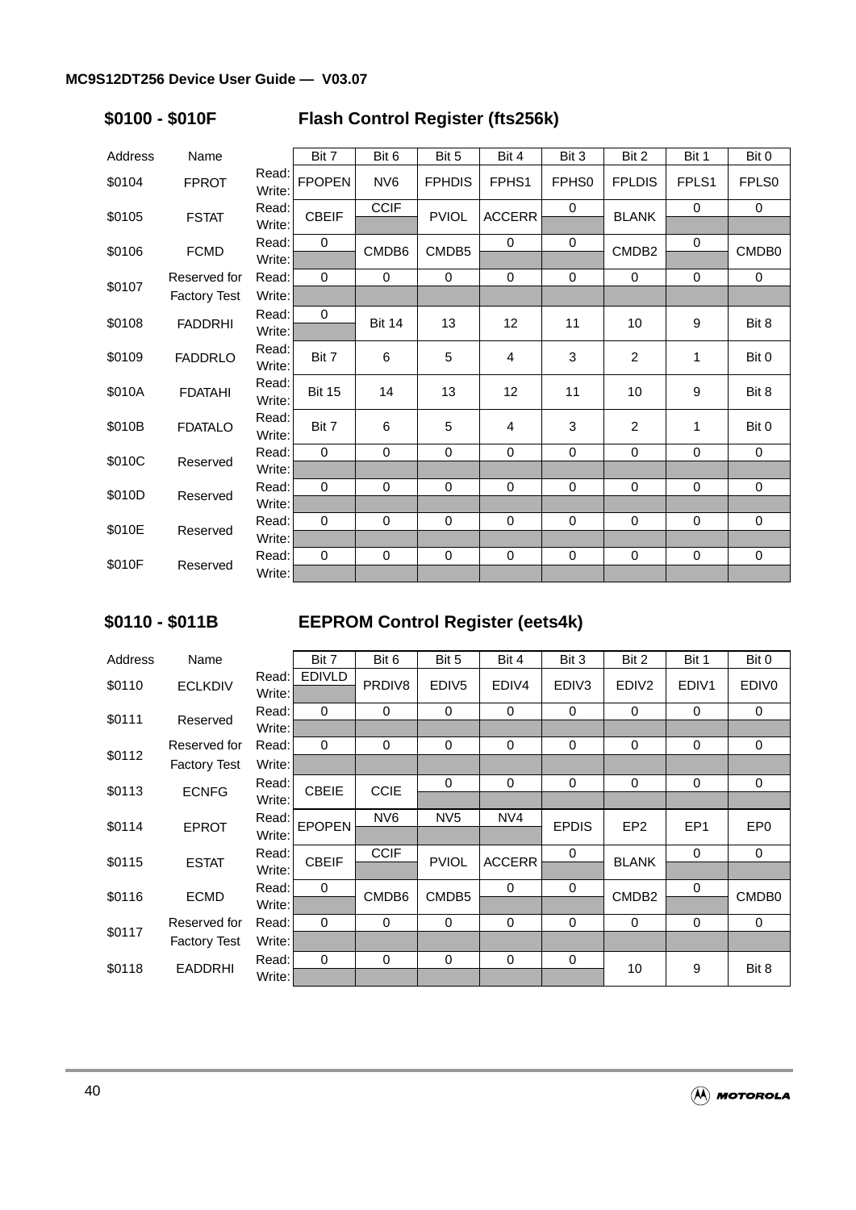### $0100 - $010F Flash Control Register (fts256k)

| Address | Name | | Bit 7 | Bit 6 | Bit 5 | Bit 4 | Bit 3 | Bit 2 | Bit 1 | Bit 0 |
|---|---|---|---|---|---|---|---|---|---|---|
| $0104 | FPROT | Read:<br>Write: | FPOPEN | NV6 | FPHDIS | FPHS1 | FPHS0 | FPLDIS | FPLS1 | FPLS0 |
| $0105 | FSTAT | Read: | CBEIF | CCIF | PVIOL | ACCERR | 0 | BLANK | 0 | 0 |
| | | Write: | | | | | | | | |
| $0106 | FCMD | Read: | 0 | CMDB6 | CMDB5 | 0 | 0 | CMDB2 | 0 | CMDB0 |
| | | Write: | | | | | | | | |
| $0107 | Reserved for Factory Test | Read: | 0 | 0 | 0 | 0 | 0 | 0 | 0 | 0 |
| | | Write: | | | | | | | | |
| $0108 | FADDRHI | Read: | 0 | Bit 14 | 13 | 12 | 11 | 10 | 9 | Bit 8 |
| | | Write: | | | | | | | | |
| $0109 | FADDRLO | Read:<br>Write: | Bit 7 | 6 | 5 | 4 | 3 | 2 | 1 | Bit 0 |
| $010A | FDATAHI | Read:<br>Write: | Bit 15 | 14 | 13 | 12 | 11 | 10 | 9 | Bit 8 |
| $010B | FDATALO | Read:<br>Write: | Bit 7 | 6 | 5 | 4 | 3 | 2 | 1 | Bit 0 |
| $010C | Reserved | Read: | 0 | 0 | 0 | 0 | 0 | 0 | 0 | 0 |
| | | Write: | | | | | | | | |
| $010D | Reserved | Read: | 0 | 0 | 0 | 0 | 0 | 0 | 0 | 0 |
| | | Write: | | | | | | | | |
| $010E | Reserved | Read: | 0 | 0 | 0 | 0 | 0 | 0 | 0 | 0 |
| | | Write: | | | | | | | | |
| $010F | Reserved | Read: | 0 | 0 | 0 | 0 | 0 | 0 | 0 | 0 |
| | | Write: | | | | | | | | |

### $0110 - $011B EEPROM Control Register (eets4k)

| Address | Name | | Bit 7 | Bit 6 | Bit 5 | Bit 4 | Bit 3 | Bit 2 | Bit 1 | Bit 0 |
|---|---|---|---|---|---|---|---|---|---|---|
| $0110 | ECLKDIV | Read: | EDIVLD | PRDIV8 | EDIV5 | EDIV4 | EDIV3 | EDIV2 | EDIV1 | EDIV0 |
| | | Write: | | | | | | | | |
| $0111 | Reserved | Read: | 0 | 0 | 0 | 0 | 0 | 0 | 0 | 0 |
| | | Write: | | | | | | | | |
| $0112 | Reserved for Factory Test | Read: | 0 | 0 | 0 | 0 | 0 | 0 | 0 | 0 |
| | | Write: | | | | | | | | |
| $0113 | ECNFG | Read: | CBEIE | CCIE | 0 | 0 | 0 | 0 | 0 | 0 |
| | | Write: | | | | | | | | |
| $0114 | EPROT | Read: | EPOPEN | NV6 | NV5 | NV4 | EPDIS | EP2 | EP1 | EP0 |
| | | Write: | | | | | | | | |
| $0115 | ESTAT | Read: | CBEIF | CCIF | PVIOL | ACCERR | 0 | BLANK | 0 | 0 |
| | | Write: | | | | | | | | |
| $0116 | ECMD | Read: | 0 | CMDB6 | CMDB5 | 0 | 0 | CMDB2 | 0 | CMDB0 |
| | | Write: | | | | | | | | |
| $0117 | Reserved for Factory Test | Read: | 0 | 0 | 0 | 0 | 0 | 0 | 0 | 0 |
| | | Write: | | | | | | | | |
| $0118 | EADDRHI | Read: | 0 | 0 | 0 | 0 | 0 | 10 | 9 | Bit 8 |
| | | Write: | | | | | | | | |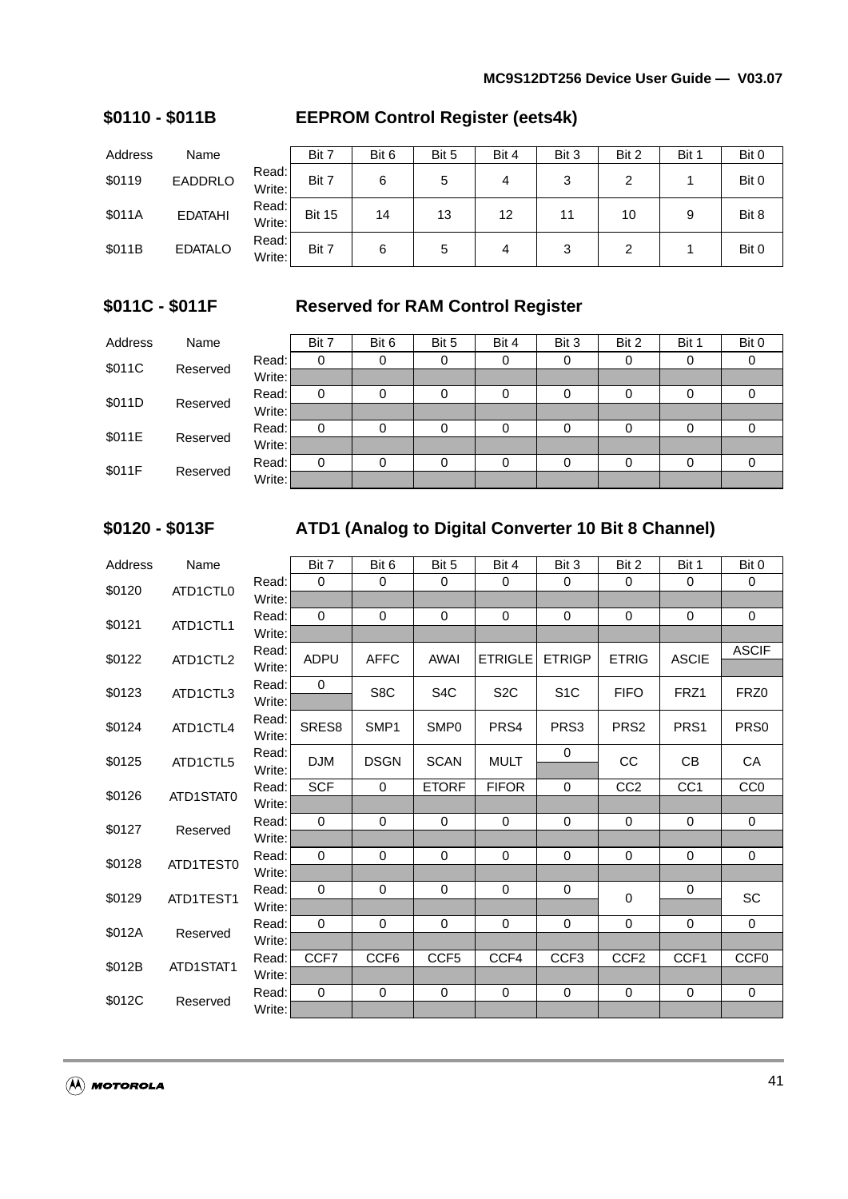## $0110 - $011B EEPROM Control Register (eets4k)

| Address | Name | | Bit 7 | Bit 6 | Bit 5 | Bit 4 | Bit 3 | Bit 2 | Bit 1 | Bit 0 |
|---|---|---|---|---|---|---|---|---|---|---|
| $0119 | EADDRLO | Read:<br>Write: | Bit 7 | 6 | 5 | 4 | 3 | 2 | 1 | Bit 0 |
| $011A | EDATAHI | Read:<br>Write: | Bit 15 | 14 | 13 | 12 | 11 | 10 | 9 | Bit 8 |
| $011B | EDATALO | Read:<br>Write: | Bit 7 | 6 | 5 | 4 | 3 | 2 | 1 | Bit 0 |

## $011C - $011F Reserved for RAM Control Register

| Address | Name | | Bit 7 | Bit 6 | Bit 5 | Bit 4 | Bit 3 | Bit 2 | Bit 1 | Bit 0 |
|---|---|---|---|---|---|---|---|---|---|---|
| $011C | Reserved | Read: | 0 | 0 | 0 | 0 | 0 | 0 | 0 | 0 |
| | | Write: | | | | | | | | |
| $011D | Reserved | Read: | 0 | 0 | 0 | 0 | 0 | 0 | 0 | 0 |
| | | Write: | | | | | | | | |
| $011E | Reserved | Read: | 0 | 0 | 0 | 0 | 0 | 0 | 0 | 0 |
| | | Write: | | | | | | | | |
| $011F | Reserved | Read: | 0 | 0 | 0 | 0 | 0 | 0 | 0 | 0 |
| | | Write: | | | | | | | | |

## $0120 - $013F ATD1 (Analog to Digital Converter 10 Bit 8 Channel)

| Address | Name | | Bit 7 | Bit 6 | Bit 5 | Bit 4 | Bit 3 | Bit 2 | Bit 1 | Bit 0 |
|---|---|---|---|---|---|---|---|---|---|---|
| $0120 | ATD1CTL0 | Read: | 0 | 0 | 0 | 0 | 0 | 0 | 0 | 0 |
| | | Write: | | | | | | | | |
| $0121 | ATD1CTL1 | Read: | 0 | 0 | 0 | 0 | 0 | 0 | 0 | 0 |
| | | Write: | | | | | | | | |
| $0122 | ATD1CTL2 | Read: | ADPU | AFFC | AWAI | ETRIGLE | ETRIGP | ETRIG | ASCIE | ASCIF |
| | | Write: | | | | | | | | |
| $0123 | ATD1CTL3 | Read: | 0 | S8C | S4C | S2C | S1C | FIFO | FRZ1 | FRZ0 |
| | | Write: | | | | | | | | |
| $0124 | ATD1CTL4 | Read:<br>Write: | SRES8 | SMP1 | SMP0 | PRS4 | PRS3 | PRS2 | PRS1 | PRS0 |
| $0125 | ATD1CTL5 | Read: | DJM | DSGN | SCAN | MULT | 0 | CC | CB | CA |
| | | Write: | | | | | | | | |
| $0126 | ATD1STAT0 | Read: | SCF | 0 | ETORF | FIFOR | 0 | CC2 | CC1 | CC0 |
| | | Write: | | | | | | | | |
| $0127 | Reserved | Read: | 0 | 0 | 0 | 0 | 0 | 0 | 0 | 0 |
| | | Write: | | | | | | | | |
| $0128 | ATD1TEST0 | Read: | 0 | 0 | 0 | 0 | 0 | 0 | 0 | 0 |
| | | Write: | | | | | | | | |
| $0129 | ATD1TEST1 | Read: | 0 | 0 | 0 | 0 | 0 | 0 | 0 | SC |
| | | Write: | | | | | | | | |
| $012A | Reserved | Read: | 0 | 0 | 0 | 0 | 0 | 0 | 0 | 0 |
| | | Write: | | | | | | | | |
| $012B | ATD1STAT1 | Read: | CCF7 | CCF6 | CCF5 | CCF4 | CCF3 | CCF2 | CCF1 | CCF0 |
| | | Write: | | | | | | | | |
| $012C | Reserved | Read: | 0 | 0 | 0 | 0 | 0 | 0 | 0 | 0 |
| | | Write: | | | | | | | | |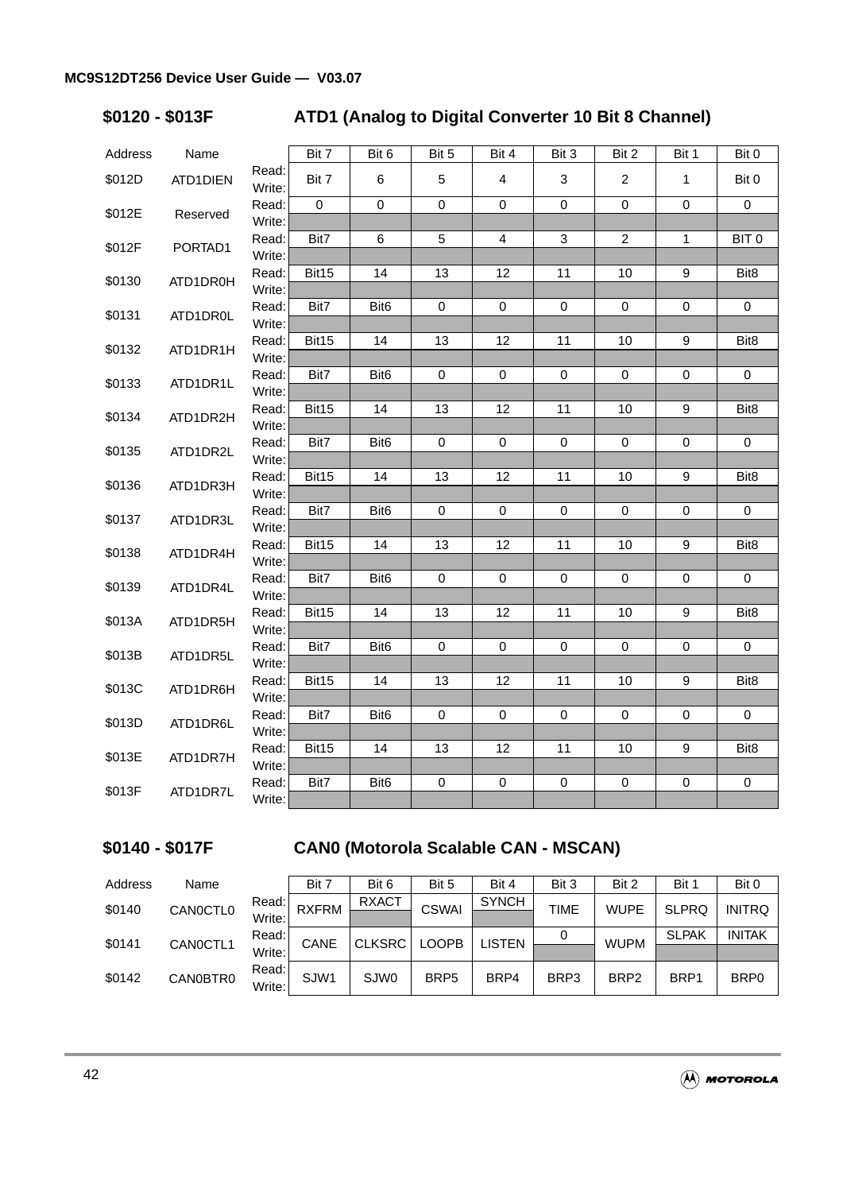## $0120 - $013F ATD1 (Analog to Digital Converter 10 Bit 8 Channel)

| Address | Name | | Bit 7 | Bit 6 | Bit 5 | Bit 4 | Bit 3 | Bit 2 | Bit 1 | Bit 0 |
|---|---|---|---|---|---|---|---|---|---|---|
| $012D | ATD1DIEN | Read:<br>Write: | Bit 7 | 6 | 5 | 4 | 3 | 2 | 1 | Bit 0 |
| $012E | Reserved | Read: | 0 | 0 | 0 | 0 | 0 | 0 | 0 | 0 |
| | | Write: | | | | | | | | |
| $012F | PORTAD1 | Read: | Bit7 | 6 | 5 | 4 | 3 | 2 | 1 | BIT 0 |
| | | Write: | | | | | | | | |
| $0130 | ATD1DR0H | Read: | Bit15 | 14 | 13 | 12 | 11 | 10 | 9 | Bit8 |
| | | Write: | | | | | | | | |
| $0131 | ATD1DR0L | Read: | Bit7 | Bit6 | 0 | 0 | 0 | 0 | 0 | 0 |
| | | Write: | | | | | | | | |
| $0132 | ATD1DR1H | Read: | Bit15 | 14 | 13 | 12 | 11 | 10 | 9 | Bit8 |
| | | Write: | | | | | | | | |
| $0133 | ATD1DR1L | Read: | Bit7 | Bit6 | 0 | 0 | 0 | 0 | 0 | 0 |
| | | Write: | | | | | | | | |
| $0134 | ATD1DR2H | Read: | Bit15 | 14 | 13 | 12 | 11 | 10 | 9 | Bit8 |
| | | Write: | | | | | | | | |
| $0135 | ATD1DR2L | Read: | Bit7 | Bit6 | 0 | 0 | 0 | 0 | 0 | 0 |
| | | Write: | | | | | | | | |
| $0136 | ATD1DR3H | Read: | Bit15 | 14 | 13 | 12 | 11 | 10 | 9 | Bit8 |
| | | Write: | | | | | | | | |
| $0137 | ATD1DR3L | Read: | Bit7 | Bit6 | 0 | 0 | 0 | 0 | 0 | 0 |
| | | Write: | | | | | | | | |
| $0138 | ATD1DR4H | Read: | Bit15 | 14 | 13 | 12 | 11 | 10 | 9 | Bit8 |
| | | Write: | | | | | | | | |
| $0139 | ATD1DR4L | Read: | Bit7 | Bit6 | 0 | 0 | 0 | 0 | 0 | 0 |
| | | Write: | | | | | | | | |
| $013A | ATD1DR5H | Read: | Bit15 | 14 | 13 | 12 | 11 | 10 | 9 | Bit8 |
| | | Write: | | | | | | | | |
| $013B | ATD1DR5L | Read: | Bit7 | Bit6 | 0 | 0 | 0 | 0 | 0 | 0 |
| | | Write: | | | | | | | | |
| $013C | ATD1DR6H | Read: | Bit15 | 14 | 13 | 12 | 11 | 10 | 9 | Bit8 |
| | | Write: | | | | | | | | |
| $013D | ATD1DR6L | Read: | Bit7 | Bit6 | 0 | 0 | 0 | 0 | 0 | 0 |
| | | Write: | | | | | | | | |
| $013E | ATD1DR7H | Read: | Bit15 | 14 | 13 | 12 | 11 | 10 | 9 | Bit8 |
| | | Write: | | | | | | | | |
| $013F | ATD1DR7L | Read: | Bit7 | Bit6 | 0 | 0 | 0 | 0 | 0 | 0 |
| | | Write: | | | | | | | | |

## $0140 - $017F CAN0 (Motorola Scalable CAN - MSCAN)

| Address | Name | | Bit 7 | Bit 6 | Bit 5 | Bit 4 | Bit 3 | Bit 2 | Bit 1 | Bit 0 |
|---|---|---|---|---|---|---|---|---|---|---|
| $0140 | CAN0CTL0 | Read: | RXFRM | RXACT | CSWAI | SYNCH | TIME | WUPE | SLPRQ | INITRQ |
| | | Write: | | | | | | | | |
| $0141 | CAN0CTL1 | Read: | CANE | CLKSRC | LOOPB | LISTEN | 0 | WUPM | SLPAK | INITAK |
| | | Write: | | | | | | | | |
| $0142 | CAN0BTR0 | Read:<br>Write: | SJW1 | SJW0 | BRP5 | BRP4 | BRP3 | BRP2 | BRP1 | BRP0 |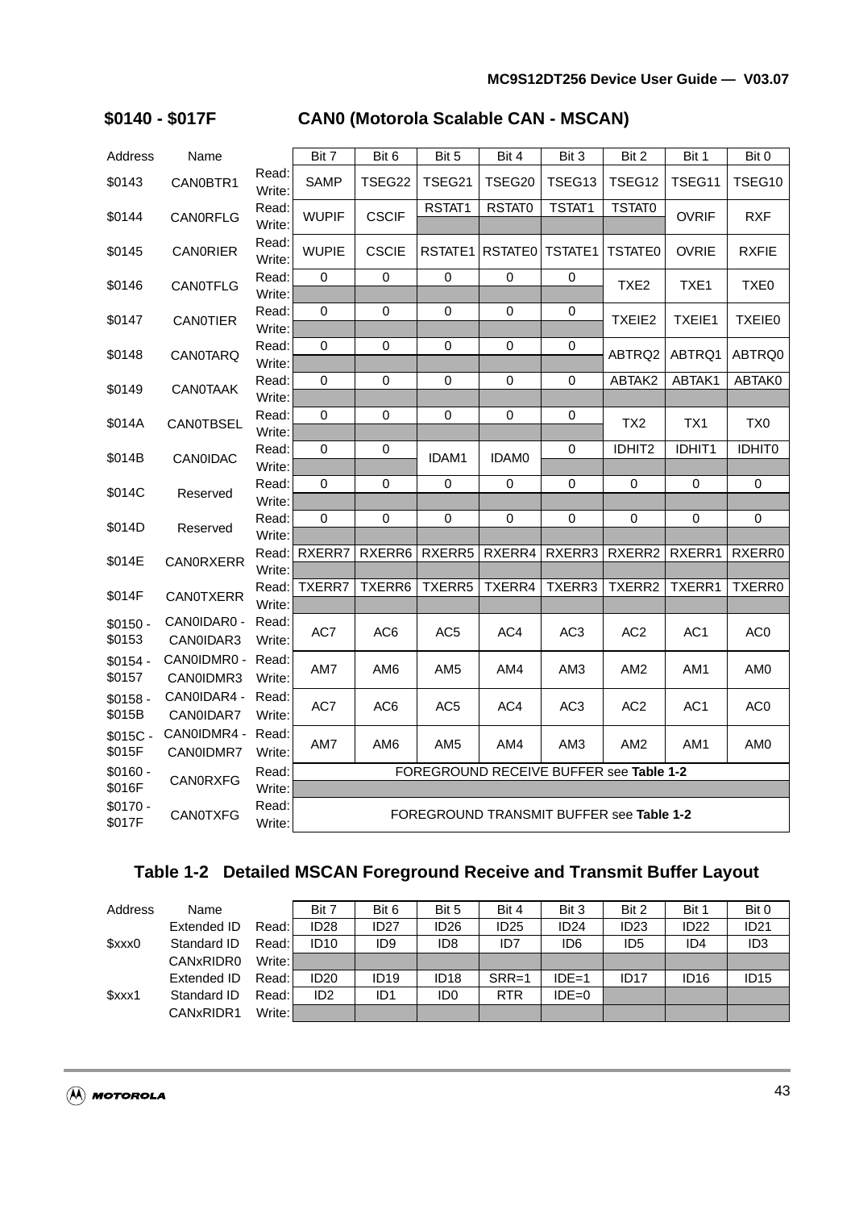## $0140 - $017F CAN0 (Motorola Scalable CAN - MSCAN)

| Address | Name | | Bit 7 | Bit 6 | Bit 5 | Bit 4 | Bit 3 | Bit 2 | Bit 1 | Bit 0 |
|---|---|---|---|---|---|---|---|---|---|---|
| $0143 | CAN0BTR1 | Read:<br>Write: | SAMP | TSEG22 | TSEG21 | TSEG20 | TSEG13 | TSEG12 | TSEG11 | TSEG10 |
| $0144 | CAN0RFLG | Read: | WUPIF | CSCIF | RSTAT1 | RSTAT0 | TSTAT1 | TSTAT0 | OVRIF | RXF |
| | | Write: | | | | | | | | |
| $0145 | CAN0RIER | Read:<br>Write: | WUPIE | CSCIE | RSTATE1 | RSTATE0 | TSTATE1 | TSTATE0 | OVRIE | RXFIE |
| $0146 | CAN0TFLG | Read: | 0 | 0 | 0 | 0 | 0 | TXE2 | TXE1 | TXE0 |
| | | Write: | | | | | | | | |
| $0147 | CAN0TIER | Read: | 0 | 0 | 0 | 0 | 0 | TXEIE2 | TXEIE1 | TXEIE0 |
| | | Write: | | | | | | | | |
| $0148 | CAN0TARQ | Read: | 0 | 0 | 0 | 0 | 0 | ABTRQ2 | ABTRQ1 | ABTRQ0 |
| | | Write: | | | | | | | | |
| $0149 | CAN0TAAK | Read: | 0 | 0 | 0 | 0 | 0 | ABTAK2 | ABTAK1 | ABTAK0 |
| | | Write: | | | | | | | | |
| $014A | CAN0TBSEL | Read: | 0 | 0 | 0 | 0 | 0 | TX2 | TX1 | TX0 |
| | | Write: | | | | | | | | |
| $014B | CAN0IDAC | Read: | 0 | 0 | IDAM1 | IDAM0 | 0 | IDHIT2 | IDHIT1 | IDHIT0 |
| | | Write: | | | | | | | | |
| $014C | Reserved | Read: | 0 | 0 | 0 | 0 | 0 | 0 | 0 | 0 |
| | | Write: | | | | | | | | |
| $014D | Reserved | Read: | 0 | 0 | 0 | 0 | 0 | 0 | 0 | 0 |
| | | Write: | | | | | | | | |
| $014E | CAN0RXERR | Read: | RXERR7 | RXERR6 | RXERR5 | RXERR4 | RXERR3 | RXERR2 | RXERR1 | RXERR0 |
| | | Write: | | | | | | | | |
| $014F | CAN0TXERR | Read: | TXERR7 | TXERR6 | TXERR5 | TXERR4 | TXERR3 | TXERR2 | TXERR1 | TXERR0 |
| | | Write: | | | | | | | | |
| $0150 - $0153 | CAN0IDAR0 - CAN0IDAR3 | Read:<br>Write: | AC7 | AC6 | AC5 | AC4 | AC3 | AC2 | AC1 | AC0 |
| $0154 - $0157 | CAN0IDMR0 - CAN0IDMR3 | Read:<br>Write: | AM7 | AM6 | AM5 | AM4 | AM3 | AM2 | AM1 | AM0 |
| $0158 - $015B | CAN0IDAR4 - CAN0IDAR7 | Read:<br>Write: | AC7 | AC6 | AC5 | AC4 | AC3 | AC2 | AC1 | AC0 |
| $015C - $015F | CAN0IDMR4 - CAN0IDMR7 | Read:<br>Write: | AM7 | AM6 | AM5 | AM4 | AM3 | AM2 | AM1 | AM0 |
| $0160 - $016F | CAN0RXFG | Read: | FOREGROUND RECEIVE BUFFER see **Table 1-2** | | | | | | | |
| | | Write: | | | | | | | | |
| $0170 - $017F | CAN0TXFG | Read:<br>Write: | FOREGROUND TRANSMIT BUFFER see **Table 1-2** | | | | | | | |

### Table 1-2 Detailed MSCAN Foreground Receive and Transmit Buffer Layout

| Address | Name | | Bit 7 | Bit 6 | Bit 5 | Bit 4 | Bit 3 | Bit 2 | Bit 1 | Bit 0 |
|---|---|---|---|---|---|---|---|---|---|---|
| $xxx0 | Extended ID | Read: | ID28 | ID27 | ID26 | ID25 | ID24 | ID23 | ID22 | ID21 |
| | Standard ID | Read: | ID10 | ID9 | ID8 | ID7 | ID6 | ID5 | ID4 | ID3 |
| | CANxRIDR0 | Write: | | | | | | | | |
| $xxx1 | Extended ID | Read: | ID20 | ID19 | ID18 | SRR=1 | IDE=1 | ID17 | ID16 | ID15 |
| | Standard ID | Read: | ID2 | ID1 | ID0 | RTR | IDE=0 | | | |
| | CANxRIDR1 | Write: | | | | | | | | |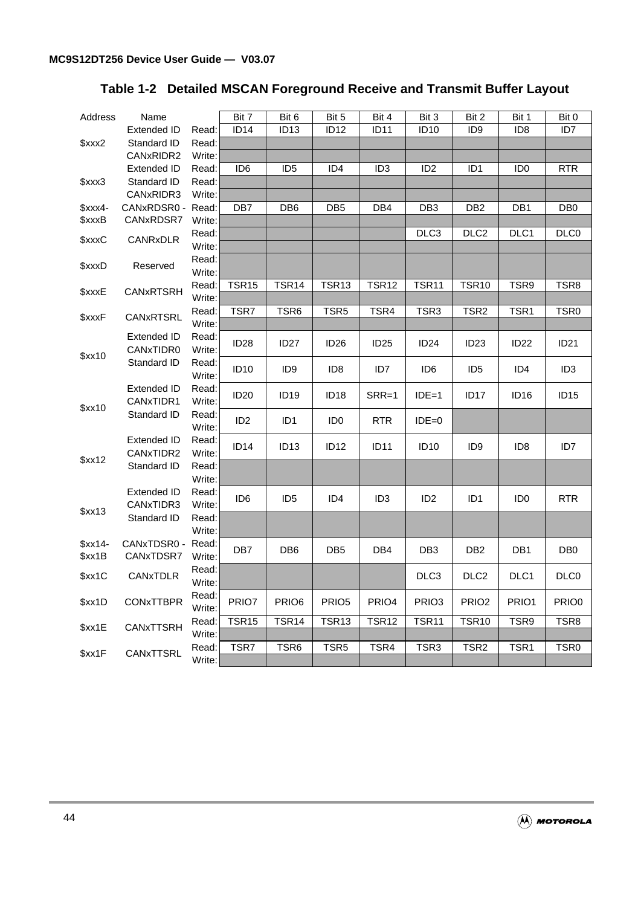### Table 1-2 Detailed MSCAN Foreground Receive and Transmit Buffer Layout

| Address | Name | | Bit 7 | Bit 6 | Bit 5 | Bit 4 | Bit 3 | Bit 2 | Bit 1 | Bit 0 |
|---|---|---|---|---|---|---|---|---|---|---|
| $xxx2 | Extended ID | Read: | ID14 | ID13 | ID12 | ID11 | ID10 | ID9 | ID8 | ID7 |
| | Standard ID | Read: | | | | | | | | |
| | CANxRIDR2 | Write: | | | | | | | | |
| $xxx3 | Extended ID | Read: | ID6 | ID5 | ID4 | ID3 | ID2 | ID1 | ID0 | RTR |
| | Standard ID | Read: | | | | | | | | |
| | CANxRIDR3 | Write: | | | | | | | | |
| $xxx4- $xxxB | CANxRDSR0 - CANxRDSR7 | Read: | DB7 | DB6 | DB5 | DB4 | DB3 | DB2 | DB1 | DB0 |
| | | Write: | | | | | | | | |
| $xxxC | CANRxDLR | Read: | | | | | DLC3 | DLC2 | DLC1 | DLC0 |
| | | Write: | | | | | | | | |
| $xxxD | Reserved | Read: | | | | | | | | |
| | | Write: | | | | | | | | |
| $xxxE | CANxRTSRH | Read: | TSR15 | TSR14 | TSR13 | TSR12 | TSR11 | TSR10 | TSR9 | TSR8 |
| | | Write: | | | | | | | | |
| $xxxF | CANxRTSRL | Read: | TSR7 | TSR6 | TSR5 | TSR4 | TSR3 | TSR2 | TSR1 | TSR0 |
| | | Write: | | | | | | | | |
| $xx10 | Extended ID CANxTIDR0 | Read: Write: | ID28 | ID27 | ID26 | ID25 | ID24 | ID23 | ID22 | ID21 |
| | Standard ID | Read: Write: | ID10 | ID9 | ID8 | ID7 | ID6 | ID5 | ID4 | ID3 |
| $xx10 | Extended ID CANxTIDR1 | Read: Write: | ID20 | ID19 | ID18 | SRR=1 | IDE=1 | ID17 | ID16 | ID15 |
| | Standard ID | Read: Write: | ID2 | ID1 | ID0 | RTR | IDE=0 | | | |
| $xx12 | Extended ID CANxTIDR2 | Read: Write: | ID14 | ID13 | ID12 | ID11 | ID10 | ID9 | ID8 | ID7 |
| | Standard ID | Read: Write: | | | | | | | | |
| $xx13 | Extended ID CANxTIDR3 | Read: Write: | ID6 | ID5 | ID4 | ID3 | ID2 | ID1 | ID0 | RTR |
| | Standard ID | Read: Write: | | | | | | | | |
| $xx14- $xx1B | CANxTDSR0 - CANxTDSR7 | Read: Write: | DB7 | DB6 | DB5 | DB4 | DB3 | DB2 | DB1 | DB0 |
| $xx1C | CANxTDLR | Read: Write: | | | | | DLC3 | DLC2 | DLC1 | DLC0 |
| $xx1D | CONxTTBPR | Read: Write: | PRIO7 | PRIO6 | PRIO5 | PRIO4 | PRIO3 | PRIO2 | PRIO1 | PRIO0 |
| $xx1E | CANxTTSRH | Read: | TSR15 | TSR14 | TSR13 | TSR12 | TSR11 | TSR10 | TSR9 | TSR8 |
| | | Write: | | | | | | | | |
| $xx1F | CANxTTSRL | Read: | TSR7 | TSR6 | TSR5 | TSR4 | TSR3 | TSR2 | TSR1 | TSR0 |
| | | Write: | | | | | | | | |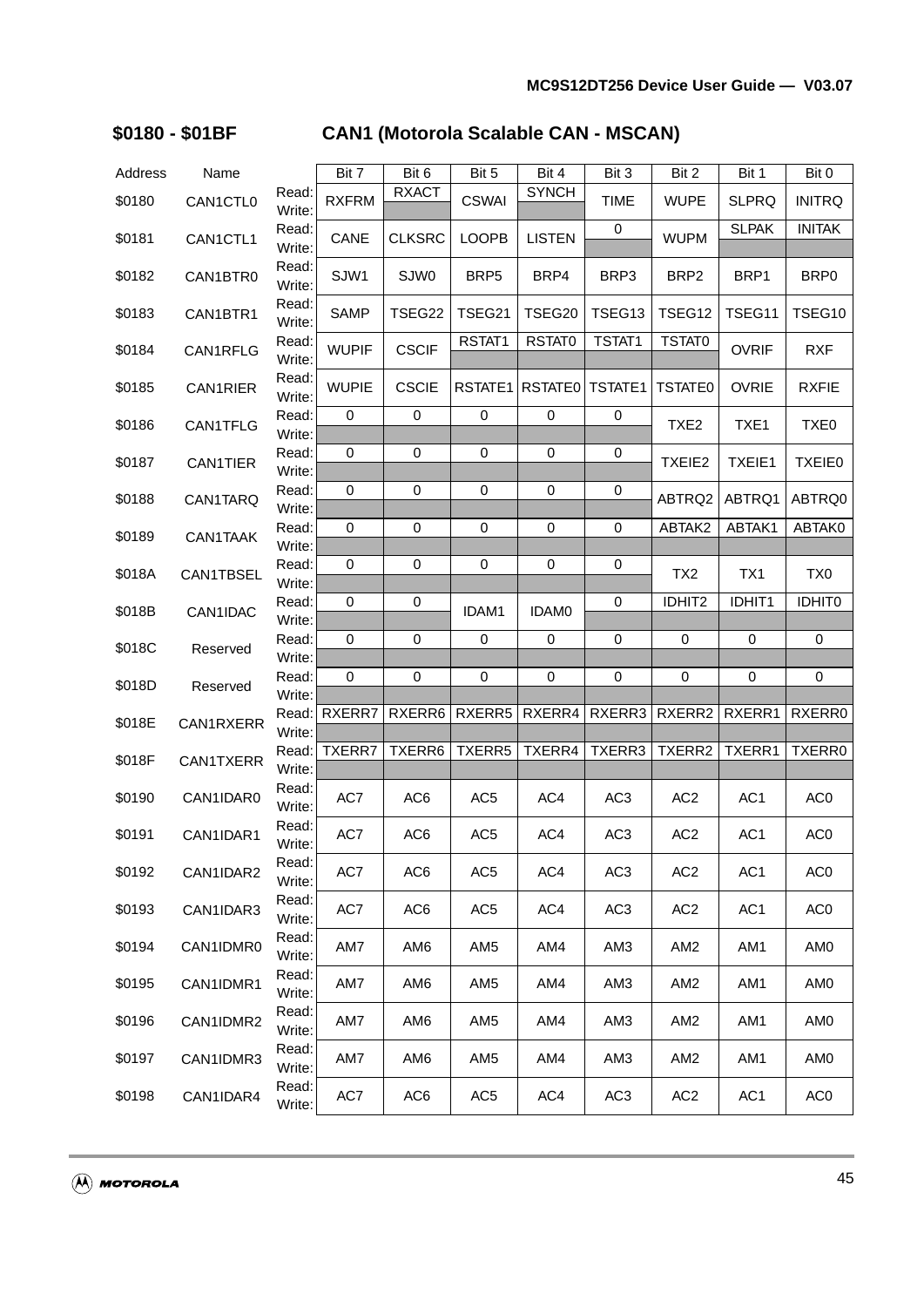## $0180 - $01BF CAN1 (Motorola Scalable CAN - MSCAN)

| Address | Name | | Bit 7 | Bit 6 | Bit 5 | Bit 4 | Bit 3 | Bit 2 | Bit 1 | Bit 0 |
|---|---|---|---|---|---|---|---|---|---|---|
| $0180 | CAN1CTL0 | Read: | RXFRM | RXACT | CSWAI | SYNCH | TIME | WUPE | SLPRQ | INITRQ |
| | | Write: | | | | | | | | |
| $0181 | CAN1CTL1 | Read: | CANE | CLKSRC | LOOPB | LISTEN | 0 | WUPM | SLPAK | INITAK |
| | | Write: | | | | | | | | |
| $0182 | CAN1BTR0 | Read: | SJW1 | SJW0 | BRP5 | BRP4 | BRP3 | BRP2 | BRP1 | BRP0 |
| | | Write: | | | | | | | | |
| $0183 | CAN1BTR1 | Read: | SAMP | TSEG22 | TSEG21 | TSEG20 | TSEG13 | TSEG12 | TSEG11 | TSEG10 |
| | | Write: | | | | | | | | |
| $0184 | CAN1RFLG | Read: | WUPIF | CSCIF | RSTAT1 | RSTAT0 | TSTAT1 | TSTAT0 | OVRIF | RXF |
| | | Write: | | | | | | | | |
| $0185 | CAN1RIER | Read: | WUPIE | CSCIE | RSTATE1 | RSTATE0 | TSTATE1 | TSTATE0 | OVRIE | RXFIE |
| | | Write: | | | | | | | | |
| $0186 | CAN1TFLG | Read: | 0 | 0 | 0 | 0 | 0 | TXE2 | TXE1 | TXE0 |
| | | Write: | | | | | | | | |
| $0187 | CAN1TIER | Read: | 0 | 0 | 0 | 0 | 0 | TXEIE2 | TXEIE1 | TXEIE0 |
| | | Write: | | | | | | | | |
| $0188 | CAN1TARQ | Read: | 0 | 0 | 0 | 0 | 0 | ABTRQ2 | ABTRQ1 | ABTRQ0 |
| | | Write: | | | | | | | | |
| $0189 | CAN1TAAK | Read: | 0 | 0 | 0 | 0 | 0 | ABTAK2 | ABTAK1 | ABTAK0 |
| | | Write: | | | | | | | | |
| $018A | CAN1TBSEL | Read: | 0 | 0 | 0 | 0 | 0 | TX2 | TX1 | TX0 |
| | | Write: | | | | | | | | |
| $018B | CAN1IDAC | Read: | 0 | 0 | IDAM1 | IDAM0 | 0 | IDHIT2 | IDHIT1 | IDHIT0 |
| | | Write: | | | | | | | | |
| $018C | Reserved | Read: | 0 | 0 | 0 | 0 | 0 | 0 | 0 | 0 |
| | | Write: | | | | | | | | |
| $018D | Reserved | Read: | 0 | 0 | 0 | 0 | 0 | 0 | 0 | 0 |
| | | Write: | | | | | | | | |
| $018E | CAN1RXERR | Read: | RXERR7 | RXERR6 | RXERR5 | RXERR4 | RXERR3 | RXERR2 | RXERR1 | RXERR0 |
| | | Write: | | | | | | | | |
| $018F | CAN1TXERR | Read: | TXERR7 | TXERR6 | TXERR5 | TXERR4 | TXERR3 | TXERR2 | TXERR1 | TXERR0 |
| | | Write: | | | | | | | | |
| $0190 | CAN1IDAR0 | Read: | AC7 | AC6 | AC5 | AC4 | AC3 | AC2 | AC1 | AC0 |
| | | Write: | | | | | | | | |
| $0191 | CAN1IDAR1 | Read: | AC7 | AC6 | AC5 | AC4 | AC3 | AC2 | AC1 | AC0 |
| | | Write: | | | | | | | | |
| $0192 | CAN1IDAR2 | Read: | AC7 | AC6 | AC5 | AC4 | AC3 | AC2 | AC1 | AC0 |
| | | Write: | | | | | | | | |
| $0193 | CAN1IDAR3 | Read: | AC7 | AC6 | AC5 | AC4 | AC3 | AC2 | AC1 | AC0 |
| | | Write: | | | | | | | | |
| $0194 | CAN1IDMR0 | Read: | AM7 | AM6 | AM5 | AM4 | AM3 | AM2 | AM1 | AM0 |
| | | Write: | | | | | | | | |
| $0195 | CAN1IDMR1 | Read: | AM7 | AM6 | AM5 | AM4 | AM3 | AM2 | AM1 | AM0 |
| | | Write: | | | | | | | | |
| $0196 | CAN1IDMR2 | Read: | AM7 | AM6 | AM5 | AM4 | AM3 | AM2 | AM1 | AM0 |
| | | Write: | | | | | | | | |
| $0197 | CAN1IDMR3 | Read: | AM7 | AM6 | AM5 | AM4 | AM3 | AM2 | AM1 | AM0 |
| | | Write: | | | | | | | | |
| $0198 | CAN1IDAR4 | Read: | AC7 | AC6 | AC5 | AC4 | AC3 | AC2 | AC1 | AC0 |
| | | Write: | | | | | | | | |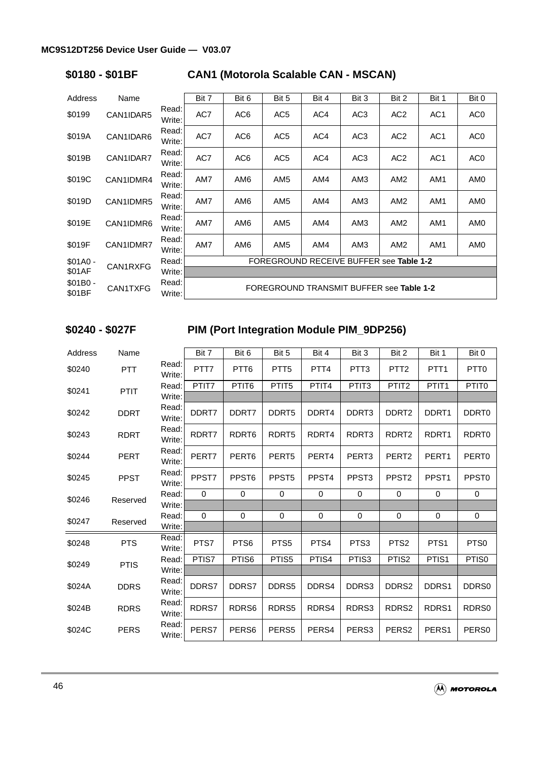## $0180 - $01BF CAN1 (Motorola Scalable CAN - MSCAN)

| Address | Name | | Bit 7 | Bit 6 | Bit 5 | Bit 4 | Bit 3 | Bit 2 | Bit 1 | Bit 0 |
|---|---|---|---|---|---|---|---|---|---|---|
| $0199 | CAN1IDAR5 | Read:<br>Write: | AC7 | AC6 | AC5 | AC4 | AC3 | AC2 | AC1 | AC0 |
| $019A | CAN1IDAR6 | Read:<br>Write: | AC7 | AC6 | AC5 | AC4 | AC3 | AC2 | AC1 | AC0 |
| $019B | CAN1IDAR7 | Read:<br>Write: | AC7 | AC6 | AC5 | AC4 | AC3 | AC2 | AC1 | AC0 |
| $019C | CAN1IDMR4 | Read:<br>Write: | AM7 | AM6 | AM5 | AM4 | AM3 | AM2 | AM1 | AM0 |
| $019D | CAN1IDMR5 | Read:<br>Write: | AM7 | AM6 | AM5 | AM4 | AM3 | AM2 | AM1 | AM0 |
| $019E | CAN1IDMR6 | Read:<br>Write: | AM7 | AM6 | AM5 | AM4 | AM3 | AM2 | AM1 | AM0 |
| $019F | CAN1IDMR7 | Read:<br>Write: | AM7 | AM6 | AM5 | AM4 | AM3 | AM2 | AM1 | AM0 |
| $01A0 - $01AF | CAN1RXFG | Read: | FOREGROUND RECEIVE BUFFER see **Table 1-2** | | | | | | | |
| | | Write: | | | | | | | | |
| $01B0 - $01BF | CAN1TXFG | Read:<br>Write: | FOREGROUND TRANSMIT BUFFER see **Table 1-2** | | | | | | | |

## $0240 - $027F PIM (Port Integration Module PIM_9DP256)

| Address | Name | | Bit 7 | Bit 6 | Bit 5 | Bit 4 | Bit 3 | Bit 2 | Bit 1 | Bit 0 |
|---|---|---|---|---|---|---|---|---|---|---|
| $0240 | PTT | Read:<br>Write: | PTT7 | PTT6 | PTT5 | PTT4 | PTT3 | PTT2 | PTT1 | PTT0 |
| $0241 | PTIT | Read: | PTIT7 | PTIT6 | PTIT5 | PTIT4 | PTIT3 | PTIT2 | PTIT1 | PTIT0 |
| | | Write: | | | | | | | | |
| $0242 | DDRT | Read:<br>Write: | DDRT7 | DDRT7 | DDRT5 | DDRT4 | DDRT3 | DDRT2 | DDRT1 | DDRT0 |
| $0243 | RDRT | Read:<br>Write: | RDRT7 | RDRT6 | RDRT5 | RDRT4 | RDRT3 | RDRT2 | RDRT1 | RDRT0 |
| $0244 | PERT | Read:<br>Write: | PERT7 | PERT6 | PERT5 | PERT4 | PERT3 | PERT2 | PERT1 | PERT0 |
| $0245 | PPST | Read:<br>Write: | PPST7 | PPST6 | PPST5 | PPST4 | PPST3 | PPST2 | PPST1 | PPST0 |
| $0246 | Reserved | Read: | 0 | 0 | 0 | 0 | 0 | 0 | 0 | 0 |
| | | Write: | | | | | | | | |
| $0247 | Reserved | Read: | 0 | 0 | 0 | 0 | 0 | 0 | 0 | 0 |
| | | Write: | | | | | | | | |
| $0248 | PTS | Read:<br>Write: | PTS7 | PTS6 | PTS5 | PTS4 | PTS3 | PTS2 | PTS1 | PTS0 |
| $0249 | PTIS | Read: | PTIS7 | PTIS6 | PTIS5 | PTIS4 | PTIS3 | PTIS2 | PTIS1 | PTIS0 |
| | | Write: | | | | | | | | |
| $024A | DDRS | Read:<br>Write: | DDRS7 | DDRS7 | DDRS5 | DDRS4 | DDRS3 | DDRS2 | DDRS1 | DDRS0 |
| $024B | RDRS | Read:<br>Write: | RDRS7 | RDRS6 | RDRS5 | RDRS4 | RDRS3 | RDRS2 | RDRS1 | RDRS0 |
| $024C | PERS | Read:<br>Write: | PERS7 | PERS6 | PERS5 | PERS4 | PERS3 | PERS2 | PERS1 | PERS0 |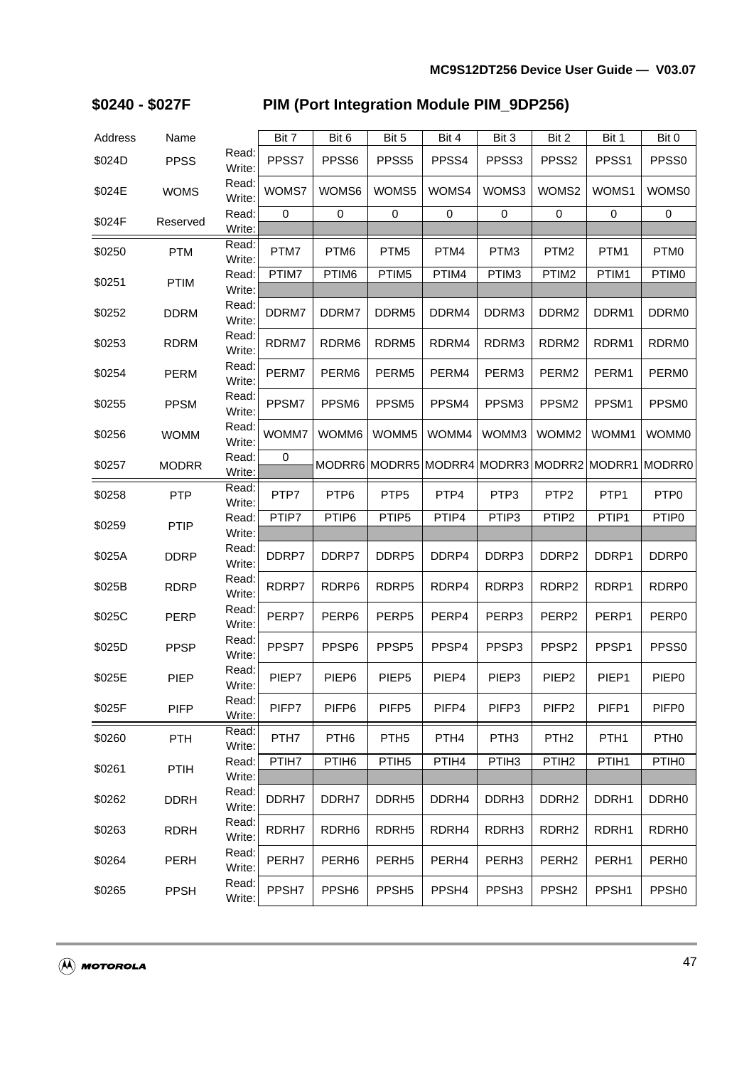## $0240 - $027F PIM (Port Integration Module PIM_9DP256)

| Address | Name | | Bit 7 | Bit 6 | Bit 5 | Bit 4 | Bit 3 | Bit 2 | Bit 1 | Bit 0 |
|---|---|---|---|---|---|---|---|---|---|---|
| $024D | PPSS | Read:<br>Write: | PPSS7 | PPSS6 | PPSS5 | PPSS4 | PPSS3 | PPSS2 | PPSS1 | PPSS0 |
| $024E | WOMS | Read:<br>Write: | WOMS7 | WOMS6 | WOMS5 | WOMS4 | WOMS3 | WOMS2 | WOMS1 | WOMS0 |
| $024F | Reserved | Read: | 0 | 0 | 0 | 0 | 0 | 0 | 0 | 0 |
| | | Write: | | | | | | | | |
| $0250 | PTM | Read:<br>Write: | PTM7 | PTM6 | PTM5 | PTM4 | PTM3 | PTM2 | PTM1 | PTM0 |
| $0251 | PTIM | Read: | PTIM7 | PTIM6 | PTIM5 | PTIM4 | PTIM3 | PTIM2 | PTIM1 | PTIM0 |
| | | Write: | | | | | | | | |
| $0252 | DDRM | Read:<br>Write: | DDRM7 | DDRM7 | DDRM5 | DDRM4 | DDRM3 | DDRM2 | DDRM1 | DDRM0 |
| $0253 | RDRM | Read:<br>Write: | RDRM7 | RDRM6 | RDRM5 | RDRM4 | RDRM3 | RDRM2 | RDRM1 | RDRM0 |
| $0254 | PERM | Read:<br>Write: | PERM7 | PERM6 | PERM5 | PERM4 | PERM3 | PERM2 | PERM1 | PERM0 |
| $0255 | PPSM | Read:<br>Write: | PPSM7 | PPSM6 | PPSM5 | PPSM4 | PPSM3 | PPSM2 | PPSM1 | PPSM0 |
| $0256 | WOMM | Read:<br>Write: | WOMM7 | WOMM6 | WOMM5 | WOMM4 | WOMM3 | WOMM2 | WOMM1 | WOMM0 |
| $0257 | MODRR | Read: | 0 | MODRR6 | MODRR5 | MODRR4 | MODRR3 | MODRR2 | MODRR1 | MODRR0 |
| | | Write: | | | | | | | | |
| $0258 | PTP | Read:<br>Write: | PTP7 | PTP6 | PTP5 | PTP4 | PTP3 | PTP2 | PTP1 | PTP0 |
| $0259 | PTIP | Read: | PTIP7 | PTIP6 | PTIP5 | PTIP4 | PTIP3 | PTIP2 | PTIP1 | PTIP0 |
| | | Write: | | | | | | | | |
| $025A | DDRP | Read:<br>Write: | DDRP7 | DDRP7 | DDRP5 | DDRP4 | DDRP3 | DDRP2 | DDRP1 | DDRP0 |
| $025B | RDRP | Read:<br>Write: | RDRP7 | RDRP6 | RDRP5 | RDRP4 | RDRP3 | RDRP2 | RDRP1 | RDRP0 |
| $025C | PERP | Read:<br>Write: | PERP7 | PERP6 | PERP5 | PERP4 | PERP3 | PERP2 | PERP1 | PERP0 |
| $025D | PPSP | Read:<br>Write: | PPSP7 | PPSP6 | PPSP5 | PPSP4 | PPSP3 | PPSP2 | PPSP1 | PPSS0 |
| $025E | PIEP | Read:<br>Write: | PIEP7 | PIEP6 | PIEP5 | PIEP4 | PIEP3 | PIEP2 | PIEP1 | PIEP0 |
| $025F | PIFP | Read:<br>Write: | PIFP7 | PIFP6 | PIFP5 | PIFP4 | PIFP3 | PIFP2 | PIFP1 | PIFP0 |
| $0260 | PTH | Read:<br>Write: | PTH7 | PTH6 | PTH5 | PTH4 | PTH3 | PTH2 | PTH1 | PTH0 |
| $0261 | PTIH | Read: | PTIH7 | PTIH6 | PTIH5 | PTIH4 | PTIH3 | PTIH2 | PTIH1 | PTIH0 |
| | | Write: | | | | | | | | |
| $0262 | DDRH | Read:<br>Write: | DDRH7 | DDRH7 | DDRH5 | DDRH4 | DDRH3 | DDRH2 | DDRH1 | DDRH0 |
| $0263 | RDRH | Read:<br>Write: | RDRH7 | RDRH6 | RDRH5 | RDRH4 | RDRH3 | RDRH2 | RDRH1 | RDRH0 |
| $0264 | PERH | Read:<br>Write: | PERH7 | PERH6 | PERH5 | PERH4 | PERH3 | PERH2 | PERH1 | PERH0 |
| $0265 | PPSH | Read:<br>Write: | PPSH7 | PPSH6 | PPSH5 | PPSH4 | PPSH3 | PPSH2 | PPSH1 | PPSH0 |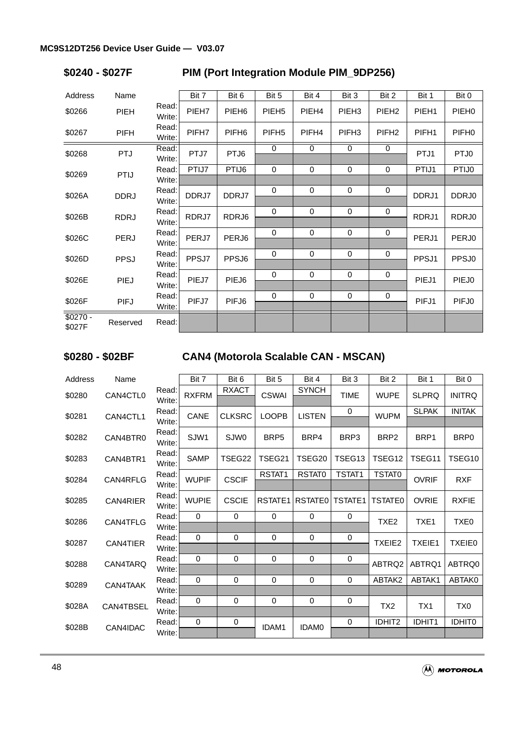### $0240 - $027F PIM (Port Integration Module PIM_9DP256)

| Address | Name | | Bit 7 | Bit 6 | Bit 5 | Bit 4 | Bit 3 | Bit 2 | Bit 1 | Bit 0 |
|---|---|---|---|---|---|---|---|---|---|---|
| $0266 | PIEH | Read:<br>Write: | PIEH7 | PIEH6 | PIEH5 | PIEH4 | PIEH3 | PIEH2 | PIEH1 | PIEH0 |
| $0267 | PIFH | Read:<br>Write: | PIFH7 | PIFH6 | PIFH5 | PIFH4 | PIFH3 | PIFH2 | PIFH1 | PIFH0 |
| $0268 | PTJ | Read: | PTJ7 | PTJ6 | 0 | 0 | 0 | 0 | PTJ1 | PTJ0 |
| | | Write: | | | | | | | | |
| $0269 | PTIJ | Read: | PTIJ7 | PTIJ6 | 0 | 0 | 0 | 0 | PTIJ1 | PTIJ0 |
| | | Write: | | | | | | | | |
| $026A | DDRJ | Read: | DDRJ7 | DDRJ7 | 0 | 0 | 0 | 0 | DDRJ1 | DDRJ0 |
| | | Write: | | | | | | | | |
| $026B | RDRJ | Read: | RDRJ7 | RDRJ6 | 0 | 0 | 0 | 0 | RDRJ1 | RDRJ0 |
| | | Write: | | | | | | | | |
| $026C | PERJ | Read: | PERJ7 | PERJ6 | 0 | 0 | 0 | 0 | PERJ1 | PERJ0 |
| | | Write: | | | | | | | | |
| $026D | PPSJ | Read: | PPSJ7 | PPSJ6 | 0 | 0 | 0 | 0 | PPSJ1 | PPSJ0 |
| | | Write: | | | | | | | | |
| $026E | PIEJ | Read: | PIEJ7 | PIEJ6 | 0 | 0 | 0 | 0 | PIEJ1 | PIEJ0 |
| | | Write: | | | | | | | | |
| $026F | PIFJ | Read: | PIFJ7 | PIFJ6 | 0 | 0 | 0 | 0 | PIFJ1 | PIFJ0 |
| | | Write: | | | | | | | | |
| $0270 - $027F | Reserved | Read: | | | | | | | | |

### $0280 - $02BF CAN4 (Motorola Scalable CAN - MSCAN)

| Address | Name | | Bit 7 | Bit 6 | Bit 5 | Bit 4 | Bit 3 | Bit 2 | Bit 1 | Bit 0 |
|---|---|---|---|---|---|---|---|---|---|---|
| $0280 | CAN4CTL0 | Read: | RXFRM | RXACT | CSWAI | SYNCH | TIME | WUPE | SLPRQ | INITRQ |
| | | Write: | | | | | | | | |
| $0281 | CAN4CTL1 | Read: | CANE | CLKSRC | LOOPB | LISTEN | 0 | WUPM | SLPAK | INITAK |
| | | Write: | | | | | | | | |
| $0282 | CAN4BTR0 | Read:<br>Write: | SJW1 | SJW0 | BRP5 | BRP4 | BRP3 | BRP2 | BRP1 | BRP0 |
| $0283 | CAN4BTR1 | Read:<br>Write: | SAMP | TSEG22 | TSEG21 | TSEG20 | TSEG13 | TSEG12 | TSEG11 | TSEG10 |
| $0284 | CAN4RFLG | Read: | WUPIF | CSCIF | RSTAT1 | RSTAT0 | TSTAT1 | TSTAT0 | OVRIF | RXF |
| | | Write: | | | | | | | | |
| $0285 | CAN4RIER | Read:<br>Write: | WUPIE | CSCIE | RSTATE1 | RSTATE0 | TSTATE1 | TSTATE0 | OVRIE | RXFIE |
| $0286 | CAN4TFLG | Read: | 0 | 0 | 0 | 0 | 0 | TXE2 | TXE1 | TXE0 |
| | | Write: | | | | | | | | |
| $0287 | CAN4TIER | Read: | 0 | 0 | 0 | 0 | 0 | TXEIE2 | TXEIE1 | TXEIE0 |
| | | Write: | | | | | | | | |
| $0288 | CAN4TARQ | Read: | 0 | 0 | 0 | 0 | 0 | ABTRQ2 | ABTRQ1 | ABTRQ0 |
| | | Write: | | | | | | | | |
| $0289 | CAN4TAAK | Read: | 0 | 0 | 0 | 0 | 0 | ABTAK2 | ABTAK1 | ABTAK0 |
| | | Write: | | | | | | | | |
| $028A | CAN4TBSEL | Read: | 0 | 0 | 0 | 0 | 0 | TX2 | TX1 | TX0 |
| | | Write: | | | | | | | | |
| $028B | CAN4IDAC | Read: | 0 | 0 | IDAM1 | IDAM0 | 0 | IDHIT2 | IDHIT1 | IDHIT0 |
| | | Write: | | | | | | | | |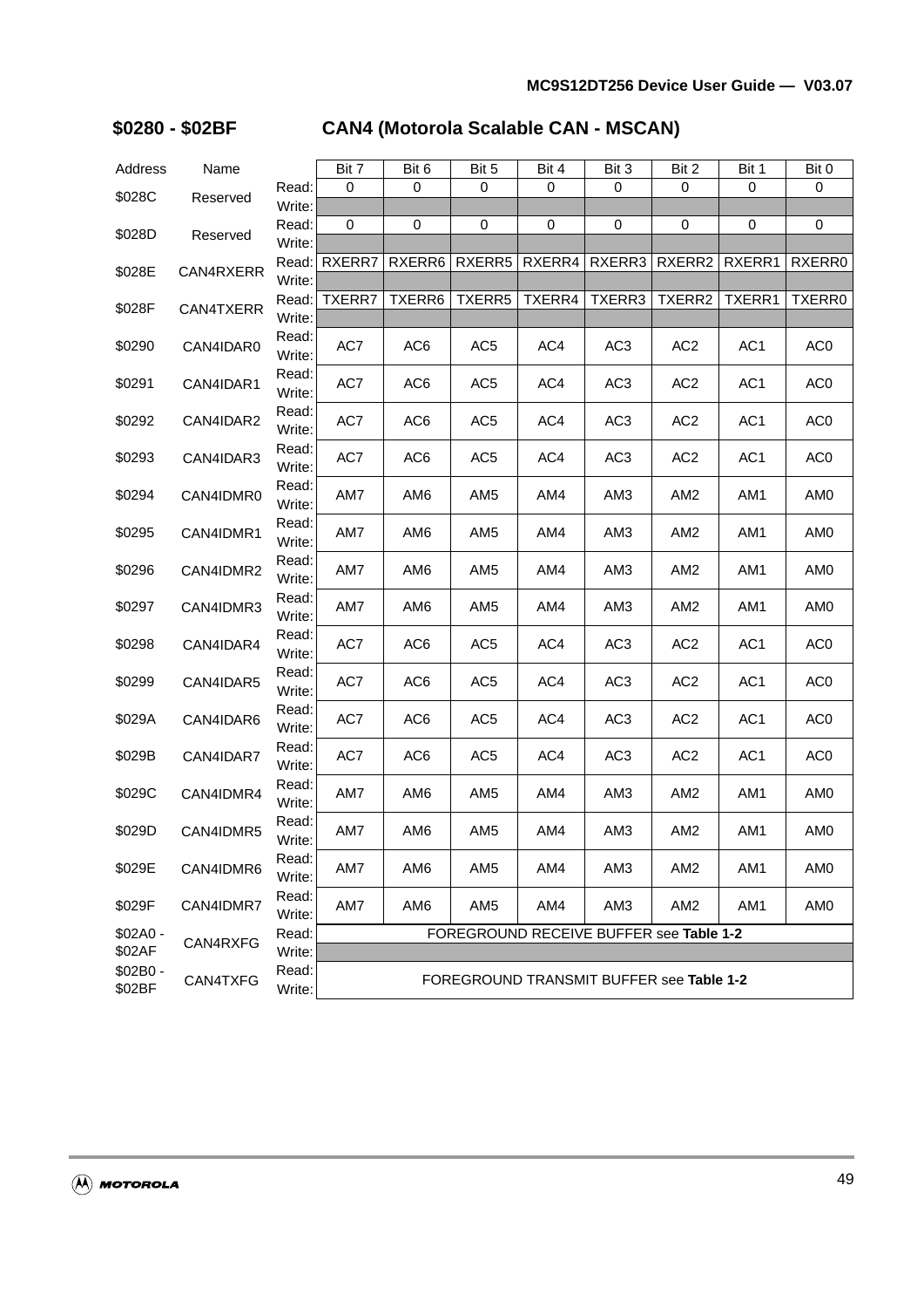## $0280 - $02BF CAN4 (Motorola Scalable CAN - MSCAN)

| Address | Name | | Bit 7 | Bit 6 | Bit 5 | Bit 4 | Bit 3 | Bit 2 | Bit 1 | Bit 0 |
|---|---|---|---|---|---|---|---|---|---|---|
| $028C | Reserved | Read: | 0 | 0 | 0 | 0 | 0 | 0 | 0 | 0 |
| | | Write: | | | | | | | | |
| $028D | Reserved | Read: | 0 | 0 | 0 | 0 | 0 | 0 | 0 | 0 |
| | | Write: | | | | | | | | |
| $028E | CAN4RXERR | Read: | RXERR7 | RXERR6 | RXERR5 | RXERR4 | RXERR3 | RXERR2 | RXERR1 | RXERR0 |
| | | Write: | | | | | | | | |
| $028F | CAN4TXERR | Read: | TXERR7 | TXERR6 | TXERR5 | TXERR4 | TXERR3 | TXERR2 | TXERR1 | TXERR0 |
| | | Write: | | | | | | | | |
| $0290 | CAN4IDAR0 | Read:/Write: | AC7 | AC6 | AC5 | AC4 | AC3 | AC2 | AC1 | AC0 |
| $0291 | CAN4IDAR1 | Read:/Write: | AC7 | AC6 | AC5 | AC4 | AC3 | AC2 | AC1 | AC0 |
| $0292 | CAN4IDAR2 | Read:/Write: | AC7 | AC6 | AC5 | AC4 | AC3 | AC2 | AC1 | AC0 |
| $0293 | CAN4IDAR3 | Read:/Write: | AC7 | AC6 | AC5 | AC4 | AC3 | AC2 | AC1 | AC0 |
| $0294 | CAN4IDMR0 | Read:/Write: | AM7 | AM6 | AM5 | AM4 | AM3 | AM2 | AM1 | AM0 |
| $0295 | CAN4IDMR1 | Read:/Write: | AM7 | AM6 | AM5 | AM4 | AM3 | AM2 | AM1 | AM0 |
| $0296 | CAN4IDMR2 | Read:/Write: | AM7 | AM6 | AM5 | AM4 | AM3 | AM2 | AM1 | AM0 |
| $0297 | CAN4IDMR3 | Read:/Write: | AM7 | AM6 | AM5 | AM4 | AM3 | AM2 | AM1 | AM0 |
| $0298 | CAN4IDAR4 | Read:/Write: | AC7 | AC6 | AC5 | AC4 | AC3 | AC2 | AC1 | AC0 |
| $0299 | CAN4IDAR5 | Read:/Write: | AC7 | AC6 | AC5 | AC4 | AC3 | AC2 | AC1 | AC0 |
| $029A | CAN4IDAR6 | Read:/Write: | AC7 | AC6 | AC5 | AC4 | AC3 | AC2 | AC1 | AC0 |
| $029B | CAN4IDAR7 | Read:/Write: | AC7 | AC6 | AC5 | AC4 | AC3 | AC2 | AC1 | AC0 |
| $029C | CAN4IDMR4 | Read:/Write: | AM7 | AM6 | AM5 | AM4 | AM3 | AM2 | AM1 | AM0 |
| $029D | CAN4IDMR5 | Read:/Write: | AM7 | AM6 | AM5 | AM4 | AM3 | AM2 | AM1 | AM0 |
| $029E | CAN4IDMR6 | Read:/Write: | AM7 | AM6 | AM5 | AM4 | AM3 | AM2 | AM1 | AM0 |
| $029F | CAN4IDMR7 | Read:/Write: | AM7 | AM6 | AM5 | AM4 | AM3 | AM2 | AM1 | AM0 |
| $02A0 - $02AF | CAN4RXFG | Read: | FOREGROUND RECEIVE BUFFER see **Table 1-2** | | | | | | | |
| | | Write: | | | | | | | | |
| $02B0 - $02BF | CAN4TXFG | Read:/Write: | FOREGROUND TRANSMIT BUFFER see **Table 1-2** | | | | | | | |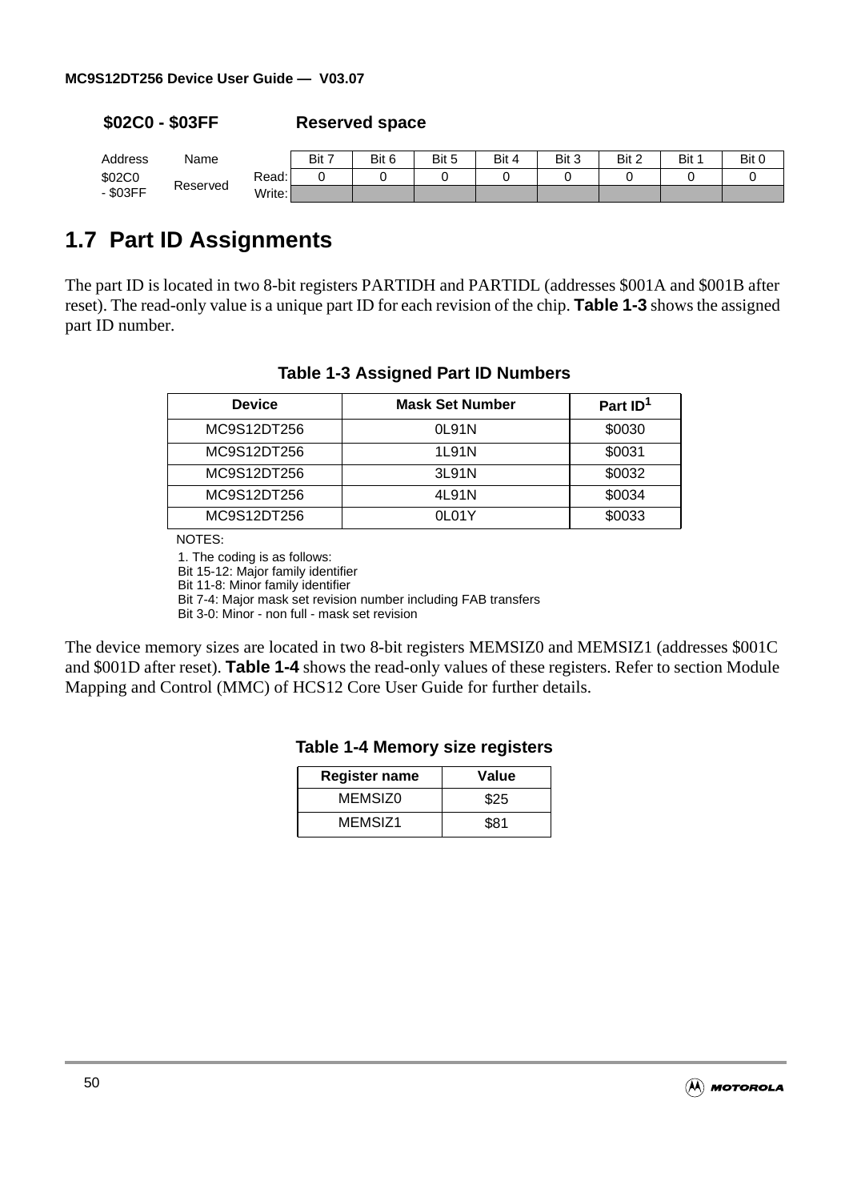**$02C0 - $03FF Reserved space**

| Address | Name | | Bit 7 | Bit 6 | Bit 5 | Bit 4 | Bit 3 | Bit 2 | Bit 1 | Bit 0 |
|---|---|---|---|---|---|---|---|---|---|---|
| $02C0 - $03FF | Reserved | Read: | 0 | 0 | 0 | 0 | 0 | 0 | 0 | 0 |
| | | Write: | | | | | | | | |

## 1.7 Part ID Assignments

The part ID is located in two 8-bit registers PARTIDH and PARTIDL (addresses $001A and $001B after reset). The read-only value is a unique part ID for each revision of the chip. **Table 1-3** shows the assigned part ID number.

**Table 1-3 Assigned Part ID Numbers**

| Device | Mask Set Number | Part ID[1] |
|---|---|---|
| MC9S12DT256 | 0L91N | $0030 |
| MC9S12DT256 | 1L91N | $0031 |
| MC9S12DT256 | 3L91N | $0032 |
| MC9S12DT256 | 4L91N | $0034 |
| MC9S12DT256 | 0L01Y | $0033 |

NOTES:

1. The coding is as follows:
Bit 15-12: Major family identifier
Bit 11-8: Minor family identifier
Bit 7-4: Major mask set revision number including FAB transfers
Bit 3-0: Minor - non full - mask set revision

The device memory sizes are located in two 8-bit registers MEMSIZ0 and MEMSIZ1 (addresses $001C and $001D after reset). **Table 1-4** shows the read-only values of these registers. Refer to section Module Mapping and Control (MMC) of HCS12 Core User Guide for further details.

**Table 1-4 Memory size registers**

| Register name | Value |
|---|---|
| MEMSIZ0 | $25 |
| MEMSIZ1 | $81 |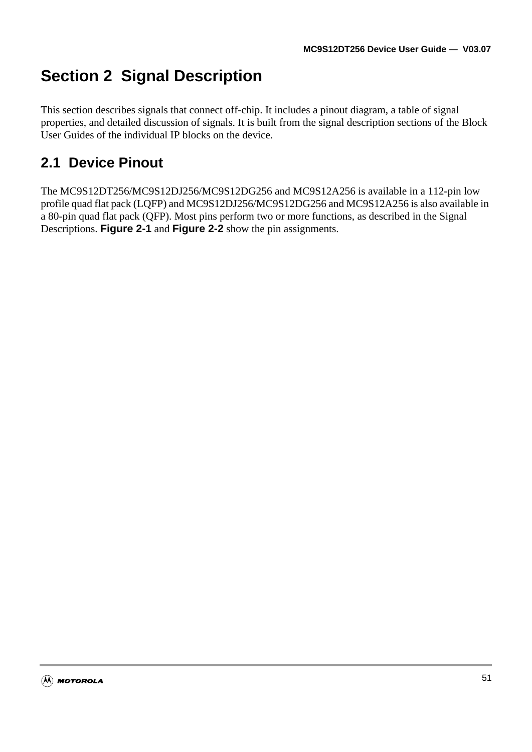# Section 2 Signal Description

This section describes signals that connect off-chip. It includes a pinout diagram, a table of signal properties, and detailed discussion of signals. It is built from the signal description sections of the Block User Guides of the individual IP blocks on the device.

## 2.1 Device Pinout

The MC9S12DT256/MC9S12DJ256/MC9S12DG256 and MC9S12A256 is available in a 112-pin low profile quad flat pack (LQFP) and MC9S12DJ256/MC9S12DG256 and MC9S12A256 is also available in a 80-pin quad flat pack (QFP). Most pins perform two or more functions, as described in the Signal Descriptions. **Figure 2-1** and **Figure 2-2** show the pin assignments.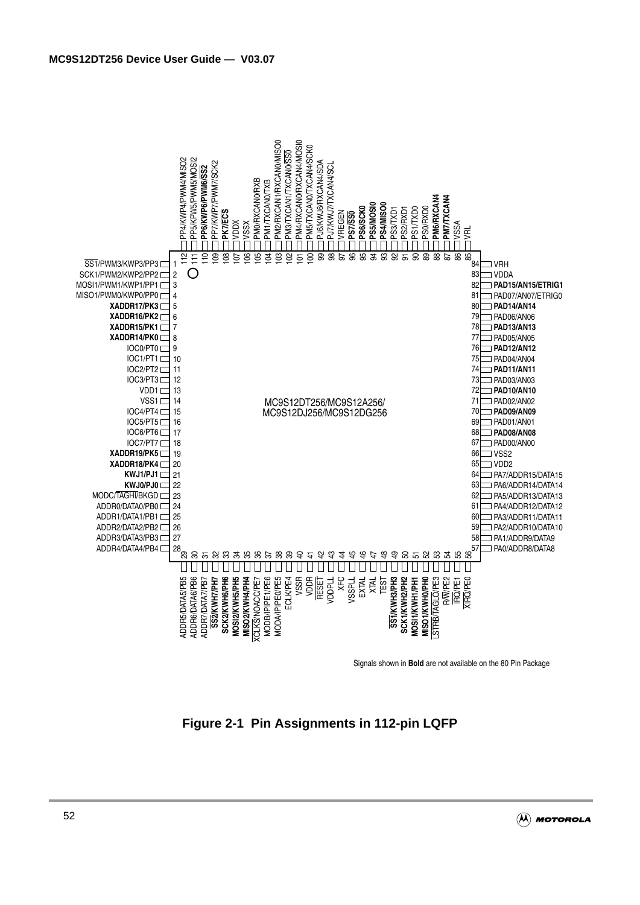Signals shown in **Bold** are not available on the 80 Pin Package

**Figure 2-1 Pin Assignments in 112-pin LQFP**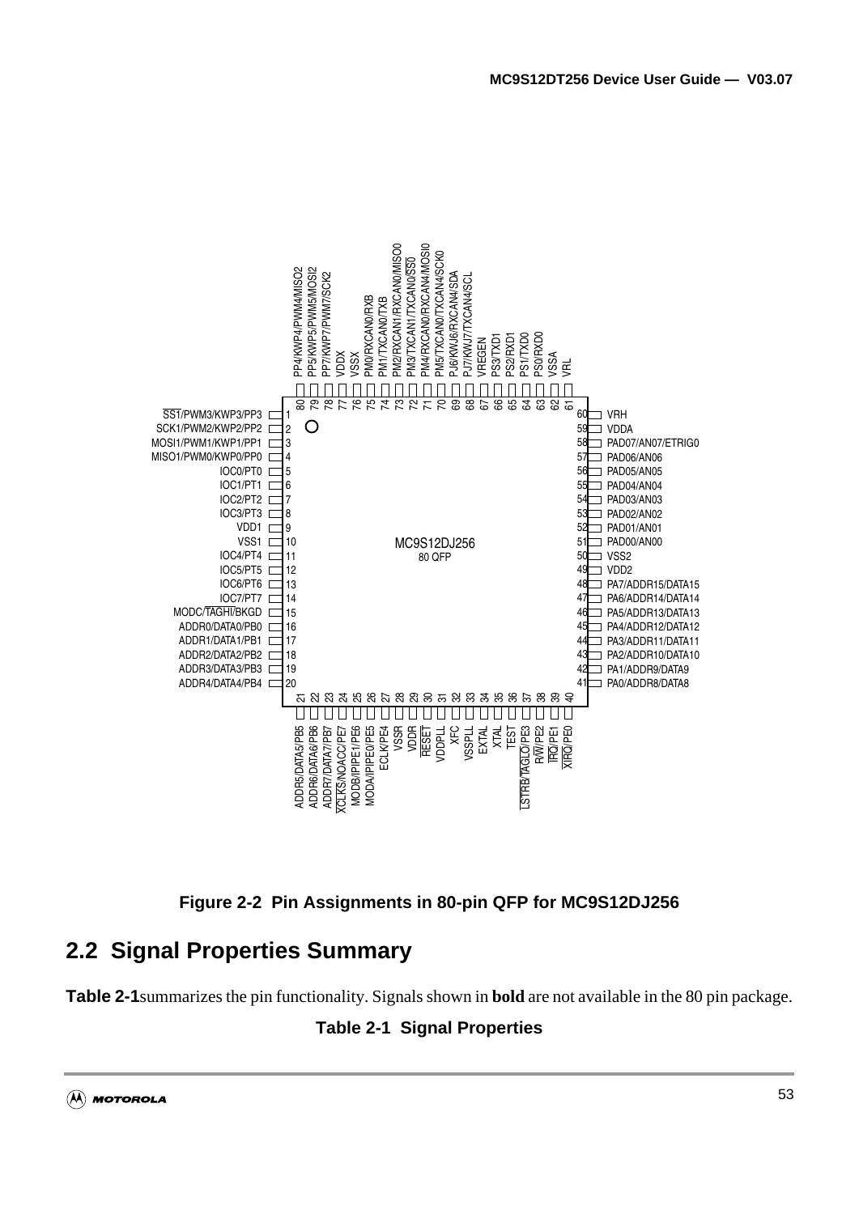**Figure 2-2 Pin Assignments in 80-pin QFP for MC9S12DJ256**

## 2.2 Signal Properties Summary

**Table 2-1** summarizes the pin functionality. Signals shown in **bold** are not available in the 80 pin package.

**Table 2-1 Signal Properties**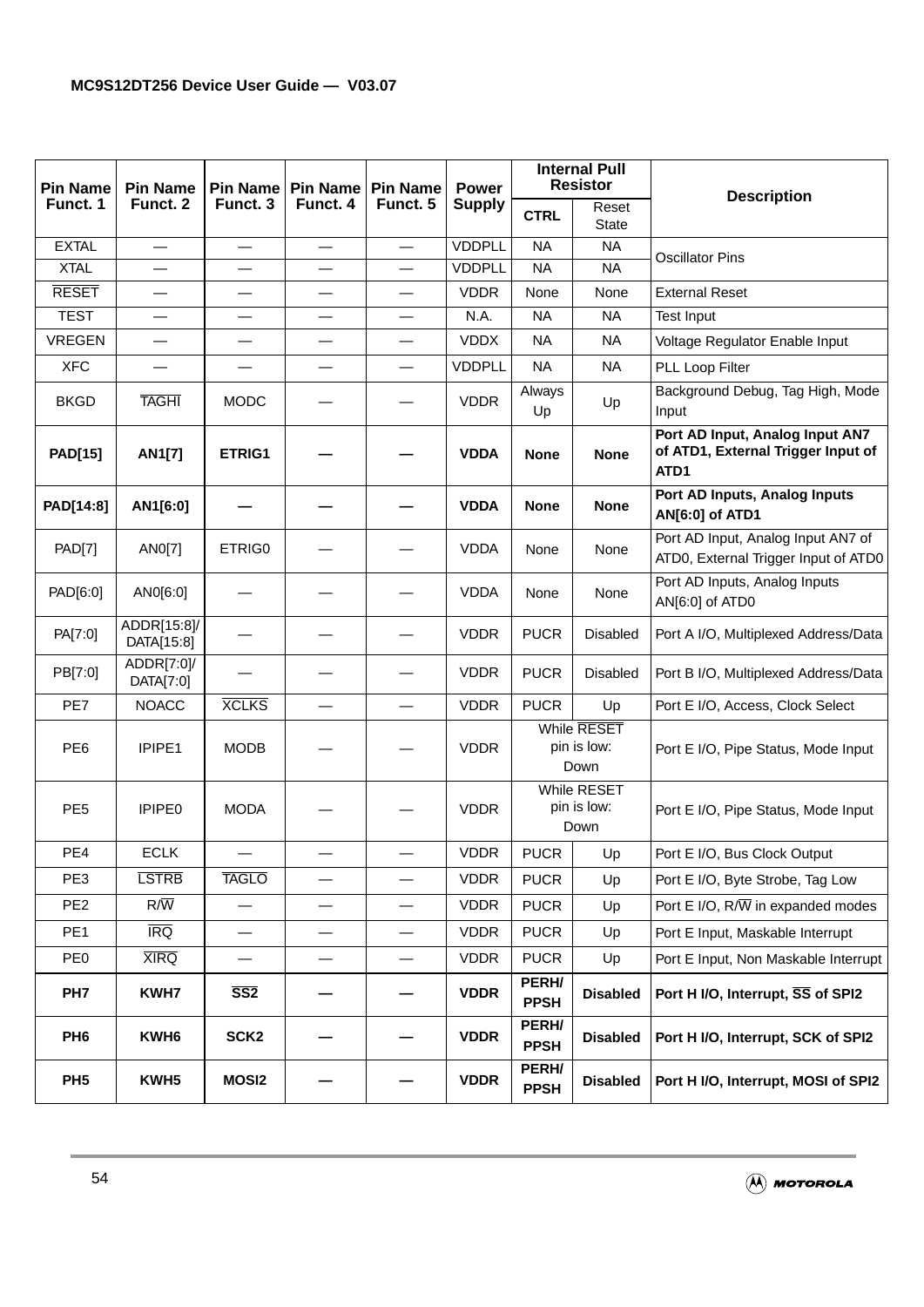| Pin Name Funct. 1 | Pin Name Funct. 2 | Pin Name Funct. 3 | Pin Name Funct. 4 | Pin Name Funct. 5 | Power Supply | Internal Pull Resistor | | Description |
|---|---|---|---|---|---|---|---|---|
| | | | | | | CTRL | Reset State | |
| EXTAL | — | — | — | — | VDDPLL | NA | NA | Oscillator Pins |
| XTAL | — | — | — | — | VDDPLL | NA | NA | |
| $\overline{\text{RESET}}$ | — | — | — | — | VDDR | None | None | External Reset |
| TEST | — | — | — | — | N.A. | NA | NA | Test Input |
| VREGEN | — | — | — | — | VDDX | NA | NA | Voltage Regulator Enable Input |
| XFC | — | — | — | — | VDDPLL | NA | NA | PLL Loop Filter |
| BKGD | $\overline{\text{TAGHI}}$ | MODC | — | — | VDDR | Always Up | Up | Background Debug, Tag High, Mode Input |
| **PAD[15]** | **AN1[7]** | **ETRIG1** | **—** | **—** | **VDDA** | **None** | **None** | **Port AD Input, Analog Input AN7 of ATD1, External Trigger Input of ATD1** |
| **PAD[14:8]** | **AN1[6:0]** | **—** | **—** | **—** | **VDDA** | **None** | **None** | **Port AD Inputs, Analog Inputs AN[6:0] of ATD1** |
| PAD[7] | AN0[7] | ETRIG0 | — | — | VDDA | None | None | Port AD Input, Analog Input AN7 of ATD0, External Trigger Input of ATD0 |
| PAD[6:0] | AN0[6:0] | — | — | — | VDDA | None | None | Port AD Inputs, Analog Inputs AN[6:0] of ATD0 |
| PA[7:0] | ADDR[15:8]/ DATA[15:8] | — | — | — | VDDR | PUCR | Disabled | Port A I/O, Multiplexed Address/Data |
| PB[7:0] | ADDR[7:0]/ DATA[7:0] | — | — | — | VDDR | PUCR | Disabled | Port B I/O, Multiplexed Address/Data |
| PE7 | NOACC | $\overline{\text{XCLKS}}$ | — | — | VDDR | PUCR | Up | Port E I/O, Access, Clock Select |
| PE6 | IPIPE1 | MODB | — | — | VDDR | While $\overline{\text{RESET}}$ pin is low: Down | | Port E I/O, Pipe Status, Mode Input |
| PE5 | IPIPE0 | MODA | — | — | VDDR | While RESET pin is low: Down | | Port E I/O, Pipe Status, Mode Input |
| PE4 | ECLK | — | — | — | VDDR | PUCR | Up | Port E I/O, Bus Clock Output |
| PE3 | $\overline{\text{LSTRB}}$ | $\overline{\text{TAGLO}}$ | — | — | VDDR | PUCR | Up | Port E I/O, Byte Strobe, Tag Low |
| PE2 | R/$\overline{\text{W}}$ | — | — | — | VDDR | PUCR | Up | Port E I/O, R/$\overline{\text{W}}$ in expanded modes |
| PE1 | $\overline{\text{IRQ}}$ | — | — | — | VDDR | PUCR | Up | Port E Input, Maskable Interrupt |
| PE0 | $\overline{\text{XIRQ}}$ | — | — | — | VDDR | PUCR | Up | Port E Input, Non Maskable Interrupt |
| **PH7** | **KWH7** | **$\overline{\text{SS2}}$** | **—** | **—** | **VDDR** | **PERH/ PPSH** | **Disabled** | **Port H I/O, Interrupt, $\overline{\text{SS}}$ of SPI2** |
| **PH6** | **KWH6** | **SCK2** | **—** | **—** | **VDDR** | **PERH/ PPSH** | **Disabled** | **Port H I/O, Interrupt, SCK of SPI2** |
| **PH5** | **KWH5** | **MOSI2** | **—** | **—** | **VDDR** | **PERH/ PPSH** | **Disabled** | **Port H I/O, Interrupt, MOSI of SPI2** |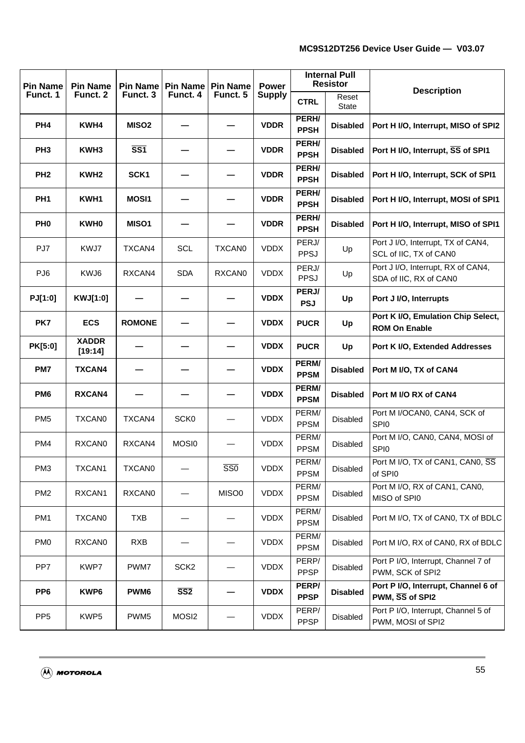| Pin Name Funct. 1 | Pin Name Funct. 2 | Pin Name Funct. 3 | Pin Name Funct. 4 | Pin Name Funct. 5 | Power Supply | Internal Pull Resistor | | Description |
|---|---|---|---|---|---|---|---|---|
| | | | | | | CTRL | Reset State | |
| **PH4** | **KWH4** | **MISO2** | **—** | **—** | **VDDR** | **PERH/ PPSH** | **Disabled** | **Port H I/O, Interrupt, MISO of SPI2** |
| **PH3** | **KWH3** | **$\overline{\text{SS1}}$** | **—** | **—** | **VDDR** | **PERH/ PPSH** | **Disabled** | **Port H I/O, Interrupt, $\overline{\text{SS}}$ of SPI1** |
| **PH2** | **KWH2** | **SCK1** | **—** | **—** | **VDDR** | **PERH/ PPSH** | **Disabled** | **Port H I/O, Interrupt, SCK of SPI1** |
| **PH1** | **KWH1** | **MOSI1** | **—** | **—** | **VDDR** | **PERH/ PPSH** | **Disabled** | **Port H I/O, Interrupt, MOSI of SPI1** |
| **PH0** | **KWH0** | **MISO1** | **—** | **—** | **VDDR** | **PERH/ PPSH** | **Disabled** | **Port H I/O, Interrupt, MISO of SPI1** |
| PJ7 | KWJ7 | TXCAN4 | SCL | TXCAN0 | VDDX | PERJ/ PPSJ | Up | Port J I/O, Interrupt, TX of CAN4, SCL of IIC, TX of CAN0 |
| PJ6 | KWJ6 | RXCAN4 | SDA | RXCAN0 | VDDX | PERJ/ PPSJ | Up | Port J I/O, Interrupt, RX of CAN4, SDA of IIC, RX of CAN0 |
| **PJ[1:0]** | **KWJ[1:0]** | **—** | **—** | **—** | **VDDX** | **PERJ/ PSJ** | **Up** | **Port J I/O, Interrupts** |
| **PK7** | **ECS** | **ROMONE** | **—** | **—** | **VDDX** | **PUCR** | **Up** | **Port K I/O, Emulation Chip Select, ROM On Enable** |
| **PK[5:0]** | **XADDR [19:14]** | **—** | **—** | **—** | **VDDX** | **PUCR** | **Up** | **Port K I/O, Extended Addresses** |
| **PM7** | **TXCAN4** | **—** | **—** | **—** | **VDDX** | **PERM/ PPSM** | **Disabled** | **Port M I/O, TX of CAN4** |
| **PM6** | **RXCAN4** | **—** | **—** | **—** | **VDDX** | **PERM/ PPSM** | **Disabled** | **Port M I/O RX of CAN4** |
| PM5 | TXCAN0 | TXCAN4 | SCK0 | — | VDDX | PERM/ PPSM | Disabled | Port M I/OCAN0, CAN4, SCK of SPI0 |
| PM4 | RXCAN0 | RXCAN4 | MOSI0 | — | VDDX | PERM/ PPSM | Disabled | Port M I/O, CAN0, CAN4, MOSI of SPI0 |
| PM3 | TXCAN1 | TXCAN0 | — | $\overline{\text{SS0}}$ | VDDX | PERM/ PPSM | Disabled | Port M I/O, TX of CAN1, CAN0, $\overline{\text{SS}}$ of SPI0 |
| PM2 | RXCAN1 | RXCAN0 | — | MISO0 | VDDX | PERM/ PPSM | Disabled | Port M I/O, RX of CAN1, CAN0, MISO of SPI0 |
| PM1 | TXCAN0 | TXB | — | — | VDDX | PERM/ PPSM | Disabled | Port M I/O, TX of CAN0, TX of BDLC |
| PM0 | RXCAN0 | RXB | — | — | VDDX | PERM/ PPSM | Disabled | Port M I/O, RX of CAN0, RX of BDLC |
| PP7 | KWP7 | PWM7 | SCK2 | — | VDDX | PERP/ PPSP | Disabled | Port P I/O, Interrupt, Channel 7 of PWM, SCK of SPI2 |
| **PP6** | **KWP6** | **PWM6** | **$\overline{\text{SS2}}$** | **—** | **VDDX** | **PERP/ PPSP** | **Disabled** | **Port P I/O, Interrupt, Channel 6 of PWM, $\overline{\text{SS}}$ of SPI2** |
| PP5 | KWP5 | PWM5 | MOSI2 | — | VDDX | PERP/ PPSP | Disabled | Port P I/O, Interrupt, Channel 5 of PWM, MOSI of SPI2 |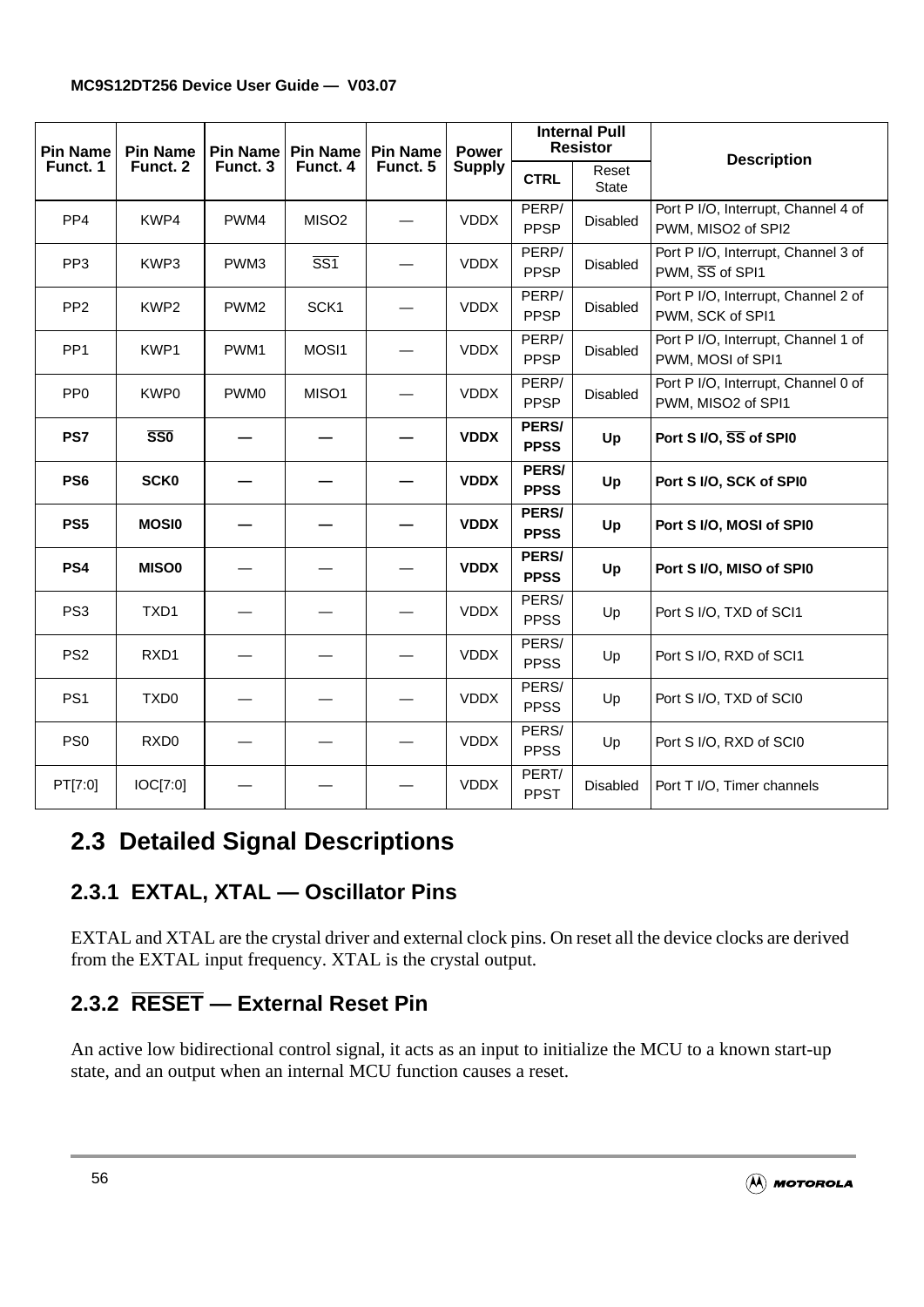| Pin Name Funct. 1 | Pin Name Funct. 2 | Pin Name Funct. 3 | Pin Name Funct. 4 | Pin Name Funct. 5 | Power Supply | Internal Pull Resistor | | Description |
|---|---|---|---|---|---|---|---|---|
| | | | | | | CTRL | Reset State | |
| PP4 | KWP4 | PWM4 | MISO2 | — | VDDX | PERP/ PPSP | Disabled | Port P I/O, Interrupt, Channel 4 of PWM, MISO2 of SPI2 |
| PP3 | KWP3 | PWM3 | $\overline{\text{SS1}}$ | — | VDDX | PERP/ PPSP | Disabled | Port P I/O, Interrupt, Channel 3 of PWM, $\overline{\text{SS}}$ of SPI1 |
| PP2 | KWP2 | PWM2 | SCK1 | — | VDDX | PERP/ PPSP | Disabled | Port P I/O, Interrupt, Channel 2 of PWM, SCK of SPI1 |
| PP1 | KWP1 | PWM1 | MOSI1 | — | VDDX | PERP/ PPSP | Disabled | Port P I/O, Interrupt, Channel 1 of PWM, MOSI of SPI1 |
| PP0 | KWP0 | PWM0 | MISO1 | — | VDDX | PERP/ PPSP | Disabled | Port P I/O, Interrupt, Channel 0 of PWM, MISO2 of SPI1 |
| **PS7** | **$\overline{\text{SS0}}$** | **—** | **—** | **—** | **VDDX** | **PERS/ PPSS** | **Up** | **Port S I/O, $\overline{\text{SS}}$ of SPI0** |
| **PS6** | **SCK0** | **—** | **—** | **—** | **VDDX** | **PERS/ PPSS** | **Up** | **Port S I/O, SCK of SPI0** |
| **PS5** | **MOSI0** | **—** | **—** | **—** | **VDDX** | **PERS/ PPSS** | **Up** | **Port S I/O, MOSI of SPI0** |
| **PS4** | **MISO0** | — | — | — | **VDDX** | **PERS/ PPSS** | **Up** | **Port S I/O, MISO of SPI0** |
| PS3 | TXD1 | — | — | — | VDDX | PERS/ PPSS | Up | Port S I/O, TXD of SCI1 |
| PS2 | RXD1 | — | — | — | VDDX | PERS/ PPSS | Up | Port S I/O, RXD of SCI1 |
| PS1 | TXD0 | — | — | — | VDDX | PERS/ PPSS | Up | Port S I/O, TXD of SCI0 |
| PS0 | RXD0 | — | — | — | VDDX | PERS/ PPSS | Up | Port S I/O, RXD of SCI0 |
| PT[7:0] | IOC[7:0] | — | — | — | VDDX | PERT/ PPST | Disabled | Port T I/O, Timer channels |

## 2.3 Detailed Signal Descriptions

### 2.3.1 EXTAL, XTAL — Oscillator Pins

EXTAL and XTAL are the crystal driver and external clock pins. On reset all the device clocks are derived from the EXTAL input frequency. XTAL is the crystal output.

### 2.3.2 $\overline{\text{RESET}}$ — External Reset Pin

An active low bidirectional control signal, it acts as an input to initialize the MCU to a known start-up state, and an output when an internal MCU function causes a reset.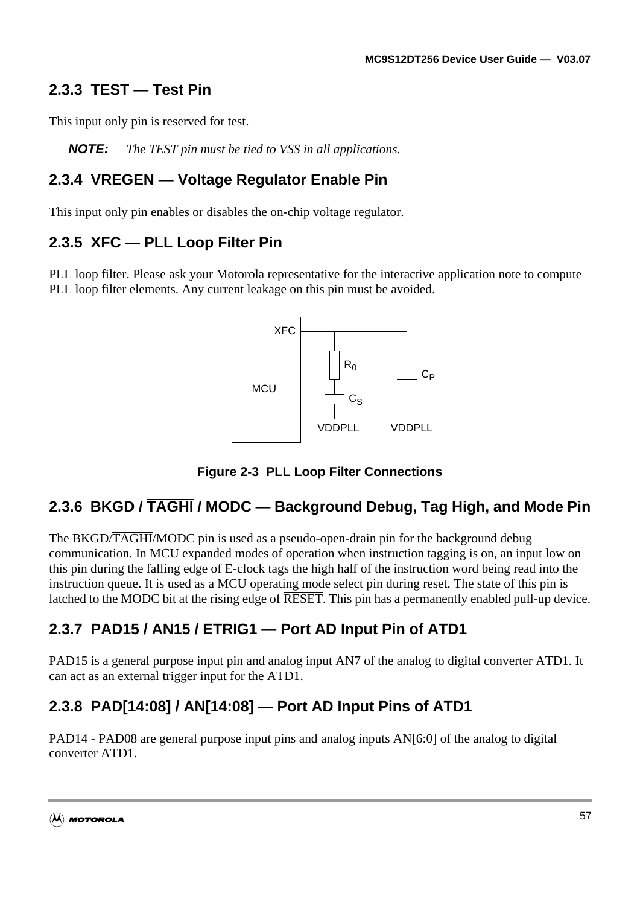### 2.3.3 TEST — Test Pin

This input only pin is reserved for test.

***NOTE:*** *The TEST pin must be tied to VSS in all applications.*

### 2.3.4 VREGEN — Voltage Regulator Enable Pin

This input only pin enables or disables the on-chip voltage regulator.

### 2.3.5 XFC — PLL Loop Filter Pin

PLL loop filter. Please ask your Motorola representative for the interactive application note to compute PLL loop filter elements. Any current leakage on this pin must be avoided.

XFC

MCU

$R_0$

$C_S$

$C_P$

VDDPLL VDDPLL

**Figure 2-3 PLL Loop Filter Connections**

### 2.3.6 BKGD / $\overline{\text{TAGHI}}$ / MODC — Background Debug, Tag High, and Mode Pin

The BKGD/$\overline{\text{TAGHI}}$/MODC pin is used as a pseudo-open-drain pin for the background debug communication. In MCU expanded modes of operation when instruction tagging is on, an input low on this pin during the falling edge of E-clock tags the high half of the instruction word being read into the instruction queue. It is used as a MCU operating mode select pin during reset. The state of this pin is latched to the MODC bit at the rising edge of $\overline{\text{RESET}}$. This pin has a permanently enabled pull-up device.

### 2.3.7 PAD15 / AN15 / ETRIG1 — Port AD Input Pin of ATD1

PAD15 is a general purpose input pin and analog input AN7 of the analog to digital converter ATD1. It can act as an external trigger input for the ATD1.

### 2.3.8 PAD[14:08] / AN[14:08] — Port AD Input Pins of ATD1

PAD14 - PAD08 are general purpose input pins and analog inputs AN[6:0] of the analog to digital converter ATD1.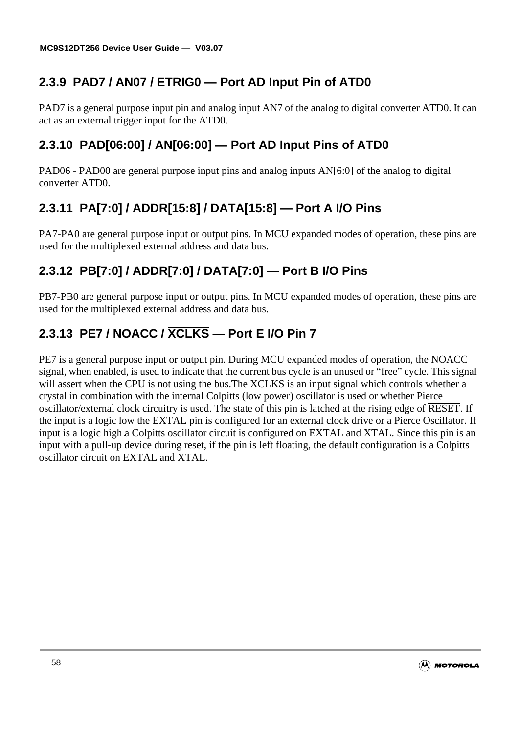### 2.3.9 PAD7 / AN07 / ETRIG0 — Port AD Input Pin of ATD0

PAD7 is a general purpose input pin and analog input AN7 of the analog to digital converter ATD0. It can act as an external trigger input for the ATD0.

### 2.3.10 PAD[06:00] / AN[06:00] — Port AD Input Pins of ATD0

PAD06 - PAD00 are general purpose input pins and analog inputs AN[6:0] of the analog to digital converter ATD0.

### 2.3.11 PA[7:0] / ADDR[15:8] / DATA[15:8] — Port A I/O Pins

PA7-PA0 are general purpose input or output pins. In MCU expanded modes of operation, these pins are used for the multiplexed external address and data bus.

### 2.3.12 PB[7:0] / ADDR[7:0] / DATA[7:0] — Port B I/O Pins

PB7-PB0 are general purpose input or output pins. In MCU expanded modes of operation, these pins are used for the multiplexed external address and data bus.

### 2.3.13 PE7 / NOACC / $\overline{\text{XCLKS}}$ — Port E I/O Pin 7

PE7 is a general purpose input or output pin. During MCU expanded modes of operation, the NOACC signal, when enabled, is used to indicate that the current bus cycle is an unused or “free” cycle. This signal will assert when the CPU is not using the bus.The $\overline{\text{XCLKS}}$ is an input signal which controls whether a crystal in combination with the internal Colpitts (low power) oscillator is used or whether Pierce oscillator/external clock circuitry is used. The state of this pin is latched at the rising edge of $\overline{\text{RESET}}$. If the input is a logic low the EXTAL pin is configured for an external clock drive or a Pierce Oscillator. If input is a logic high a Colpitts oscillator circuit is configured on EXTAL and XTAL. Since this pin is an input with a pull-up device during reset, if the pin is left floating, the default configuration is a Colpitts oscillator circuit on EXTAL and XTAL.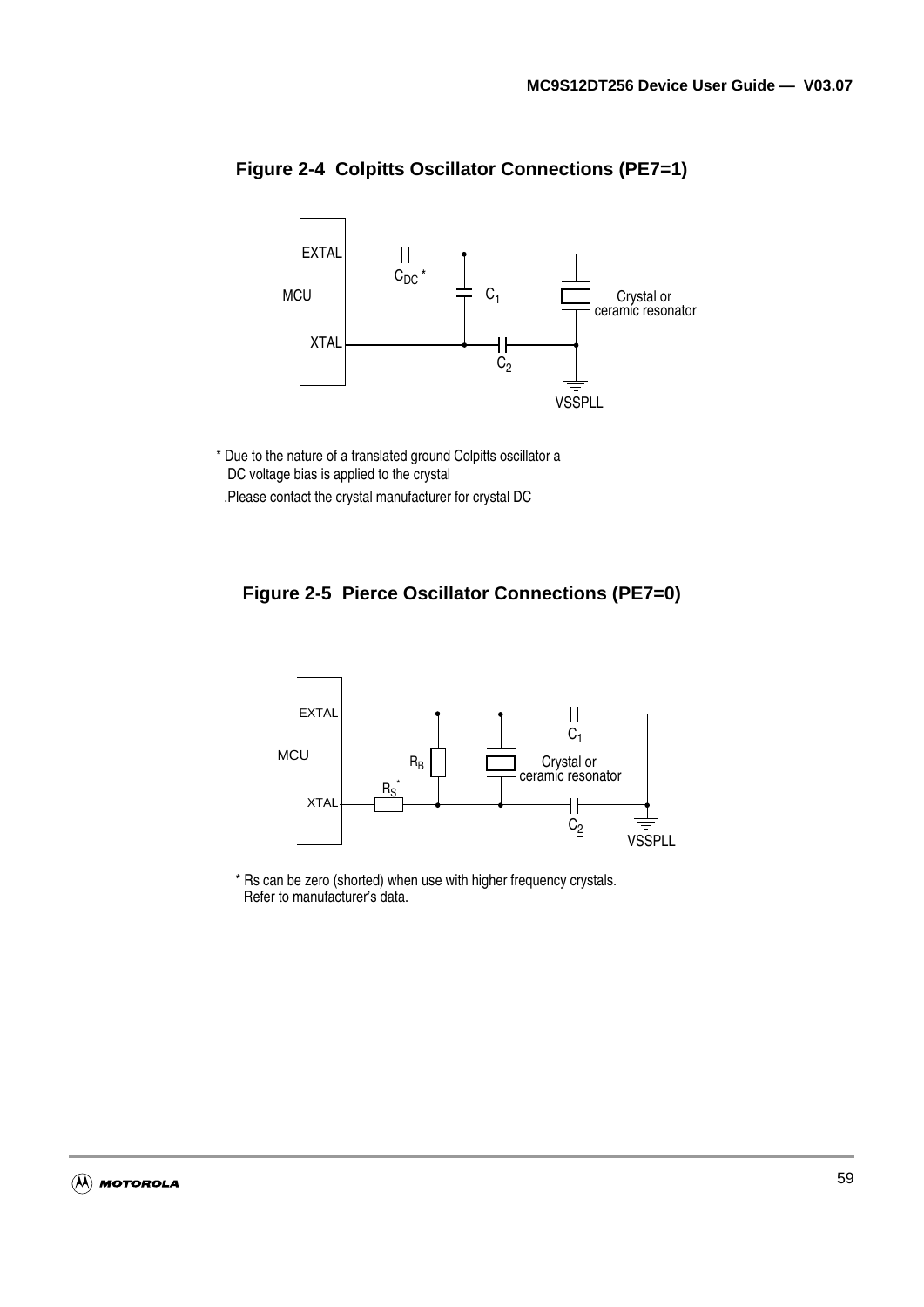**Figure 2-4 Colpitts Oscillator Connections (PE7=1)**

EXTAL

MCU

XTAL

$C_{DC}$ *

$C_1$

$C_2$

Crystal or ceramic resonator

VSSPLL

\* Due to the nature of a translated ground Colpitts oscillator a DC voltage bias is applied to the crystal

.Please contact the crystal manufacturer for crystal DC

**Figure 2-5 Pierce Oscillator Connections (PE7=0)**

EXTAL

MCU

XTAL

$R_B$

$R_S$ *

$C_1$

$C_2$

Crystal or ceramic resonator

VSSPLL

\* Rs can be zero (shorted) when use with higher frequency crystals. Refer to manufacturer's data.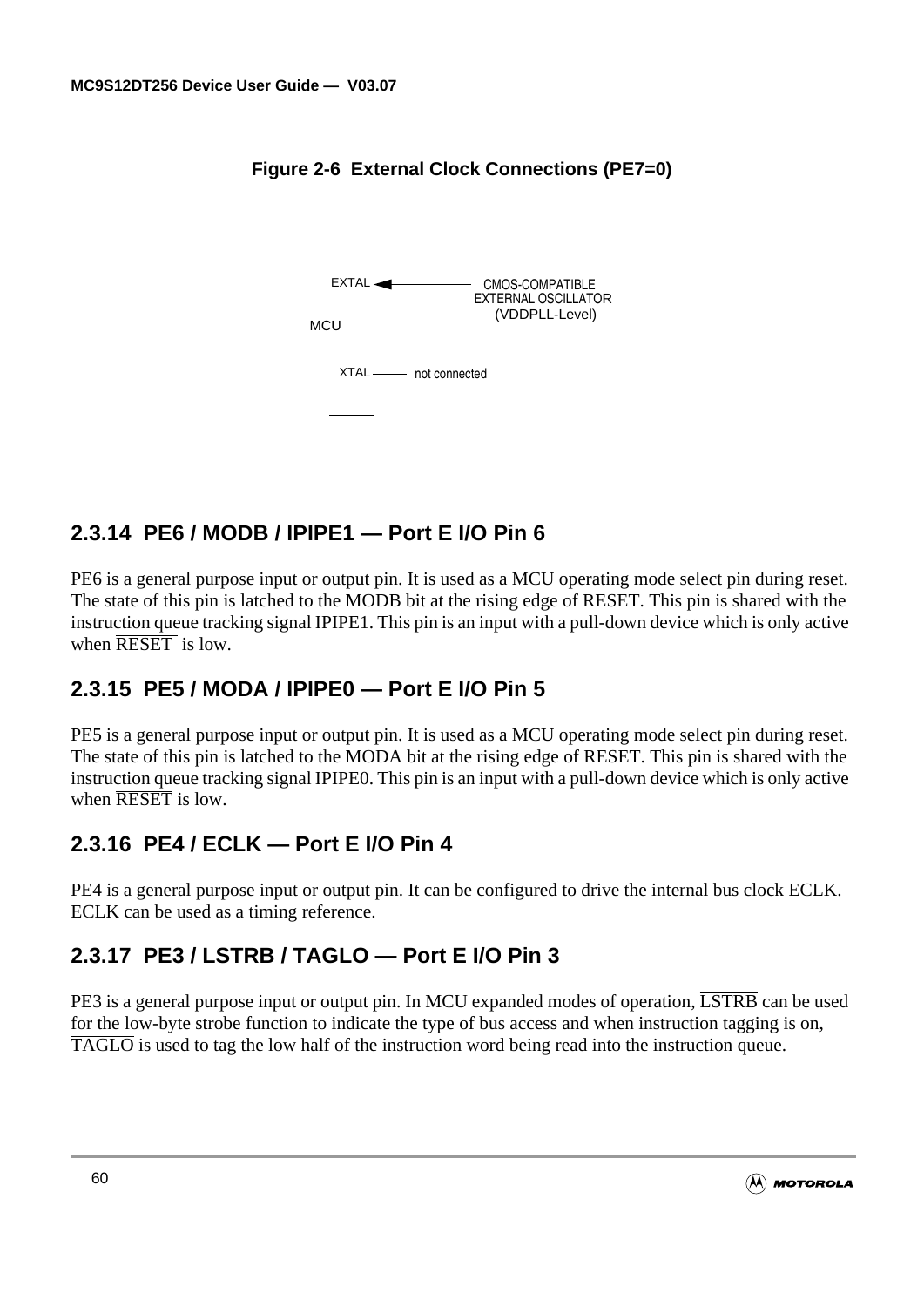**Figure 2-6 External Clock Connections (PE7=0)**

EXTAL, MCU, XTAL, CMOS-COMPATIBLE EXTERNAL OSCILLATOR (VDDPLL-Level), not connected

### 2.3.14 PE6 / MODB / IPIPE1 — Port E I/O Pin 6

PE6 is a general purpose input or output pin. It is used as a MCU operating mode select pin during reset. The state of this pin is latched to the MODB bit at the rising edge of $\overline{\text{RESET}}$. This pin is shared with the instruction queue tracking signal IPIPE1. This pin is an input with a pull-down device which is only active when $\overline{\text{RESET}}$ is low.

### 2.3.15 PE5 / MODA / IPIPE0 — Port E I/O Pin 5

PE5 is a general purpose input or output pin. It is used as a MCU operating mode select pin during reset. The state of this pin is latched to the MODA bit at the rising edge of $\overline{\text{RESET}}$. This pin is shared with the instruction queue tracking signal IPIPE0. This pin is an input with a pull-down device which is only active when $\overline{\text{RESET}}$ is low.

### 2.3.16 PE4 / ECLK — Port E I/O Pin 4

PE4 is a general purpose input or output pin. It can be configured to drive the internal bus clock ECLK. ECLK can be used as a timing reference.

### 2.3.17 PE3 / $\overline{\text{LSTRB}}$ / $\overline{\text{TAGLO}}$ — Port E I/O Pin 3

PE3 is a general purpose input or output pin. In MCU expanded modes of operation, $\overline{\text{LSTRB}}$ can be used for the low-byte strobe function to indicate the type of bus access and when instruction tagging is on, $\overline{\text{TAGLO}}$ is used to tag the low half of the instruction word being read into the instruction queue.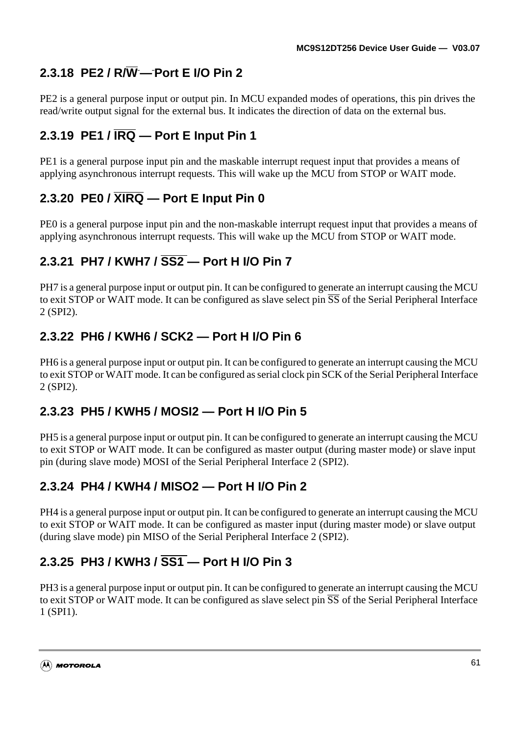### 2.3.18 PE2 / R/$\overline{W}$ — Port E I/O Pin 2

PE2 is a general purpose input or output pin. In MCU expanded modes of operations, this pin drives the read/write output signal for the external bus. It indicates the direction of data on the external bus.

### 2.3.19 PE1 / $\overline{IRQ}$ — Port E Input Pin 1

PE1 is a general purpose input pin and the maskable interrupt request input that provides a means of applying asynchronous interrupt requests. This will wake up the MCU from STOP or WAIT mode.

### 2.3.20 PE0 / $\overline{XIRQ}$ — Port E Input Pin 0

PE0 is a general purpose input pin and the non-maskable interrupt request input that provides a means of applying asynchronous interrupt requests. This will wake up the MCU from STOP or WAIT mode.

### 2.3.21 PH7 / KWH7 / $\overline{SS2}$ — Port H I/O Pin 7

PH7 is a general purpose input or output pin. It can be configured to generate an interrupt causing the MCU to exit STOP or WAIT mode. It can be configured as slave select pin $\overline{SS}$ of the Serial Peripheral Interface 2 (SPI2).

### 2.3.22 PH6 / KWH6 / SCK2 — Port H I/O Pin 6

PH6 is a general purpose input or output pin. It can be configured to generate an interrupt causing the MCU to exit STOP or WAIT mode. It can be configured as serial clock pin SCK of the Serial Peripheral Interface 2 (SPI2).

### 2.3.23 PH5 / KWH5 / MOSI2 — Port H I/O Pin 5

PH5 is a general purpose input or output pin. It can be configured to generate an interrupt causing the MCU to exit STOP or WAIT mode. It can be configured as master output (during master mode) or slave input pin (during slave mode) MOSI of the Serial Peripheral Interface 2 (SPI2).

### 2.3.24 PH4 / KWH4 / MISO2 — Port H I/O Pin 2

PH4 is a general purpose input or output pin. It can be configured to generate an interrupt causing the MCU to exit STOP or WAIT mode. It can be configured as master input (during master mode) or slave output (during slave mode) pin MISO of the Serial Peripheral Interface 2 (SPI2).

### 2.3.25 PH3 / KWH3 / $\overline{SS1}$ — Port H I/O Pin 3

PH3 is a general purpose input or output pin. It can be configured to generate an interrupt causing the MCU to exit STOP or WAIT mode. It can be configured as slave select pin $\overline{SS}$ of the Serial Peripheral Interface 1 (SPI1).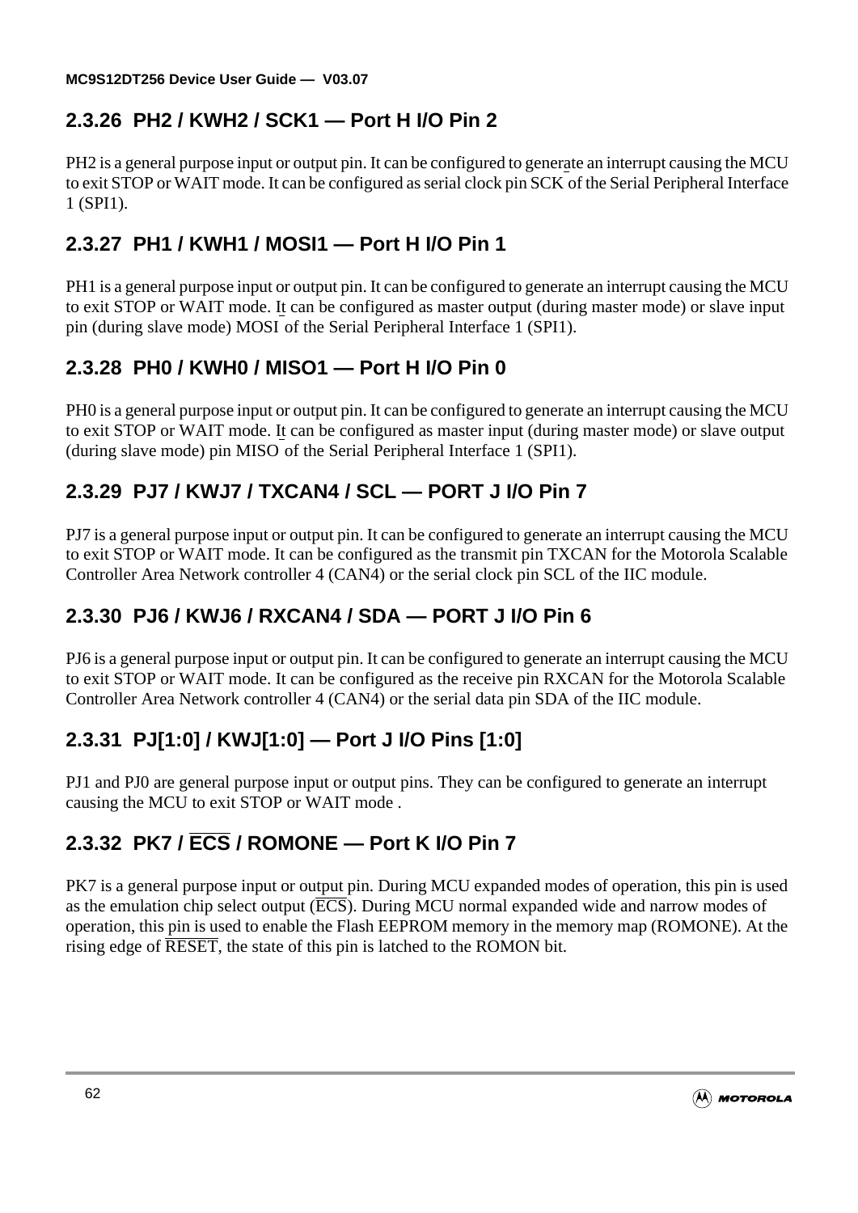### 2.3.26 PH2 / KWH2 / SCK1 — Port H I/O Pin 2

PH2 is a general purpose input or output pin. It can be configured to generate an interrupt causing the MCU to exit STOP or WAIT mode. It can be configured as serial clock pin SCK of the Serial Peripheral Interface 1 (SPI1).

### 2.3.27 PH1 / KWH1 / MOSI1 — Port H I/O Pin 1

PH1 is a general purpose input or output pin. It can be configured to generate an interrupt causing the MCU to exit STOP or WAIT mode. It can be configured as master output (during master mode) or slave input pin (during slave mode) MOSI of the Serial Peripheral Interface 1 (SPI1).

### 2.3.28 PH0 / KWH0 / MISO1 — Port H I/O Pin 0

PH0 is a general purpose input or output pin. It can be configured to generate an interrupt causing the MCU to exit STOP or WAIT mode. It can be configured as master input (during master mode) or slave output (during slave mode) pin MISO of the Serial Peripheral Interface 1 (SPI1).

### 2.3.29 PJ7 / KWJ7 / TXCAN4 / SCL — PORT J I/O Pin 7

PJ7 is a general purpose input or output pin. It can be configured to generate an interrupt causing the MCU to exit STOP or WAIT mode. It can be configured as the transmit pin TXCAN for the Motorola Scalable Controller Area Network controller 4 (CAN4) or the serial clock pin SCL of the IIC module.

### 2.3.30 PJ6 / KWJ6 / RXCAN4 / SDA — PORT J I/O Pin 6

PJ6 is a general purpose input or output pin. It can be configured to generate an interrupt causing the MCU to exit STOP or WAIT mode. It can be configured as the receive pin RXCAN for the Motorola Scalable Controller Area Network controller 4 (CAN4) or the serial data pin SDA of the IIC module.

### 2.3.31 PJ[1:0] / KWJ[1:0] — Port J I/O Pins [1:0]

PJ1 and PJ0 are general purpose input or output pins. They can be configured to generate an interrupt causing the MCU to exit STOP or WAIT mode .

### 2.3.32 PK7 / $\overline{\text{ECS}}$ / ROMONE — Port K I/O Pin 7

PK7 is a general purpose input or output pin. During MCU expanded modes of operation, this pin is used as the emulation chip select output ($\overline{\text{ECS}}$). During MCU normal expanded wide and narrow modes of operation, this pin is used to enable the Flash EEPROM memory in the memory map (ROMONE). At the rising edge of $\overline{\text{RESET}}$, the state of this pin is latched to the ROMON bit.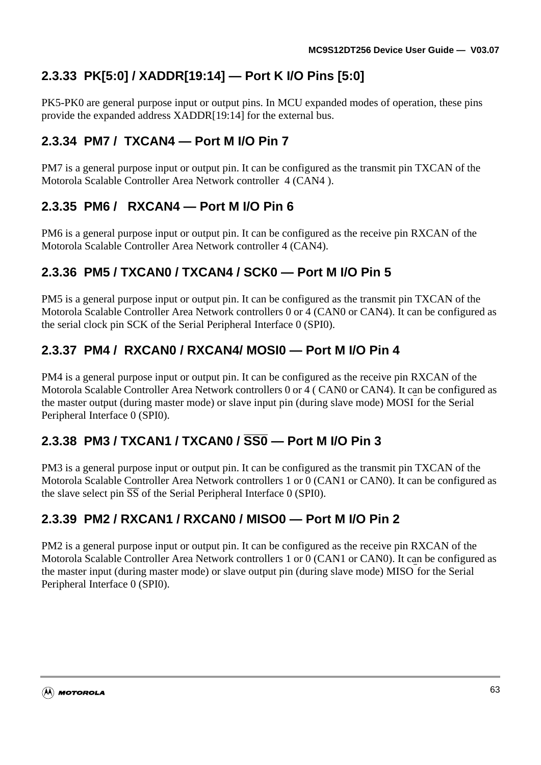### 2.3.33 PK[5:0] / XADDR[19:14] — Port K I/O Pins [5:0]

PK5-PK0 are general purpose input or output pins. In MCU expanded modes of operation, these pins provide the expanded address XADDR[19:14] for the external bus.

### 2.3.34 PM7 / TXCAN4 — Port M I/O Pin 7

PM7 is a general purpose input or output pin. It can be configured as the transmit pin TXCAN of the Motorola Scalable Controller Area Network controller 4 (CAN4 ).

### 2.3.35 PM6 / RXCAN4 — Port M I/O Pin 6

PM6 is a general purpose input or output pin. It can be configured as the receive pin RXCAN of the Motorola Scalable Controller Area Network controller 4 (CAN4).

### 2.3.36 PM5 / TXCAN0 / TXCAN4 / SCK0 — Port M I/O Pin 5

PM5 is a general purpose input or output pin. It can be configured as the transmit pin TXCAN of the Motorola Scalable Controller Area Network controllers 0 or 4 (CAN0 or CAN4). It can be configured as the serial clock pin SCK of the Serial Peripheral Interface 0 (SPI0).

### 2.3.37 PM4 / RXCAN0 / RXCAN4/ MOSI0 — Port M I/O Pin 4

PM4 is a general purpose input or output pin. It can be configured as the receive pin RXCAN of the Motorola Scalable Controller Area Network controllers 0 or 4 ( CAN0 or CAN4). It can be configured as the master output (during master mode) or slave input pin (during slave mode) MOSI for the Serial Peripheral Interface 0 (SPI0).

### 2.3.38 PM3 / TXCAN1 / TXCAN0 / $\overline{\text{SS0}}$ — Port M I/O Pin 3

PM3 is a general purpose input or output pin. It can be configured as the transmit pin TXCAN of the Motorola Scalable Controller Area Network controllers 1 or 0 (CAN1 or CAN0). It can be configured as the slave select pin $\overline{\text{SS}}$ of the Serial Peripheral Interface 0 (SPI0).

### 2.3.39 PM2 / RXCAN1 / RXCAN0 / MISO0 — Port M I/O Pin 2

PM2 is a general purpose input or output pin. It can be configured as the receive pin RXCAN of the Motorola Scalable Controller Area Network controllers 1 or 0 (CAN1 or CAN0). It can be configured as the master input (during master mode) or slave output pin (during slave mode) MISO for the Serial Peripheral Interface 0 (SPI0).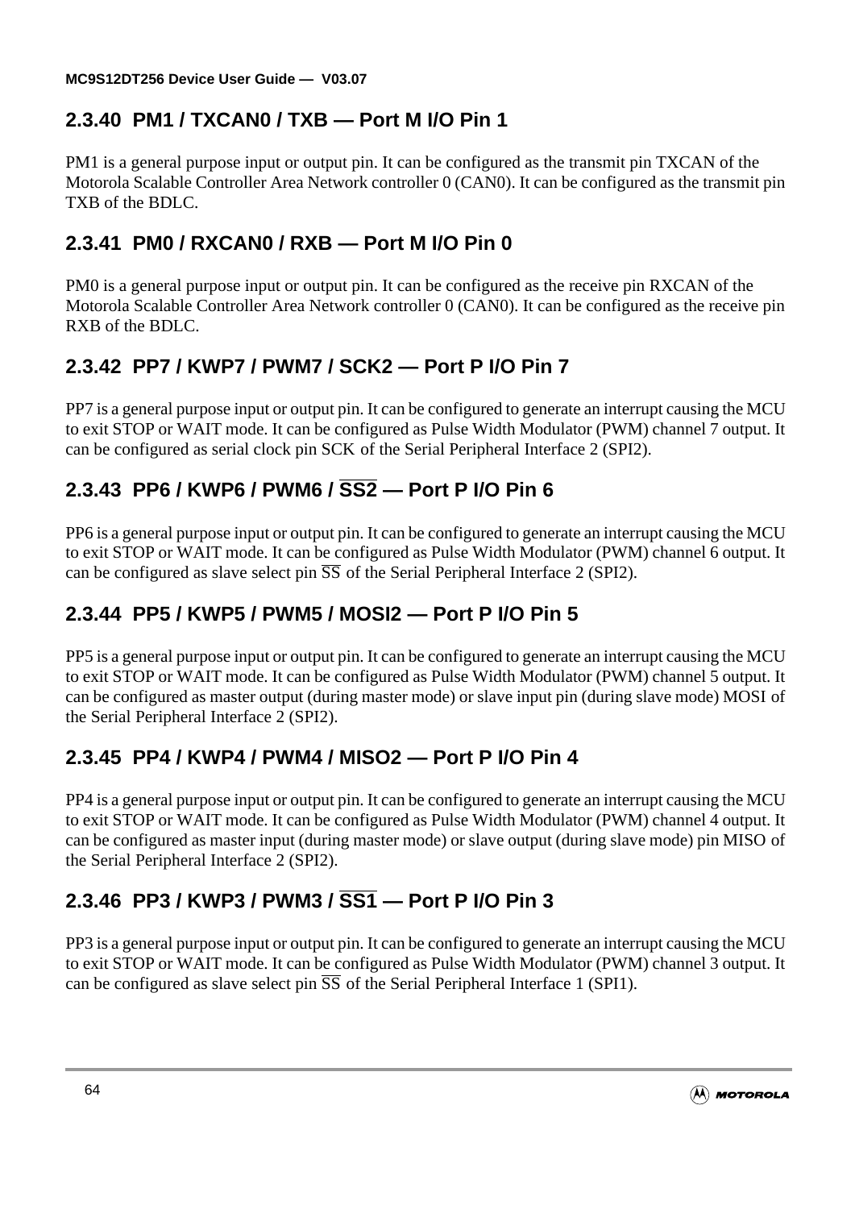### 2.3.40 PM1 / TXCAN0 / TXB — Port M I/O Pin 1

PM1 is a general purpose input or output pin. It can be configured as the transmit pin TXCAN of the Motorola Scalable Controller Area Network controller 0 (CAN0). It can be configured as the transmit pin TXB of the BDLC.

### 2.3.41 PM0 / RXCAN0 / RXB — Port M I/O Pin 0

PM0 is a general purpose input or output pin. It can be configured as the receive pin RXCAN of the Motorola Scalable Controller Area Network controller 0 (CAN0). It can be configured as the receive pin RXB of the BDLC.

### 2.3.42 PP7 / KWP7 / PWM7 / SCK2 — Port P I/O Pin 7

PP7 is a general purpose input or output pin. It can be configured to generate an interrupt causing the MCU to exit STOP or WAIT mode. It can be configured as Pulse Width Modulator (PWM) channel 7 output. It can be configured as serial clock pin SCK of the Serial Peripheral Interface 2 (SPI2).

### 2.3.43 PP6 / KWP6 / PWM6 / $\overline{\text{SS2}}$ — Port P I/O Pin 6

PP6 is a general purpose input or output pin. It can be configured to generate an interrupt causing the MCU to exit STOP or WAIT mode. It can be configured as Pulse Width Modulator (PWM) channel 6 output. It can be configured as slave select pin $\overline{\text{SS}}$ of the Serial Peripheral Interface 2 (SPI2).

### 2.3.44 PP5 / KWP5 / PWM5 / MOSI2 — Port P I/O Pin 5

PP5 is a general purpose input or output pin. It can be configured to generate an interrupt causing the MCU to exit STOP or WAIT mode. It can be configured as Pulse Width Modulator (PWM) channel 5 output. It can be configured as master output (during master mode) or slave input pin (during slave mode) MOSI of the Serial Peripheral Interface 2 (SPI2).

### 2.3.45 PP4 / KWP4 / PWM4 / MISO2 — Port P I/O Pin 4

PP4 is a general purpose input or output pin. It can be configured to generate an interrupt causing the MCU to exit STOP or WAIT mode. It can be configured as Pulse Width Modulator (PWM) channel 4 output. It can be configured as master input (during master mode) or slave output (during slave mode) pin MISO of the Serial Peripheral Interface 2 (SPI2).

### 2.3.46 PP3 / KWP3 / PWM3 / $\overline{\text{SS1}}$ — Port P I/O Pin 3

PP3 is a general purpose input or output pin. It can be configured to generate an interrupt causing the MCU to exit STOP or WAIT mode. It can be configured as Pulse Width Modulator (PWM) channel 3 output. It can be configured as slave select pin $\overline{\text{SS}}$ of the Serial Peripheral Interface 1 (SPI1).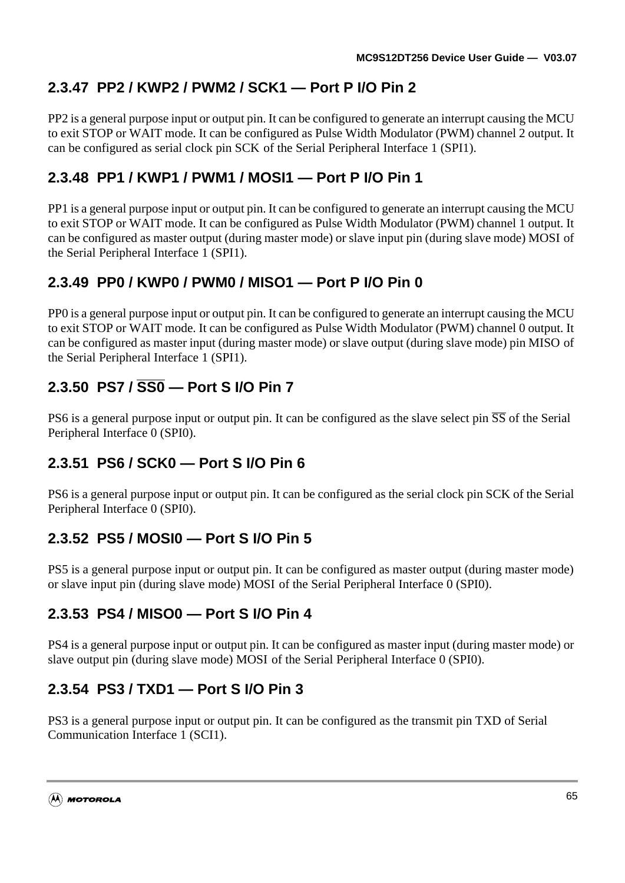### 2.3.47 PP2 / KWP2 / PWM2 / SCK1 — Port P I/O Pin 2

PP2 is a general purpose input or output pin. It can be configured to generate an interrupt causing the MCU to exit STOP or WAIT mode. It can be configured as Pulse Width Modulator (PWM) channel 2 output. It can be configured as serial clock pin SCK of the Serial Peripheral Interface 1 (SPI1).

### 2.3.48 PP1 / KWP1 / PWM1 / MOSI1 — Port P I/O Pin 1

PP1 is a general purpose input or output pin. It can be configured to generate an interrupt causing the MCU to exit STOP or WAIT mode. It can be configured as Pulse Width Modulator (PWM) channel 1 output. It can be configured as master output (during master mode) or slave input pin (during slave mode) MOSI of the Serial Peripheral Interface 1 (SPI1).

### 2.3.49 PP0 / KWP0 / PWM0 / MISO1 — Port P I/O Pin 0

PP0 is a general purpose input or output pin. It can be configured to generate an interrupt causing the MCU to exit STOP or WAIT mode. It can be configured as Pulse Width Modulator (PWM) channel 0 output. It can be configured as master input (during master mode) or slave output (during slave mode) pin MISO of the Serial Peripheral Interface 1 (SPI1).

### 2.3.50 PS7 / $\overline{\text{SS0}}$ — Port S I/O Pin 7

PS6 is a general purpose input or output pin. It can be configured as the slave select pin $\overline{\text{SS}}$ of the Serial Peripheral Interface 0 (SPI0).

### 2.3.51 PS6 / SCK0 — Port S I/O Pin 6

PS6 is a general purpose input or output pin. It can be configured as the serial clock pin SCK of the Serial Peripheral Interface 0 (SPI0).

### 2.3.52 PS5 / MOSI0 — Port S I/O Pin 5

PS5 is a general purpose input or output pin. It can be configured as master output (during master mode) or slave input pin (during slave mode) MOSI of the Serial Peripheral Interface 0 (SPI0).

### 2.3.53 PS4 / MISO0 — Port S I/O Pin 4

PS4 is a general purpose input or output pin. It can be configured as master input (during master mode) or slave output pin (during slave mode) MOSI of the Serial Peripheral Interface 0 (SPI0).

### 2.3.54 PS3 / TXD1 — Port S I/O Pin 3

PS3 is a general purpose input or output pin. It can be configured as the transmit pin TXD of Serial Communication Interface 1 (SCI1).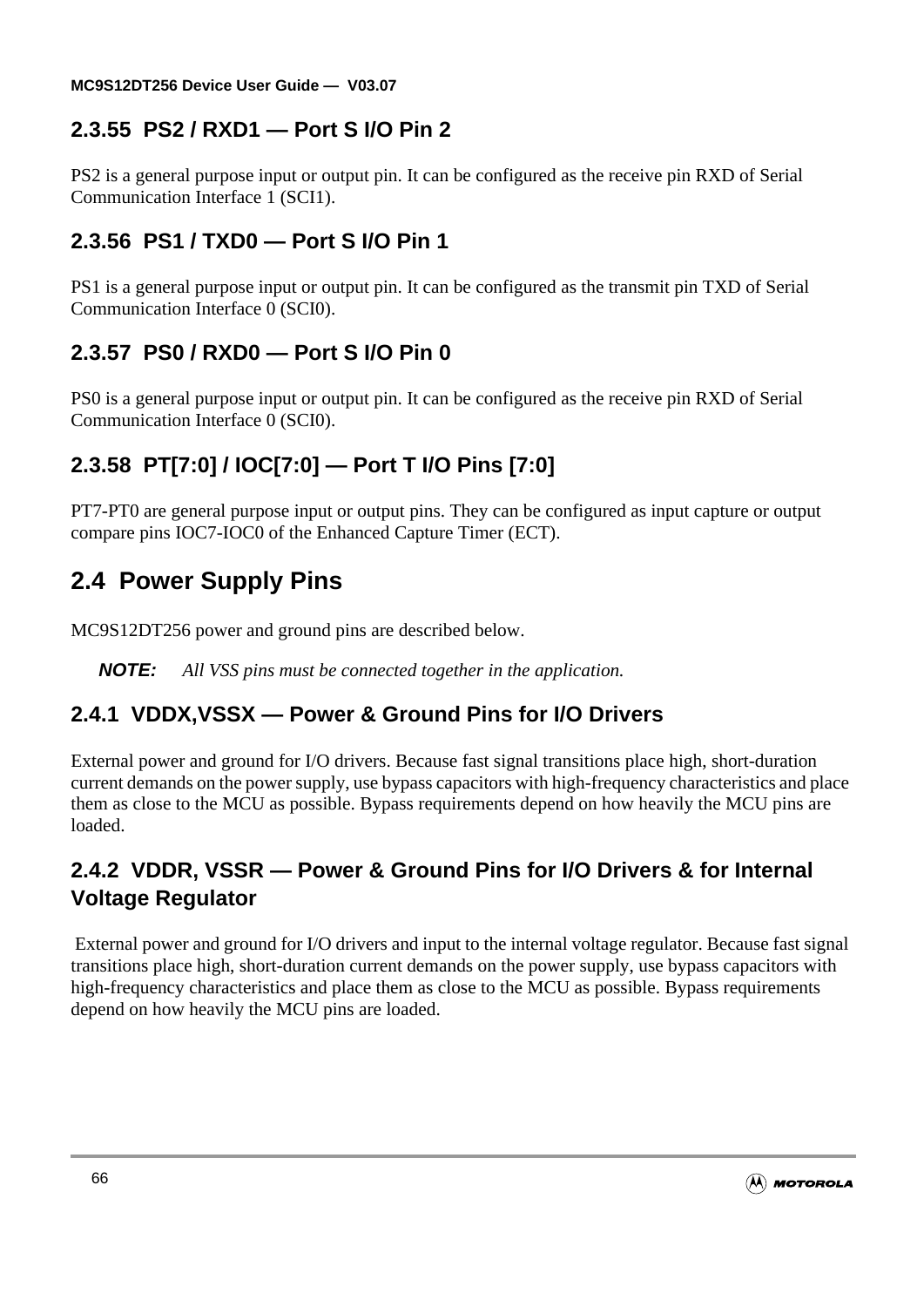### 2.3.55 PS2 / RXD1 — Port S I/O Pin 2

PS2 is a general purpose input or output pin. It can be configured as the receive pin RXD of Serial Communication Interface 1 (SCI1).

### 2.3.56 PS1 / TXD0 — Port S I/O Pin 1

PS1 is a general purpose input or output pin. It can be configured as the transmit pin TXD of Serial Communication Interface 0 (SCI0).

### 2.3.57 PS0 / RXD0 — Port S I/O Pin 0

PS0 is a general purpose input or output pin. It can be configured as the receive pin RXD of Serial Communication Interface 0 (SCI0).

### 2.3.58 PT[7:0] / IOC[7:0] — Port T I/O Pins [7:0]

PT7-PT0 are general purpose input or output pins. They can be configured as input capture or output compare pins IOC7-IOC0 of the Enhanced Capture Timer (ECT).

## 2.4 Power Supply Pins

MC9S12DT256 power and ground pins are described below.

**NOTE:** *All VSS pins must be connected together in the application.*

### 2.4.1 VDDX,VSSX — Power & Ground Pins for I/O Drivers

External power and ground for I/O drivers. Because fast signal transitions place high, short-duration current demands on the power supply, use bypass capacitors with high-frequency characteristics and place them as close to the MCU as possible. Bypass requirements depend on how heavily the MCU pins are loaded.

### 2.4.2 VDDR, VSSR — Power & Ground Pins for I/O Drivers & for Internal Voltage Regulator

External power and ground for I/O drivers and input to the internal voltage regulator. Because fast signal transitions place high, short-duration current demands on the power supply, use bypass capacitors with high-frequency characteristics and place them as close to the MCU as possible. Bypass requirements depend on how heavily the MCU pins are loaded.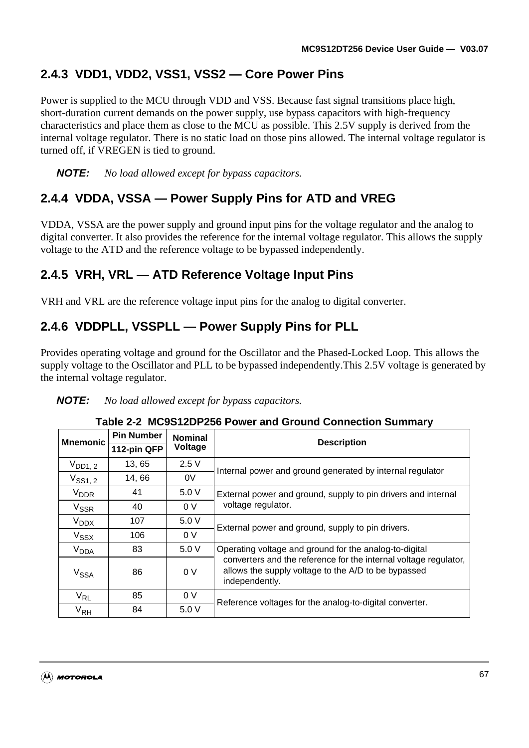### 2.4.3 VDD1, VDD2, VSS1, VSS2 — Core Power Pins

Power is supplied to the MCU through VDD and VSS. Because fast signal transitions place high, short-duration current demands on the power supply, use bypass capacitors with high-frequency characteristics and place them as close to the MCU as possible. This 2.5V supply is derived from the internal voltage regulator. There is no static load on those pins allowed. The internal voltage regulator is turned off, if VREGEN is tied to ground.

***NOTE:*** *No load allowed except for bypass capacitors.*

### 2.4.4 VDDA, VSSA — Power Supply Pins for ATD and VREG

VDDA, VSSA are the power supply and ground input pins for the voltage regulator and the analog to digital converter. It also provides the reference for the internal voltage regulator. This allows the supply voltage to the ATD and the reference voltage to be bypassed independently.

### 2.4.5 VRH, VRL — ATD Reference Voltage Input Pins

VRH and VRL are the reference voltage input pins for the analog to digital converter.

### 2.4.6 VDDPLL, VSSPLL — Power Supply Pins for PLL

Provides operating voltage and ground for the Oscillator and the Phased-Locked Loop. This allows the supply voltage to the Oscillator and PLL to be bypassed independently.This 2.5V voltage is generated by the internal voltage regulator.

***NOTE:*** *No load allowed except for bypass capacitors.*

**Table 2-2 MC9S12DP256 Power and Ground Connection Summary**

| Mnemonic | Pin Number 112-pin QFP | Nominal Voltage | Description |
|---|---|---|---|
| $V_{DD1, 2}$ | 13, 65 | 2.5 V | Internal power and ground generated by internal regulator |
| $V_{SS1, 2}$ | 14, 66 | 0V | |
| $V_{DDR}$ | 41 | 5.0 V | External power and ground, supply to pin drivers and internal voltage regulator. |
| $V_{SSR}$ | 40 | 0 V | |
| $V_{DDX}$ | 107 | 5.0 V | External power and ground, supply to pin drivers. |
| $V_{SSX}$ | 106 | 0 V | |
| $V_{DDA}$ | 83 | 5.0 V | Operating voltage and ground for the analog-to-digital converters and the reference for the internal voltage regulator, allows the supply voltage to the A/D to be bypassed independently. |
| $V_{SSA}$ | 86 | 0 V | |
| $V_{RL}$ | 85 | 0 V | Reference voltages for the analog-to-digital converter. |
| $V_{RH}$ | 84 | 5.0 V | |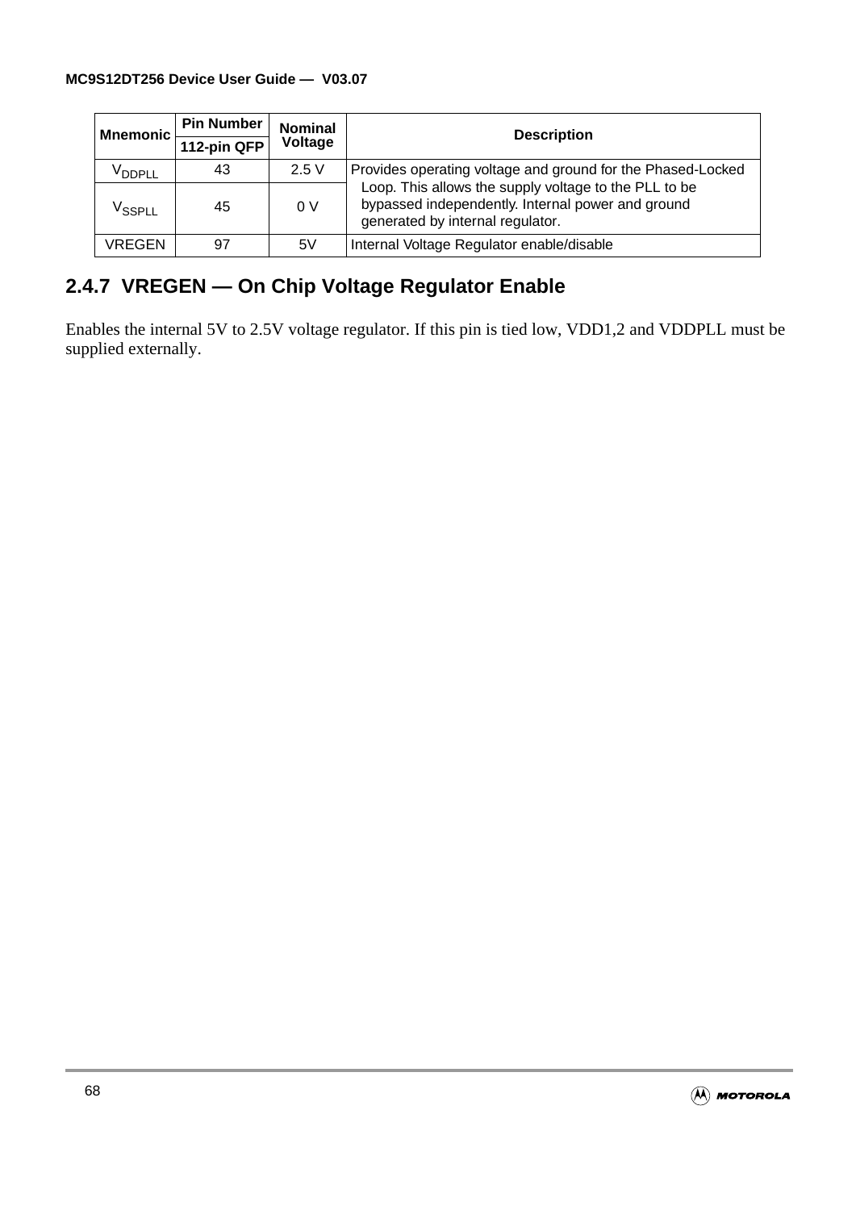| Mnemonic | Pin Number | Nominal Voltage | Description |
|---|---|---|---|
| | 112-pin QFP | | |
| $V_{DDPLL}$ | 43 | 2.5 V | Provides operating voltage and ground for the Phased-Locked Loop. This allows the supply voltage to the PLL to be bypassed independently. Internal power and ground generated by internal regulator. |
| $V_{SSPLL}$ | 45 | 0 V | |
| VREGEN | 97 | 5V | Internal Voltage Regulator enable/disable |

### 2.4.7 VREGEN — On Chip Voltage Regulator Enable

Enables the internal 5V to 2.5V voltage regulator. If this pin is tied low, VDD1,2 and VDDPLL must be supplied externally.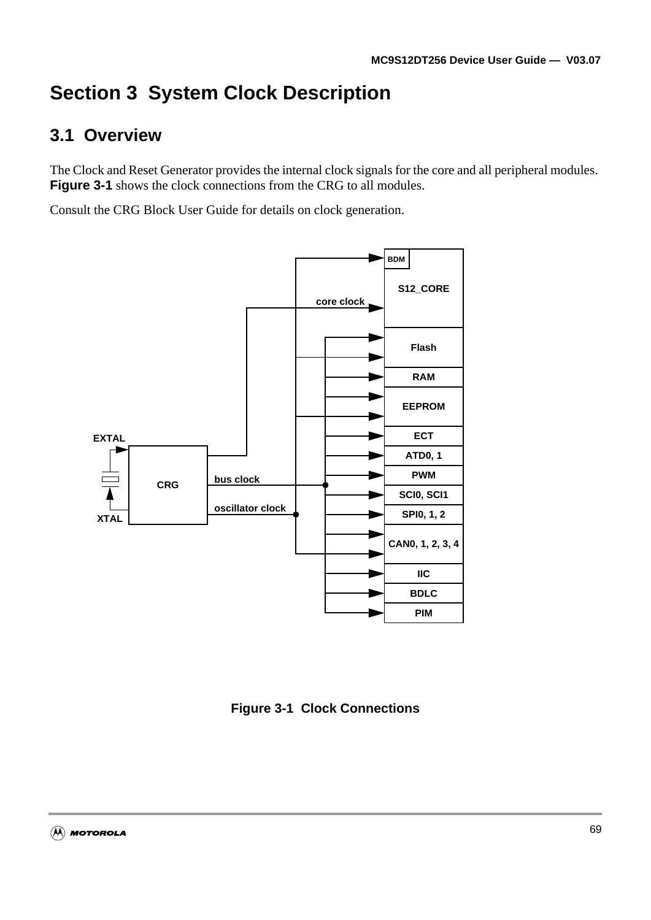# Section 3 System Clock Description

## 3.1 Overview

The Clock and Reset Generator provides the internal clock signals for the core and all peripheral modules. **Figure 3-1** shows the clock connections from the CRG to all modules.

Consult the CRG Block User Guide for details on clock generation.

**Figure 3-1 Clock Connections**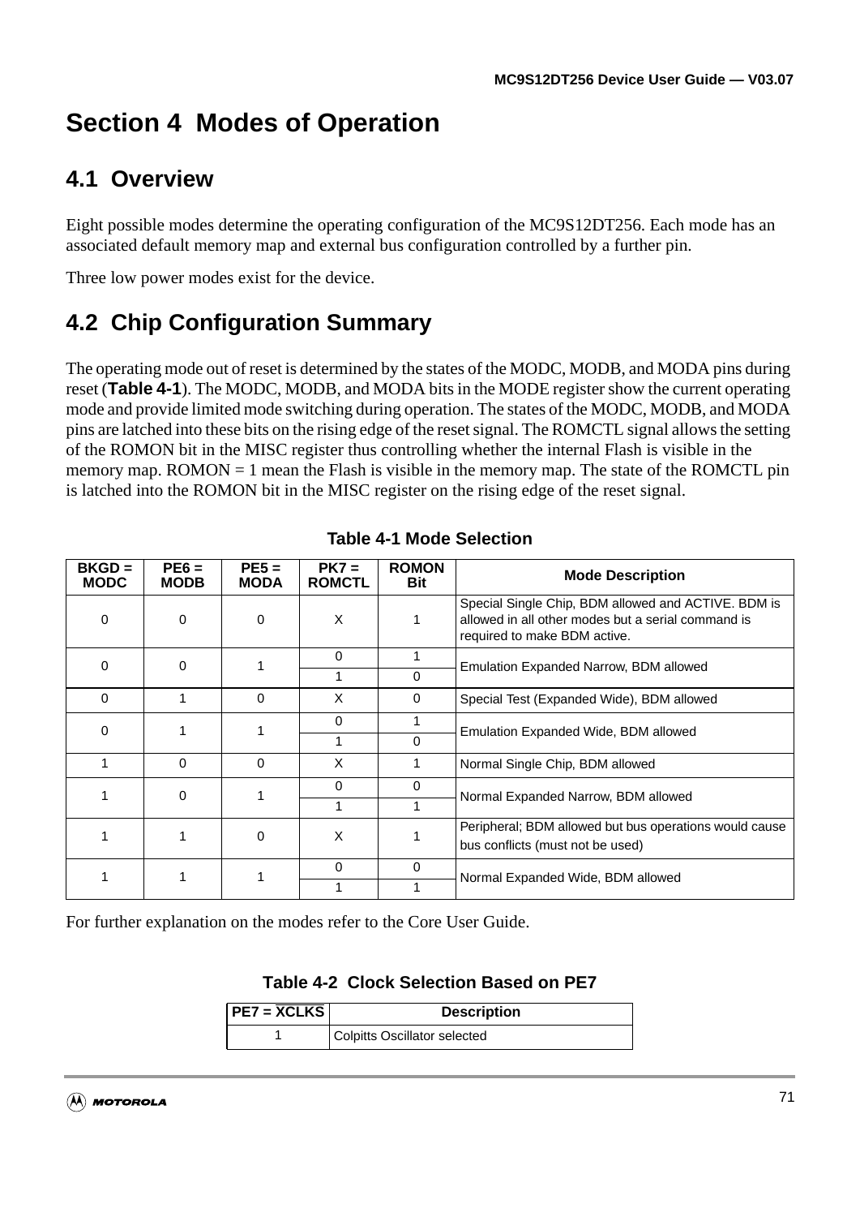# Section 4 Modes of Operation

## 4.1 Overview

Eight possible modes determine the operating configuration of the MC9S12DT256. Each mode has an associated default memory map and external bus configuration controlled by a further pin.

Three low power modes exist for the device.

## 4.2 Chip Configuration Summary

The operating mode out of reset is determined by the states of the MODC, MODB, and MODA pins during reset (**Table 4-1**). The MODC, MODB, and MODA bits in the MODE register show the current operating mode and provide limited mode switching during operation. The states of the MODC, MODB, and MODA pins are latched into these bits on the rising edge of the reset signal. The ROMCTL signal allows the setting of the ROMON bit in the MISC register thus controlling whether the internal Flash is visible in the memory map. ROMON = 1 mean the Flash is visible in the memory map. The state of the ROMCTL pin is latched into the ROMON bit in the MISC register on the rising edge of the reset signal.

**Table 4-1 Mode Selection**

| BKGD = MODC | PE6 = MODB | PE5 = MODA | PK7 = ROMCTL | ROMON Bit | Mode Description |
|---|---|---|---|---|---|
| 0 | 0 | 0 | X | 1 | Special Single Chip, BDM allowed and ACTIVE. BDM is allowed in all other modes but a serial command is required to make BDM active. |
| 0 | 0 | 1 | 0 | 1 | Emulation Expanded Narrow, BDM allowed |
| | | | 1 | 0 | |
| 0 | 1 | 0 | X | 0 | Special Test (Expanded Wide), BDM allowed |
| 0 | 1 | 1 | 0 | 1 | Emulation Expanded Wide, BDM allowed |
| | | | 1 | 0 | |
| 1 | 0 | 0 | X | 1 | Normal Single Chip, BDM allowed |
| 1 | 0 | 1 | 0 | 0 | Normal Expanded Narrow, BDM allowed |
| | | | 1 | 1 | |
| 1 | 1 | 0 | X | 1 | Peripheral; BDM allowed but bus operations would cause bus conflicts (must not be used) |
| 1 | 1 | 1 | 0 | 0 | Normal Expanded Wide, BDM allowed |
| | | | 1 | 1 | |

For further explanation on the modes refer to the Core User Guide.

**Table 4-2 Clock Selection Based on PE7**

| PE7 = $\overline{XCLKS}$ | Description |
|---|---|
| 1 | Colpitts Oscillator selected |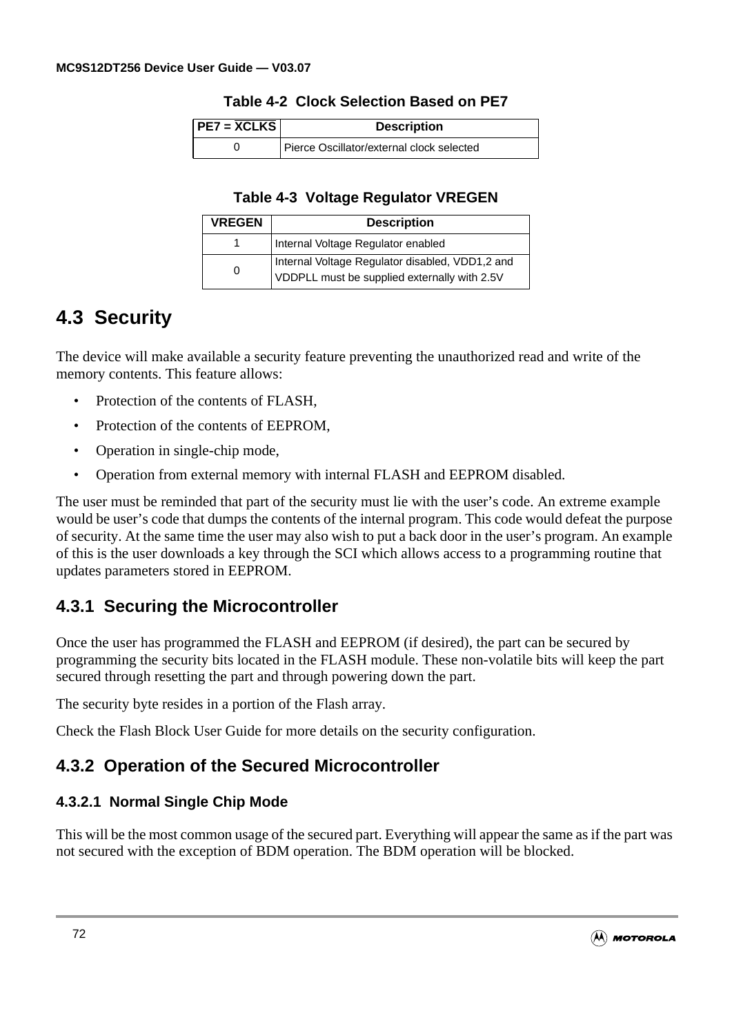**Table 4-2 Clock Selection Based on PE7**

| PE7 = $\overline{XCLKS}$ | Description |
|---|---|
| 0 | Pierce Oscillator/external clock selected |

**Table 4-3 Voltage Regulator VREGEN**

| VREGEN | Description |
|---|---|
| 1 | Internal Voltage Regulator enabled |
| 0 | Internal Voltage Regulator disabled, VDD1,2 and VDDPLL must be supplied externally with 2.5V |

## 4.3 Security

The device will make available a security feature preventing the unauthorized read and write of the memory contents. This feature allows:

- Protection of the contents of FLASH,
- Protection of the contents of EEPROM,
- Operation in single-chip mode,
- Operation from external memory with internal FLASH and EEPROM disabled.

The user must be reminded that part of the security must lie with the user's code. An extreme example would be user's code that dumps the contents of the internal program. This code would defeat the purpose of security. At the same time the user may also wish to put a back door in the user's program. An example of this is the user downloads a key through the SCI which allows access to a programming routine that updates parameters stored in EEPROM.

### 4.3.1 Securing the Microcontroller

Once the user has programmed the FLASH and EEPROM (if desired), the part can be secured by programming the security bits located in the FLASH module. These non-volatile bits will keep the part secured through resetting the part and through powering down the part.

The security byte resides in a portion of the Flash array.

Check the Flash Block User Guide for more details on the security configuration.

### 4.3.2 Operation of the Secured Microcontroller

#### 4.3.2.1 Normal Single Chip Mode

This will be the most common usage of the secured part. Everything will appear the same as if the part was not secured with the exception of BDM operation. The BDM operation will be blocked.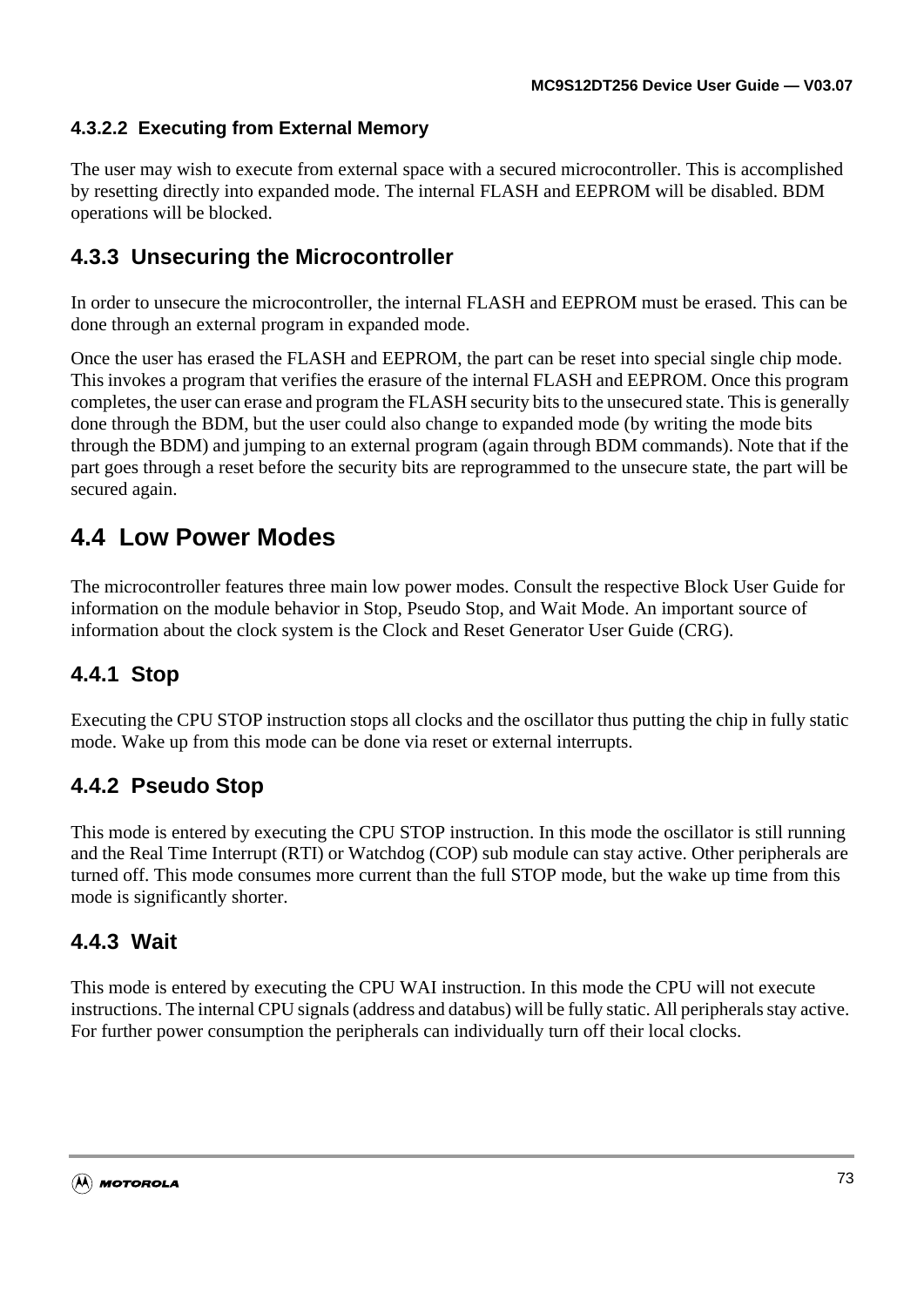#### 4.3.2.2 Executing from External Memory

The user may wish to execute from external space with a secured microcontroller. This is accomplished by resetting directly into expanded mode. The internal FLASH and EEPROM will be disabled. BDM operations will be blocked.

### 4.3.3 Unsecuring the Microcontroller

In order to unsecure the microcontroller, the internal FLASH and EEPROM must be erased. This can be done through an external program in expanded mode.

Once the user has erased the FLASH and EEPROM, the part can be reset into special single chip mode. This invokes a program that verifies the erasure of the internal FLASH and EEPROM. Once this program completes, the user can erase and program the FLASH security bits to the unsecured state. This is generally done through the BDM, but the user could also change to expanded mode (by writing the mode bits through the BDM) and jumping to an external program (again through BDM commands). Note that if the part goes through a reset before the security bits are reprogrammed to the unsecure state, the part will be secured again.

## 4.4 Low Power Modes

The microcontroller features three main low power modes. Consult the respective Block User Guide for information on the module behavior in Stop, Pseudo Stop, and Wait Mode. An important source of information about the clock system is the Clock and Reset Generator User Guide (CRG).

### 4.4.1 Stop

Executing the CPU STOP instruction stops all clocks and the oscillator thus putting the chip in fully static mode. Wake up from this mode can be done via reset or external interrupts.

### 4.4.2 Pseudo Stop

This mode is entered by executing the CPU STOP instruction. In this mode the oscillator is still running and the Real Time Interrupt (RTI) or Watchdog (COP) sub module can stay active. Other peripherals are turned off. This mode consumes more current than the full STOP mode, but the wake up time from this mode is significantly shorter.

### 4.4.3 Wait

This mode is entered by executing the CPU WAI instruction. In this mode the CPU will not execute instructions. The internal CPU signals (address and databus) will be fully static. All peripherals stay active. For further power consumption the peripherals can individually turn off their local clocks.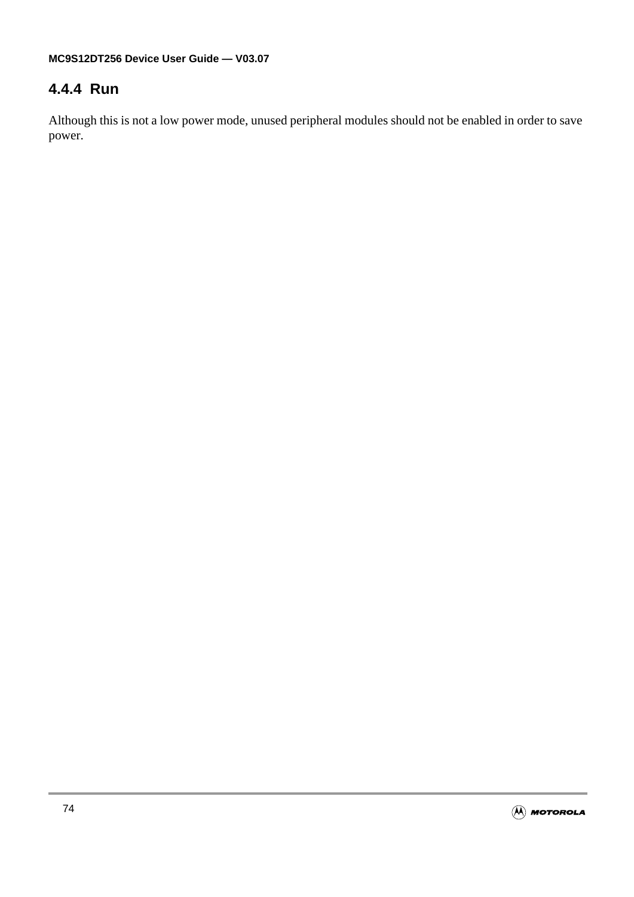### 4.4.4 Run

Although this is not a low power mode, unused peripheral modules should not be enabled in order to save power.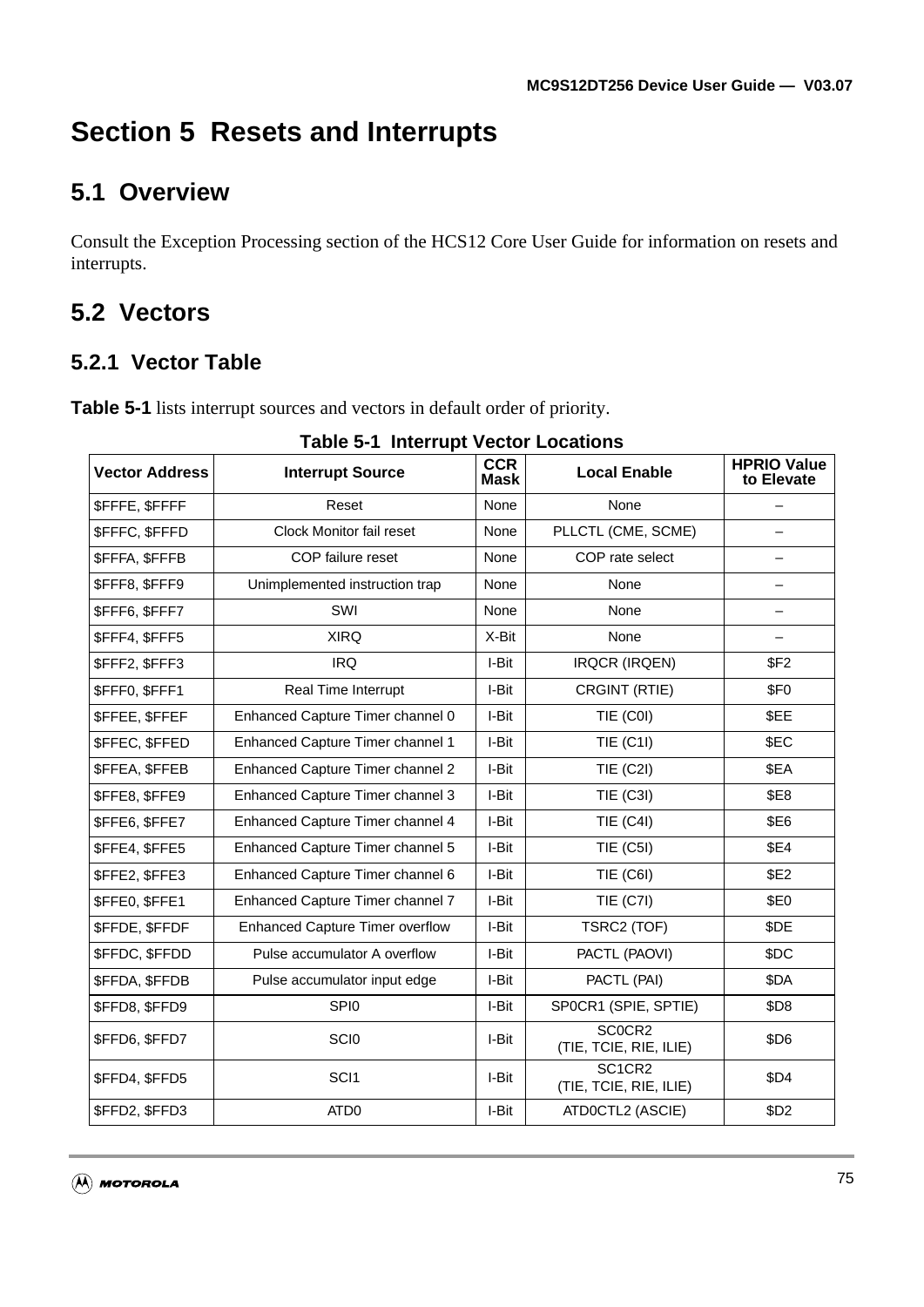# Section 5 Resets and Interrupts

## 5.1 Overview

Consult the Exception Processing section of the HCS12 Core User Guide for information on resets and interrupts.

## 5.2 Vectors

### 5.2.1 Vector Table

**Table 5-1** lists interrupt sources and vectors in default order of priority.

**Table 5-1 Interrupt Vector Locations**

| Vector Address | Interrupt Source | CCR Mask | Local Enable | HPRIO Value to Elevate |
|---|---|---|---|---|
| $FFFE, $FFFF | Reset | None | None | – |
| $FFFC, $FFFD | Clock Monitor fail reset | None | PLLCTL (CME, SCME) | – |
| $FFFA, $FFFB | COP failure reset | None | COP rate select | – |
| $FFF8, $FFF9 | Unimplemented instruction trap | None | None | – |
| $FFF6, $FFF7 | SWI | None | None | – |
| $FFF4, $FFF5 | XIRQ | X-Bit | None | – |
| $FFF2, $FFF3 | IRQ | I-Bit | IRQCR (IRQEN) | $F2 |
| $FFF0, $FFF1 | Real Time Interrupt | I-Bit | CRGINT (RTIE) | $F0 |
| $FFEE, $FFEF | Enhanced Capture Timer channel 0 | I-Bit | TIE (C0I) | $EE |
| $FFEC, $FFED | Enhanced Capture Timer channel 1 | I-Bit | TIE (C1I) | $EC |
| $FFEA, $FFEB | Enhanced Capture Timer channel 2 | I-Bit | TIE (C2I) | $EA |
| $FFE8, $FFE9 | Enhanced Capture Timer channel 3 | I-Bit | TIE (C3I) | $E8 |
| $FFE6, $FFE7 | Enhanced Capture Timer channel 4 | I-Bit | TIE (C4I) | $E6 |
| $FFE4, $FFE5 | Enhanced Capture Timer channel 5 | I-Bit | TIE (C5I) | $E4 |
| $FFE2, $FFE3 | Enhanced Capture Timer channel 6 | I-Bit | TIE (C6I) | $E2 |
| $FFE0, $FFE1 | Enhanced Capture Timer channel 7 | I-Bit | TIE (C7I) | $E0 |
| $FFDE, $FFDF | Enhanced Capture Timer overflow | I-Bit | TSRC2 (TOF) | $DE |
| $FFDC, $FFDD | Pulse accumulator A overflow | I-Bit | PACTL (PAOVI) | $DC |
| $FFDA, $FFDB | Pulse accumulator input edge | I-Bit | PACTL (PAI) | $DA |
| $FFD8, $FFD9 | SPI0 | I-Bit | SP0CR1 (SPIE, SPTIE) | $D8 |
| $FFD6, $FFD7 | SCI0 | I-Bit | SC0CR2 (TIE, TCIE, RIE, ILIE) | $D6 |
| $FFD4, $FFD5 | SCI1 | I-Bit | SC1CR2 (TIE, TCIE, RIE, ILIE) | $D4 |
| $FFD2, $FFD3 | ATD0 | I-Bit | ATD0CTL2 (ASCIE) | $D2 |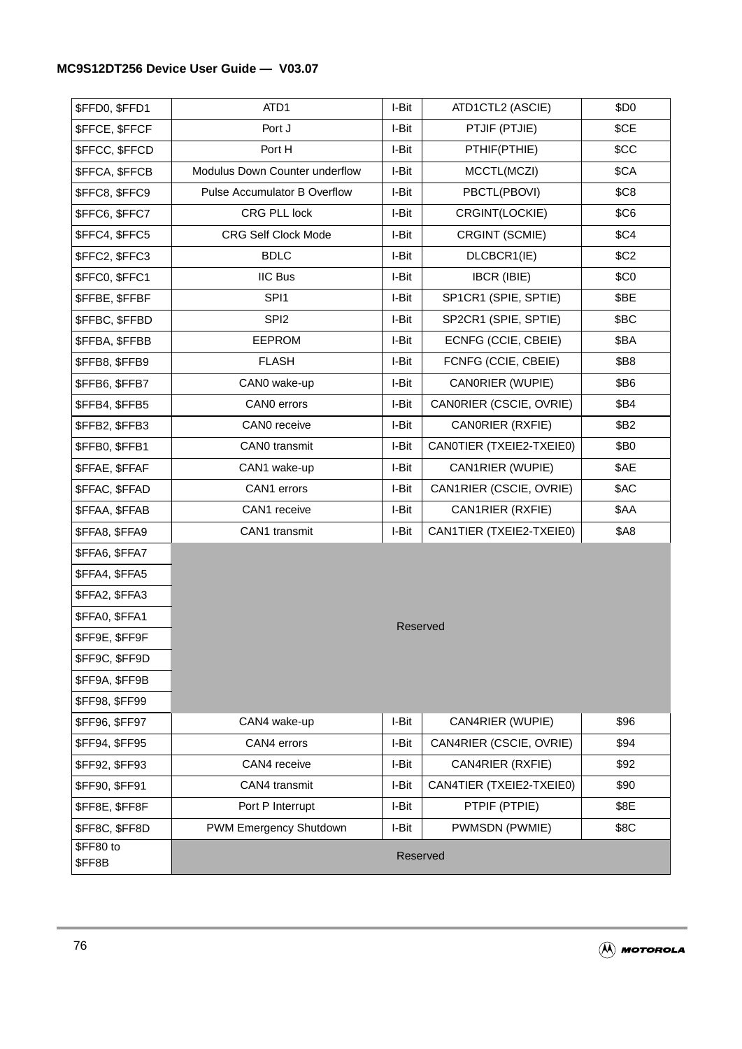| | | | | |
|---|---|---|---|---|
| $FFD0, $FFD1 | ATD1 | I-Bit | ATD1CTL2 (ASCIE) | $D0 |
| $FFCE, $FFCF | Port J | I-Bit | PTJIF (PTJIE) | $CE |
| $FFCC, $FFCD | Port H | I-Bit | PTHIF(PTHIE) | $CC |
| $FFCA, $FFCB | Modulus Down Counter underflow | I-Bit | MCCTL(MCZI) | $CA |
| $FFC8, $FFC9 | Pulse Accumulator B Overflow | I-Bit | PBCTL(PBOVI) | $C8 |
| $FFC6, $FFC7 | CRG PLL lock | I-Bit | CRGINT(LOCKIE) | $C6 |
| $FFC4, $FFC5 | CRG Self Clock Mode | I-Bit | CRGINT (SCMIE) | $C4 |
| $FFC2, $FFC3 | BDLC | I-Bit | DLCBCR1(IE) | $C2 |
| $FFC0, $FFC1 | IIC Bus | I-Bit | IBCR (IBIE) | $C0 |
| $FFBE, $FFBF | SPI1 | I-Bit | SP1CR1 (SPIE, SPTIE) | $BE |
| $FFBC, $FFBD | SPI2 | I-Bit | SP2CR1 (SPIE, SPTIE) | $BC |
| $FFBA, $FFBB | EEPROM | I-Bit | ECNFG (CCIE, CBEIE) | $BA |
| $FFB8, $FFB9 | FLASH | I-Bit | FCNFG (CCIE, CBEIE) | $B8 |
| $FFB6, $FFB7 | CAN0 wake-up | I-Bit | CAN0RIER (WUPIE) | $B6 |
| $FFB4, $FFB5 | CAN0 errors | I-Bit | CAN0RIER (CSCIE, OVRIE) | $B4 |
| $FFB2, $FFB3 | CAN0 receive | I-Bit | CAN0RIER (RXFIE) | $B2 |
| $FFB0, $FFB1 | CAN0 transmit | I-Bit | CAN0TIER (TXEIE2-TXEIE0) | $B0 |
| $FFAE, $FFAF | CAN1 wake-up | I-Bit | CAN1RIER (WUPIE) | $AE |
| $FFAC, $FFAD | CAN1 errors | I-Bit | CAN1RIER (CSCIE, OVRIE) | $AC |
| $FFAA, $FFAB | CAN1 receive | I-Bit | CAN1RIER (RXFIE) | $AA |
| $FFA8, $FFA9 | CAN1 transmit | I-Bit | CAN1TIER (TXEIE2-TXEIE0) | $A8 |
| $FFA6, $FFA7 | Reserved | | | |
| $FFA4, $FFA5 | | | | |
| $FFA2, $FFA3 | | | | |
| $FFA0, $FFA1 | | | | |
| $FF9E, $FF9F | | | | |
| $FF9C, $FF9D | | | | |
| $FF9A, $FF9B | | | | |
| $FF98, $FF99 | | | | |
| $FF96, $FF97 | CAN4 wake-up | I-Bit | CAN4RIER (WUPIE) | $96 |
| $FF94, $FF95 | CAN4 errors | I-Bit | CAN4RIER (CSCIE, OVRIE) | $94 |
| $FF92, $FF93 | CAN4 receive | I-Bit | CAN4RIER (RXFIE) | $92 |
| $FF90, $FF91 | CAN4 transmit | I-Bit | CAN4TIER (TXEIE2-TXEIE0) | $90 |
| $FF8E, $FF8F | Port P Interrupt | I-Bit | PTPIF (PTPIE) | $8E |
| $FF8C, $FF8D | PWM Emergency Shutdown | I-Bit | PWMSDN (PWMIE) | $8C |
| $FF80 to $FF8B | Reserved | | | |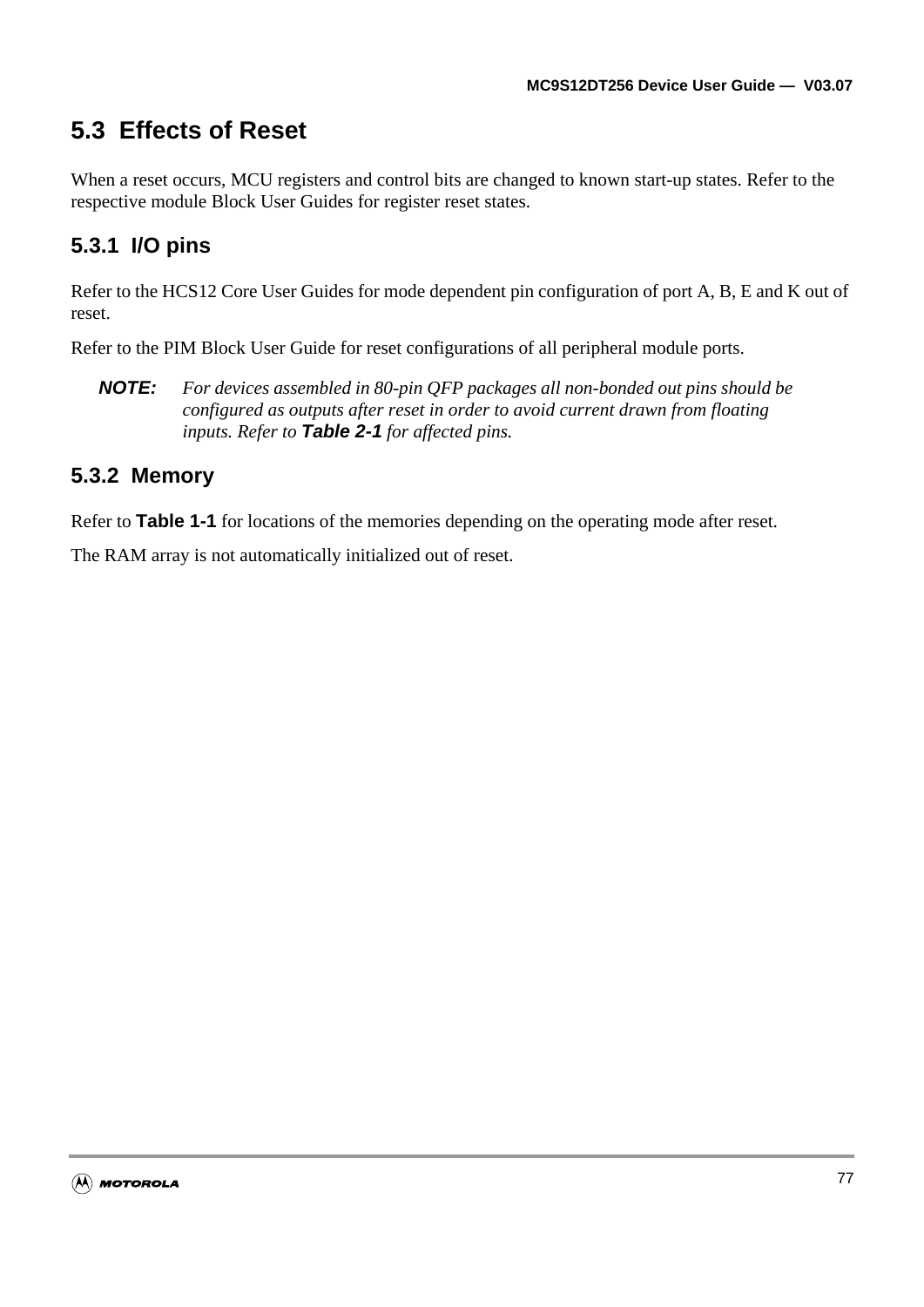## 5.3 Effects of Reset

When a reset occurs, MCU registers and control bits are changed to known start-up states. Refer to the respective module Block User Guides for register reset states.

### 5.3.1 I/O pins

Refer to the HCS12 Core User Guides for mode dependent pin configuration of port A, B, E and K out of reset.

Refer to the PIM Block User Guide for reset configurations of all peripheral module ports.

**NOTE:** *For devices assembled in 80-pin QFP packages all non-bonded out pins should be configured as outputs after reset in order to avoid current drawn from floating inputs. Refer to* **Table 2-1** *for affected pins.*

### 5.3.2 Memory

Refer to **Table 1-1** for locations of the memories depending on the operating mode after reset.

The RAM array is not automatically initialized out of reset.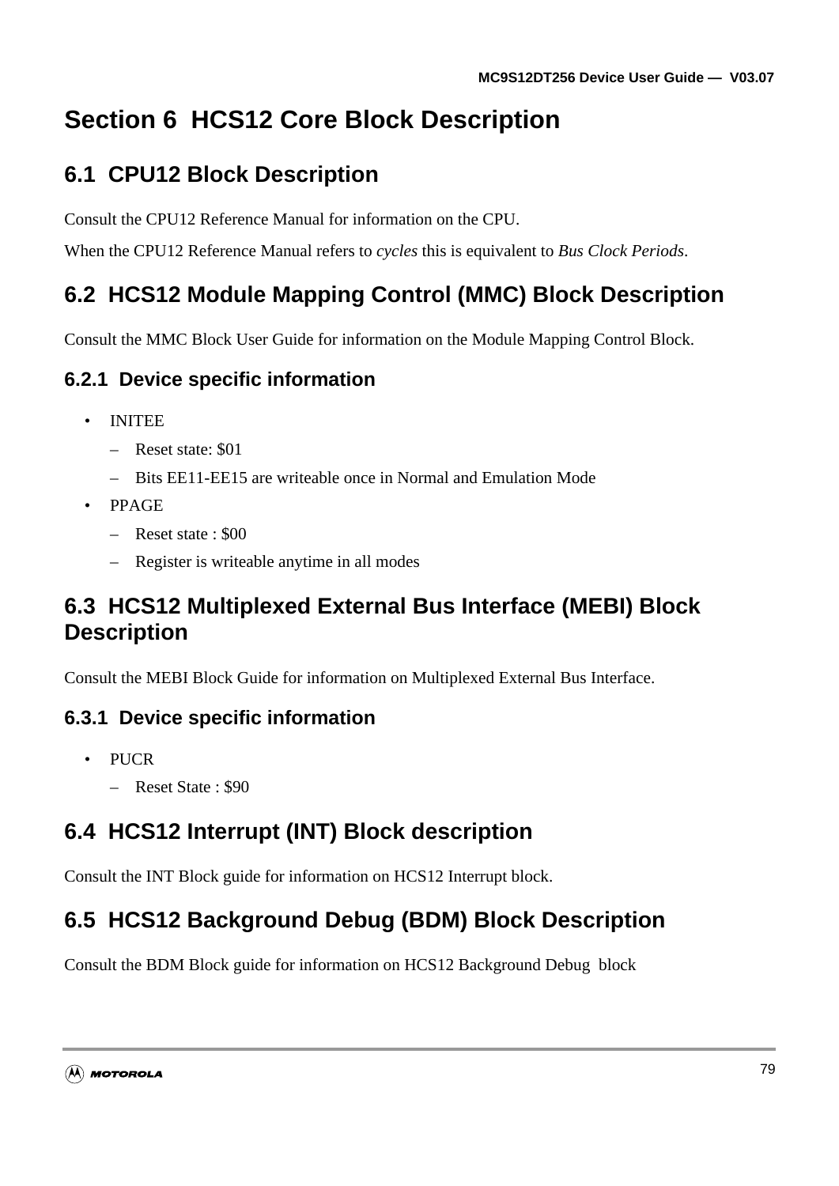# Section 6 HCS12 Core Block Description

## 6.1 CPU12 Block Description

Consult the CPU12 Reference Manual for information on the CPU.

When the CPU12 Reference Manual refers to *cycles* this is equivalent to *Bus Clock Periods*.

## 6.2 HCS12 Module Mapping Control (MMC) Block Description

Consult the MMC Block User Guide for information on the Module Mapping Control Block.

### 6.2.1 Device specific information

- INITEE
  - Reset state: $01
  - Bits EE11-EE15 are writeable once in Normal and Emulation Mode
- PPAGE
  - Reset state : $00
  - Register is writeable anytime in all modes

## 6.3 HCS12 Multiplexed External Bus Interface (MEBI) Block Description

Consult the MEBI Block Guide for information on Multiplexed External Bus Interface.

### 6.3.1 Device specific information

- PUCR
  - Reset State : $90

## 6.4 HCS12 Interrupt (INT) Block description

Consult the INT Block guide for information on HCS12 Interrupt block.

## 6.5 HCS12 Background Debug (BDM) Block Description

Consult the BDM Block guide for information on HCS12 Background Debug block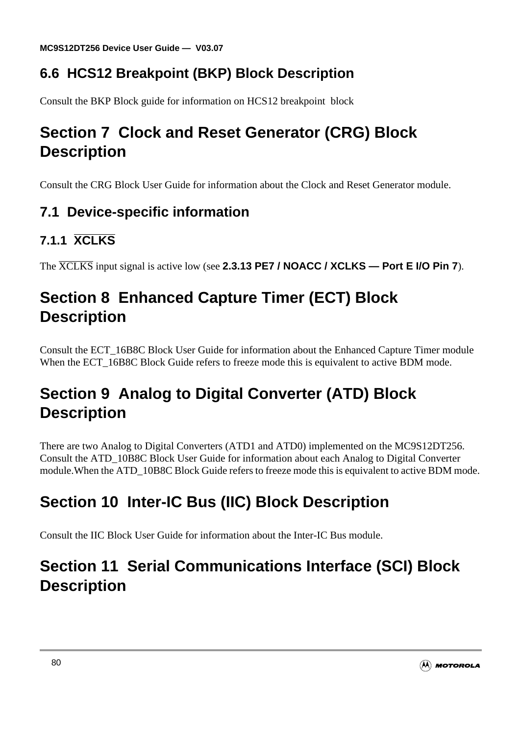## 6.6 HCS12 Breakpoint (BKP) Block Description

Consult the BKP Block guide for information on HCS12 breakpoint block

# Section 7 Clock and Reset Generator (CRG) Block Description

Consult the CRG Block User Guide for information about the Clock and Reset Generator module.

## 7.1 Device-specific information

### 7.1.1 $\overline{\text{XCLKS}}$

The $\overline{\text{XCLKS}}$ input signal is active low (see **2.3.13 PE7 / NOACC / XCLKS — Port E I/O Pin 7**).

# Section 8 Enhanced Capture Timer (ECT) Block Description

Consult the ECT_16B8C Block User Guide for information about the Enhanced Capture Timer module When the ECT_16B8C Block Guide refers to freeze mode this is equivalent to active BDM mode.

# Section 9 Analog to Digital Converter (ATD) Block Description

There are two Analog to Digital Converters (ATD1 and ATD0) implemented on the MC9S12DT256. Consult the ATD_10B8C Block User Guide for information about each Analog to Digital Converter module.When the ATD_10B8C Block Guide refers to freeze mode this is equivalent to active BDM mode.

# Section 10 Inter-IC Bus (IIC) Block Description

Consult the IIC Block User Guide for information about the Inter-IC Bus module.

# Section 11 Serial Communications Interface (SCI) Block Description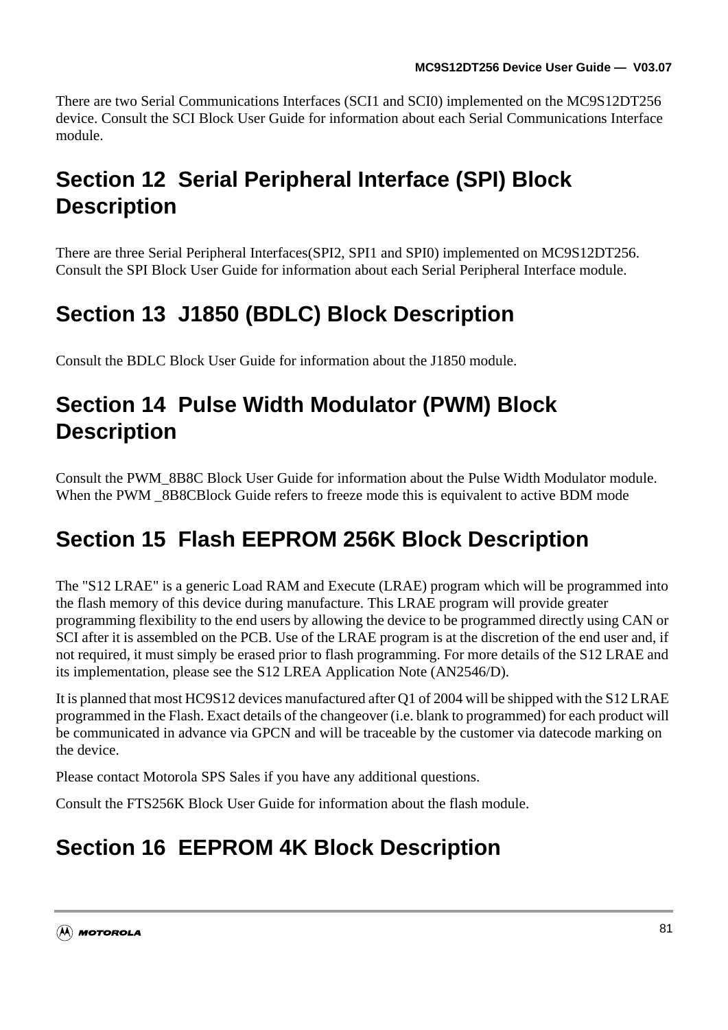There are two Serial Communications Interfaces (SCI1 and SCI0) implemented on the MC9S12DT256 device. Consult the SCI Block User Guide for information about each Serial Communications Interface module.

# Section 12 Serial Peripheral Interface (SPI) Block Description

There are three Serial Peripheral Interfaces(SPI2, SPI1 and SPI0) implemented on MC9S12DT256. Consult the SPI Block User Guide for information about each Serial Peripheral Interface module.

# Section 13 J1850 (BDLC) Block Description

Consult the BDLC Block User Guide for information about the J1850 module.

# Section 14 Pulse Width Modulator (PWM) Block Description

Consult the PWM_8B8C Block User Guide for information about the Pulse Width Modulator module. When the PWM _8B8CBlock Guide refers to freeze mode this is equivalent to active BDM mode

# Section 15 Flash EEPROM 256K Block Description

The "S12 LRAE" is a generic Load RAM and Execute (LRAE) program which will be programmed into the flash memory of this device during manufacture. This LRAE program will provide greater programming flexibility to the end users by allowing the device to be programmed directly using CAN or SCI after it is assembled on the PCB. Use of the LRAE program is at the discretion of the end user and, if not required, it must simply be erased prior to flash programming. For more details of the S12 LRAE and its implementation, please see the S12 LREA Application Note (AN2546/D).

It is planned that most HC9S12 devices manufactured after Q1 of 2004 will be shipped with the S12 LRAE programmed in the Flash. Exact details of the changeover (i.e. blank to programmed) for each product will be communicated in advance via GPCN and will be traceable by the customer via datecode marking on the device.

Please contact Motorola SPS Sales if you have any additional questions.

Consult the FTS256K Block User Guide for information about the flash module.

# Section 16 EEPROM 4K Block Description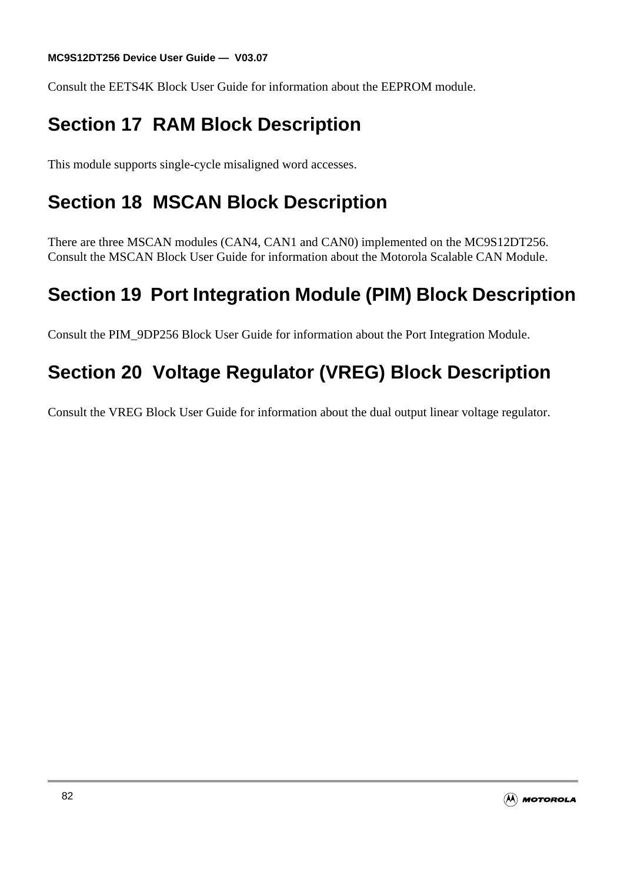Consult the EETS4K Block User Guide for information about the EEPROM module.

# Section 17 RAM Block Description

This module supports single-cycle misaligned word accesses.

# Section 18 MSCAN Block Description

There are three MSCAN modules (CAN4, CAN1 and CAN0) implemented on the MC9S12DT256. Consult the MSCAN Block User Guide for information about the Motorola Scalable CAN Module.

# Section 19 Port Integration Module (PIM) Block Description

Consult the PIM_9DP256 Block User Guide for information about the Port Integration Module.

# Section 20 Voltage Regulator (VREG) Block Description

Consult the VREG Block User Guide for information about the dual output linear voltage regulator.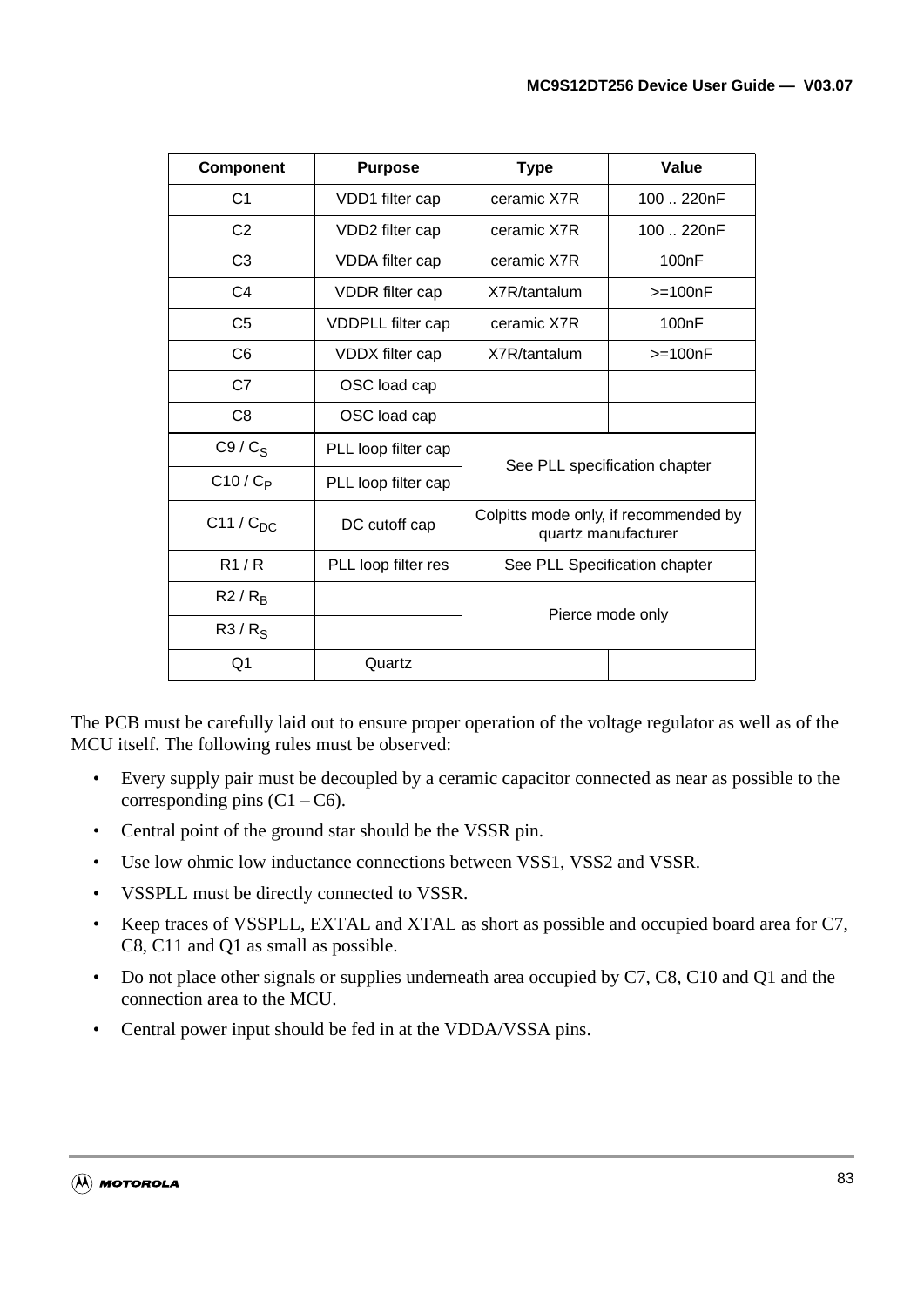| Component | Purpose | Type | Value |
|---|---|---|---|
| C1 | VDD1 filter cap | ceramic X7R | 100 .. 220nF |
| C2 | VDD2 filter cap | ceramic X7R | 100 .. 220nF |
| C3 | VDDA filter cap | ceramic X7R | 100nF |
| C4 | VDDR filter cap | X7R/tantalum | >=100nF |
| C5 | VDDPLL filter cap | ceramic X7R | 100nF |
| C6 | VDDX filter cap | X7R/tantalum | >=100nF |
| C7 | OSC load cap | | |
| C8 | OSC load cap | | |
| C9 / $C_S$ | PLL loop filter cap | See PLL specification chapter | |
| C10 / $C_P$ | PLL loop filter cap | | |
| C11 / $C_{DC}$ | DC cutoff cap | Colpitts mode only, if recommended by quartz manufacturer | |
| R1 / R | PLL loop filter res | See PLL Specification chapter | |
| R2 / $R_B$ | | Pierce mode only | |
| R3 / $R_S$ | | | |
| Q1 | Quartz | | |

The PCB must be carefully laid out to ensure proper operation of the voltage regulator as well as of the MCU itself. The following rules must be observed:

- Every supply pair must be decoupled by a ceramic capacitor connected as near as possible to the corresponding pins (C1 – C6).
- Central point of the ground star should be the VSSR pin.
- Use low ohmic low inductance connections between VSS1, VSS2 and VSSR.
- VSSPLL must be directly connected to VSSR.
- Keep traces of VSSPLL, EXTAL and XTAL as short as possible and occupied board area for C7, C8, C11 and Q1 as small as possible.
- Do not place other signals or supplies underneath area occupied by C7, C8, C10 and Q1 and the connection area to the MCU.
- Central power input should be fed in at the VDDA/VSSA pins.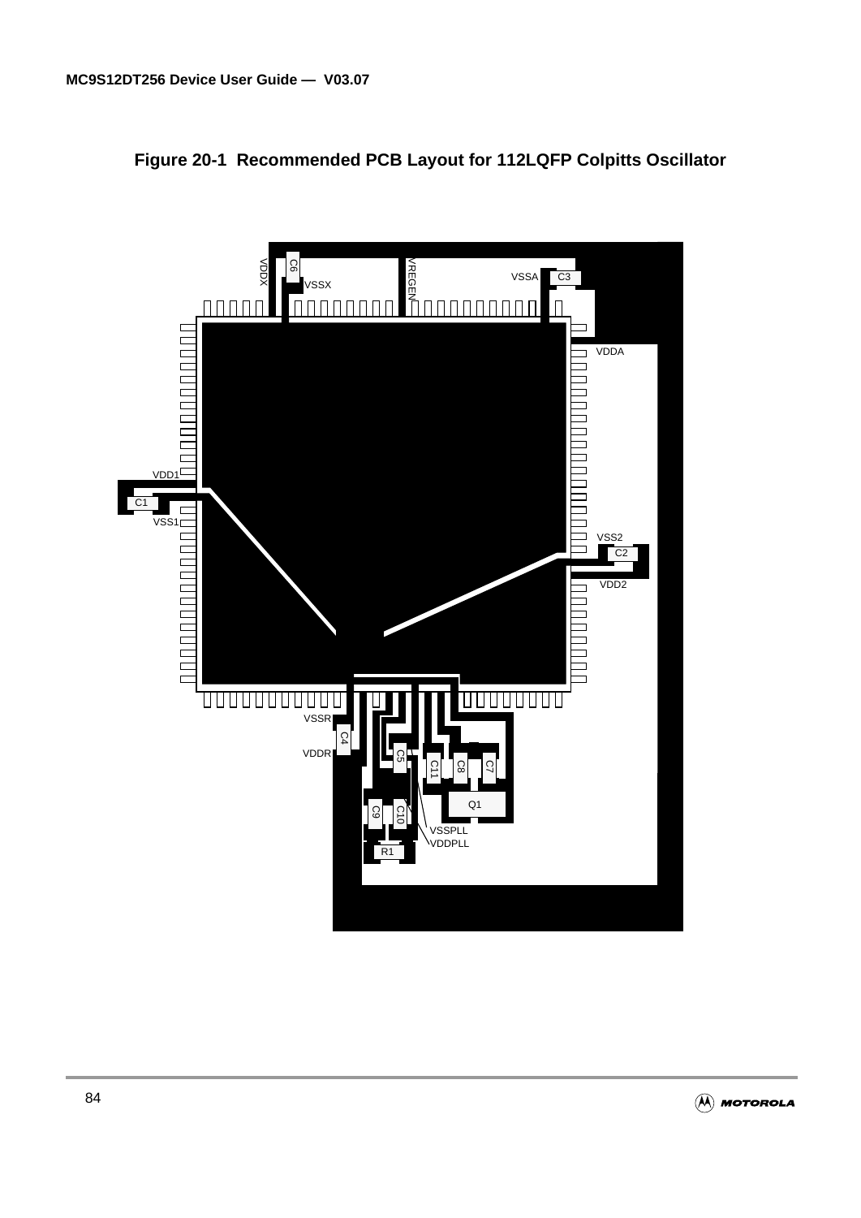**Figure 20-1 Recommended PCB Layout for 112LQFP Colpitts Oscillator**

VDDX C6 VSSX VREGEN VSSA C3 VDDA VDD1 C1 VSS1 VSS2 C2 VDD2 VSSR C4 VDDR C5 C11 C8 C7 Q1 C9 C10 VSSPLL VDDPLL R1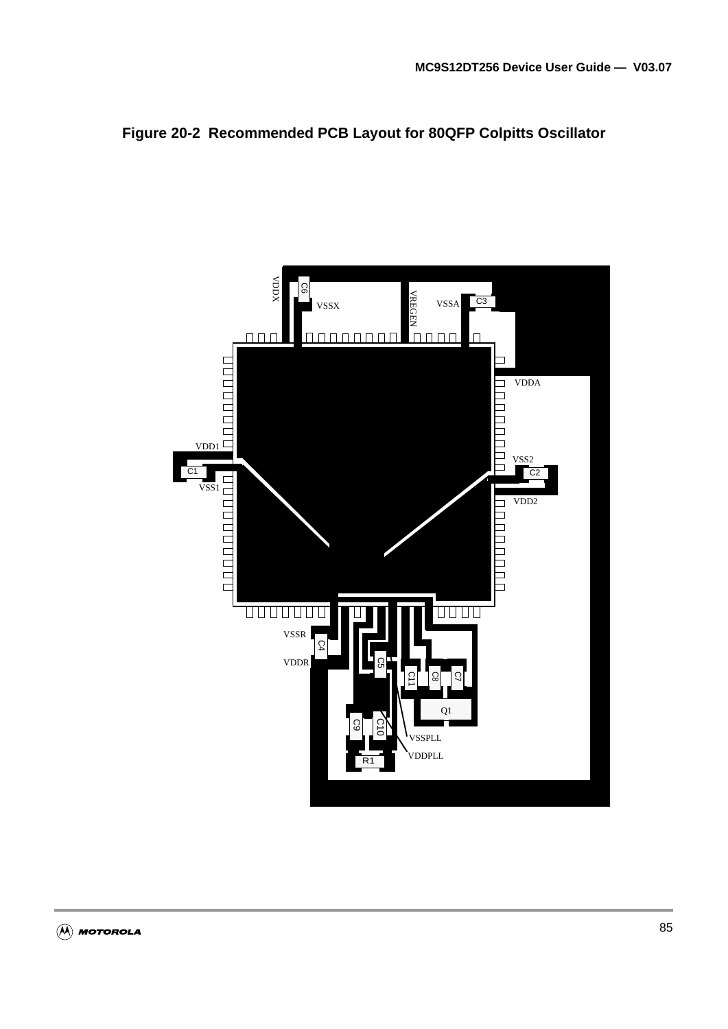**Figure 20-2 Recommended PCB Layout for 80QFP Colpitts Oscillator**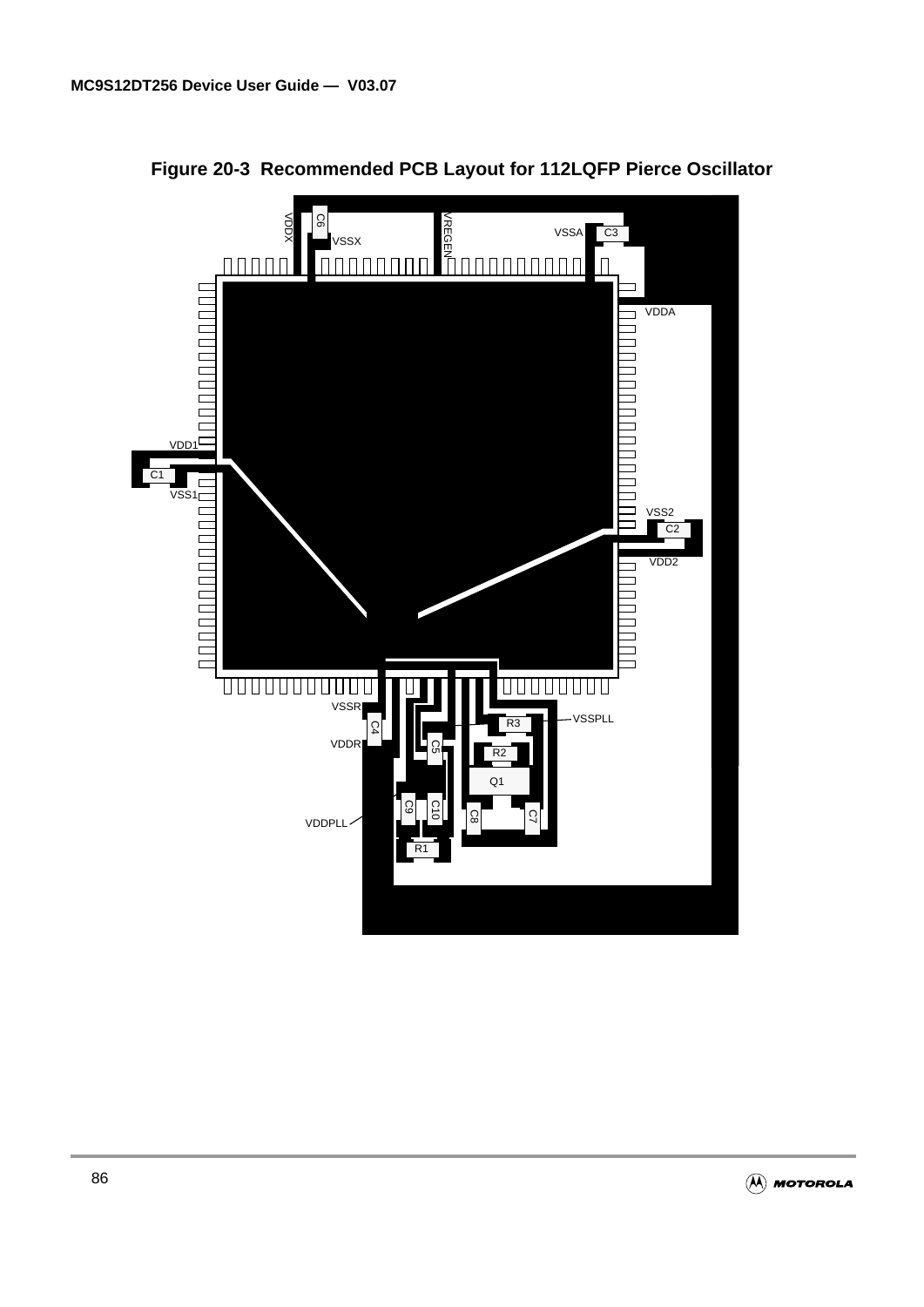**Figure 20-3 Recommended PCB Layout for 112LQFP Pierce Oscillator**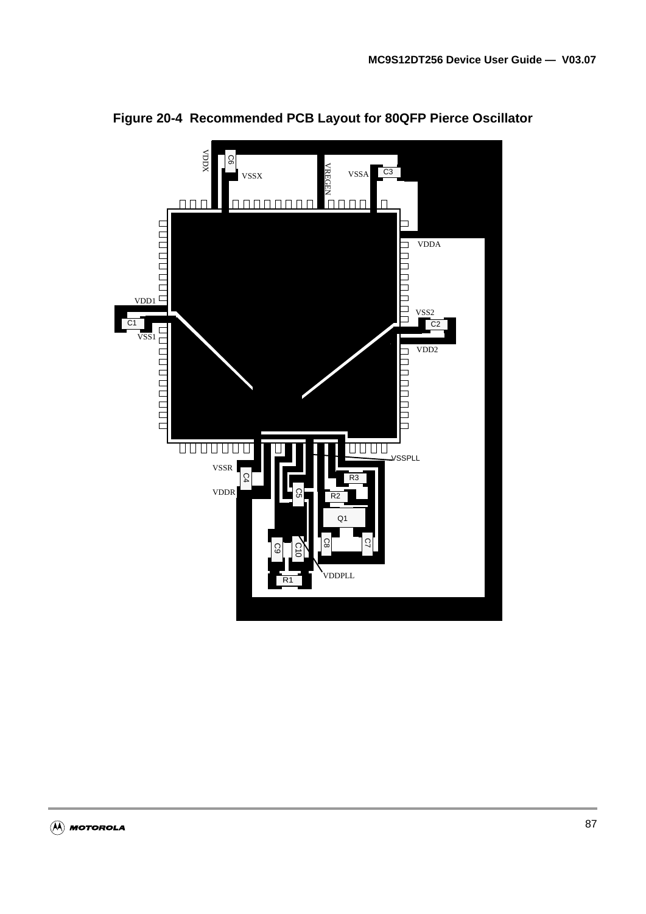**Figure 20-4 Recommended PCB Layout for 80QFP Pierce Oscillator**

VDDX C6 VSSX VREGEN VSSA C3

VDDA

VDD1 C1 VSS1

VSS2 C2 VDD2

VSSPLL

VSSR C4 VDDR C5 R3 R2 Q1 C9 C10 C8 C7 R1 VDDPLL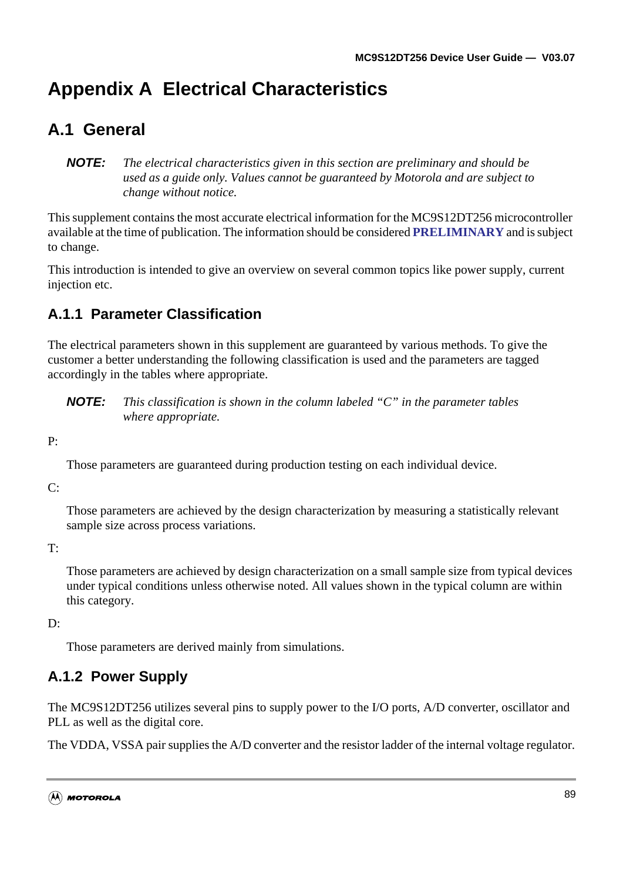# Appendix A Electrical Characteristics

## A.1 General

> ***NOTE:*** *The electrical characteristics given in this section are preliminary and should be used as a guide only. Values cannot be guaranteed by Motorola and are subject to change without notice.*

This supplement contains the most accurate electrical information for the MC9S12DT256 microcontroller available at the time of publication. The information should be considered **PRELIMINARY** and is subject to change.

This introduction is intended to give an overview on several common topics like power supply, current injection etc.

### A.1.1 Parameter Classification

The electrical parameters shown in this supplement are guaranteed by various methods. To give the customer a better understanding the following classification is used and the parameters are tagged accordingly in the tables where appropriate.

> ***NOTE:*** *This classification is shown in the column labeled "C" in the parameter tables where appropriate.*

P:

Those parameters are guaranteed during production testing on each individual device.

C:

Those parameters are achieved by the design characterization by measuring a statistically relevant sample size across process variations.

T:

Those parameters are achieved by design characterization on a small sample size from typical devices under typical conditions unless otherwise noted. All values shown in the typical column are within this category.

D:

Those parameters are derived mainly from simulations.

### A.1.2 Power Supply

The MC9S12DT256 utilizes several pins to supply power to the I/O ports, A/D converter, oscillator and PLL as well as the digital core.

The VDDA, VSSA pair supplies the A/D converter and the resistor ladder of the internal voltage regulator.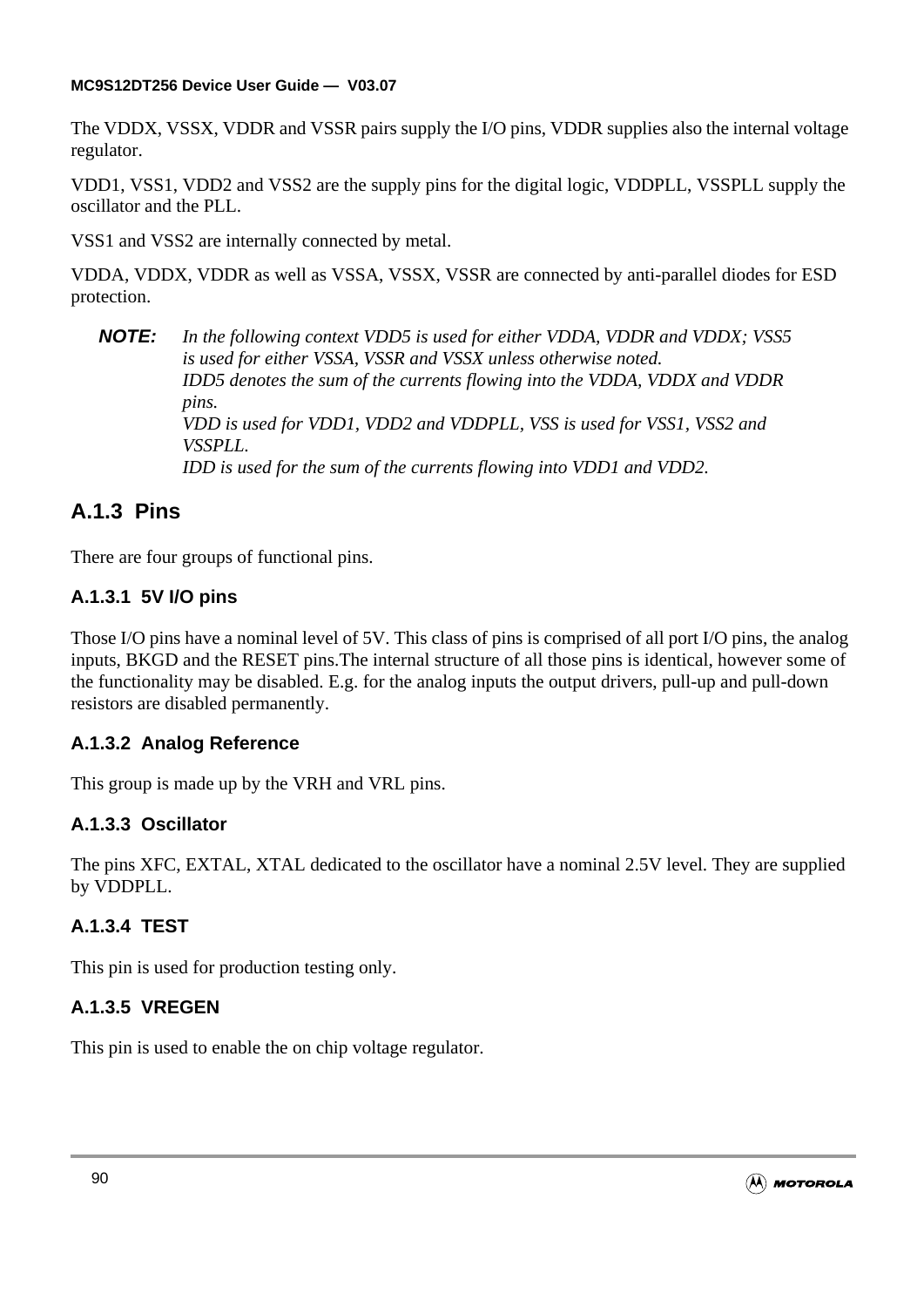The VDDX, VSSX, VDDR and VSSR pairs supply the I/O pins, VDDR supplies also the internal voltage regulator.

VDD1, VSS1, VDD2 and VSS2 are the supply pins for the digital logic, VDDPLL, VSSPLL supply the oscillator and the PLL.

VSS1 and VSS2 are internally connected by metal.

VDDA, VDDX, VDDR as well as VSSA, VSSX, VSSR are connected by anti-parallel diodes for ESD protection.

**NOTE:** *In the following context VDD5 is used for either VDDA, VDDR and VDDX; VSS5 is used for either VSSA, VSSR and VSSX unless otherwise noted.*
*IDD5 denotes the sum of the currents flowing into the VDDA, VDDX and VDDR pins.*
*VDD is used for VDD1, VDD2 and VDDPLL, VSS is used for VSS1, VSS2 and VSSPLL.*
*IDD is used for the sum of the currents flowing into VDD1 and VDD2.*

## A.1.3 Pins

There are four groups of functional pins.

### A.1.3.1 5V I/O pins

Those I/O pins have a nominal level of 5V. This class of pins is comprised of all port I/O pins, the analog inputs, BKGD and the RESET pins.The internal structure of all those pins is identical, however some of the functionality may be disabled. E.g. for the analog inputs the output drivers, pull-up and pull-down resistors are disabled permanently.

### A.1.3.2 Analog Reference

This group is made up by the VRH and VRL pins.

### A.1.3.3 Oscillator

The pins XFC, EXTAL, XTAL dedicated to the oscillator have a nominal 2.5V level. They are supplied by VDDPLL.

### A.1.3.4 TEST

This pin is used for production testing only.

### A.1.3.5 VREGEN

This pin is used to enable the on chip voltage regulator.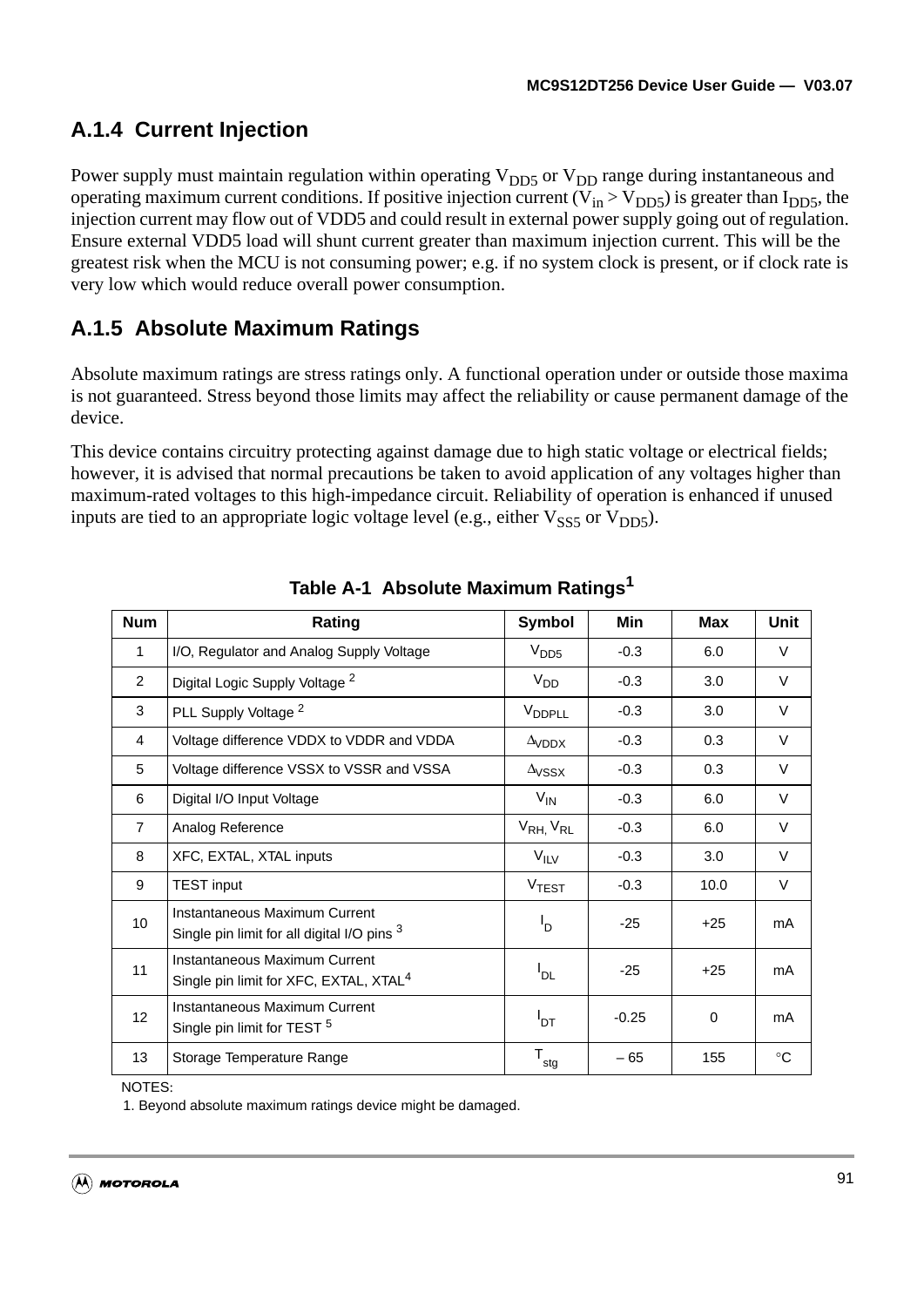### A.1.4 Current Injection

Power supply must maintain regulation within operating $V_{DD5}$ or $V_{DD}$ range during instantaneous and operating maximum current conditions. If positive injection current ($V_{in} > V_{DD5}$) is greater than $I_{DD5}$, the injection current may flow out of VDD5 and could result in external power supply going out of regulation. Ensure external VDD5 load will shunt current greater than maximum injection current. This will be the greatest risk when the MCU is not consuming power; e.g. if no system clock is present, or if clock rate is very low which would reduce overall power consumption.

### A.1.5 Absolute Maximum Ratings

Absolute maximum ratings are stress ratings only. A functional operation under or outside those maxima is not guaranteed. Stress beyond those limits may affect the reliability or cause permanent damage of the device.

This device contains circuitry protecting against damage due to high static voltage or electrical fields; however, it is advised that normal precautions be taken to avoid application of any voltages higher than maximum-rated voltages to this high-impedance circuit. Reliability of operation is enhanced if unused inputs are tied to an appropriate logic voltage level (e.g., either $V_{SS5}$ or $V_{DD5}$).

**Table A-1 Absolute Maximum Ratings[1]**

| Num | Rating | Symbol | Min | Max | Unit |
|---|---|---|---|---|---|
| 1 | I/O, Regulator and Analog Supply Voltage | $V_{DD5}$ | -0.3 | 6.0 | V |
| 2 | Digital Logic Supply Voltage [2] | $V_{DD}$ | -0.3 | 3.0 | V |
| 3 | PLL Supply Voltage [2] | $V_{DDPLL}$ | -0.3 | 3.0 | V |
| 4 | Voltage difference VDDX to VDDR and VDDA | $\Delta_{VDDX}$ | -0.3 | 0.3 | V |
| 5 | Voltage difference VSSX to VSSR and VSSA | $\Delta_{VSSX}$ | -0.3 | 0.3 | V |
| 6 | Digital I/O Input Voltage | $V_{IN}$ | -0.3 | 6.0 | V |
| 7 | Analog Reference | $V_{RH}$, $V_{RL}$ | -0.3 | 6.0 | V |
| 8 | XFC, EXTAL, XTAL inputs | $V_{ILV}$ | -0.3 | 3.0 | V |
| 9 | TEST input | $V_{TEST}$ | -0.3 | 10.0 | V |
| 10 | Instantaneous Maximum Current<br>Single pin limit for all digital I/O pins [3] | $I_D$ | -25 | +25 | mA |
| 11 | Instantaneous Maximum Current<br>Single pin limit for XFC, EXTAL, XTAL[4] | $I_{DL}$ | -25 | +25 | mA |
| 12 | Instantaneous Maximum Current<br>Single pin limit for TEST [5] | $I_{DT}$ | -0.25 | 0 | mA |
| 13 | Storage Temperature Range | $T_{stg}$ | – 65 | 155 | °C |

NOTES:
1. Beyond absolute maximum ratings device might be damaged.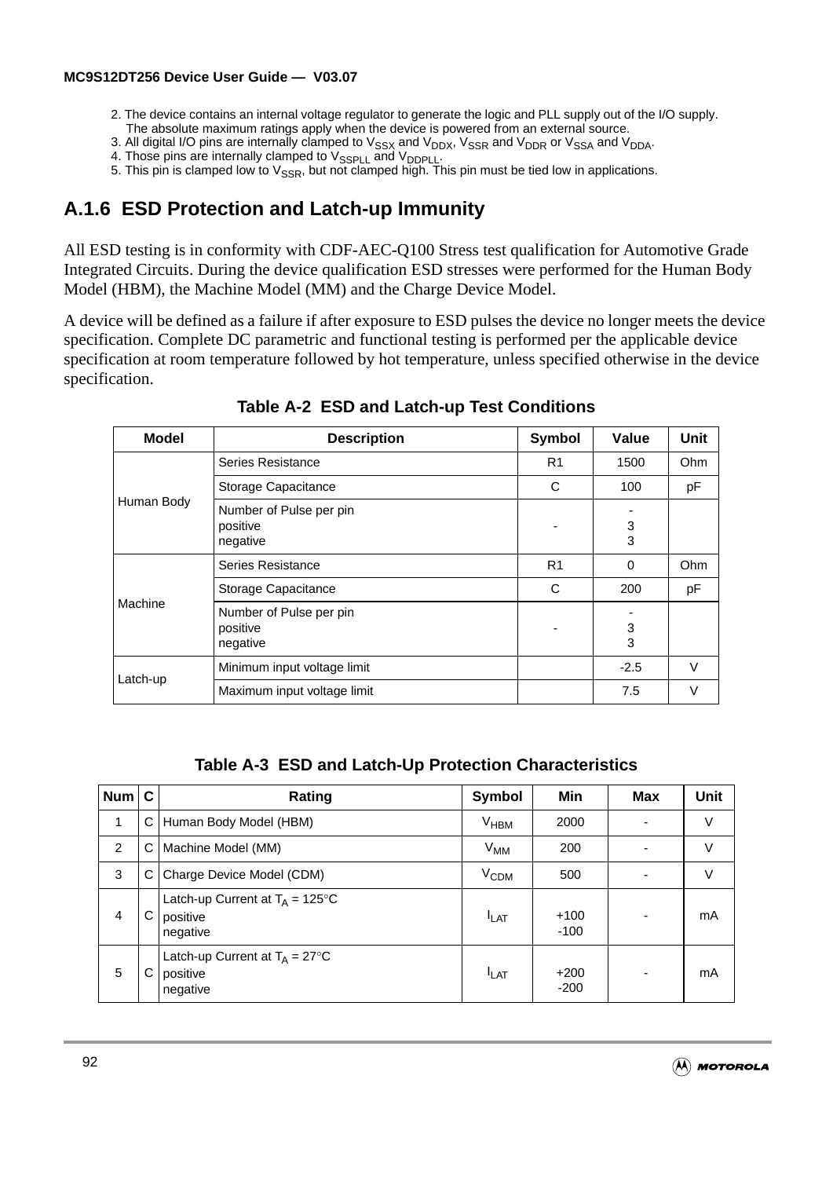2. The device contains an internal voltage regulator to generate the logic and PLL supply out of the I/O supply. The absolute maximum ratings apply when the device is powered from an external source.
3. All digital I/O pins are internally clamped to $V_{SSX}$ and $V_{DDX}$, $V_{SSR}$ and $V_{DDR}$ or $V_{SSA}$ and $V_{DDA}$.
4. Those pins are internally clamped to $V_{SSPLL}$ and $V_{DDPLL}$.
5. This pin is clamped low to $V_{SSR}$, but not clamped high. This pin must be tied low in applications.

## A.1.6 ESD Protection and Latch-up Immunity

All ESD testing is in conformity with CDF-AEC-Q100 Stress test qualification for Automotive Grade Integrated Circuits. During the device qualification ESD stresses were performed for the Human Body Model (HBM), the Machine Model (MM) and the Charge Device Model.

A device will be defined as a failure if after exposure to ESD pulses the device no longer meets the device specification. Complete DC parametric and functional testing is performed per the applicable device specification at room temperature followed by hot temperature, unless specified otherwise in the device specification.

**Table A-2 ESD and Latch-up Test Conditions**

| Model | Description | Symbol | Value | Unit |
|---|---|---|---|---|
| Human Body | Series Resistance | R1 | 1500 | Ohm |
| | Storage Capacitance | C | 100 | pF |
| | Number of Pulse per pin<br>positive<br>negative | - | -<br>3<br>3 | |
| Machine | Series Resistance | R1 | 0 | Ohm |
| | Storage Capacitance | C | 200 | pF |
| | Number of Pulse per pin<br>positive<br>negative | - | -<br>3<br>3 | |
| Latch-up | Minimum input voltage limit | | -2.5 | V |
| | Maximum input voltage limit | | 7.5 | V |

**Table A-3 ESD and Latch-Up Protection Characteristics**

| Num | C | Rating | Symbol | Min | Max | Unit |
|---|---|---|---|---|---|---|
| 1 | C | Human Body Model (HBM) | $V_{HBM}$ | 2000 | - | V |
| 2 | C | Machine Model (MM) | $V_{MM}$ | 200 | - | V |
| 3 | C | Charge Device Model (CDM) | $V_{CDM}$ | 500 | - | V |
| 4 | C | Latch-up Current at $T_A$ = 125°C<br>positive<br>negative | $I_{LAT}$ | +100<br>-100 | - | mA |
| 5 | C | Latch-up Current at $T_A$ = 27°C<br>positive<br>negative | $I_{LAT}$ | +200<br>-200 | - | mA |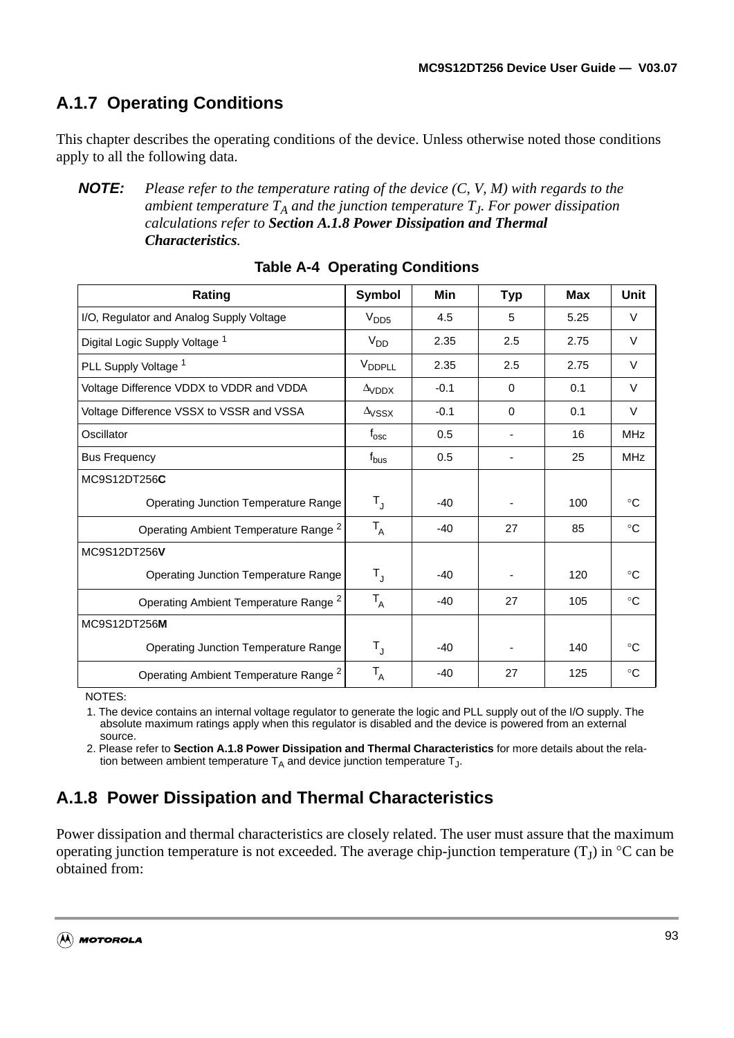## A.1.7 Operating Conditions

This chapter describes the operating conditions of the device. Unless otherwise noted those conditions apply to all the following data.

**NOTE:** *Please refer to the temperature rating of the device (C, V, M) with regards to the ambient temperature $T_A$ and the junction temperature $T_J$. For power dissipation calculations refer to **Section A.1.8 Power Dissipation and Thermal Characteristics**.*

**Table A-4 Operating Conditions**

| Rating | Symbol | Min | Typ | Max | Unit |
|---|---|---|---|---|---|
| I/O, Regulator and Analog Supply Voltage | $V_{DD5}$ | 4.5 | 5 | 5.25 | V |
| Digital Logic Supply Voltage [1] | $V_{DD}$ | 2.35 | 2.5 | 2.75 | V |
| PLL Supply Voltage [1] | $V_{DDPLL}$ | 2.35 | 2.5 | 2.75 | V |
| Voltage Difference VDDX to VDDR and VDDA | $\Delta_{VDDX}$ | -0.1 | 0 | 0.1 | V |
| Voltage Difference VSSX to VSSR and VSSA | $\Delta_{VSSX}$ | -0.1 | 0 | 0.1 | V |
| Oscillator | $f_{osc}$ | 0.5 | - | 16 | MHz |
| Bus Frequency | $f_{bus}$ | 0.5 | - | 25 | MHz |
| MC9S12DT256**C** | | | | | |
| Operating Junction Temperature Range | $T_J$ | -40 | - | 100 | °C |
| Operating Ambient Temperature Range [2] | $T_A$ | -40 | 27 | 85 | °C |
| MC9S12DT256**V** | | | | | |
| Operating Junction Temperature Range | $T_J$ | -40 | - | 120 | °C |
| Operating Ambient Temperature Range [2] | $T_A$ | -40 | 27 | 105 | °C |
| MC9S12DT256**M** | | | | | |
| Operating Junction Temperature Range | $T_J$ | -40 | - | 140 | °C |
| Operating Ambient Temperature Range [2] | $T_A$ | -40 | 27 | 125 | °C |

NOTES:

1. The device contains an internal voltage regulator to generate the logic and PLL supply out of the I/O supply. The absolute maximum ratings apply when this regulator is disabled and the device is powered from an external source.
2. Please refer to **Section A.1.8 Power Dissipation and Thermal Characteristics** for more details about the relation between ambient temperature $T_A$ and device junction temperature $T_J$.

## A.1.8 Power Dissipation and Thermal Characteristics

Power dissipation and thermal characteristics are closely related. The user must assure that the maximum operating junction temperature is not exceeded. The average chip-junction temperature ($T_J$) in °C can be obtained from: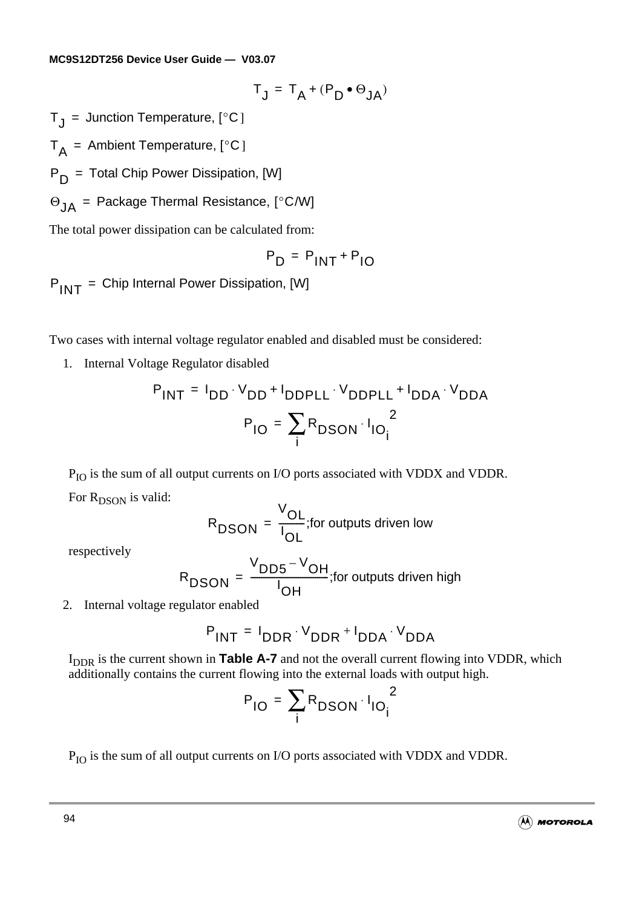$$T_J = T_A + (P_D \bullet \Theta_{JA})$$

$T_J$ = Junction Temperature, [°C]

$T_A$ = Ambient Temperature, [°C]

$P_D$ = Total Chip Power Dissipation, [W]

$\Theta_{JA}$ = Package Thermal Resistance, [°C/W]

The total power dissipation can be calculated from:

$$P_D = P_{INT} + P_{IO}$$

$P_{INT}$ = Chip Internal Power Dissipation, [W]

Two cases with internal voltage regulator enabled and disabled must be considered:

1. Internal Voltage Regulator disabled

$$P_{INT} = I_{DD} \cdot V_{DD} + I_{DDPLL} \cdot V_{DDPLL} + I_{DDA} \cdot V_{DDA}$$

$$P_{IO} = \sum_i R_{DSON} \cdot I_{IO_i}{}^2$$

   $P_{IO}$ is the sum of all output currents on I/O ports associated with VDDX and VDDR.

   For $R_{DSON}$ is valid:

$$R_{DSON} = \frac{V_{OL}}{I_{OL}};\text{for outputs driven low}$$

   respectively

$$R_{DSON} = \frac{V_{DD5} - V_{OH}}{I_{OH}};\text{for outputs driven high}$$

2. Internal voltage regulator enabled

$$P_{INT} = I_{DDR} \cdot V_{DDR} + I_{DDA} \cdot V_{DDA}$$

   $I_{DDR}$ is the current shown in **Table A-7** and not the overall current flowing into VDDR, which additionally contains the current flowing into the external loads with output high.

$$P_{IO} = \sum_i R_{DSON} \cdot I_{IO_i}{}^2$$

   $P_{IO}$ is the sum of all output currents on I/O ports associated with VDDX and VDDR.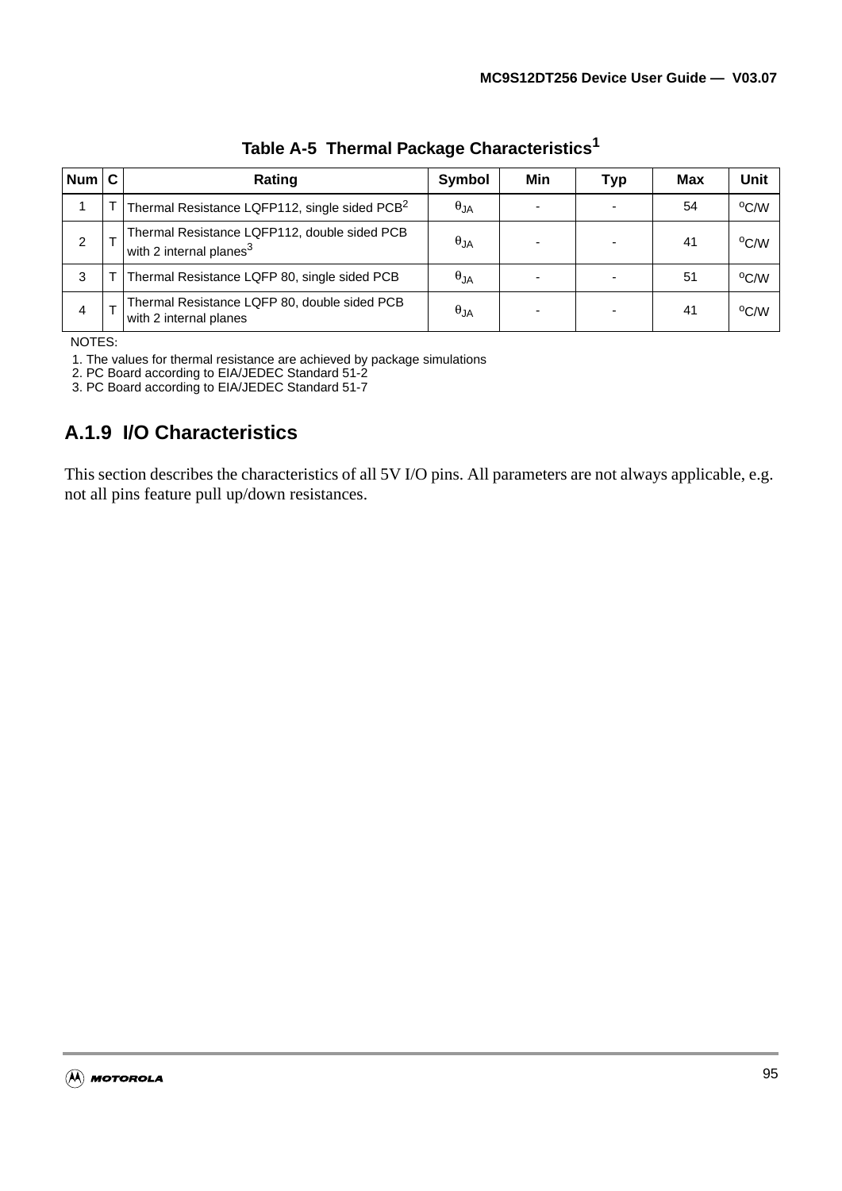**Table A-5 Thermal Package Characteristics[1]**

| Num | C | Rating | Symbol | Min | Typ | Max | Unit |
|---|---|---|---|---|---|---|---|
| 1 | T | Thermal Resistance LQFP112, single sided PCB[2] | $\theta_{JA}$ | - | - | 54 | $^oC/W$ |
| 2 | T | Thermal Resistance LQFP112, double sided PCB with 2 internal planes[3] | $\theta_{JA}$ | - | - | 41 | $^oC/W$ |
| 3 | T | Thermal Resistance LQFP 80, single sided PCB | $\theta_{JA}$ | - | - | 51 | $^oC/W$ |
| 4 | T | Thermal Resistance LQFP 80, double sided PCB with 2 internal planes | $\theta_{JA}$ | - | - | 41 | $^oC/W$ |

NOTES:

1. The values for thermal resistance are achieved by package simulations
2. PC Board according to EIA/JEDEC Standard 51-2
3. PC Board according to EIA/JEDEC Standard 51-7

## A.1.9 I/O Characteristics

This section describes the characteristics of all 5V I/O pins. All parameters are not always applicable, e.g. not all pins feature pull up/down resistances.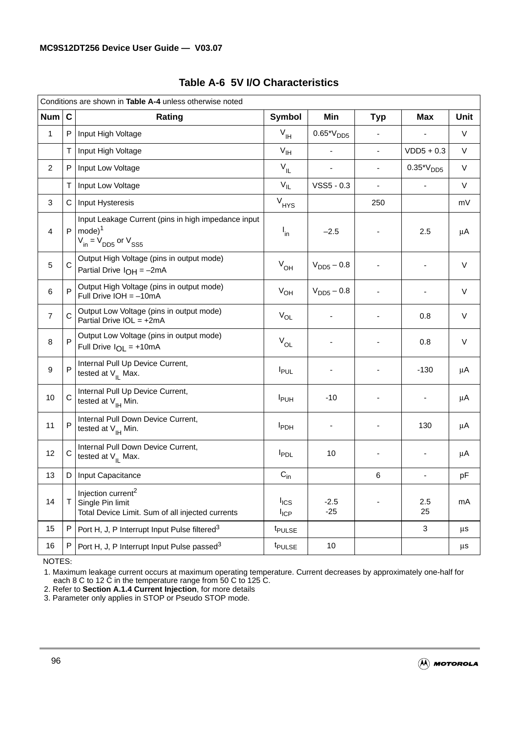## Table A-6 5V I/O Characteristics

| Conditions are shown in **Table A-4** unless otherwise noted | | | | | | | |
|---|---|---|---|---|---|---|---|
| **Num** | **C** | **Rating** | **Symbol** | **Min** | **Typ** | **Max** | **Unit** |
| 1 | P | Input High Voltage | $V_{IH}$ | $0.65*V_{DD5}$ | - | - | V |
| | T | Input High Voltage | $V_{IH}$ | - | - | VDD5 + 0.3 | V |
| 2 | P | Input Low Voltage | $V_{IL}$ | - | - | $0.35*V_{DD5}$ | V |
| | T | Input Low Voltage | $V_{IL}$ | VSS5 - 0.3 | - | - | V |
| 3 | C | Input Hysteresis | $V_{HYS}$ | | 250 | | mV |
| 4 | P | Input Leakage Current (pins in high impedance input mode)[1] $V_{in} = V_{DD5}$ or $V_{SS5}$ | $I_{in}$ | –2.5 | - | 2.5 | µA |
| 5 | C | Output High Voltage (pins in output mode) Partial Drive $I_{OH}$ = –2mA | $V_{OH}$ | $V_{DD5}$ – 0.8 | - | - | V |
| 6 | P | Output High Voltage (pins in output mode) Full Drive IOH = –10mA | $V_{OH}$ | $V_{DD5}$ – 0.8 | - | - | V |
| 7 | C | Output Low Voltage (pins in output mode) Partial Drive IOL = +2mA | $V_{OL}$ | - | - | 0.8 | V |
| 8 | P | Output Low Voltage (pins in output mode) Full Drive $I_{OL}$ = +10mA | $V_{OL}$ | - | - | 0.8 | V |
| 9 | P | Internal Pull Up Device Current, tested at $V_{IL}$ Max. | $I_{PUL}$ | - | - | -130 | µA |
| 10 | C | Internal Pull Up Device Current, tested at $V_{IH}$ Min. | $I_{PUH}$ | -10 | - | - | µA |
| 11 | P | Internal Pull Down Device Current, tested at $V_{IH}$ Min. | $I_{PDH}$ | - | - | 130 | µA |
| 12 | C | Internal Pull Down Device Current, tested at $V_{IL}$ Max. | $I_{PDL}$ | 10 | - | - | µA |
| 13 | D | Input Capacitance | $C_{in}$ | | 6 | - | pF |
| 14 | T | Injection current[2] Single Pin limit Total Device Limit. Sum of all injected currents | $I_{ICS}$ $I_{ICP}$ | -2.5 -25 | - | 2.5 25 | mA |
| 15 | P | Port H, J, P Interrupt Input Pulse filtered[3] | $t_{PULSE}$ | | | 3 | µs |
| 16 | P | Port H, J, P Interrupt Input Pulse passed[3] | $t_{PULSE}$ | 10 | | | µs |

NOTES:

1. Maximum leakage current occurs at maximum operating temperature. Current decreases by approximately one-half for each 8 C to 12 C in the temperature range from 50 C to 125 C.
2. Refer to **Section A.1.4 Current Injection**, for more details
3. Parameter only applies in STOP or Pseudo STOP mode.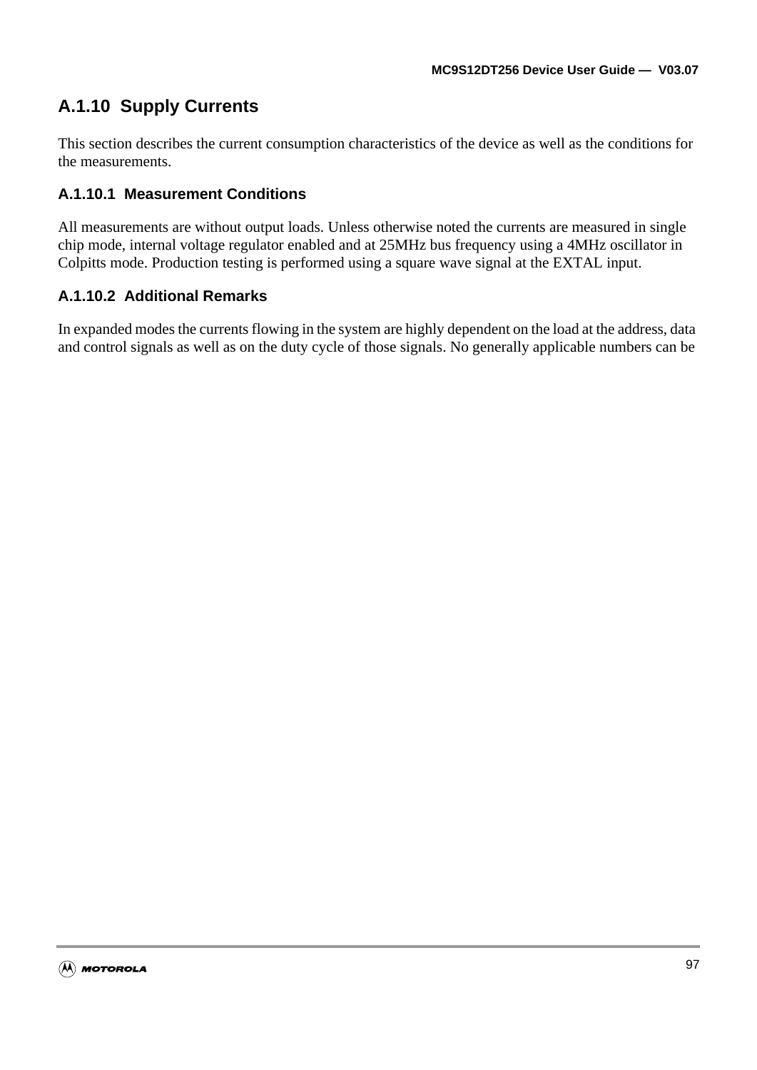### A.1.10 Supply Currents

This section describes the current consumption characteristics of the device as well as the conditions for the measurements.

#### A.1.10.1 Measurement Conditions

All measurements are without output loads. Unless otherwise noted the currents are measured in single chip mode, internal voltage regulator enabled and at 25MHz bus frequency using a 4MHz oscillator in Colpitts mode. Production testing is performed using a square wave signal at the EXTAL input.

#### A.1.10.2 Additional Remarks

In expanded modes the currents flowing in the system are highly dependent on the load at the address, data and control signals as well as on the duty cycle of those signals. No generally applicable numbers can be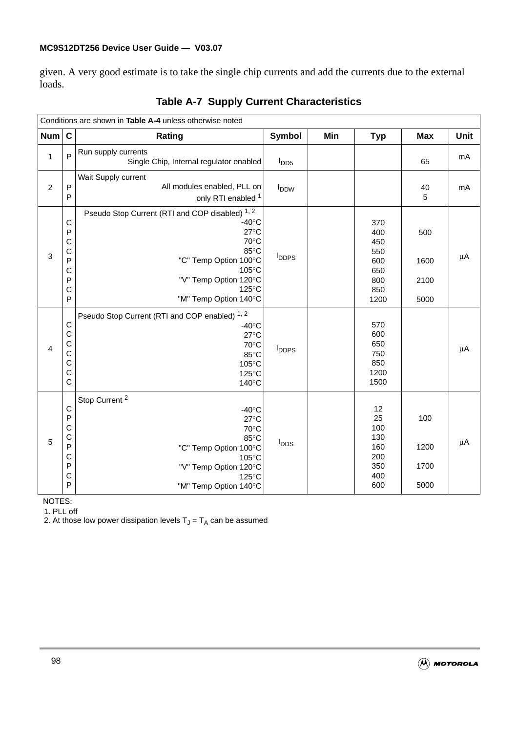given. A very good estimate is to take the single chip currents and add the currents due to the external loads.

**Table A-7 Supply Current Characteristics**

| Conditions are shown in **Table A-4** unless otherwise noted | | | | | | | |
|---|---|---|---|---|---|---|---|
| **Num** | **C** | **Rating** | **Symbol** | **Min** | **Typ** | **Max** | **Unit** |
| 1 | P | Run supply currents<br>Single Chip, Internal regulator enabled | $I_{DD5}$ | | | 65 | mA |
| 2 | P<br>P | Wait Supply current<br>All modules enabled, PLL on<br>only RTI enabled [1] | $I_{DDW}$ | | | 40<br>5 | mA |
| 3 | C<br>P<br>C<br>C<br>P<br>C<br>P<br>C<br>P | Pseudo Stop Current (RTI and COP disabled) [1, 2]<br>-40°C<br>27°C<br>70°C<br>85°C<br>"C" Temp Option 100°C<br>105°C<br>"V" Temp Option 120°C<br>125°C<br>"M" Temp Option 140°C | $I_{DDPS}$ | | 370<br>400<br>450<br>550<br>600<br>650<br>800<br>850<br>1200 | 500<br><br>1600<br><br>2100<br><br>5000 | µA |
| 4 | C<br>C<br>C<br>C<br>C<br>C<br>C | Pseudo Stop Current (RTI and COP enabled) [1, 2]<br>-40°C<br>27°C<br>70°C<br>85°C<br>105°C<br>125°C<br>140°C | $I_{DDPS}$ | | 570<br>600<br>650<br>750<br>850<br>1200<br>1500 | | µA |
| 5 | C<br>P<br>C<br>C<br>P<br>C<br>P<br>C<br>P | Stop Current [2]<br>-40°C<br>27°C<br>70°C<br>85°C<br>"C" Temp Option 100°C<br>105°C<br>"V" Temp Option 120°C<br>125°C<br>"M" Temp Option 140°C | $I_{DDS}$ | | 12<br>25<br>100<br>130<br>160<br>200<br>350<br>400<br>600 | 100<br><br>1200<br><br>1700<br><br>5000 | µA |

NOTES:
1. PLL off
2. At those low power dissipation levels $T_J = T_A$ can be assumed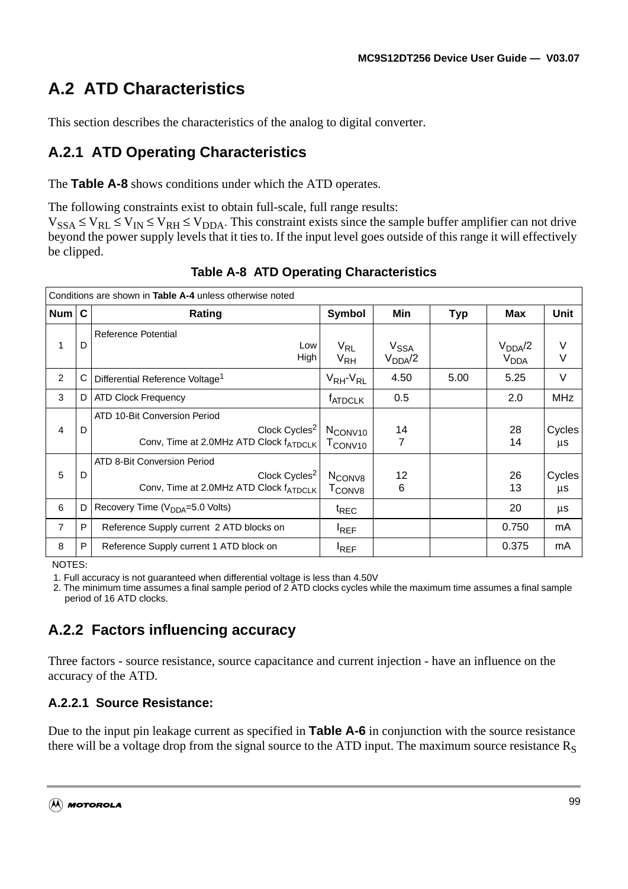## A.2 ATD Characteristics

This section describes the characteristics of the analog to digital converter.

### A.2.1 ATD Operating Characteristics

The **Table A-8** shows conditions under which the ATD operates.

The following constraints exist to obtain full-scale, full range results:
$V_{SSA} \leq V_{RL} \leq V_{IN} \leq V_{RH} \leq V_{DDA}$. This constraint exists since the sample buffer amplifier can not drive beyond the power supply levels that it ties to. If the input level goes outside of this range it will effectively be clipped.

**Table A-8 ATD Operating Characteristics**

| Conditions are shown in **Table A-4** unless otherwise noted | | | | | | | | |
|---|---|---|---|---|---|---|---|---|
| **Num** | **C** | **Rating** | **Symbol** | **Min** | **Typ** | **Max** | **Unit** |
| 1 | D | Reference Potential<br>Low<br>High | $V_{RL}$<br>$V_{RH}$ | $V_{SSA}$<br>$V_{DDA}/2$ | | $V_{DDA}/2$<br>$V_{DDA}$ | V<br>V |
| 2 | C | Differential Reference Voltage[1] | $V_{RH}$-$V_{RL}$ | 4.50 | 5.00 | 5.25 | V |
| 3 | D | ATD Clock Frequency | $f_{ATDCLK}$ | 0.5 | | 2.0 | MHz |
| 4 | D | ATD 10-Bit Conversion Period<br>Clock Cycles[2]<br>Conv, Time at 2.0MHz ATD Clock $f_{ATDCLK}$ | $N_{CONV10}$<br>$T_{CONV10}$ | 14<br>7 | | 28<br>14 | Cycles<br>μs |
| 5 | D | ATD 8-Bit Conversion Period<br>Clock Cycles[2]<br>Conv, Time at 2.0MHz ATD Clock $f_{ATDCLK}$ | $N_{CONV8}$<br>$T_{CONV8}$ | 12<br>6 | | 26<br>13 | Cycles<br>μs |
| 6 | D | Recovery Time ($V_{DDA}$=5.0 Volts) | $t_{REC}$ | | | 20 | μs |
| 7 | P | Reference Supply current 2 ATD blocks on | $I_{REF}$ | | | 0.750 | mA |
| 8 | P | Reference Supply current 1 ATD block on | $I_{REF}$ | | | 0.375 | mA |

NOTES:
1. Full accuracy is not guaranteed when differential voltage is less than 4.50V
2. The minimum time assumes a final sample period of 2 ATD clocks cycles while the maximum time assumes a final sample period of 16 ATD clocks.

### A.2.2 Factors influencing accuracy

Three factors - source resistance, source capacitance and current injection - have an influence on the accuracy of the ATD.

#### A.2.2.1 Source Resistance:

Due to the input pin leakage current as specified in **Table A-6** in conjunction with the source resistance there will be a voltage drop from the signal source to the ATD input. The maximum source resistance $R_S$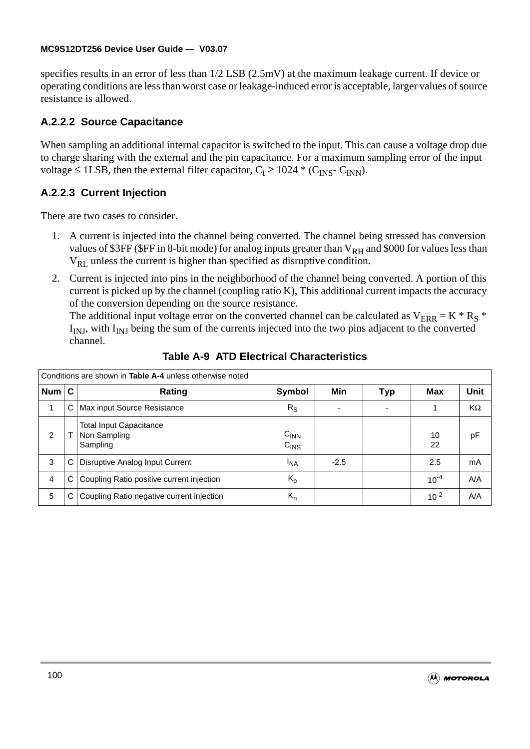specifies results in an error of less than 1/2 LSB (2.5mV) at the maximum leakage current. If device or operating conditions are less than worst case or leakage-induced error is acceptable, larger values of source resistance is allowed.

### A.2.2.2 Source Capacitance

When sampling an additional internal capacitor is switched to the input. This can cause a voltage drop due to charge sharing with the external and the pin capacitance. For a maximum sampling error of the input voltage ≤ 1LSB, then the external filter capacitor, $C_f \geq 1024 * (C_{INS} - C_{INN})$.

### A.2.2.3 Current Injection

There are two cases to consider.

1. A current is injected into the channel being converted. The channel being stressed has conversion values of \$3FF (\$FF in 8-bit mode) for analog inputs greater than $V_{RH}$ and \$000 for values less than $V_{RL}$ unless the current is higher than specified as disruptive condition.
2. Current is injected into pins in the neighborhood of the channel being converted. A portion of this current is picked up by the channel (coupling ratio K), This additional current impacts the accuracy of the conversion depending on the source resistance.
   The additional input voltage error on the converted channel can be calculated as $V_{ERR} = K * R_S * I_{INJ}$, with $I_{INJ}$ being the sum of the currents injected into the two pins adjacent to the converted channel.

**Table A-9 ATD Electrical Characteristics**

| Conditions are shown in **Table A-4** unless otherwise noted | | | | | | | |
|---|---|---|---|---|---|---|---|
| **Num** | **C** | **Rating** | **Symbol** | **Min** | **Typ** | **Max** | **Unit** |
| 1 | C | Max input Source Resistance | $R_S$ | - | - | 1 | KΩ |
| 2 | T | Total Input Capacitance<br>Non Sampling<br>Sampling | <br>$C_{INN}$<br>$C_{INS}$ | | | <br>10<br>22 | pF |
| 3 | C | Disruptive Analog Input Current | $I_{NA}$ | -2.5 | | 2.5 | mA |
| 4 | C | Coupling Ratio positive current injection | $K_p$ | | | $10^{-4}$ | A/A |
| 5 | C | Coupling Ratio negative current injection | $K_n$ | | | $10^{-2}$ | A/A |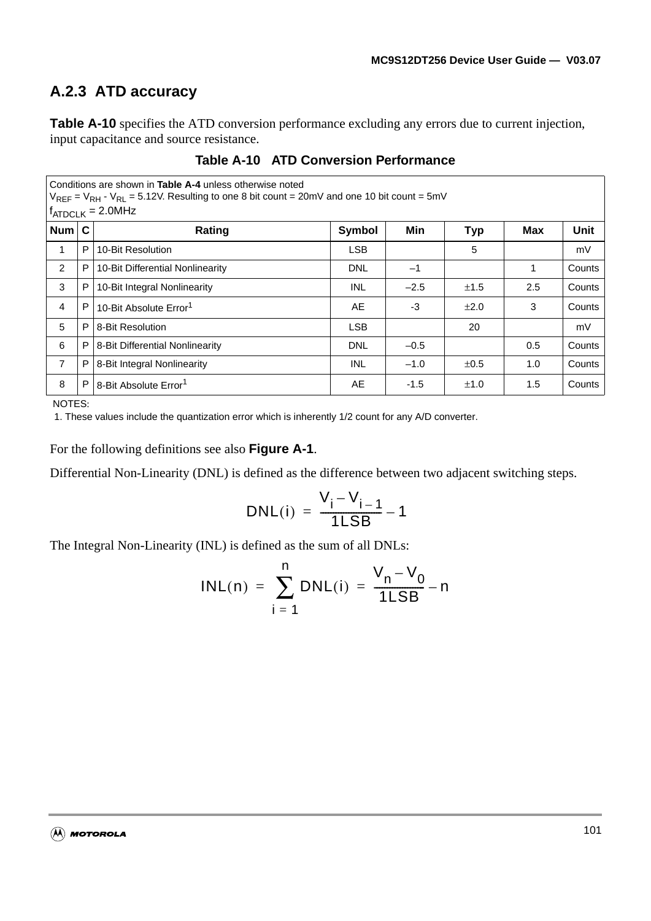## A.2.3 ATD accuracy

**Table A-10** specifies the ATD conversion performance excluding any errors due to current injection, input capacitance and source resistance.

**Table A-10 ATD Conversion Performance**

| Conditions are shown in **Table A-4** unless otherwise noted<br>$V_{REF} = V_{RH} - V_{RL}$ = 5.12V. Resulting to one 8 bit count = 20mV and one 10 bit count = 5mV<br>$f_{ATDCLK}$ = 2.0MHz | | | | | | | |
|---|---|---|---|---|---|---|---|
| **Num** | **C** | **Rating** | **Symbol** | **Min** | **Typ** | **Max** | **Unit** |
| 1 | P | 10-Bit Resolution | LSB | | 5 | | mV |
| 2 | P | 10-Bit Differential Nonlinearity | DNL | –1 | | 1 | Counts |
| 3 | P | 10-Bit Integral Nonlinearity | INL | –2.5 | ±1.5 | 2.5 | Counts |
| 4 | P | 10-Bit Absolute Error[1] | AE | -3 | ±2.0 | 3 | Counts |
| 5 | P | 8-Bit Resolution | LSB | | 20 | | mV |
| 6 | P | 8-Bit Differential Nonlinearity | DNL | –0.5 | | 0.5 | Counts |
| 7 | P | 8-Bit Integral Nonlinearity | INL | –1.0 | ±0.5 | 1.0 | Counts |
| 8 | P | 8-Bit Absolute Error[1] | AE | -1.5 | ±1.0 | 1.5 | Counts |

NOTES:
1. These values include the quantization error which is inherently 1/2 count for any A/D converter.

For the following definitions see also **Figure A-1**.

Differential Non-Linearity (DNL) is defined as the difference between two adjacent switching steps.

$$DNL(i) = \frac{V_i - V_{i-1}}{1LSB} - 1$$

The Integral Non-Linearity (INL) is defined as the sum of all DNLs:

$$INL(n) = \sum_{i=1}^{n} DNL(i) = \frac{V_n - V_0}{1LSB} - n$$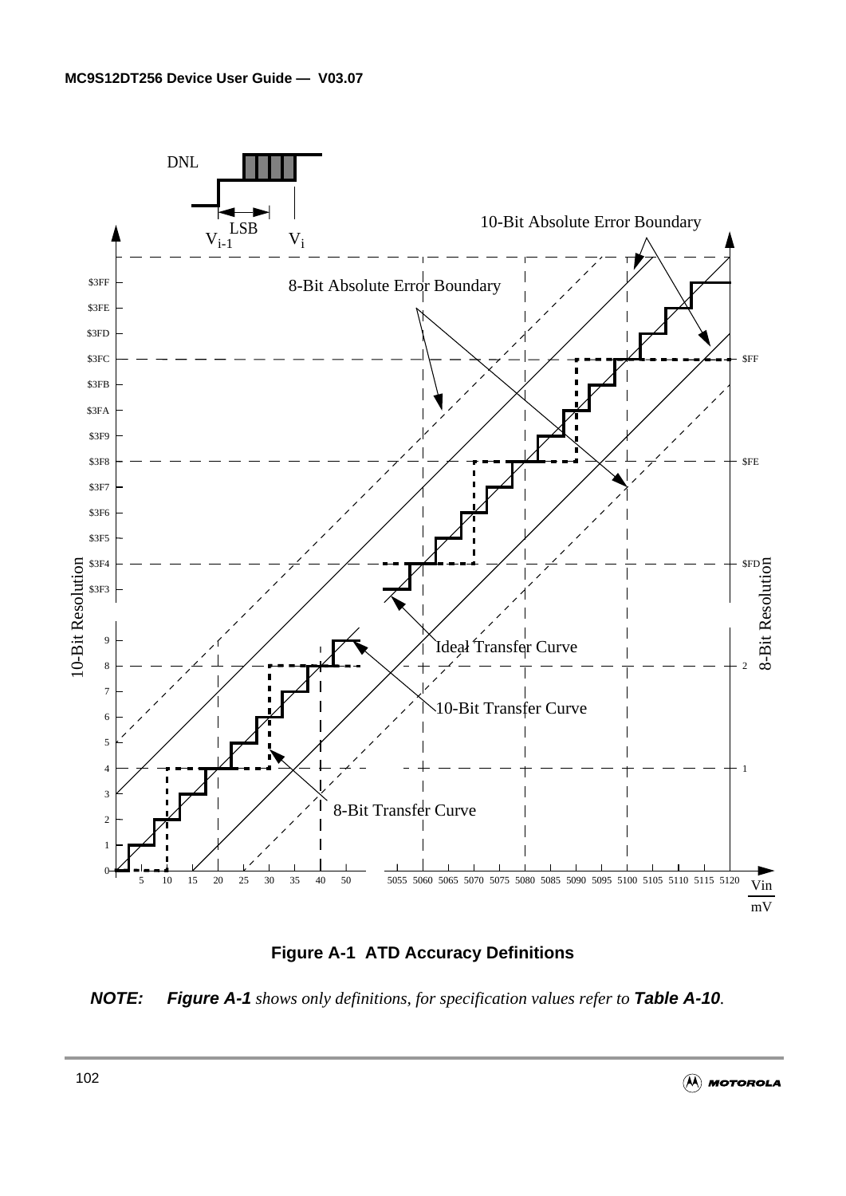**Figure A-1 ATD Accuracy Definitions**

***NOTE:*** ***Figure A-1*** *shows only definitions, for specification values refer to* ***Table A-10****.*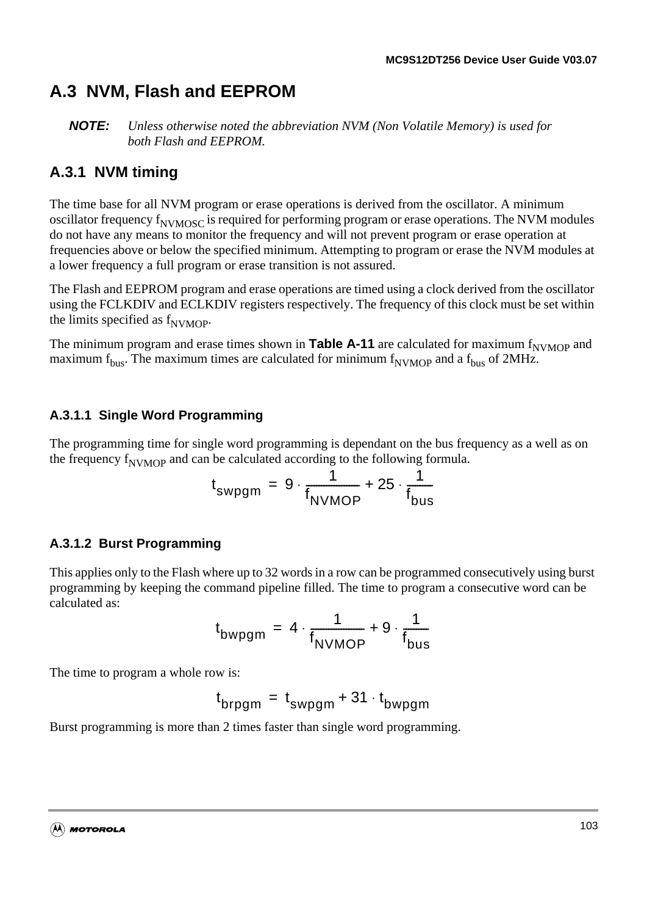## A.3 NVM, Flash and EEPROM

***NOTE:*** *Unless otherwise noted the abbreviation NVM (Non Volatile Memory) is used for both Flash and EEPROM.*

### A.3.1 NVM timing

The time base for all NVM program or erase operations is derived from the oscillator. A minimum oscillator frequency $f_{NVMOSC}$ is required for performing program or erase operations. The NVM modules do not have any means to monitor the frequency and will not prevent program or erase operation at frequencies above or below the specified minimum. Attempting to program or erase the NVM modules at a lower frequency a full program or erase transition is not assured.

The Flash and EEPROM program and erase operations are timed using a clock derived from the oscillator using the FCLKDIV and ECLKDIV registers respectively. The frequency of this clock must be set within the limits specified as $f_{NVMOP}$.

The minimum program and erase times shown in **Table A-11** are calculated for maximum $f_{NVMOP}$ and maximum $f_{bus}$. The maximum times are calculated for minimum $f_{NVMOP}$ and a $f_{bus}$ of 2MHz.

#### A.3.1.1 Single Word Programming

The programming time for single word programming is dependant on the bus frequency as a well as on the frequency $f_{NVMOP}$ and can be calculated according to the following formula.

$$t_{swpgm} = 9 \cdot \frac{1}{f_{NVMOP}} + 25 \cdot \frac{1}{f_{bus}}$$

#### A.3.1.2 Burst Programming

This applies only to the Flash where up to 32 words in a row can be programmed consecutively using burst programming by keeping the command pipeline filled. The time to program a consecutive word can be calculated as:

$$t_{bwpgm} = 4 \cdot \frac{1}{f_{NVMOP}} + 9 \cdot \frac{1}{f_{bus}}$$

The time to program a whole row is:

$$t_{brpgm} = t_{swpgm} + 31 \cdot t_{bwpgm}$$

Burst programming is more than 2 times faster than single word programming.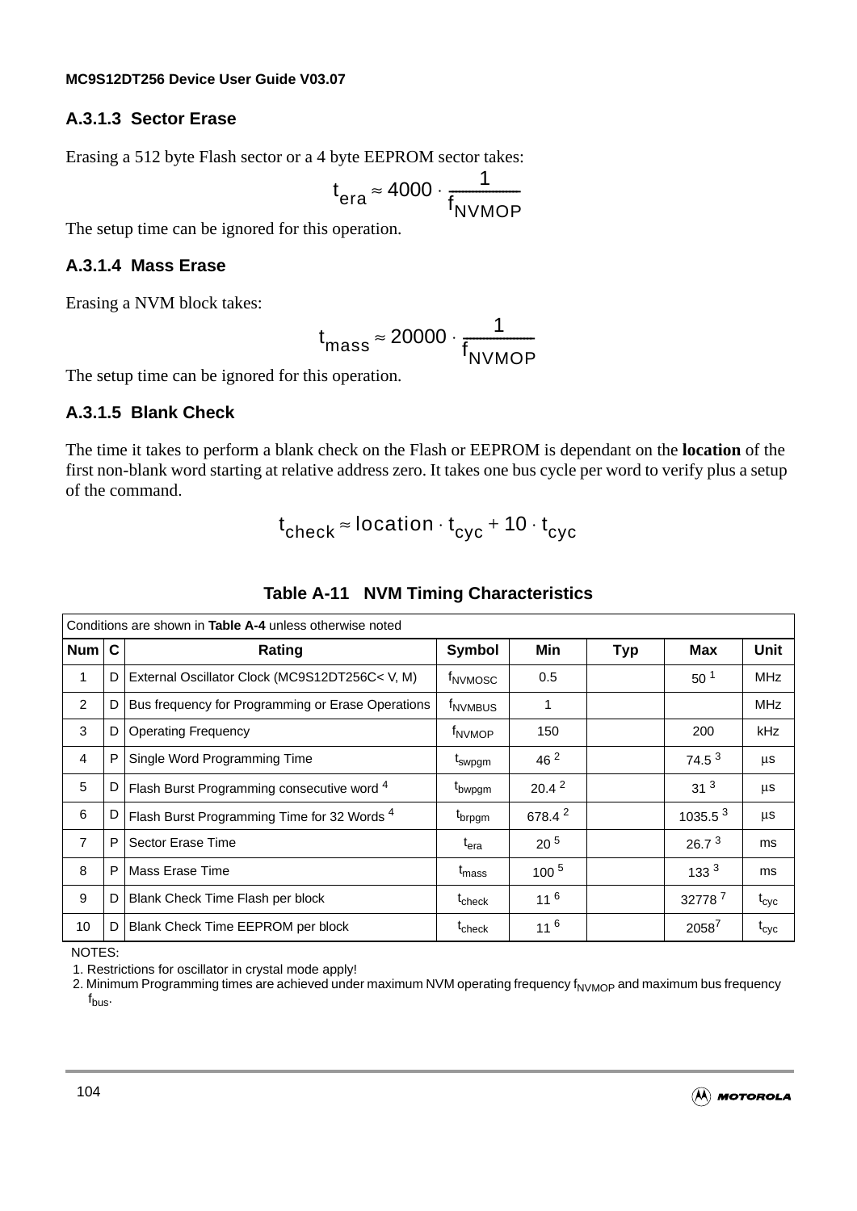### A.3.1.3 Sector Erase

Erasing a 512 byte Flash sector or a 4 byte EEPROM sector takes:

$$t_{era} \approx 4000 \cdot \frac{1}{f_{NVMOP}}$$

The setup time can be ignored for this operation.

### A.3.1.4 Mass Erase

Erasing a NVM block takes:

$$t_{mass} \approx 20000 \cdot \frac{1}{f_{NVMOP}}$$

The setup time can be ignored for this operation.

### A.3.1.5 Blank Check

The time it takes to perform a blank check on the Flash or EEPROM is dependant on the **location** of the first non-blank word starting at relative address zero. It takes one bus cycle per word to verify plus a setup of the command.

$$t_{check} \approx location \cdot t_{cyc} + 10 \cdot t_{cyc}$$

**Table A-11 NVM Timing Characteristics**

| Conditions are shown in **Table A-4** unless otherwise noted | | | | | | | |
|---|---|---|---|---|---|---|---|
| **Num** | **C** | **Rating** | **Symbol** | **Min** | **Typ** | **Max** | **Unit** |
| 1 | D | External Oscillator Clock (MC9S12DT256C< V, M) | $f_{NVMOSC}$ | 0.5 | | 50 [1] | MHz |
| 2 | D | Bus frequency for Programming or Erase Operations | $f_{NVMBUS}$ | 1 | | | MHz |
| 3 | D | Operating Frequency | $f_{NVMOP}$ | 150 | | 200 | kHz |
| 4 | P | Single Word Programming Time | $t_{swpgm}$ | 46 [2] | | 74.5 [3] | µs |
| 5 | D | Flash Burst Programming consecutive word [4] | $t_{bwpgm}$ | 20.4 [2] | | 31 [3] | µs |
| 6 | D | Flash Burst Programming Time for 32 Words [4] | $t_{brpgm}$ | 678.4 [2] | | 1035.5 [3] | µs |
| 7 | P | Sector Erase Time | $t_{era}$ | 20 [5] | | 26.7 [3] | ms |
| 8 | P | Mass Erase Time | $t_{mass}$ | 100 [5] | | 133 [3] | ms |
| 9 | D | Blank Check Time Flash per block | $t_{check}$ | 11 [6] | | 32778 [7] | $t_{cyc}$ |
| 10 | D | Blank Check Time EEPROM per block | $t_{check}$ | 11 [6] | | 2058 [7] | $t_{cyc}$ |

NOTES:

1. Restrictions for oscillator in crystal mode apply!
2. Minimum Programming times are achieved under maximum NVM operating frequency $f_{NVMOP}$ and maximum bus frequency $f_{bus}$.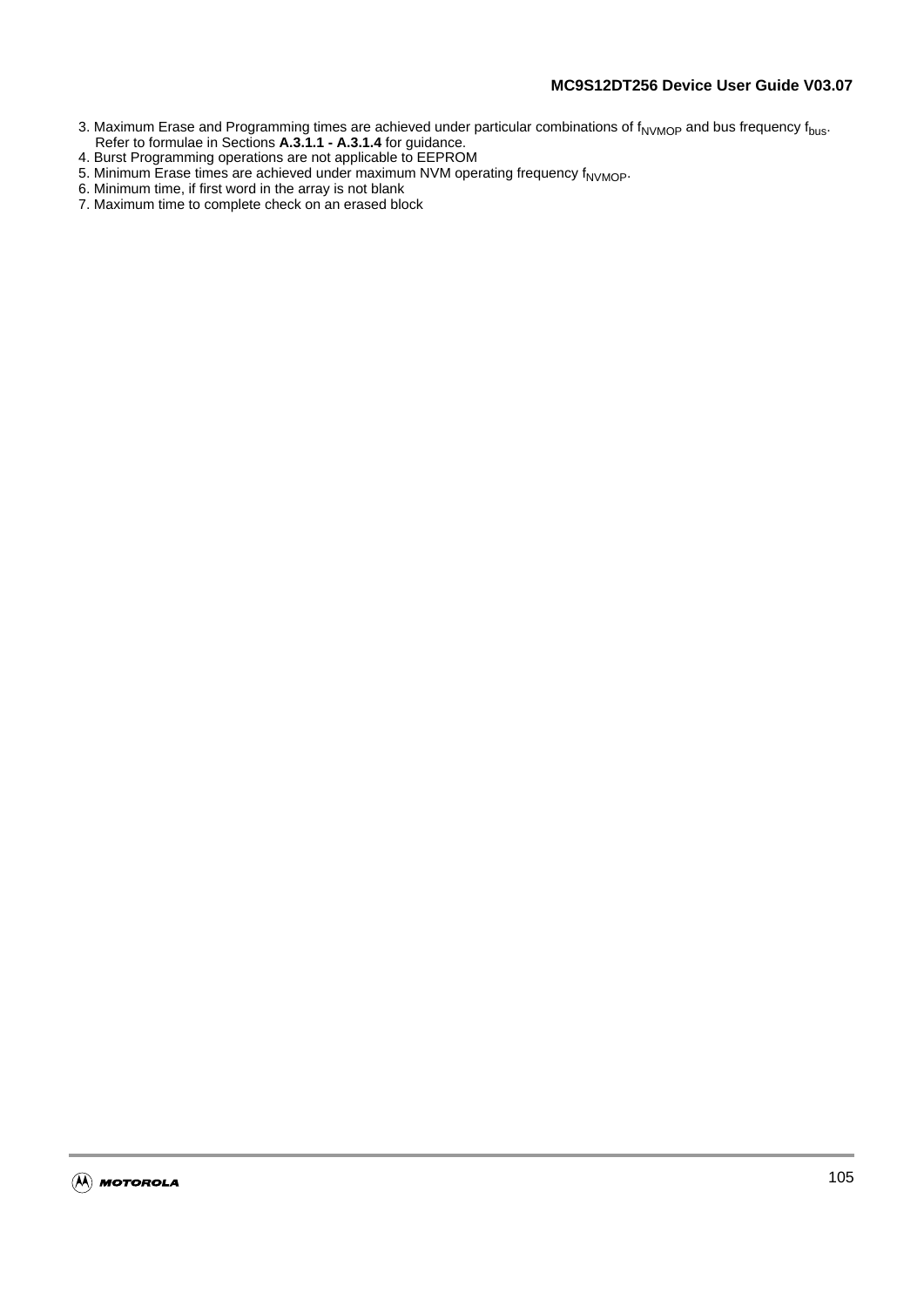3. Maximum Erase and Programming times are achieved under particular combinations of $f_{NVMOP}$ and bus frequency $f_{bus}$. Refer to formulae in Sections **A.3.1.1 - A.3.1.4** for guidance.
4. Burst Programming operations are not applicable to EEPROM
5. Minimum Erase times are achieved under maximum NVM operating frequency $f_{NVMOP}$.
6. Minimum time, if first word in the array is not blank
7. Maximum time to complete check on an erased block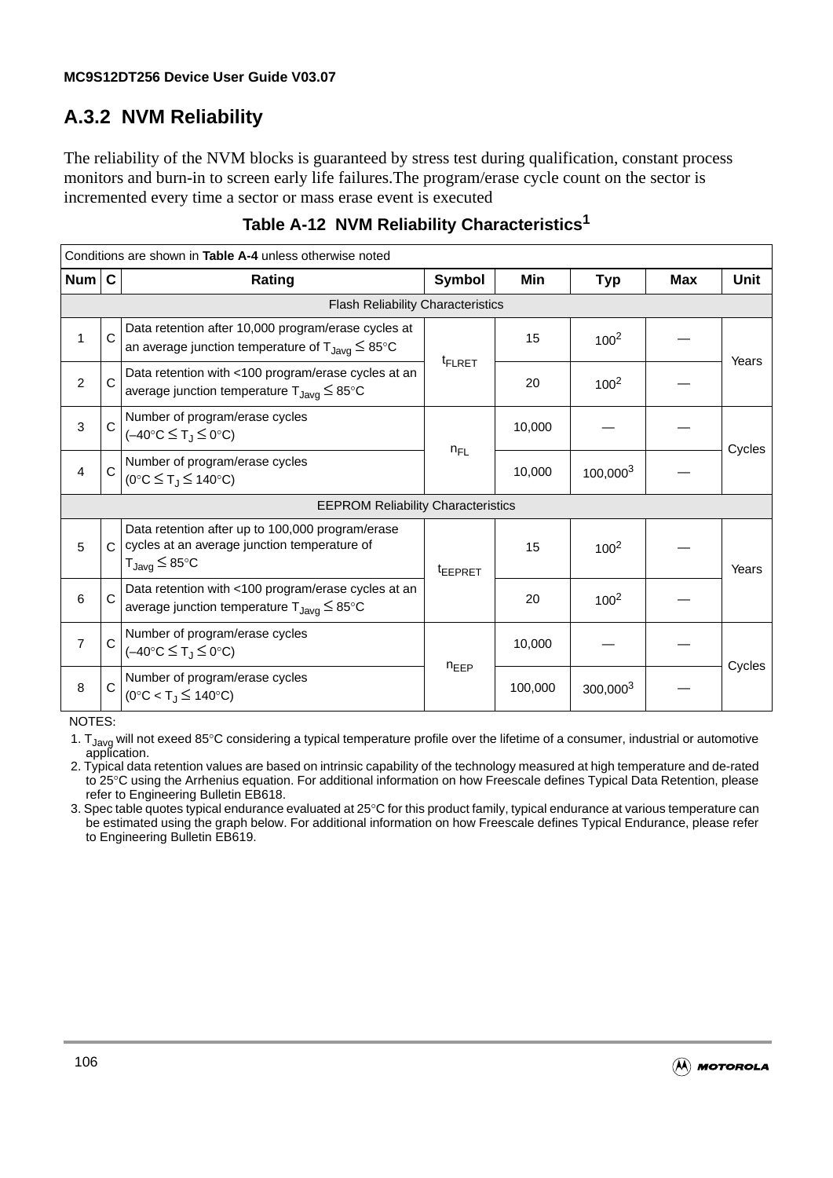## A.3.2 NVM Reliability

The reliability of the NVM blocks is guaranteed by stress test during qualification, constant process monitors and burn-in to screen early life failures.The program/erase cycle count on the sector is incremented every time a sector or mass erase event is executed

**Table A-12 NVM Reliability Characteristics[1]**

| Conditions are shown in **Table A-4** unless otherwise noted | | | | | | | |
|---|---|---|---|---|---|---|---|
| **Num** | **C** | **Rating** | **Symbol** | **Min** | **Typ** | **Max** | **Unit** |
| Flash Reliability Characteristics | | | | | | | |
| 1 | C | Data retention after 10,000 program/erase cycles at an average junction temperature of $T_{Javg} \leq 85°C$ | $t_{FLRET}$ | 15 | 100[2] | — | Years |
| 2 | C | Data retention with <100 program/erase cycles at an average junction temperature $T_{Javg} \leq 85°C$ | | 20 | 100[2] | — | |
| 3 | C | Number of program/erase cycles ($-40°C \leq T_J \leq 0°C$) | $n_{FL}$ | 10,000 | — | — | Cycles |
| 4 | C | Number of program/erase cycles ($0°C \leq T_J \leq 140°C$) | | 10,000 | 100,000[3] | — | |
| EEPROM Reliability Characteristics | | | | | | | |
| 5 | C | Data retention after up to 100,000 program/erase cycles at an average junction temperature of $T_{Javg} \leq 85°C$ | $t_{EEPRET}$ | 15 | 100[2] | — | Years |
| 6 | C | Data retention with <100 program/erase cycles at an average junction temperature $T_{Javg} \leq 85°C$ | | 20 | 100[2] | — | |
| 7 | C | Number of program/erase cycles ($-40°C \leq T_J \leq 0°C$) | $n_{EEP}$ | 10,000 | — | — | Cycles |
| 8 | C | Number of program/erase cycles ($0°C < T_J \leq 140°C$) | | 100,000 | 300,000[3] | — | |

NOTES:

1. $T_{Javg}$ will not exeed 85°C considering a typical temperature profile over the lifetime of a consumer, industrial or automotive application.
2. Typical data retention values are based on intrinsic capability of the technology measured at high temperature and de-rated to 25°C using the Arrhenius equation. For additional information on how Freescale defines Typical Data Retention, please refer to Engineering Bulletin EB618.
3. Spec table quotes typical endurance evaluated at 25°C for this product family, typical endurance at various temperature can be estimated using the graph below. For additional information on how Freescale defines Typical Endurance, please refer to Engineering Bulletin EB619.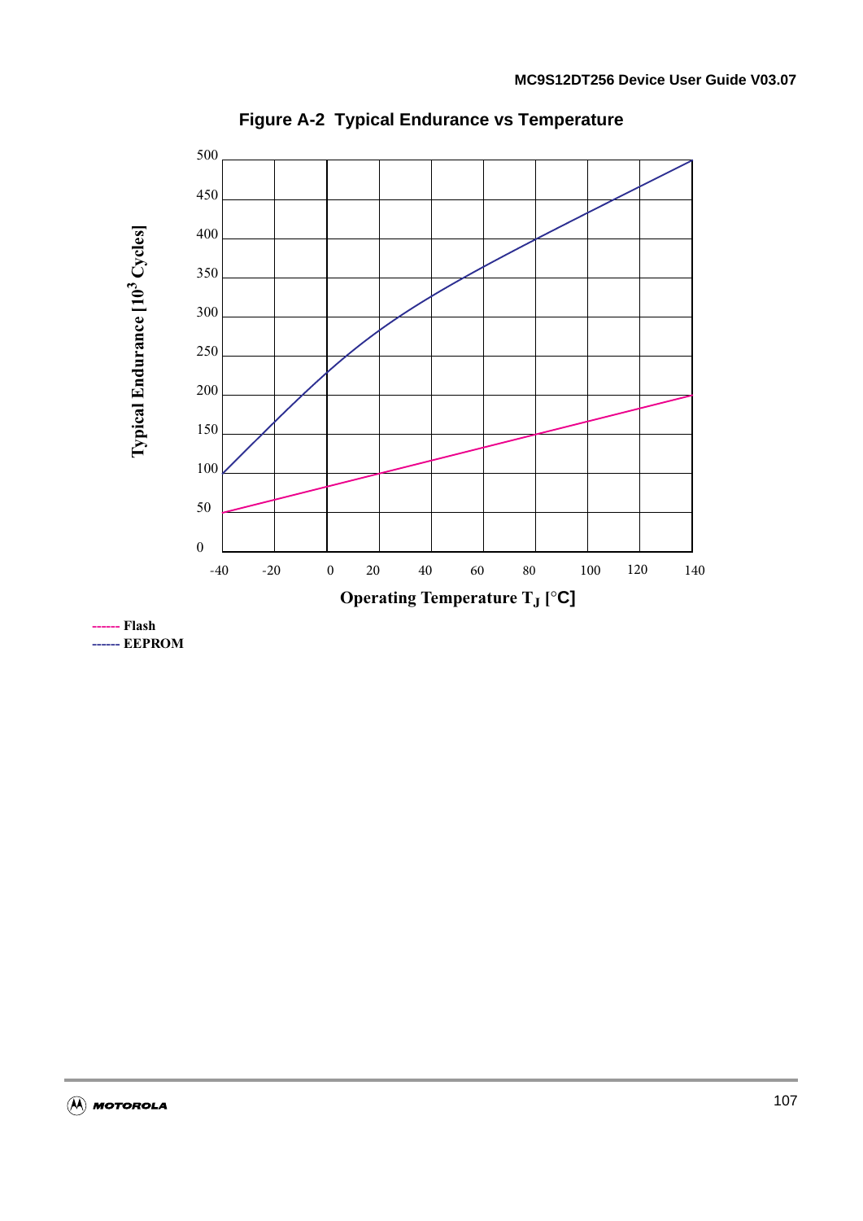**Figure A-2 Typical Endurance vs Temperature**

Typical Endurance [$10^3$ Cycles]

500
450
400
350
300
250
200
150
100
50
0

-40 -20 0 20 40 60 80 100 120 140

Operating Temperature $T_J$ [°C]

------ Flash
------ EEPROM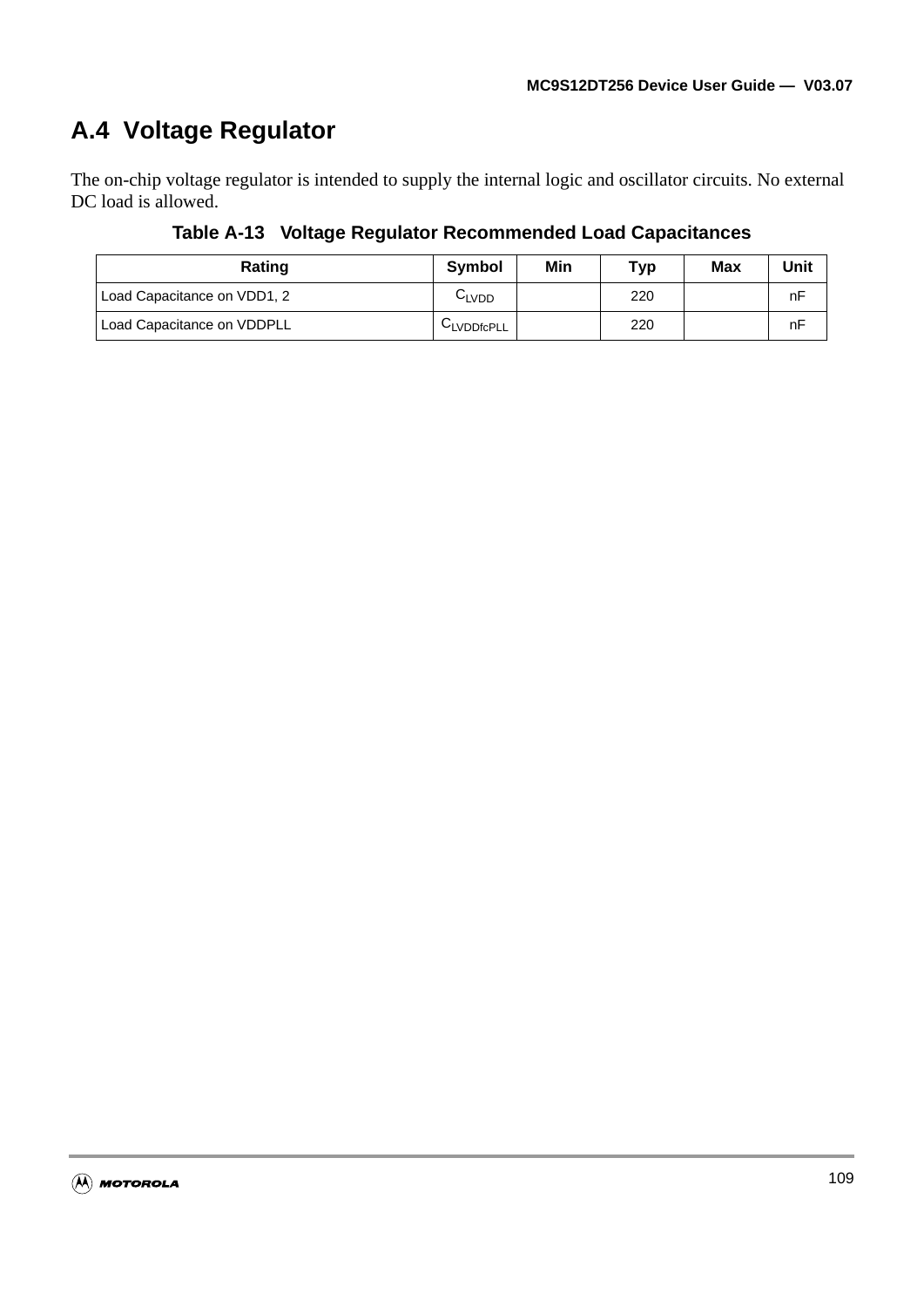## A.4 Voltage Regulator

The on-chip voltage regulator is intended to supply the internal logic and oscillator circuits. No external DC load is allowed.

**Table A-13 Voltage Regulator Recommended Load Capacitances**

| Rating | Symbol | Min | Typ | Max | Unit |
|---|---|---|---|---|---|
| Load Capacitance on VDD1, 2 | $C_{LVDD}$ | | 220 | | nF |
| Load Capacitance on VDDPLL | $C_{LVDDfcPLL}$ | | 220 | | nF |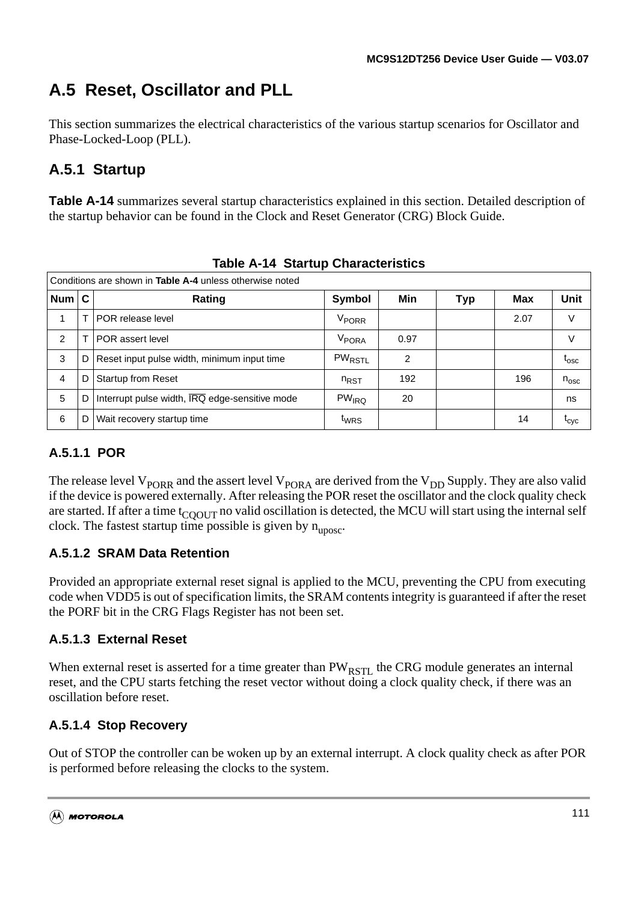# A.5 Reset, Oscillator and PLL

This section summarizes the electrical characteristics of the various startup scenarios for Oscillator and Phase-Locked-Loop (PLL).

## A.5.1 Startup

**Table A-14** summarizes several startup characteristics explained in this section. Detailed description of the startup behavior can be found in the Clock and Reset Generator (CRG) Block Guide.

**Table A-14 Startup Characteristics**

| Conditions are shown in **Table A-4** unless otherwise noted | | | | | | | |
|---|---|---|---|---|---|---|---|
| **Num** | **C** | **Rating** | **Symbol** | **Min** | **Typ** | **Max** | **Unit** |
| 1 | T | POR release level | $V_{PORR}$ | | | 2.07 | V |
| 2 | T | POR assert level | $V_{PORA}$ | 0.97 | | | V |
| 3 | D | Reset input pulse width, minimum input time | $PW_{RSTL}$ | 2 | | | $t_{osc}$ |
| 4 | D | Startup from Reset | $n_{RST}$ | 192 | | 196 | $n_{osc}$ |
| 5 | D | Interrupt pulse width, $\overline{IRQ}$ edge-sensitive mode | $PW_{IRQ}$ | 20 | | | ns |
| 6 | D | Wait recovery startup time | $t_{WRS}$ | | | 14 | $t_{cyc}$ |

### A.5.1.1 POR

The release level $V_{PORR}$ and the assert level $V_{PORA}$ are derived from the $V_{DD}$ Supply. They are also valid if the device is powered externally. After releasing the POR reset the oscillator and the clock quality check are started. If after a time $t_{CQOUT}$ no valid oscillation is detected, the MCU will start using the internal self clock. The fastest startup time possible is given by $n_{uposc}$.

### A.5.1.2 SRAM Data Retention

Provided an appropriate external reset signal is applied to the MCU, preventing the CPU from executing code when VDD5 is out of specification limits, the SRAM contents integrity is guaranteed if after the reset the PORF bit in the CRG Flags Register has not been set.

### A.5.1.3 External Reset

When external reset is asserted for a time greater than $PW_{RSTL}$ the CRG module generates an internal reset, and the CPU starts fetching the reset vector without doing a clock quality check, if there was an oscillation before reset.

### A.5.1.4 Stop Recovery

Out of STOP the controller can be woken up by an external interrupt. A clock quality check as after POR is performed before releasing the clocks to the system.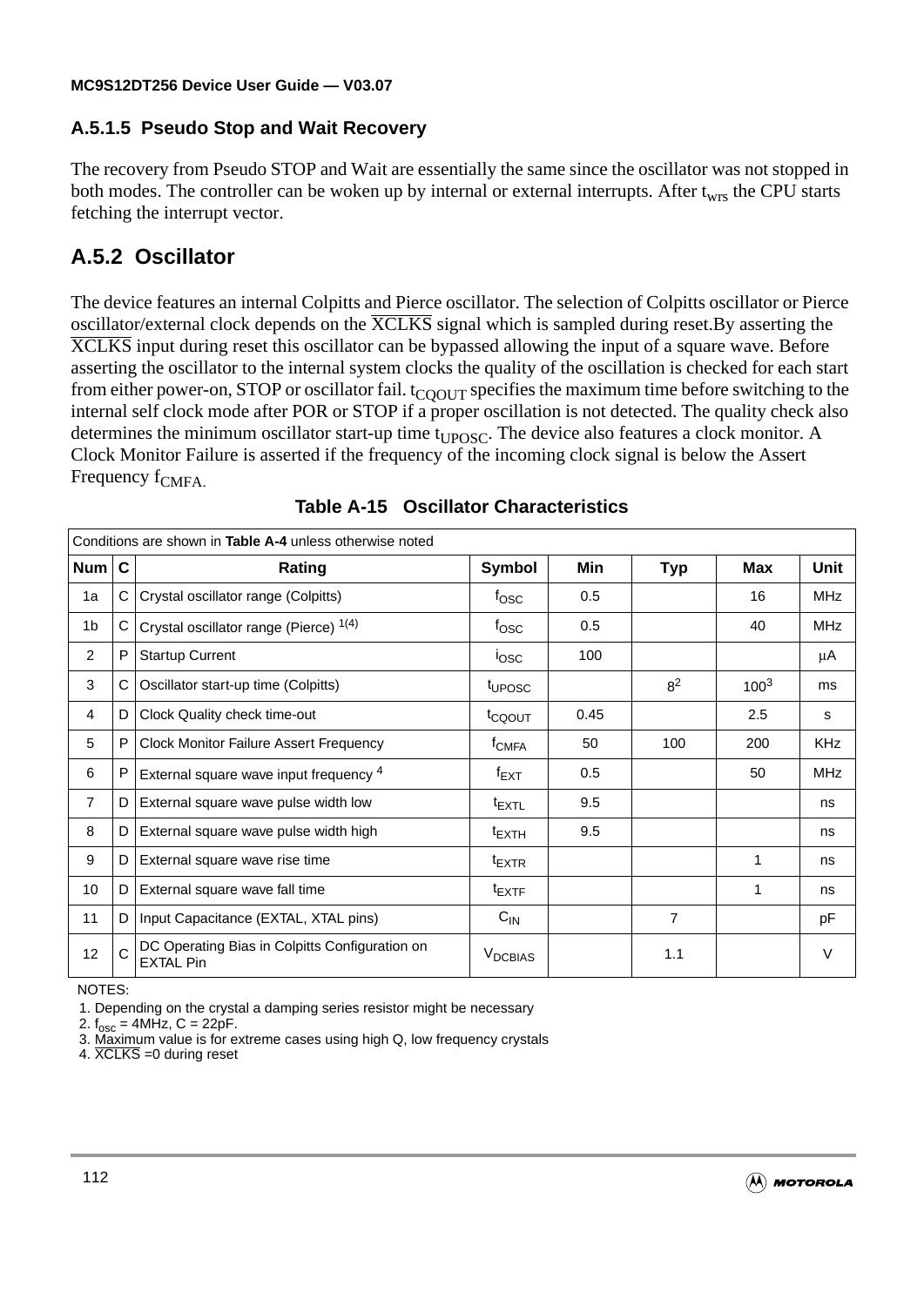### A.5.1.5 Pseudo Stop and Wait Recovery

The recovery from Pseudo STOP and Wait are essentially the same since the oscillator was not stopped in both modes. The controller can be woken up by internal or external interrupts. After $t_{wrs}$ the CPU starts fetching the interrupt vector.

## A.5.2 Oscillator

The device features an internal Colpitts and Pierce oscillator. The selection of Colpitts oscillator or Pierce oscillator/external clock depends on the $\overline{XCLKS}$ signal which is sampled during reset.By asserting the $\overline{XCLKS}$ input during reset this oscillator can be bypassed allowing the input of a square wave. Before asserting the oscillator to the internal system clocks the quality of the oscillation is checked for each start from either power-on, STOP or oscillator fail. $t_{CQOUT}$ specifies the maximum time before switching to the internal self clock mode after POR or STOP if a proper oscillation is not detected. The quality check also determines the minimum oscillator start-up time $t_{UPOSC}$. The device also features a clock monitor. A Clock Monitor Failure is asserted if the frequency of the incoming clock signal is below the Assert Frequency $f_{CMFA}$.

**Table A-15 Oscillator Characteristics**

| Conditions are shown in **Table A-4** unless otherwise noted | | | | | | | |
|---|---|---|---|---|---|---|---|
| **Num** | **C** | **Rating** | **Symbol** | **Min** | **Typ** | **Max** | **Unit** |
| 1a | C | Crystal oscillator range (Colpitts) | $f_{OSC}$ | 0.5 | | 16 | MHz |
| 1b | C | Crystal oscillator range (Pierce) [1(4)] | $f_{OSC}$ | 0.5 | | 40 | MHz |
| 2 | P | Startup Current | $i_{OSC}$ | 100 | | | μA |
| 3 | C | Oscillator start-up time (Colpitts) | $t_{UPOSC}$ | | 8[2] | 100[3] | ms |
| 4 | D | Clock Quality check time-out | $t_{CQOUT}$ | 0.45 | | 2.5 | s |
| 5 | P | Clock Monitor Failure Assert Frequency | $f_{CMFA}$ | 50 | 100 | 200 | KHz |
| 6 | P | External square wave input frequency [4] | $f_{EXT}$ | 0.5 | | 50 | MHz |
| 7 | D | External square wave pulse width low | $t_{EXTL}$ | 9.5 | | | ns |
| 8 | D | External square wave pulse width high | $t_{EXTH}$ | 9.5 | | | ns |
| 9 | D | External square wave rise time | $t_{EXTR}$ | | | 1 | ns |
| 10 | D | External square wave fall time | $t_{EXTF}$ | | | 1 | ns |
| 11 | D | Input Capacitance (EXTAL, XTAL pins) | $C_{IN}$ | | 7 | | pF |
| 12 | C | DC Operating Bias in Colpitts Configuration on EXTAL Pin | $V_{DCBIAS}$ | | 1.1 | | V |

NOTES:
1. Depending on the crystal a damping series resistor might be necessary
2. $f_{osc}$ = 4MHz, C = 22pF.
3. Maximum value is for extreme cases using high Q, low frequency crystals
4. $\overline{XCLKS}$ =0 during reset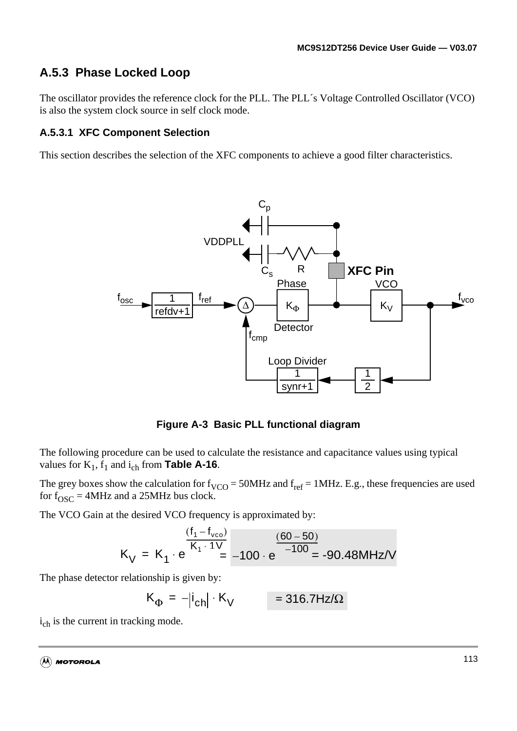## A.5.3 Phase Locked Loop

The oscillator provides the reference clock for the PLL. The PLL´s Voltage Controlled Oscillator (VCO) is also the system clock source in self clock mode.

### A.5.3.1 XFC Component Selection

This section describes the selection of the XFC components to achieve a good filter characteristics.

**Figure A-3 Basic PLL functional diagram**

The following procedure can be used to calculate the resistance and capacitance values using typical values for $K_1$, $f_1$ and $i_{ch}$ from **Table A-16**.

The grey boxes show the calculation for $f_{VCO}$ = 50MHz and $f_{ref}$ = 1MHz. E.g., these frequencies are used for $f_{OSC}$ = 4MHz and a 25MHz bus clock.

The VCO Gain at the desired VCO frequency is approximated by:

$$K_V = K_1 \cdot e^{\frac{(f_1 - f_{vco})}{K_1 \cdot 1V}} = -100 \cdot e^{\frac{(60-50)}{-100}} = -90.48\text{MHz/V}$$

The phase detector relationship is given by:

$$K_\Phi = -|i_{ch}| \cdot K_V \qquad = 316.7\text{Hz}/\Omega$$

$i_{ch}$ is the current in tracking mode.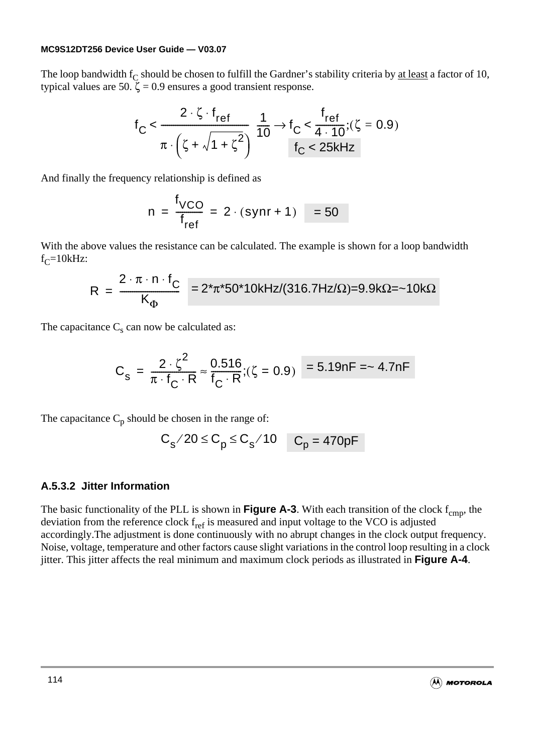The loop bandwidth $f_C$ should be chosen to fulfill the Gardner's stability criteria by <u>at least</u> a factor of 10, typical values are 50. $\zeta = 0.9$ ensures a good transient response.

$$f_C < \frac{2 \cdot \zeta \cdot f_{ref}}{\pi \cdot \left(\zeta + \sqrt{1 + \zeta^2}\right)} \cdot \frac{1}{10} \rightarrow f_C < \frac{f_{ref}}{4 \cdot 10};(\zeta = 0.9) \quad f_C < 25\text{kHz}$$

And finally the frequency relationship is defined as

$$n = \frac{f_{VCO}}{f_{ref}} = 2 \cdot (synr + 1) \quad = 50$$

With the above values the resistance can be calculated. The example is shown for a loop bandwidth $f_C$=10kHz:

$$R = \frac{2 \cdot \pi \cdot n \cdot f_C}{K_\Phi} \quad = 2 \cdot \pi \cdot 50 \cdot 10\text{kHz}/(316.7\text{Hz}/\Omega) = 9.9\text{k}\Omega = \sim 10\text{k}\Omega$$

The capacitance $C_s$ can now be calculated as:

$$C_s = \frac{2 \cdot \zeta^2}{\pi \cdot f_C \cdot R} \approx \frac{0.516}{f_C \cdot R};(\zeta = 0.9) \quad = 5.19\text{nF} = \sim 4.7\text{nF}$$

The capacitance $C_p$ should be chosen in the range of:

$$C_s/20 \le C_p \le C_s/10 \quad C_p = 470\text{pF}$$

### A.5.3.2 Jitter Information

The basic functionality of the PLL is shown in **Figure A-3**. With each transition of the clock $f_{cmp}$, the deviation from the reference clock $f_{ref}$ is measured and input voltage to the VCO is adjusted accordingly.The adjustment is done continuously with no abrupt changes in the clock output frequency. Noise, voltage, temperature and other factors cause slight variations in the control loop resulting in a clock jitter. This jitter affects the real minimum and maximum clock periods as illustrated in **Figure A-4**.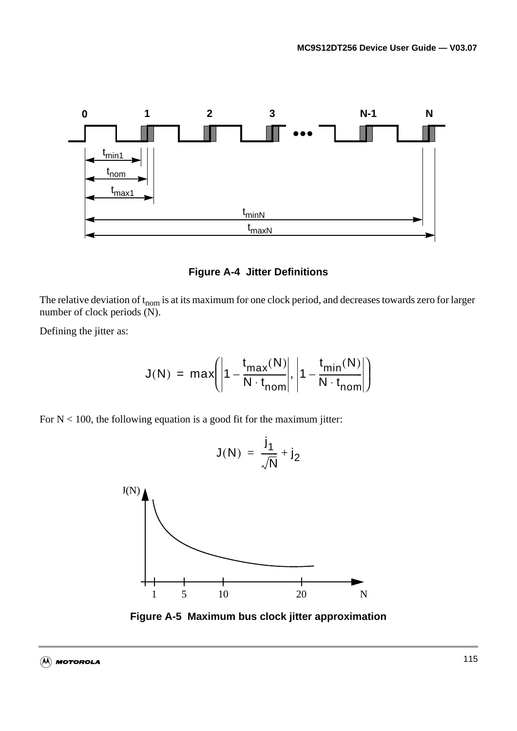**Figure A-4 Jitter Definitions**

The relative deviation of $t_{nom}$ is at its maximum for one clock period, and decreases towards zero for larger number of clock periods (N).

Defining the jitter as:

$$J(N) = \max\left(\left|1 - \frac{t_{max}(N)}{N \cdot t_{nom}}\right|, \left|1 - \frac{t_{min}(N)}{N \cdot t_{nom}}\right|\right)$$

For N < 100, the following equation is a good fit for the maximum jitter:

$$J(N) = \frac{j_1}{\sqrt{N}} + j_2$$

**Figure A-5 Maximum bus clock jitter approximation**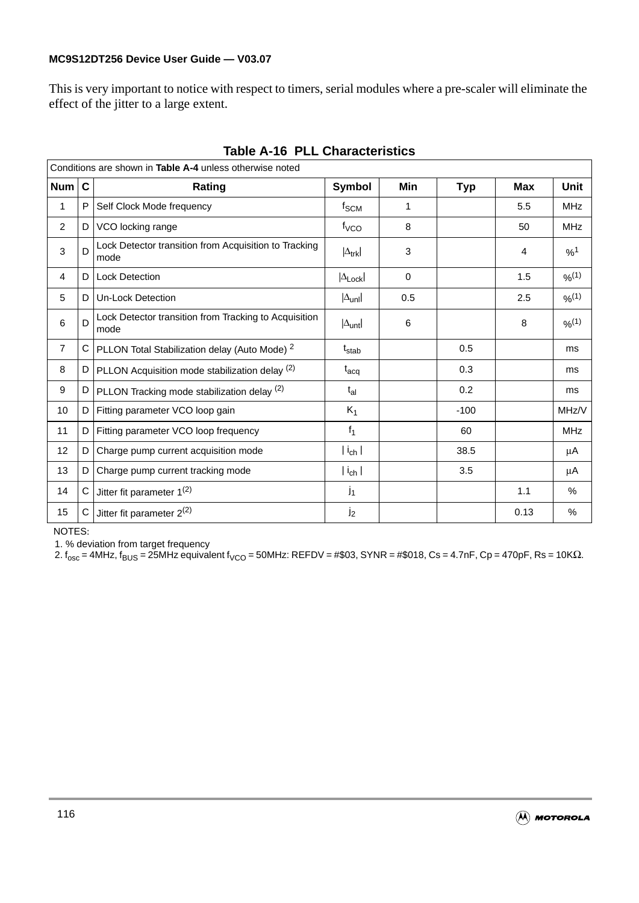This is very important to notice with respect to timers, serial modules where a pre-scaler will eliminate the effect of the jitter to a large extent.

**Table A-16 PLL Characteristics**

| Conditions are shown in **Table A-4** unless otherwise noted | | | | | | | |
|---|---|---|---|---|---|---|---|
| **Num** | **C** | **Rating** | **Symbol** | **Min** | **Typ** | **Max** | **Unit** |
| 1 | P | Self Clock Mode frequency | $f_{SCM}$ | 1 | | 5.5 | MHz |
| 2 | D | VCO locking range | $f_{VCO}$ | 8 | | 50 | MHz |
| 3 | D | Lock Detector transition from Acquisition to Tracking mode | $\lvert\Delta_{trk}\rvert$ | 3 | | 4 | %[1] |
| 4 | D | Lock Detection | $\lvert\Delta_{Lock}\rvert$ | 0 | | 1.5 | %[(1)] |
| 5 | D | Un-Lock Detection | $\lvert\Delta_{unl}\rvert$ | 0.5 | | 2.5 | %[(1)] |
| 6 | D | Lock Detector transition from Tracking to Acquisition mode | $\lvert\Delta_{unt}\rvert$ | 6 | | 8 | %[(1)] |
| 7 | C | PLLON Total Stabilization delay (Auto Mode) [2] | $t_{stab}$ | | 0.5 | | ms |
| 8 | D | PLLON Acquisition mode stabilization delay [(2)] | $t_{acq}$ | | 0.3 | | ms |
| 9 | D | PLLON Tracking mode stabilization delay [(2)] | $t_{al}$ | | 0.2 | | ms |
| 10 | D | Fitting parameter VCO loop gain | $K_1$ | | -100 | | MHz/V |
| 11 | D | Fitting parameter VCO loop frequency | $f_1$ | | 60 | | MHz |
| 12 | D | Charge pump current acquisition mode | $\lvert i_{ch}\rvert$ | | 38.5 | | µA |
| 13 | D | Charge pump current tracking mode | $\lvert i_{ch}\rvert$ | | 3.5 | | µA |
| 14 | C | Jitter fit parameter 1[(2)] | $j_1$ | | | 1.1 | % |
| 15 | C | Jitter fit parameter 2[(2)] | $j_2$ | | | 0.13 | % |

NOTES:

1. % deviation from target frequency
2. $f_{osc}$ = 4MHz, $f_{BUS}$ = 25MHz equivalent $f_{VCO}$ = 50MHz: REFDV = #$03, SYNR = #$018, Cs = 4.7nF, Cp = 470pF, Rs = 10KΩ.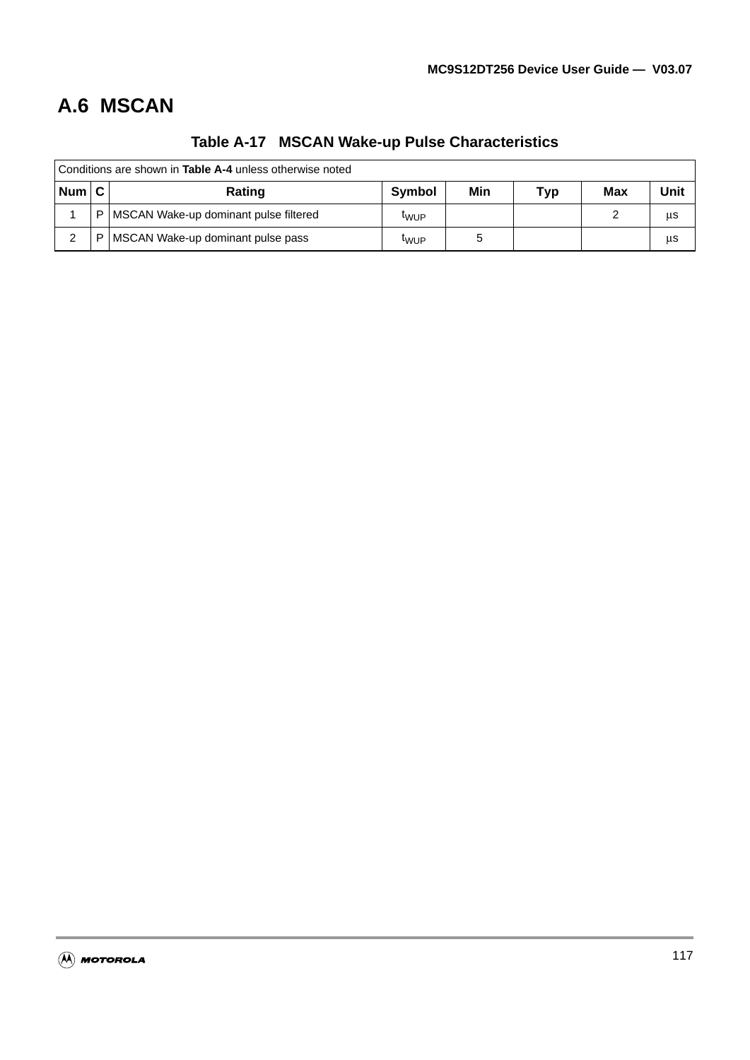## A.6 MSCAN

**Table A-17 MSCAN Wake-up Pulse Characteristics**

| Conditions are shown in **Table A-4** unless otherwise noted | | | | | | | |
|---|---|---|---|---|---|---|---|
| **Num** | **C** | **Rating** | **Symbol** | **Min** | **Typ** | **Max** | **Unit** |
| 1 | P | MSCAN Wake-up dominant pulse filtered | $t_{WUP}$ | | | 2 | µs |
| 2 | P | MSCAN Wake-up dominant pulse pass | $t_{WUP}$ | 5 | | | µs |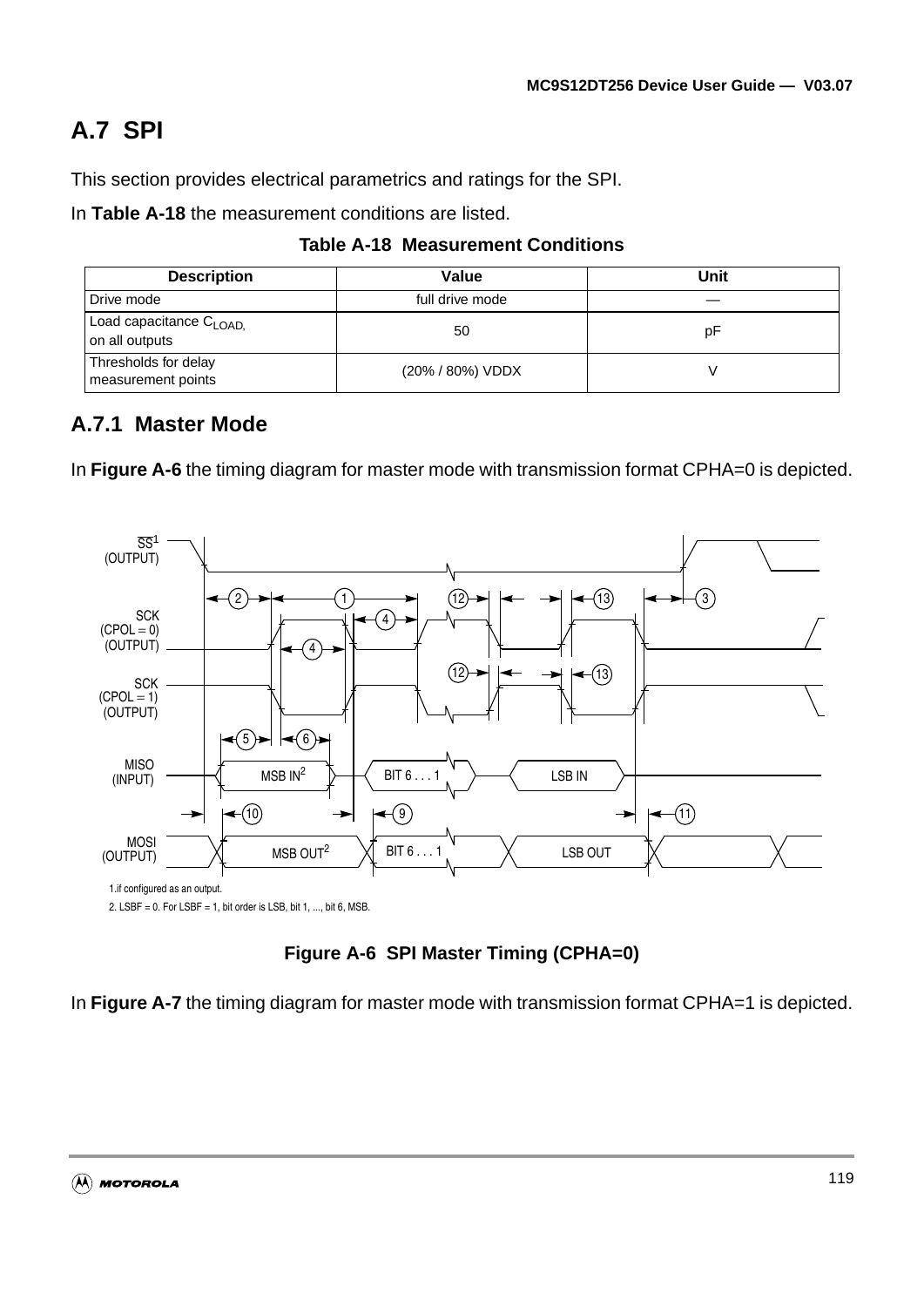# A.7 SPI

This section provides electrical parametrics and ratings for the SPI.

In **Table A-18** the measurement conditions are listed.

**Table A-18 Measurement Conditions**

| Description | Value | Unit |
|---|---|---|
| Drive mode | full drive mode | — |
| Load capacitance $C_{LOAD,}$ on all outputs | 50 | pF |
| Thresholds for delay measurement points | (20% / 80%) VDDX | V |

## A.7.1 Master Mode

In **Figure A-6** the timing diagram for master mode with transmission format CPHA=0 is depicted.

1.if configured as an output.

2. LSBF = 0. For LSBF = 1, bit order is LSB, bit 1, ..., bit 6, MSB.

**Figure A-6 SPI Master Timing (CPHA=0)**

In **Figure A-7** the timing diagram for master mode with transmission format CPHA=1 is depicted.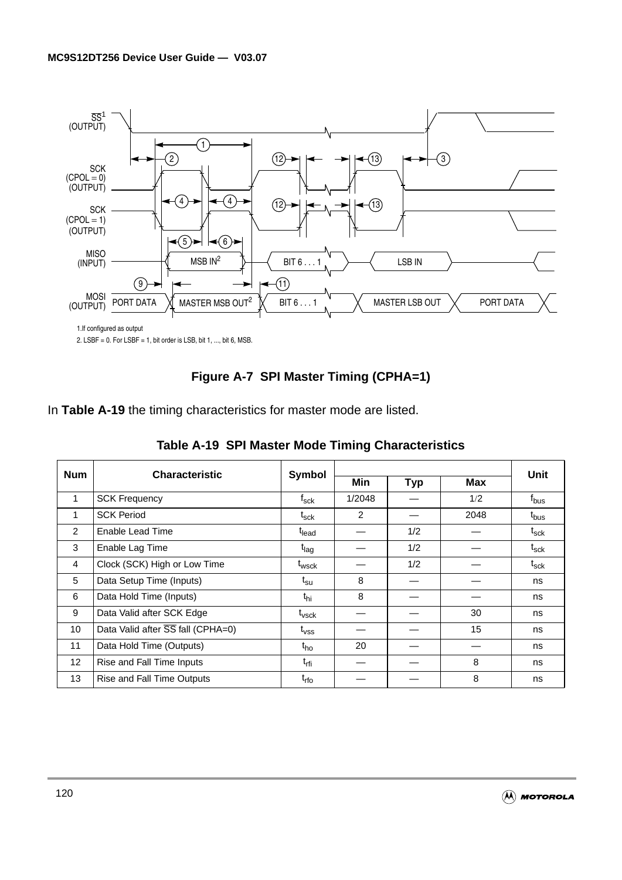1.If configured as output

2. LSBF = 0. For LSBF = 1, bit order is LSB, bit 1, ..., bit 6, MSB.

**Figure A-7 SPI Master Timing (CPHA=1)**

In **Table A-19** the timing characteristics for master mode are listed.

**Table A-19 SPI Master Mode Timing Characteristics**

| Num | Characteristic | Symbol | Min | Typ | Max | Unit |
|---|---|---|---|---|---|---|
| 1 | SCK Frequency | $f_{sck}$ | 1/2048 | — | 1/2 | $f_{bus}$ |
| 1 | SCK Period | $t_{sck}$ | 2 | — | 2048 | $t_{bus}$ |
| 2 | Enable Lead Time | $t_{lead}$ | — | 1/2 | — | $t_{sck}$ |
| 3 | Enable Lag Time | $t_{lag}$ | — | 1/2 | — | $t_{sck}$ |
| 4 | Clock (SCK) High or Low Time | $t_{wsck}$ | — | 1/2 | — | $t_{sck}$ |
| 5 | Data Setup Time (Inputs) | $t_{su}$ | 8 | — | — | ns |
| 6 | Data Hold Time (Inputs) | $t_{hi}$ | 8 | — | — | ns |
| 9 | Data Valid after SCK Edge | $t_{vsck}$ | — | — | 30 | ns |
| 10 | Data Valid after $\overline{SS}$ fall (CPHA=0) | $t_{vss}$ | — | — | 15 | ns |
| 11 | Data Hold Time (Outputs) | $t_{ho}$ | 20 | — | — | ns |
| 12 | Rise and Fall Time Inputs | $t_{rfi}$ | — | — | 8 | ns |
| 13 | Rise and Fall Time Outputs | $t_{rfo}$ | — | — | 8 | ns |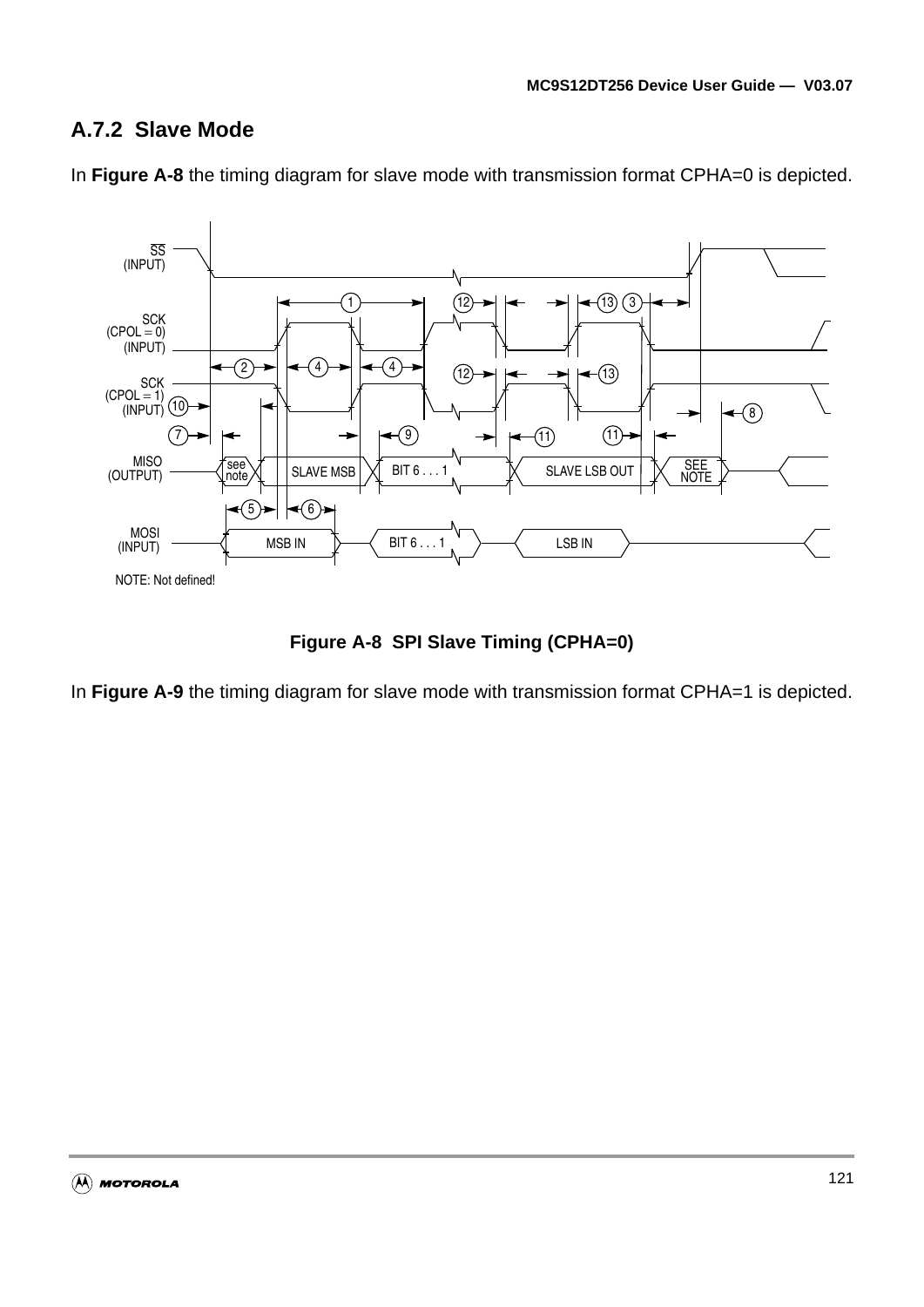## A.7.2 Slave Mode

In **Figure A-8** the timing diagram for slave mode with transmission format CPHA=0 is depicted.

**Figure A-8 SPI Slave Timing (CPHA=0)**

In **Figure A-9** the timing diagram for slave mode with transmission format CPHA=1 is depicted.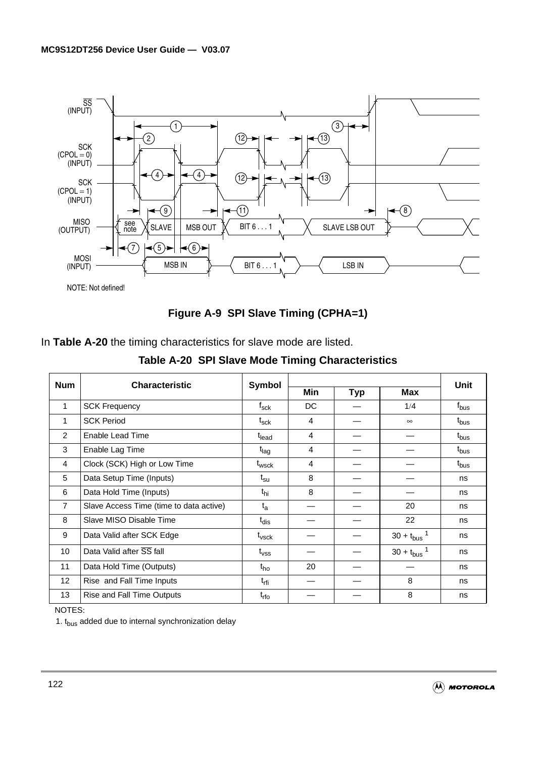NOTE: Not defined!

**Figure A-9 SPI Slave Timing (CPHA=1)**

In **Table A-20** the timing characteristics for slave mode are listed.

**Table A-20 SPI Slave Mode Timing Characteristics**

| Num | Characteristic | Symbol | Min | Typ | Max | Unit |
|---|---|---|---|---|---|---|
| 1 | SCK Frequency | $f_{sck}$ | DC | — | 1/4 | $f_{bus}$ |
| 1 | SCK Period | $t_{sck}$ | 4 | — | ∞ | $t_{bus}$ |
| 2 | Enable Lead Time | $t_{lead}$ | 4 | — | — | $t_{bus}$ |
| 3 | Enable Lag Time | $t_{lag}$ | 4 | — | — | $t_{bus}$ |
| 4 | Clock (SCK) High or Low Time | $t_{wsck}$ | 4 | — | — | $t_{bus}$ |
| 5 | Data Setup Time (Inputs) | $t_{su}$ | 8 | — | — | ns |
| 6 | Data Hold Time (Inputs) | $t_{hi}$ | 8 | — | — | ns |
| 7 | Slave Access Time (time to data active) | $t_a$ | — | — | 20 | ns |
| 8 | Slave MISO Disable Time | $t_{dis}$ | — | — | 22 | ns |
| 9 | Data Valid after SCK Edge | $t_{vsck}$ | — | — | $30 + t_{bus}$ [1] | ns |
| 10 | Data Valid after $\overline{SS}$ fall | $t_{vss}$ | — | — | $30 + t_{bus}$ [1] | ns |
| 11 | Data Hold Time (Outputs) | $t_{ho}$ | 20 | — | — | ns |
| 12 | Rise and Fall Time Inputs | $t_{rfi}$ | — | — | 8 | ns |
| 13 | Rise and Fall Time Outputs | $t_{rfo}$ | — | — | 8 | ns |

NOTES:

1. $t_{bus}$ added due to internal synchronization delay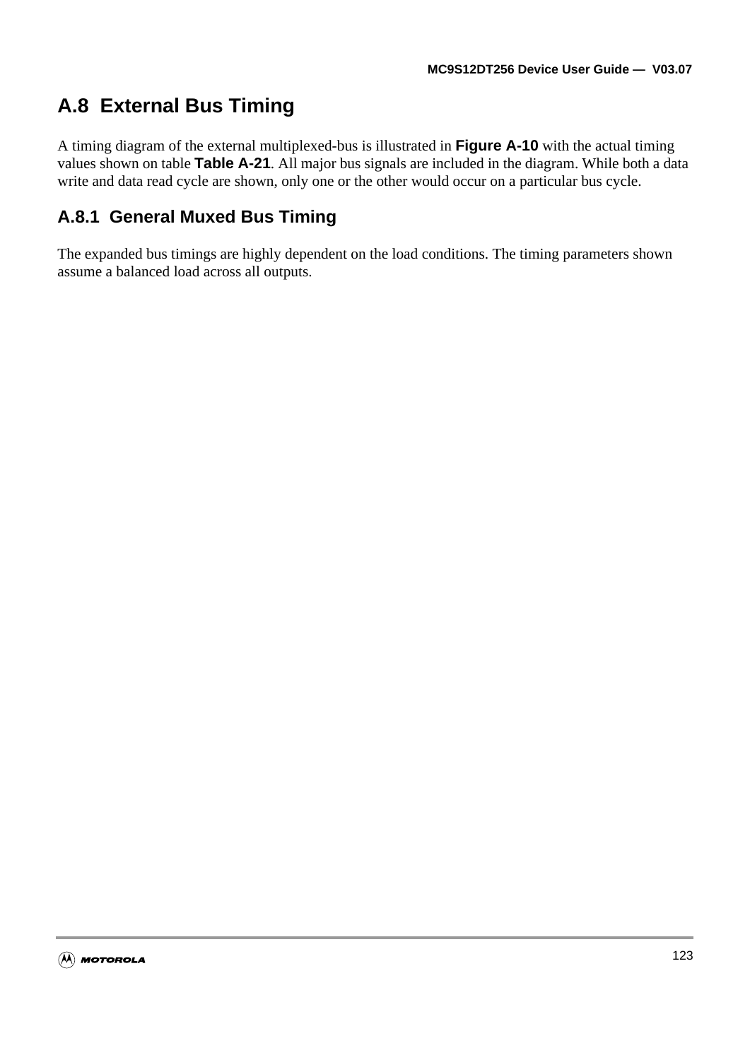## A.8 External Bus Timing

A timing diagram of the external multiplexed-bus is illustrated in **Figure A-10** with the actual timing values shown on table **Table A-21**. All major bus signals are included in the diagram. While both a data write and data read cycle are shown, only one or the other would occur on a particular bus cycle.

### A.8.1 General Muxed Bus Timing

The expanded bus timings are highly dependent on the load conditions. The timing parameters shown assume a balanced load across all outputs.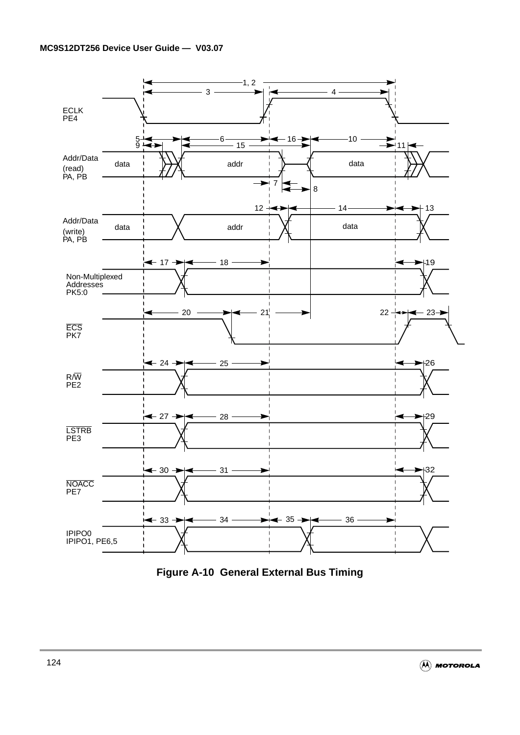**Figure A-10 General External Bus Timing**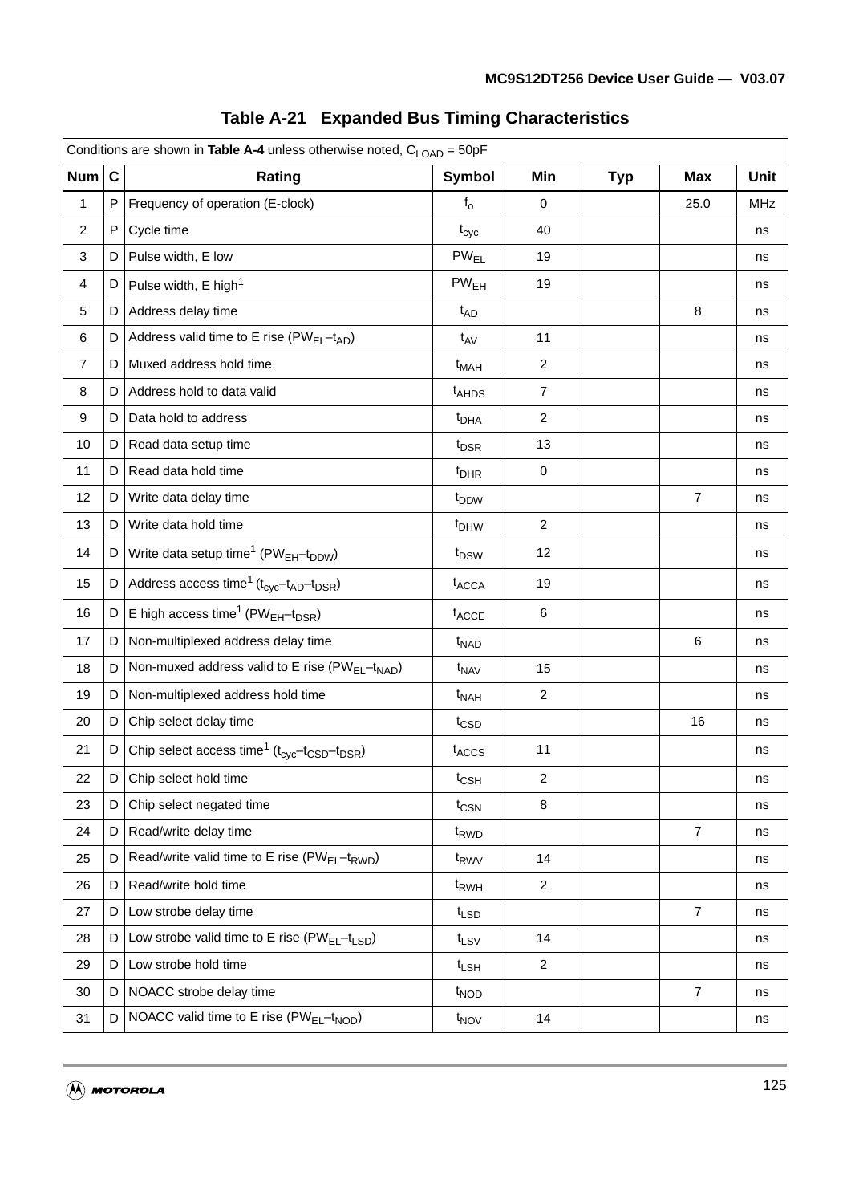**Table A-21 Expanded Bus Timing Characteristics**

| Conditions are shown in **Table A-4** unless otherwise noted, $C_{LOAD}$ = 50pF | | | | | | | |
|---|---|---|---|---|---|---|---|
| **Num** | **C** | **Rating** | **Symbol** | **Min** | **Typ** | **Max** | **Unit** |
| 1 | P | Frequency of operation (E-clock) | $f_o$ | 0 | | 25.0 | MHz |
| 2 | P | Cycle time | $t_{cyc}$ | 40 | | | ns |
| 3 | D | Pulse width, E low | $PW_{EL}$ | 19 | | | ns |
| 4 | D | Pulse width, E high[1] | $PW_{EH}$ | 19 | | | ns |
| 5 | D | Address delay time | $t_{AD}$ | | | 8 | ns |
| 6 | D | Address valid time to E rise ($PW_{EL}$–$t_{AD}$) | $t_{AV}$ | 11 | | | ns |
| 7 | D | Muxed address hold time | $t_{MAH}$ | 2 | | | ns |
| 8 | D | Address hold to data valid | $t_{AHDS}$ | 7 | | | ns |
| 9 | D | Data hold to address | $t_{DHA}$ | 2 | | | ns |
| 10 | D | Read data setup time | $t_{DSR}$ | 13 | | | ns |
| 11 | D | Read data hold time | $t_{DHR}$ | 0 | | | ns |
| 12 | D | Write data delay time | $t_{DDW}$ | | | 7 | ns |
| 13 | D | Write data hold time | $t_{DHW}$ | 2 | | | ns |
| 14 | D | Write data setup time[1] ($PW_{EH}$–$t_{DDW}$) | $t_{DSW}$ | 12 | | | ns |
| 15 | D | Address access time[1] ($t_{cyc}$–$t_{AD}$–$t_{DSR}$) | $t_{ACCA}$ | 19 | | | ns |
| 16 | D | E high access time[1] ($PW_{EH}$–$t_{DSR}$) | $t_{ACCE}$ | 6 | | | ns |
| 17 | D | Non-multiplexed address delay time | $t_{NAD}$ | | | 6 | ns |
| 18 | D | Non-muxed address valid to E rise ($PW_{EL}$–$t_{NAD}$) | $t_{NAV}$ | 15 | | | ns |
| 19 | D | Non-multiplexed address hold time | $t_{NAH}$ | 2 | | | ns |
| 20 | D | Chip select delay time | $t_{CSD}$ | | | 16 | ns |
| 21 | D | Chip select access time[1] ($t_{cyc}$–$t_{CSD}$–$t_{DSR}$) | $t_{ACCS}$ | 11 | | | ns |
| 22 | D | Chip select hold time | $t_{CSH}$ | 2 | | | ns |
| 23 | D | Chip select negated time | $t_{CSN}$ | 8 | | | ns |
| 24 | D | Read/write delay time | $t_{RWD}$ | | | 7 | ns |
| 25 | D | Read/write valid time to E rise ($PW_{EL}$–$t_{RWD}$) | $t_{RWV}$ | 14 | | | ns |
| 26 | D | Read/write hold time | $t_{RWH}$ | 2 | | | ns |
| 27 | D | Low strobe delay time | $t_{LSD}$ | | | 7 | ns |
| 28 | D | Low strobe valid time to E rise ($PW_{EL}$–$t_{LSD}$) | $t_{LSV}$ | 14 | | | ns |
| 29 | D | Low strobe hold time | $t_{LSH}$ | 2 | | | ns |
| 30 | D | NOACC strobe delay time | $t_{NOD}$ | | | 7 | ns |
| 31 | D | NOACC valid time to E rise ($PW_{EL}$–$t_{NOD}$) | $t_{NOV}$ | 14 | | | ns |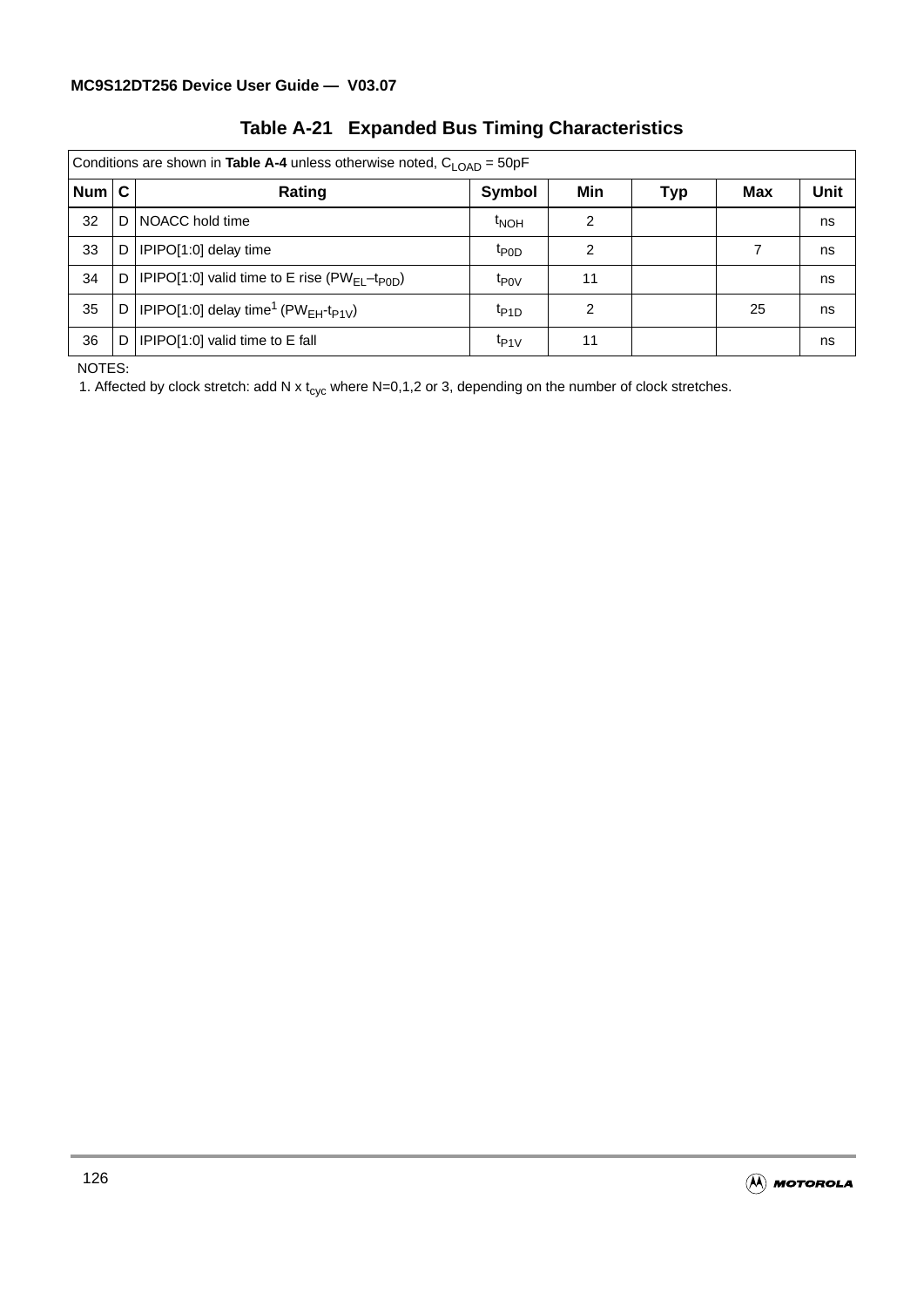**Table A-21 Expanded Bus Timing Characteristics**

| Conditions are shown in **Table A-4** unless otherwise noted, $C_{LOAD}$ = 50pF | | | | | | | |
|---|---|---|---|---|---|---|---|
| **Num** | **C** | **Rating** | **Symbol** | **Min** | **Typ** | **Max** | **Unit** |
| 32 | D | NOACC hold time | $t_{NOH}$ | 2 | | | ns |
| 33 | D | IPIPO[1:0] delay time | $t_{P0D}$ | 2 | | 7 | ns |
| 34 | D | IPIPO[1:0] valid time to E rise ($PW_{EL}$–$t_{P0D}$) | $t_{P0V}$ | 11 | | | ns |
| 35 | D | IPIPO[1:0] delay time[1] ($PW_{EH}$-$t_{P1V}$) | $t_{P1D}$ | 2 | | 25 | ns |
| 36 | D | IPIPO[1:0] valid time to E fall | $t_{P1V}$ | 11 | | | ns |

NOTES:

1. Affected by clock stretch: add N x $t_{cyc}$ where N=0,1,2 or 3, depending on the number of clock stretches.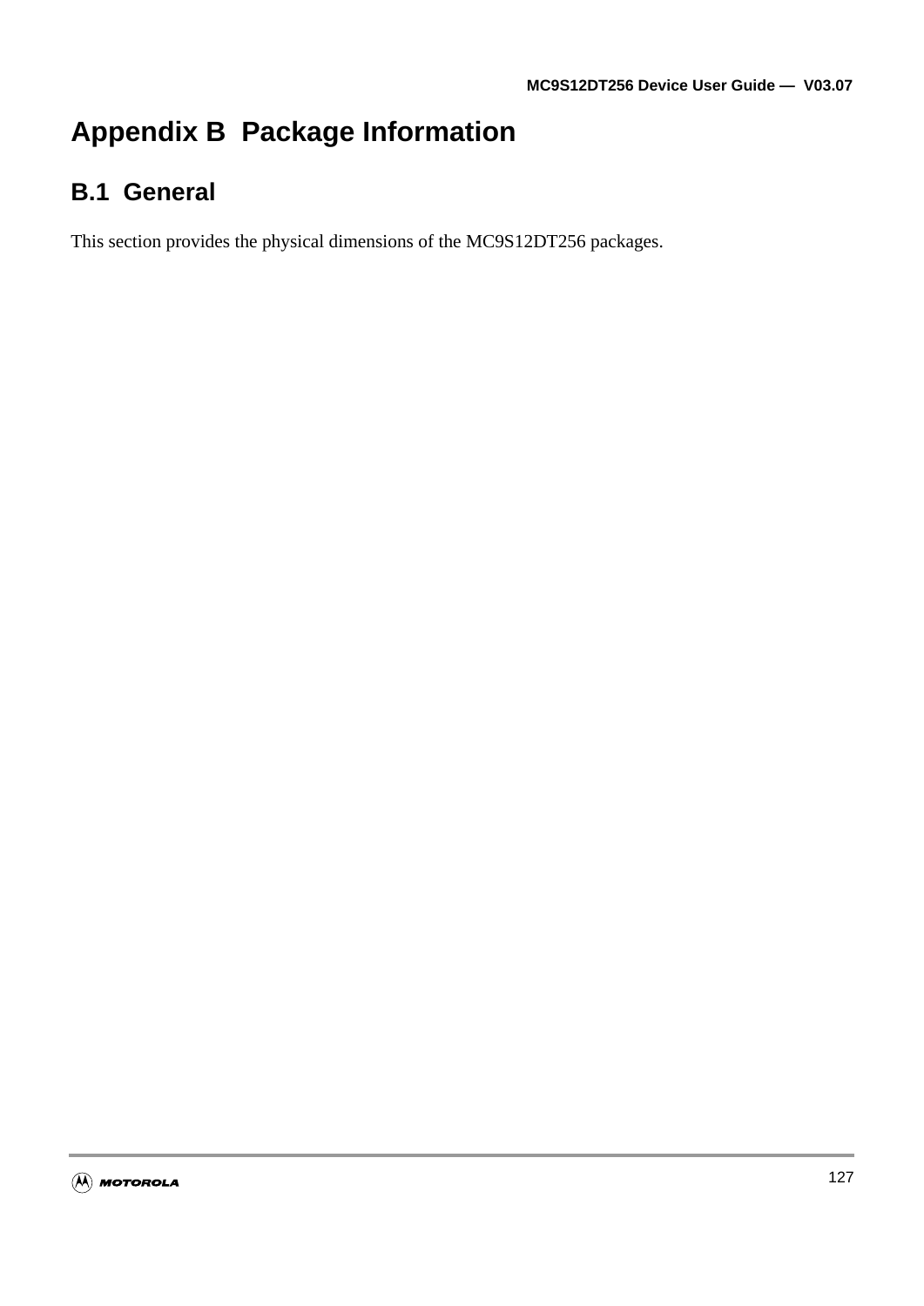# Appendix B Package Information

## B.1 General

This section provides the physical dimensions of the MC9S12DT256 packages.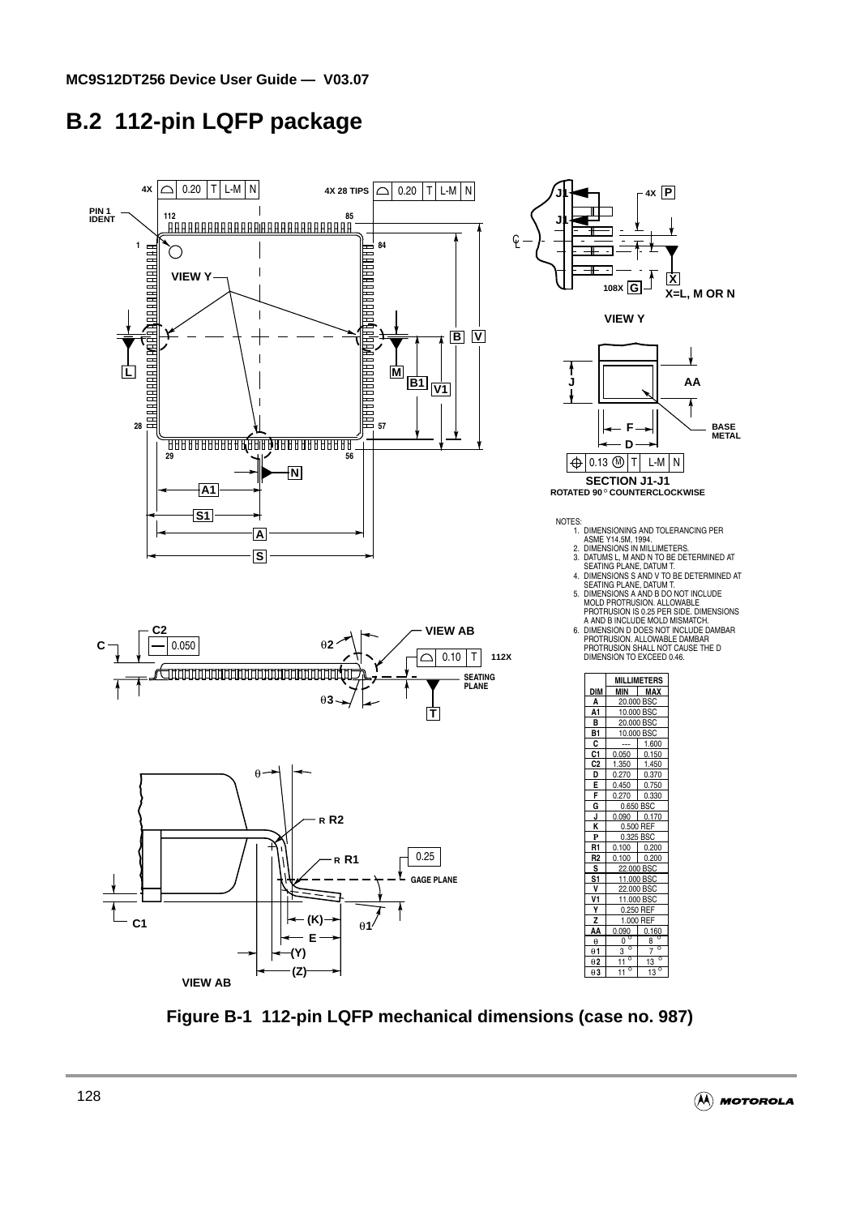## B.2 112-pin LQFP package

NOTES:
1. DIMENSIONING AND TOLERANCING PER ASME Y14.5M, 1994.
2. DIMENSIONS IN MILLIMETERS.
3. DATUMS L, M AND N TO BE DETERMINED AT SEATING PLANE, DATUM T.
4. DIMENSIONS S AND V TO BE DETERMINED AT SEATING PLANE, DATUM T.
5. DIMENSIONS A AND B DO NOT INCLUDE MOLD PROTRUSION. ALLOWABLE PROTRUSION IS 0.25 PER SIDE. DIMENSIONS A AND B INCLUDE MOLD MISMATCH.
6. DIMENSION D DOES NOT INCLUDE DAMBAR PROTRUSION. ALLOWABLE DAMBAR PROTRUSION SHALL NOT CAUSE THE D DIMENSION TO EXCEED 0.46.

| DIM | MILLIMETERS MIN | MAX |
|---|---|---|
| A | 20.000 BSC | |
| A1 | 10.000 BSC | |
| B | 20.000 BSC | |
| B1 | 10.000 BSC | |
| C | --- | 1.600 |
| C1 | 0.050 | 0.150 |
| C2 | 1.350 | 1.450 |
| D | 0.270 | 0.370 |
| E | 0.450 | 0.750 |
| F | 0.270 | 0.330 |
| G | 0.650 BSC | |
| J | 0.090 | 0.170 |
| K | 0.500 REF | |
| P | 0.325 BSC | |
| R1 | 0.100 | 0.200 |
| R2 | 0.100 | 0.200 |
| S | 22.000 BSC | |
| S1 | 11.000 BSC | |
| V | 22.000 BSC | |
| V1 | 11.000 BSC | |
| Y | 0.250 REF | |
| Z | 1.000 REF | |
| AA | 0.090 | 0.160 |
| θ | 0° | 8° |
| θ1 | 3° | 7° |
| θ2 | 11° | 13° |
| θ3 | 11° | 13° |

Figure B-1 112-pin LQFP mechanical dimensions (case no. 987)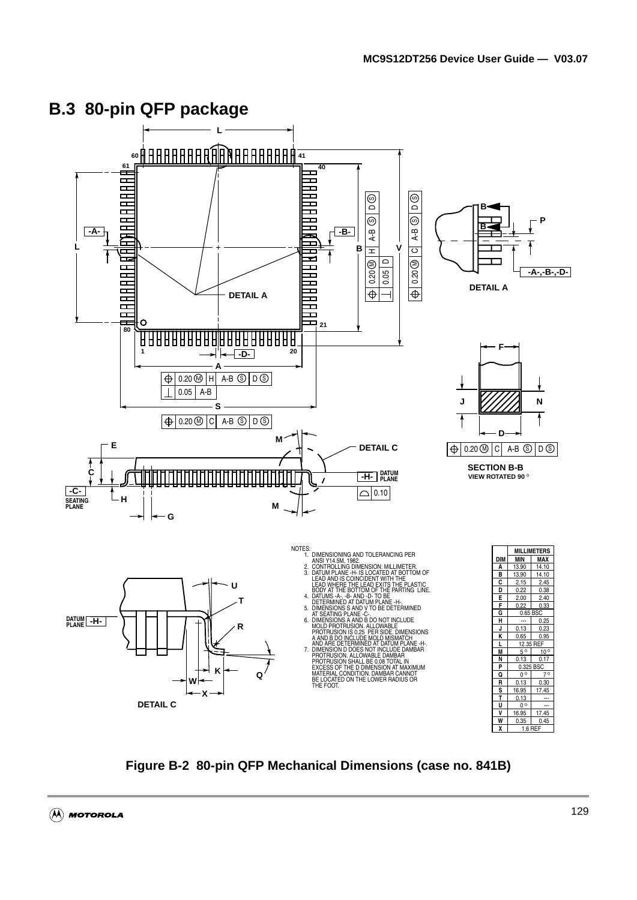## B.3 80-pin QFP package

NOTES:
1. DIMENSIONING AND TOLERANCING PER ANSI Y14.5M, 1982.
2. CONTROLLING DIMENSION: MILLIMETER.
3. DATUM PLANE -H- IS LOCATED AT BOTTOM OF LEAD AND IS COINCIDENT WITH THE LEAD WHERE THE LEAD EXITS THE PLASTIC BODY AT THE BOTTOM OF THE PARTING LINE.
4. DATUMS -A-, -B- AND -D- TO BE DETERMINED AT DATUM PLANE -H-.
5. DIMENSIONS S AND V TO BE DETERMINED AT SEATING PLANE -C-.
6. DIMENSIONS A AND B DO NOT INCLUDE MOLD PROTRUSION. ALLOWABLE PROTRUSION IS 0.25 PER SIDE. DIMENSIONS A AND B DO INCLUDE MOLD MISMATCH AND ARE DETERMINED AT DATUM PLANE -H-.
7. DIMENSION D DOES NOT INCLUDE DAMBAR PROTRUSION. ALLOWABLE DAMBAR PROTRUSION SHALL BE 0.08 TOTAL IN EXCESS OF THE D DIMENSION AT MAXIMUM MATERIAL CONDITION. DAMBAR CANNOT BE LOCATED ON THE LOWER RADIUS OR THE FOOT.

| DIM | MILLIMETERS MIN | MILLIMETERS MAX |
|---|---|---|
| A | 13.90 | 14.10 |
| B | 13.90 | 14.10 |
| C | 2.15 | 2.45 |
| D | 0.22 | 0.38 |
| E | 2.00 | 2.40 |
| F | 0.22 | 0.33 |
| G | 0.65 BSC | |
| H | --- | 0.25 |
| J | 0.13 | 0.23 |
| K | 0.65 | 0.95 |
| L | 12.35 REF | |
| M | 5° | 10° |
| N | 0.13 | 0.17 |
| P | 0.325 BSC | |
| Q | 0° | 7° |
| R | 0.13 | 0.30 |
| S | 16.95 | 17.45 |
| T | 0.13 | --- |
| U | 0° | --- |
| V | 16.95 | 17.45 |
| W | 0.35 | 0.45 |
| X | 1.6 REF | |

**Figure B-2 80-pin QFP Mechanical Dimensions (case no. 841B)**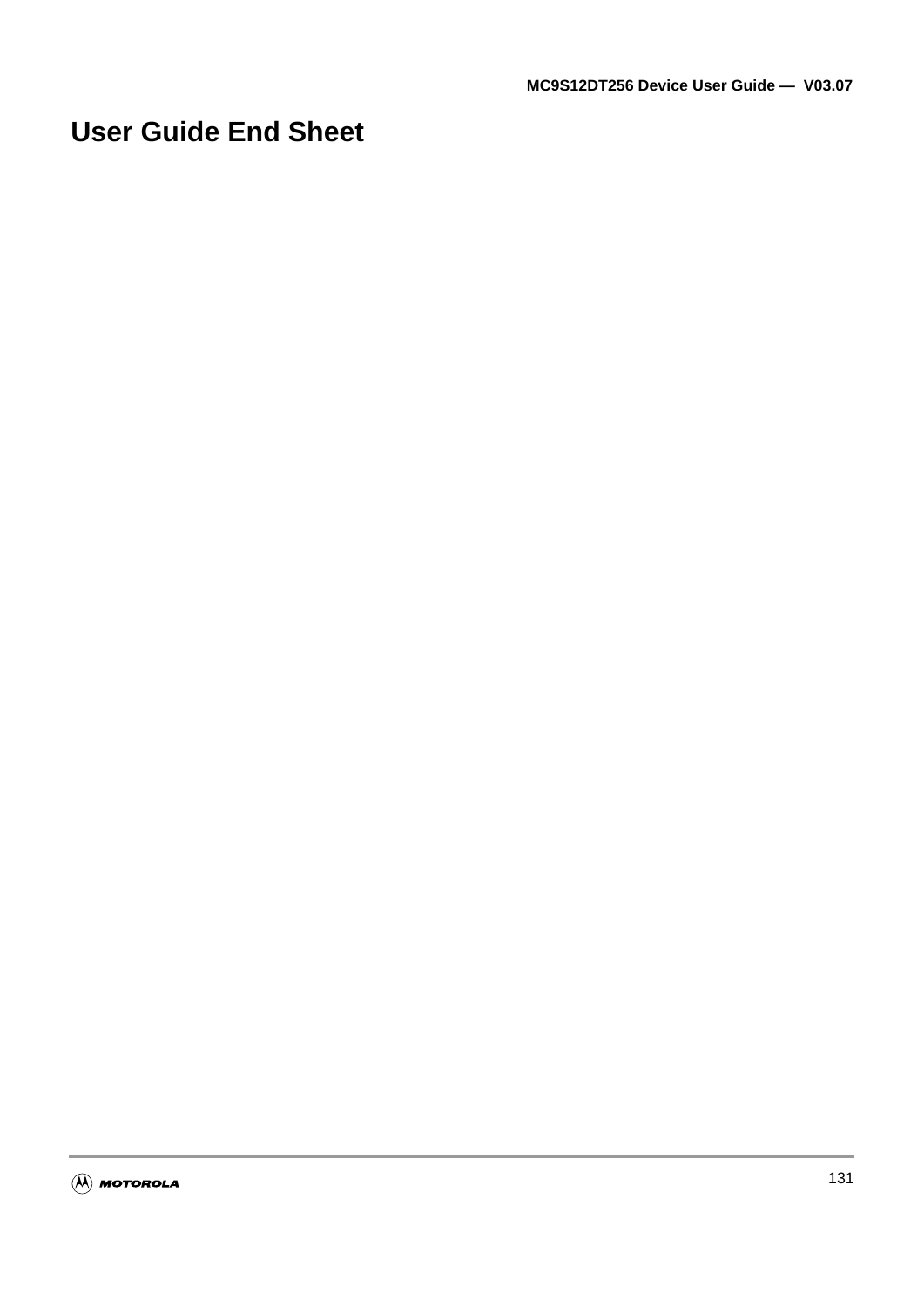# User Guide End Sheet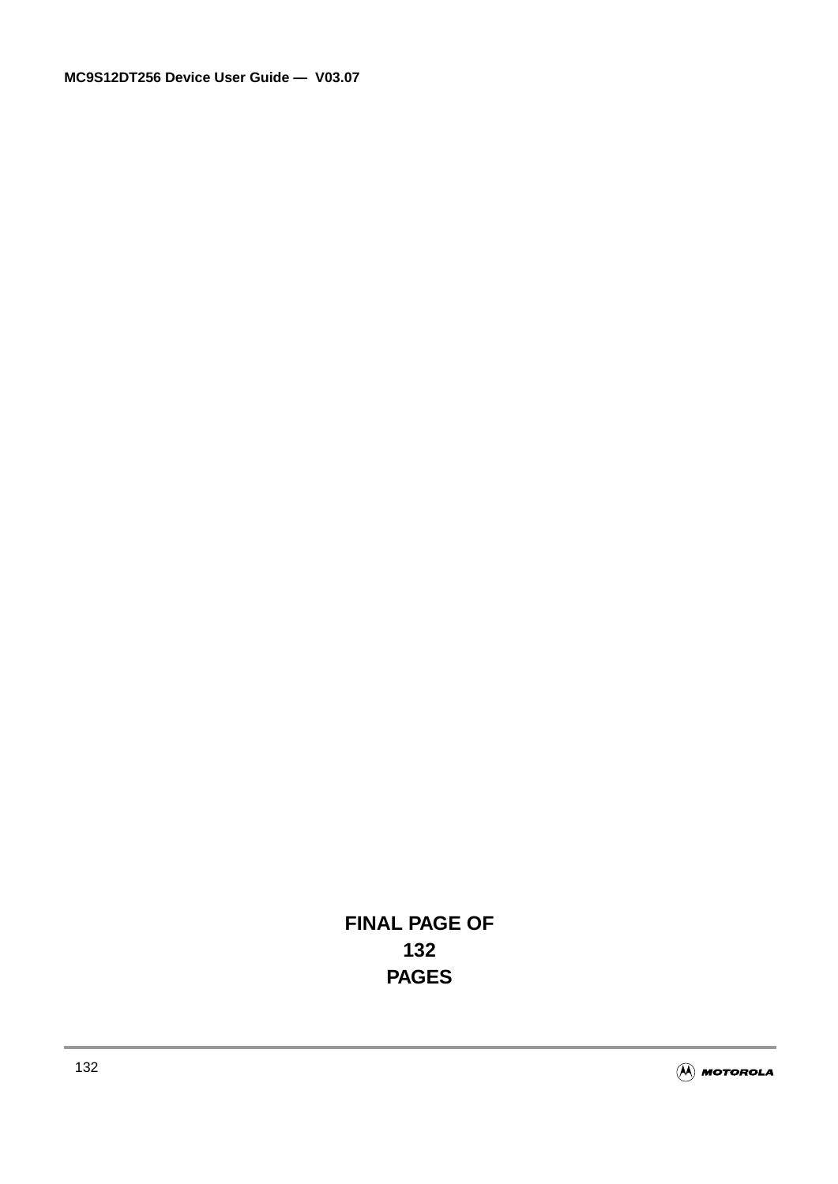**FINAL PAGE OF**
**132**
**PAGES**